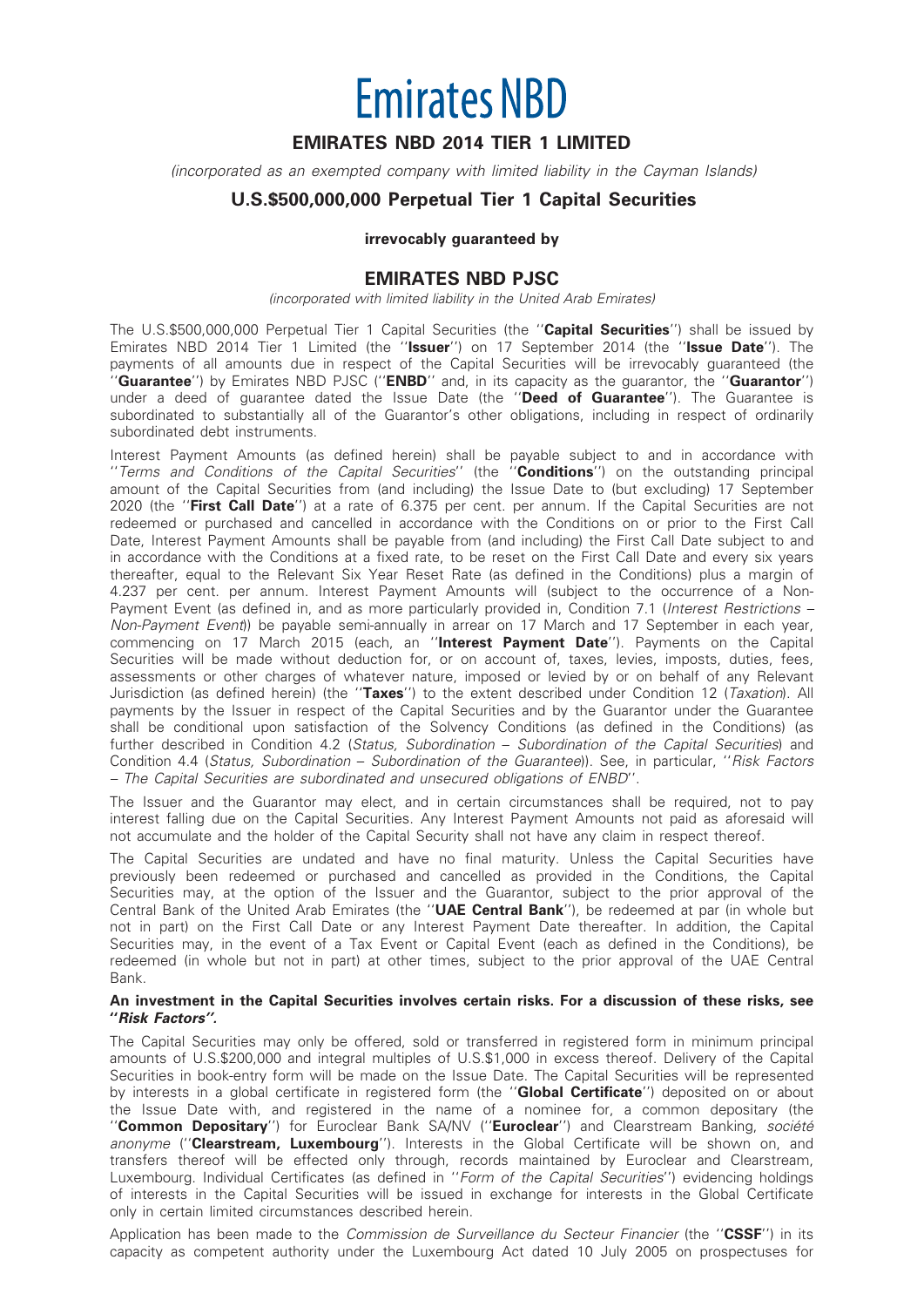# Emirates NBD

## EMIRATES NBD 2014 TIER 1 LIMITED

*(incorporated as an exempted company with limited liability in the Cayman Islands)*

## U.S.$500,000,000 Perpetual Tier 1 Capital Securities

**irrevocably guaranteed by**

## EMIRATES NBD PJSC

*(incorporated with limited liability in the United Arab Emirates)*

The U.S.$500,000,000 Perpetual Tier 1 Capital Securities (the ''**Capital Securities**'') shall be issued by Emirates NBD 2014 Tier 1 Limited (the ''**Issuer**'') on 17 September 2014 (the ''**Issue Date**''). The payments of all amounts due in respect of the Capital Securities will be irrevocably guaranteed (the ''**Guarantee**'') by Emirates NBD PJSC (''**ENBD**'' and, in its capacity as the guarantor, the ''**Guarantor**'') under a deed of guarantee dated the Issue Date (the ''**Deed of Guarantee**''). The Guarantee is subordinated to substantially all of the Guarantor's other obligations, including in respect of ordinarily subordinated debt instruments.

Interest Payment Amounts (as defined herein) shall be payable subject to and in accordance with ''*Terms and Conditions of the Capital Securities*'' (the ''**Conditions**'') on the outstanding principal amount of the Capital Securities from (and including) the Issue Date to (but excluding) 17 September 2020 (the ''**First Call Date**'') at a rate of 6.375 per cent. per annum. If the Capital Securities are not redeemed or purchased and cancelled in accordance with the Conditions on or prior to the First Call Date, Interest Payment Amounts shall be payable from (and including) the First Call Date subject to and in accordance with the Conditions at a fixed rate, to be reset on the First Call Date and every six years thereafter, equal to the Relevant Six Year Reset Rate (as defined in the Conditions) plus a margin of 4.237 per cent. per annum. Interest Payment Amounts will (subject to the occurrence of a Non-Payment Event (as defined in, and as more particularly provided in, Condition 7.1 (*Interest Restrictions – Non-Payment Event*)) be payable semi-annually in arrear on 17 March and 17 September in each year, commencing on 17 March 2015 (each, an ''**Interest Payment Date**''). Payments on the Capital Securities will be made without deduction for, or on account of, taxes, levies, imposts, duties, fees, assessments or other charges of whatever nature, imposed or levied by or on behalf of any Relevant Jurisdiction (as defined herein) (the ''**Taxes**'') to the extent described under Condition 12 (*Taxation*). All payments by the Issuer in respect of the Capital Securities and by the Guarantor under the Guarantee shall be conditional upon satisfaction of the Solvency Conditions (as defined in the Conditions) (as further described in Condition 4.2 (*Status, Subordination – Subordination of the Capital Securities*) and Condition 4.4 (*Status, Subordination – Subordination of the Guarantee*)). See, in particular, ''*Risk Factors – The Capital Securities are subordinated and unsecured obligations of ENBD*''.

The Issuer and the Guarantor may elect, and in certain circumstances shall be required, not to pay interest falling due on the Capital Securities. Any Interest Payment Amounts not paid as aforesaid will not accumulate and the holder of the Capital Security shall not have any claim in respect thereof.

The Capital Securities are undated and have no final maturity. Unless the Capital Securities have previously been redeemed or purchased and cancelled as provided in the Conditions, the Capital Securities may, at the option of the Issuer and the Guarantor, subject to the prior approval of the Central Bank of the United Arab Emirates (the ''**UAE Central Bank**''), be redeemed at par (in whole but not in part) on the First Call Date or any Interest Payment Date thereafter. In addition, the Capital Securities may, in the event of a Tax Event or Capital Event (each as defined in the Conditions), be redeemed (in whole but not in part) at other times, subject to the prior approval of the UAE Central Bank.

**An investment in the Capital Securities involves certain risks. For a discussion of these risks, see ''*Risk Factors*''.**

The Capital Securities may only be offered, sold or transferred in registered form in minimum principal amounts of U.S.$200,000 and integral multiples of U.S.$1,000 in excess thereof. Delivery of the Capital Securities in book-entry form will be made on the Issue Date. The Capital Securities will be represented by interests in a global certificate in registered form (the ''**Global Certificate**'') deposited on or about the Issue Date with, and registered in the name of a nominee for, a common depositary (the ''**Common Depositary**'') for Euroclear Bank SA/NV (''**Euroclear**'') and Clearstream Banking, *société anonyme* (''**Clearstream, Luxembourg**''). Interests in the Global Certificate will be shown on, and transfers thereof will be effected only through, records maintained by Euroclear and Clearstream, Luxembourg. Individual Certificates (as defined in ''*Form of the Capital Securities*'') evidencing holdings of interests in the Capital Securities will be issued in exchange for interests in the Global Certificate only in certain limited circumstances described herein.

Application has been made to the *Commission de Surveillance du Secteur Financier* (the ''**CSSF**'') in its capacity as competent authority under the Luxembourg Act dated 10 July 2005 on prospectuses for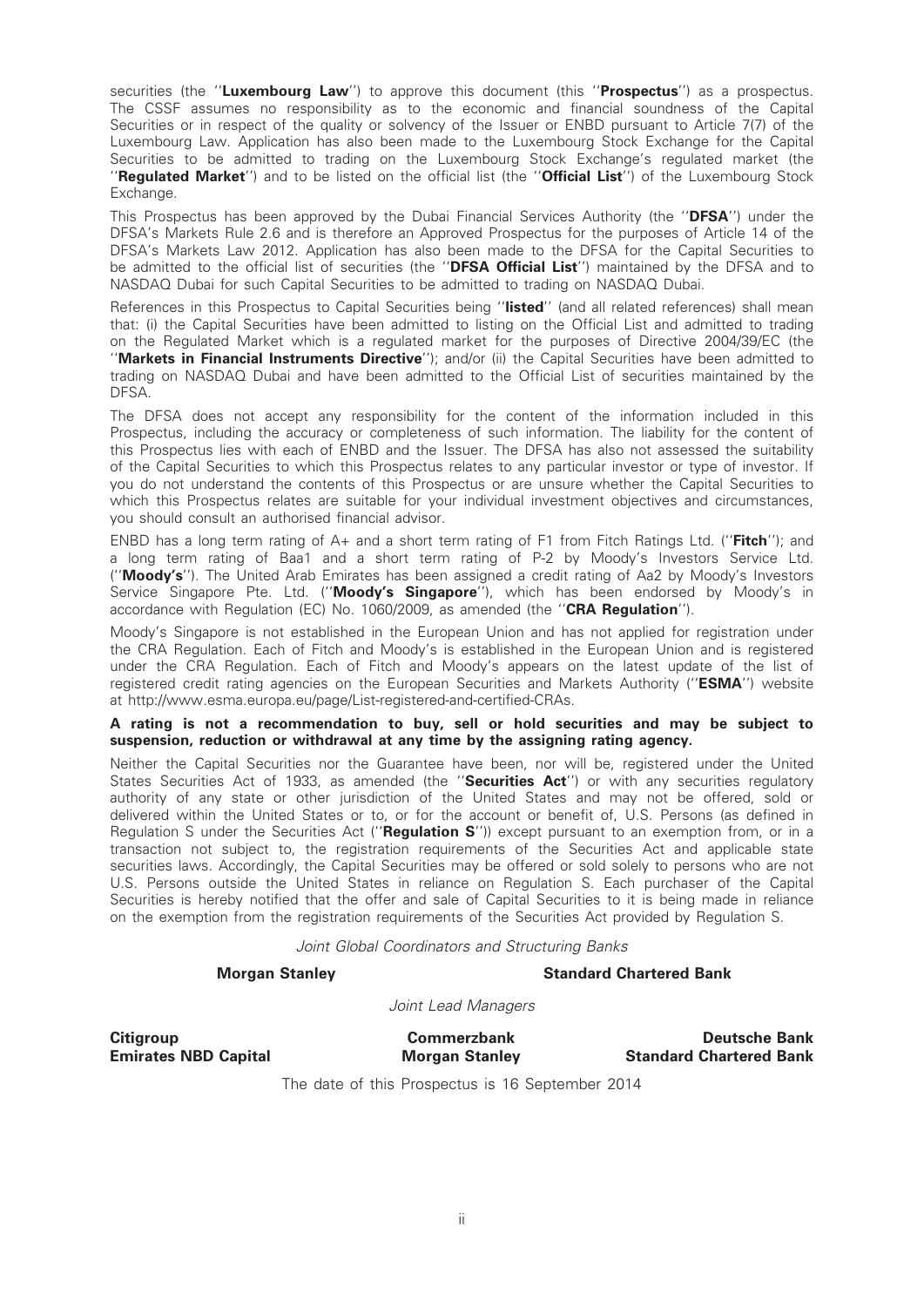securities (the ''**Luxembourg Law**'') to approve this document (this ''**Prospectus**'') as a prospectus. The CSSF assumes no responsibility as to the economic and financial soundness of the Capital Securities or in respect of the quality or solvency of the Issuer or ENBD pursuant to Article 7(7) of the Luxembourg Law. Application has also been made to the Luxembourg Stock Exchange for the Capital Securities to be admitted to trading on the Luxembourg Stock Exchange's regulated market (the ''**Regulated Market**'') and to be listed on the official list (the ''**Official List**'') of the Luxembourg Stock Exchange.

This Prospectus has been approved by the Dubai Financial Services Authority (the ''**DFSA**'') under the DFSA's Markets Rule 2.6 and is therefore an Approved Prospectus for the purposes of Article 14 of the DFSA's Markets Law 2012. Application has also been made to the DFSA for the Capital Securities to be admitted to the official list of securities (the ''**DFSA Official List**'') maintained by the DFSA and to NASDAQ Dubai for such Capital Securities to be admitted to trading on NASDAQ Dubai.

References in this Prospectus to Capital Securities being ''**listed**'' (and all related references) shall mean that: (i) the Capital Securities have been admitted to listing on the Official List and admitted to trading on the Regulated Market which is a regulated market for the purposes of Directive 2004/39/EC (the ''**Markets in Financial Instruments Directive**''); and/or (ii) the Capital Securities have been admitted to trading on NASDAQ Dubai and have been admitted to the Official List of securities maintained by the DFSA.

The DFSA does not accept any responsibility for the content of the information included in this Prospectus, including the accuracy or completeness of such information. The liability for the content of this Prospectus lies with each of ENBD and the Issuer. The DFSA has also not assessed the suitability of the Capital Securities to which this Prospectus relates to any particular investor or type of investor. If you do not understand the contents of this Prospectus or are unsure whether the Capital Securities to which this Prospectus relates are suitable for your individual investment objectives and circumstances, you should consult an authorised financial advisor.

ENBD has a long term rating of A+ and a short term rating of F1 from Fitch Ratings Ltd. (''**Fitch**''); and a long term rating of Baa1 and a short term rating of P-2 by Moody's Investors Service Ltd. (''**Moody's**''). The United Arab Emirates has been assigned a credit rating of Aa2 by Moody's Investors Service Singapore Pte. Ltd. (''**Moody's Singapore**''), which has been endorsed by Moody's in accordance with Regulation (EC) No. 1060/2009, as amended (the ''**CRA Regulation**'').

Moody's Singapore is not established in the European Union and has not applied for registration under the CRA Regulation. Each of Fitch and Moody's is established in the European Union and is registered under the CRA Regulation. Each of Fitch and Moody's appears on the latest update of the list of registered credit rating agencies on the European Securities and Markets Authority (''**ESMA**'') website at http://www.esma.europa.eu/page/List-registered-and-certified-CRAs.

**A rating is not a recommendation to buy, sell or hold securities and may be subject to suspension, reduction or withdrawal at any time by the assigning rating agency.**

Neither the Capital Securities nor the Guarantee have been, nor will be, registered under the United States Securities Act of 1933, as amended (the ''**Securities Act**'') or with any securities regulatory authority of any state or other jurisdiction of the United States and may not be offered, sold or delivered within the United States or to, or for the account or benefit of, U.S. Persons (as defined in Regulation S under the Securities Act (''**Regulation S**'')) except pursuant to an exemption from, or in a transaction not subject to, the registration requirements of the Securities Act and applicable state securities laws. Accordingly, the Capital Securities may be offered or sold solely to persons who are not U.S. Persons outside the United States in reliance on Regulation S. Each purchaser of the Capital Securities is hereby notified that the offer and sale of Capital Securities to it is being made in reliance on the exemption from the registration requirements of the Securities Act provided by Regulation S.

*Joint Global Coordinators and Structuring Banks*

**Morgan Stanley** **Standard Chartered Bank**

*Joint Lead Managers*

**Citigroup** **Commerzbank** **Deutsche Bank**
**Emirates NBD Capital** **Morgan Stanley** **Standard Chartered Bank**

The date of this Prospectus is 16 September 2014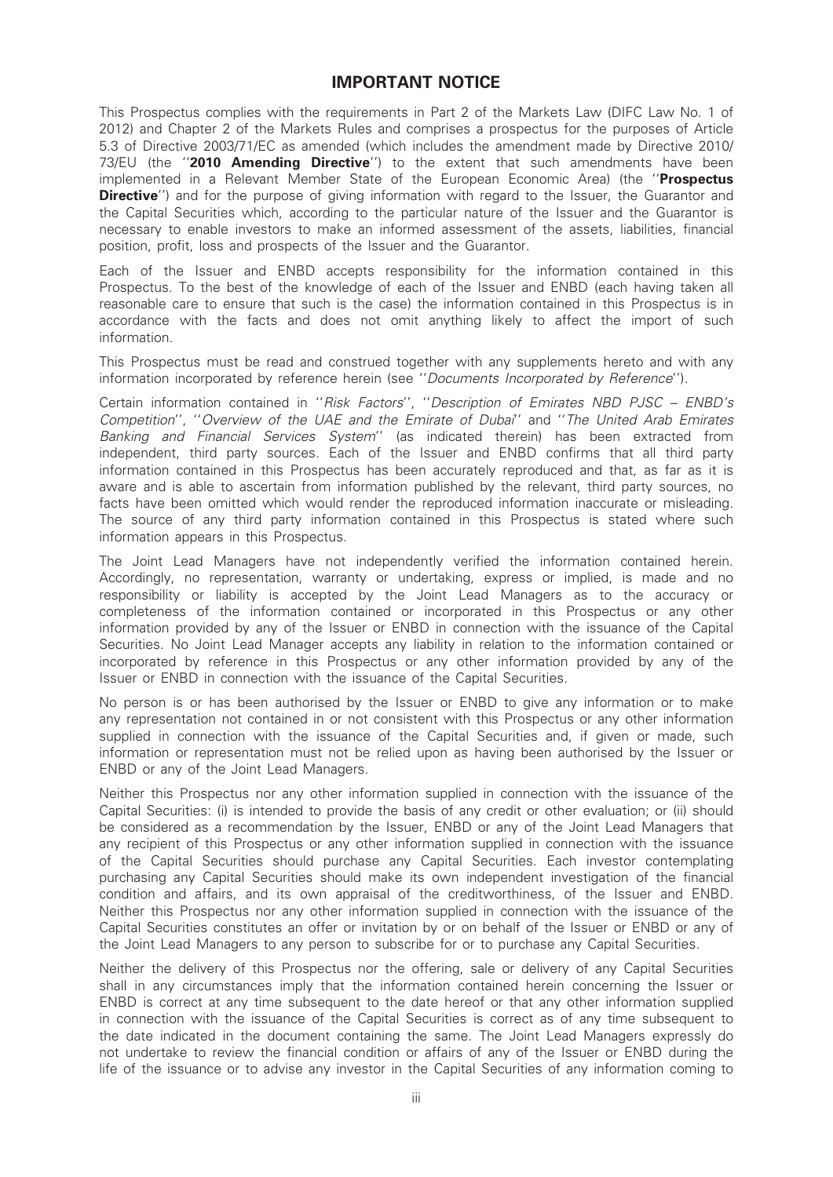## IMPORTANT NOTICE

This Prospectus complies with the requirements in Part 2 of the Markets Law (DIFC Law No. 1 of 2012) and Chapter 2 of the Markets Rules and comprises a prospectus for the purposes of Article 5.3 of Directive 2003/71/EC as amended (which includes the amendment made by Directive 2010/73/EU (the "**2010 Amending Directive**") to the extent that such amendments have been implemented in a Relevant Member State of the European Economic Area) (the "**Prospectus Directive**") and for the purpose of giving information with regard to the Issuer, the Guarantor and the Capital Securities which, according to the particular nature of the Issuer and the Guarantor is necessary to enable investors to make an informed assessment of the assets, liabilities, financial position, profit, loss and prospects of the Issuer and the Guarantor.

Each of the Issuer and ENBD accepts responsibility for the information contained in this Prospectus. To the best of the knowledge of each of the Issuer and ENBD (each having taken all reasonable care to ensure that such is the case) the information contained in this Prospectus is in accordance with the facts and does not omit anything likely to affect the import of such information.

This Prospectus must be read and construed together with any supplements hereto and with any information incorporated by reference herein (see "*Documents Incorporated by Reference*").

Certain information contained in "*Risk Factors*", "*Description of Emirates NBD PJSC – ENBD's Competition*", "*Overview of the UAE and the Emirate of Dubai*" and "*The United Arab Emirates Banking and Financial Services System*" (as indicated therein) has been extracted from independent, third party sources. Each of the Issuer and ENBD confirms that all third party information contained in this Prospectus has been accurately reproduced and that, as far as it is aware and is able to ascertain from information published by the relevant, third party sources, no facts have been omitted which would render the reproduced information inaccurate or misleading. The source of any third party information contained in this Prospectus is stated where such information appears in this Prospectus.

The Joint Lead Managers have not independently verified the information contained herein. Accordingly, no representation, warranty or undertaking, express or implied, is made and no responsibility or liability is accepted by the Joint Lead Managers as to the accuracy or completeness of the information contained or incorporated in this Prospectus or any other information provided by any of the Issuer or ENBD in connection with the issuance of the Capital Securities. No Joint Lead Manager accepts any liability in relation to the information contained or incorporated by reference in this Prospectus or any other information provided by any of the Issuer or ENBD in connection with the issuance of the Capital Securities.

No person is or has been authorised by the Issuer or ENBD to give any information or to make any representation not contained in or not consistent with this Prospectus or any other information supplied in connection with the issuance of the Capital Securities and, if given or made, such information or representation must not be relied upon as having been authorised by the Issuer or ENBD or any of the Joint Lead Managers.

Neither this Prospectus nor any other information supplied in connection with the issuance of the Capital Securities: (i) is intended to provide the basis of any credit or other evaluation; or (ii) should be considered as a recommendation by the Issuer, ENBD or any of the Joint Lead Managers that any recipient of this Prospectus or any other information supplied in connection with the issuance of the Capital Securities should purchase any Capital Securities. Each investor contemplating purchasing any Capital Securities should make its own independent investigation of the financial condition and affairs, and its own appraisal of the creditworthiness, of the Issuer and ENBD. Neither this Prospectus nor any other information supplied in connection with the issuance of the Capital Securities constitutes an offer or invitation by or on behalf of the Issuer or ENBD or any of the Joint Lead Managers to any person to subscribe for or to purchase any Capital Securities.

Neither the delivery of this Prospectus nor the offering, sale or delivery of any Capital Securities shall in any circumstances imply that the information contained herein concerning the Issuer or ENBD is correct at any time subsequent to the date hereof or that any other information supplied in connection with the issuance of the Capital Securities is correct as of any time subsequent to the date indicated in the document containing the same. The Joint Lead Managers expressly do not undertake to review the financial condition or affairs of any of the Issuer or ENBD during the life of the issuance or to advise any investor in the Capital Securities of any information coming to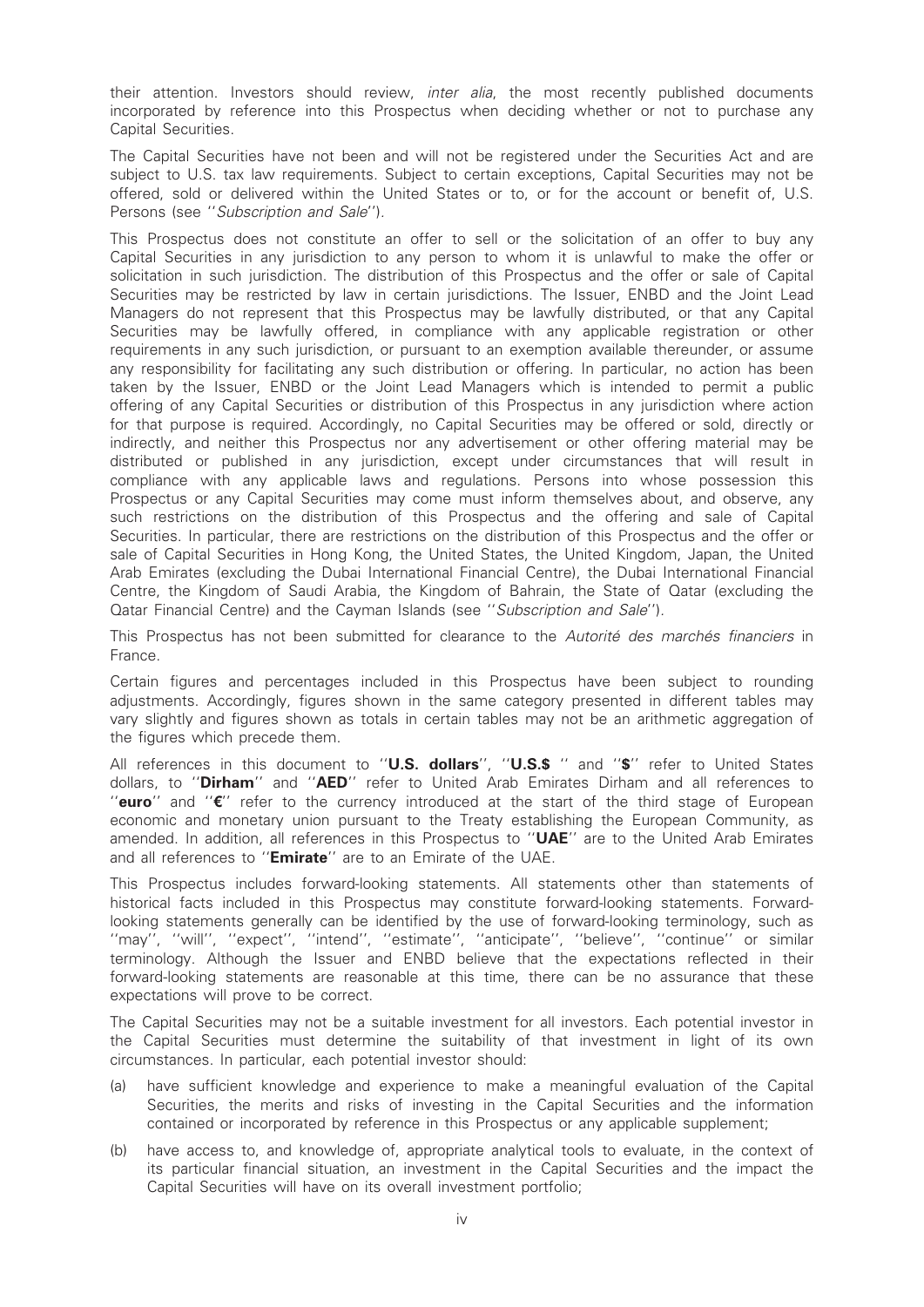their attention. Investors should review, *inter alia*, the most recently published documents incorporated by reference into this Prospectus when deciding whether or not to purchase any Capital Securities.

The Capital Securities have not been and will not be registered under the Securities Act and are subject to U.S. tax law requirements. Subject to certain exceptions, Capital Securities may not be offered, sold or delivered within the United States or to, or for the account or benefit of, U.S. Persons (see ''*Subscription and Sale*'').

This Prospectus does not constitute an offer to sell or the solicitation of an offer to buy any Capital Securities in any jurisdiction to any person to whom it is unlawful to make the offer or solicitation in such jurisdiction. The distribution of this Prospectus and the offer or sale of Capital Securities may be restricted by law in certain jurisdictions. The Issuer, ENBD and the Joint Lead Managers do not represent that this Prospectus may be lawfully distributed, or that any Capital Securities may be lawfully offered, in compliance with any applicable registration or other requirements in any such jurisdiction, or pursuant to an exemption available thereunder, or assume any responsibility for facilitating any such distribution or offering. In particular, no action has been taken by the Issuer, ENBD or the Joint Lead Managers which is intended to permit a public offering of any Capital Securities or distribution of this Prospectus in any jurisdiction where action for that purpose is required. Accordingly, no Capital Securities may be offered or sold, directly or indirectly, and neither this Prospectus nor any advertisement or other offering material may be distributed or published in any jurisdiction, except under circumstances that will result in compliance with any applicable laws and regulations. Persons into whose possession this Prospectus or any Capital Securities may come must inform themselves about, and observe, any such restrictions on the distribution of this Prospectus and the offering and sale of Capital Securities. In particular, there are restrictions on the distribution of this Prospectus and the offer or sale of Capital Securities in Hong Kong, the United States, the United Kingdom, Japan, the United Arab Emirates (excluding the Dubai International Financial Centre), the Dubai International Financial Centre, the Kingdom of Saudi Arabia, the Kingdom of Bahrain, the State of Qatar (excluding the Qatar Financial Centre) and the Cayman Islands (see ''*Subscription and Sale*'').

This Prospectus has not been submitted for clearance to the *Autorité des marchés financiers* in France.

Certain figures and percentages included in this Prospectus have been subject to rounding adjustments. Accordingly, figures shown in the same category presented in different tables may vary slightly and figures shown as totals in certain tables may not be an arithmetic aggregation of the figures which precede them.

All references in this document to ''**U.S. dollars**'', ''**U.S.$** '' and ''**$**'' refer to United States dollars, to ''**Dirham**'' and ''**AED**'' refer to United Arab Emirates Dirham and all references to ''**euro**'' and ''**€**'' refer to the currency introduced at the start of the third stage of European economic and monetary union pursuant to the Treaty establishing the European Community, as amended. In addition, all references in this Prospectus to ''**UAE**'' are to the United Arab Emirates and all references to ''**Emirate**'' are to an Emirate of the UAE.

This Prospectus includes forward-looking statements. All statements other than statements of historical facts included in this Prospectus may constitute forward-looking statements. Forward-looking statements generally can be identified by the use of forward-looking terminology, such as ''may'', ''will'', ''expect'', ''intend'', ''estimate'', ''anticipate'', ''believe'', ''continue'' or similar terminology. Although the Issuer and ENBD believe that the expectations reflected in their forward-looking statements are reasonable at this time, there can be no assurance that these expectations will prove to be correct.

The Capital Securities may not be a suitable investment for all investors. Each potential investor in the Capital Securities must determine the suitability of that investment in light of its own circumstances. In particular, each potential investor should:

(a) have sufficient knowledge and experience to make a meaningful evaluation of the Capital Securities, the merits and risks of investing in the Capital Securities and the information contained or incorporated by reference in this Prospectus or any applicable supplement;

(b) have access to, and knowledge of, appropriate analytical tools to evaluate, in the context of its particular financial situation, an investment in the Capital Securities and the impact the Capital Securities will have on its overall investment portfolio;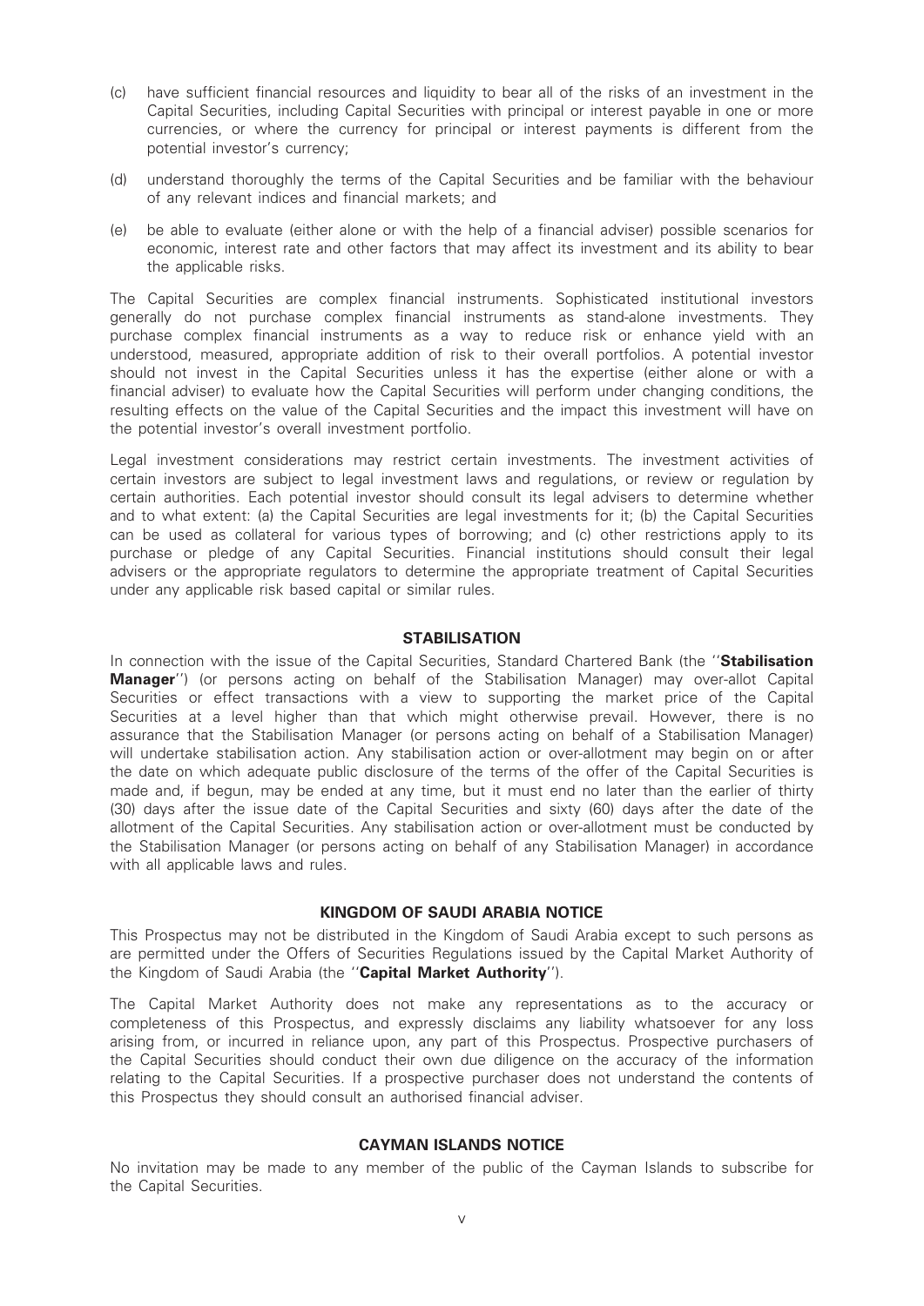(c) have sufficient financial resources and liquidity to bear all of the risks of an investment in the Capital Securities, including Capital Securities with principal or interest payable in one or more currencies, or where the currency for principal or interest payments is different from the potential investor's currency;

(d) understand thoroughly the terms of the Capital Securities and be familiar with the behaviour of any relevant indices and financial markets; and

(e) be able to evaluate (either alone or with the help of a financial adviser) possible scenarios for economic, interest rate and other factors that may affect its investment and its ability to bear the applicable risks.

The Capital Securities are complex financial instruments. Sophisticated institutional investors generally do not purchase complex financial instruments as stand-alone investments. They purchase complex financial instruments as a way to reduce risk or enhance yield with an understood, measured, appropriate addition of risk to their overall portfolios. A potential investor should not invest in the Capital Securities unless it has the expertise (either alone or with a financial adviser) to evaluate how the Capital Securities will perform under changing conditions, the resulting effects on the value of the Capital Securities and the impact this investment will have on the potential investor's overall investment portfolio.

Legal investment considerations may restrict certain investments. The investment activities of certain investors are subject to legal investment laws and regulations, or review or regulation by certain authorities. Each potential investor should consult its legal advisers to determine whether and to what extent: (a) the Capital Securities are legal investments for it; (b) the Capital Securities can be used as collateral for various types of borrowing; and (c) other restrictions apply to its purchase or pledge of any Capital Securities. Financial institutions should consult their legal advisers or the appropriate regulators to determine the appropriate treatment of Capital Securities under any applicable risk based capital or similar rules.

## STABILISATION

In connection with the issue of the Capital Securities, Standard Chartered Bank (the ''**Stabilisation Manager**'') (or persons acting on behalf of the Stabilisation Manager) may over-allot Capital Securities or effect transactions with a view to supporting the market price of the Capital Securities at a level higher than that which might otherwise prevail. However, there is no assurance that the Stabilisation Manager (or persons acting on behalf of a Stabilisation Manager) will undertake stabilisation action. Any stabilisation action or over-allotment may begin on or after the date on which adequate public disclosure of the terms of the offer of the Capital Securities is made and, if begun, may be ended at any time, but it must end no later than the earlier of thirty (30) days after the issue date of the Capital Securities and sixty (60) days after the date of the allotment of the Capital Securities. Any stabilisation action or over-allotment must be conducted by the Stabilisation Manager (or persons acting on behalf of any Stabilisation Manager) in accordance with all applicable laws and rules.

## KINGDOM OF SAUDI ARABIA NOTICE

This Prospectus may not be distributed in the Kingdom of Saudi Arabia except to such persons as are permitted under the Offers of Securities Regulations issued by the Capital Market Authority of the Kingdom of Saudi Arabia (the ''**Capital Market Authority**'').

The Capital Market Authority does not make any representations as to the accuracy or completeness of this Prospectus, and expressly disclaims any liability whatsoever for any loss arising from, or incurred in reliance upon, any part of this Prospectus. Prospective purchasers of the Capital Securities should conduct their own due diligence on the accuracy of the information relating to the Capital Securities. If a prospective purchaser does not understand the contents of this Prospectus they should consult an authorised financial adviser.

## CAYMAN ISLANDS NOTICE

No invitation may be made to any member of the public of the Cayman Islands to subscribe for the Capital Securities.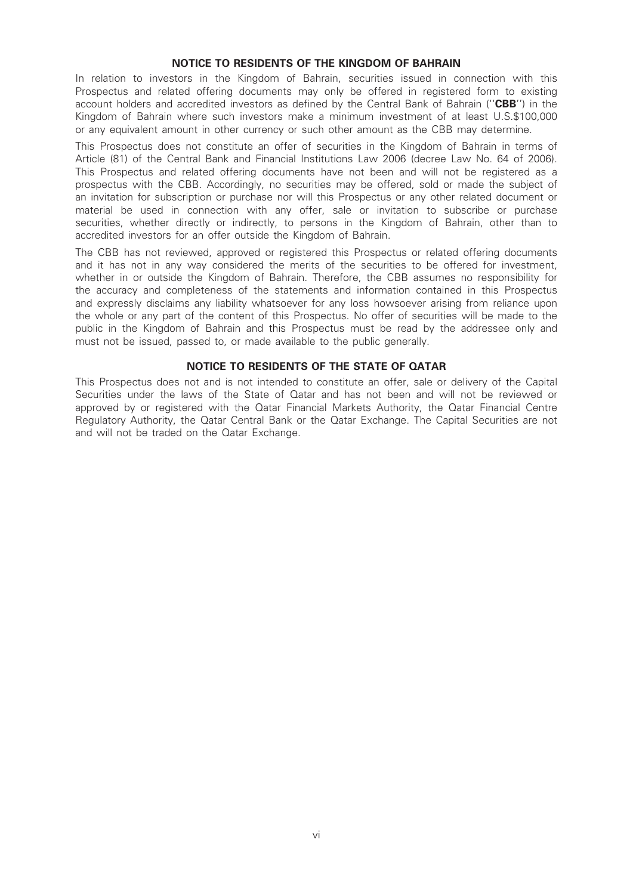## NOTICE TO RESIDENTS OF THE KINGDOM OF BAHRAIN

In relation to investors in the Kingdom of Bahrain, securities issued in connection with this Prospectus and related offering documents may only be offered in registered form to existing account holders and accredited investors as defined by the Central Bank of Bahrain (''**CBB**'') in the Kingdom of Bahrain where such investors make a minimum investment of at least U.S.$100,000 or any equivalent amount in other currency or such other amount as the CBB may determine.

This Prospectus does not constitute an offer of securities in the Kingdom of Bahrain in terms of Article (81) of the Central Bank and Financial Institutions Law 2006 (decree Law No. 64 of 2006). This Prospectus and related offering documents have not been and will not be registered as a prospectus with the CBB. Accordingly, no securities may be offered, sold or made the subject of an invitation for subscription or purchase nor will this Prospectus or any other related document or material be used in connection with any offer, sale or invitation to subscribe or purchase securities, whether directly or indirectly, to persons in the Kingdom of Bahrain, other than to accredited investors for an offer outside the Kingdom of Bahrain.

The CBB has not reviewed, approved or registered this Prospectus or related offering documents and it has not in any way considered the merits of the securities to be offered for investment, whether in or outside the Kingdom of Bahrain. Therefore, the CBB assumes no responsibility for the accuracy and completeness of the statements and information contained in this Prospectus and expressly disclaims any liability whatsoever for any loss howsoever arising from reliance upon the whole or any part of the content of this Prospectus. No offer of securities will be made to the public in the Kingdom of Bahrain and this Prospectus must be read by the addressee only and must not be issued, passed to, or made available to the public generally.

## NOTICE TO RESIDENTS OF THE STATE OF QATAR

This Prospectus does not and is not intended to constitute an offer, sale or delivery of the Capital Securities under the laws of the State of Qatar and has not been and will not be reviewed or approved by or registered with the Qatar Financial Markets Authority, the Qatar Financial Centre Regulatory Authority, the Qatar Central Bank or the Qatar Exchange. The Capital Securities are not and will not be traded on the Qatar Exchange.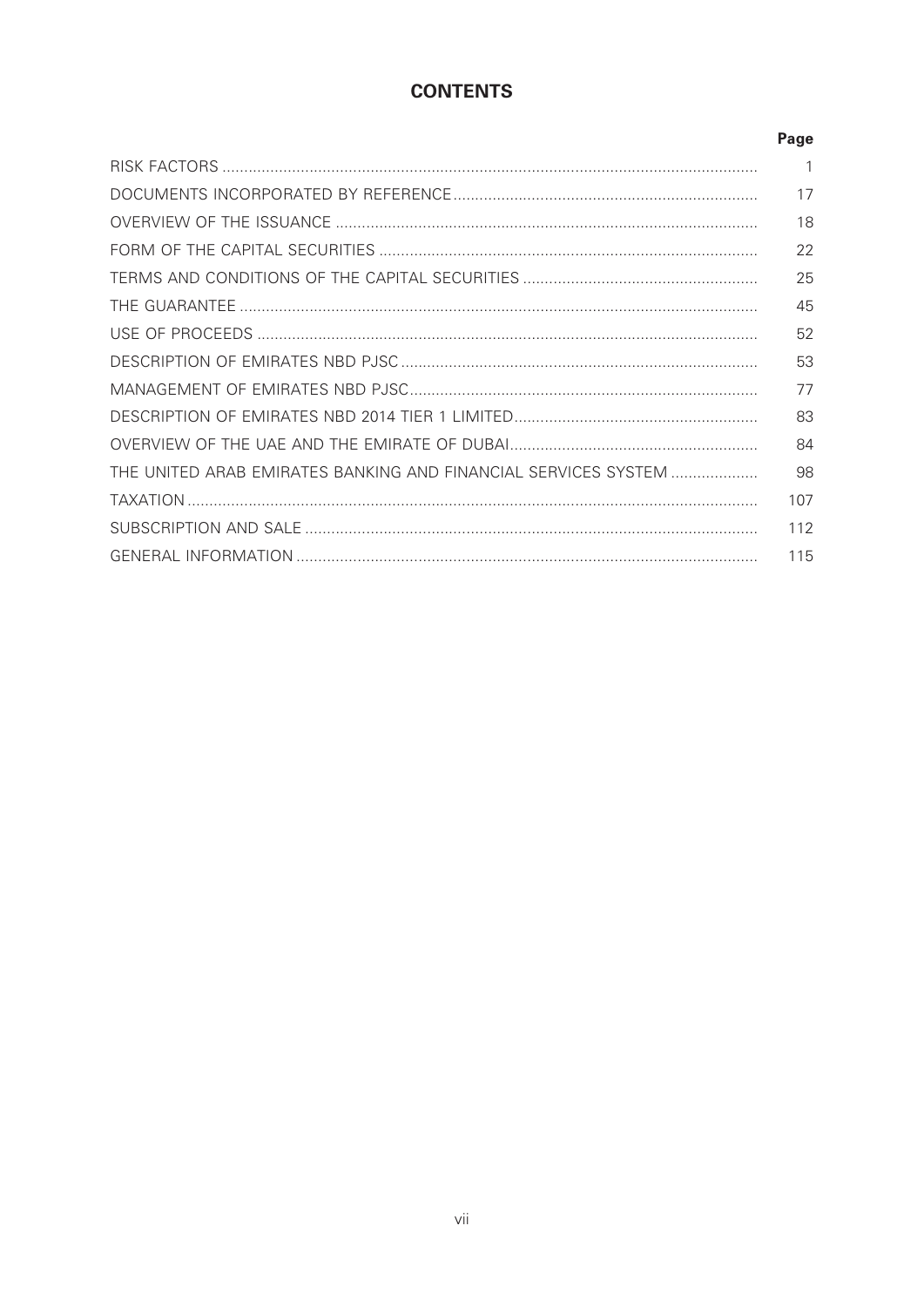# CONTENTS

| | Page |
|---|---|
| RISK FACTORS | 1 |
| DOCUMENTS INCORPORATED BY REFERENCE | 17 |
| OVERVIEW OF THE ISSUANCE | 18 |
| FORM OF THE CAPITAL SECURITIES | 22 |
| TERMS AND CONDITIONS OF THE CAPITAL SECURITIES | 25 |
| THE GUARANTEE | 45 |
| USE OF PROCEEDS | 52 |
| DESCRIPTION OF EMIRATES NBD PJSC | 53 |
| MANAGEMENT OF EMIRATES NBD PJSC | 77 |
| DESCRIPTION OF EMIRATES NBD 2014 TIER 1 LIMITED | 83 |
| OVERVIEW OF THE UAE AND THE EMIRATE OF DUBAI | 84 |
| THE UNITED ARAB EMIRATES BANKING AND FINANCIAL SERVICES SYSTEM | 98 |
| TAXATION | 107 |
| SUBSCRIPTION AND SALE | 112 |
| GENERAL INFORMATION | 115 |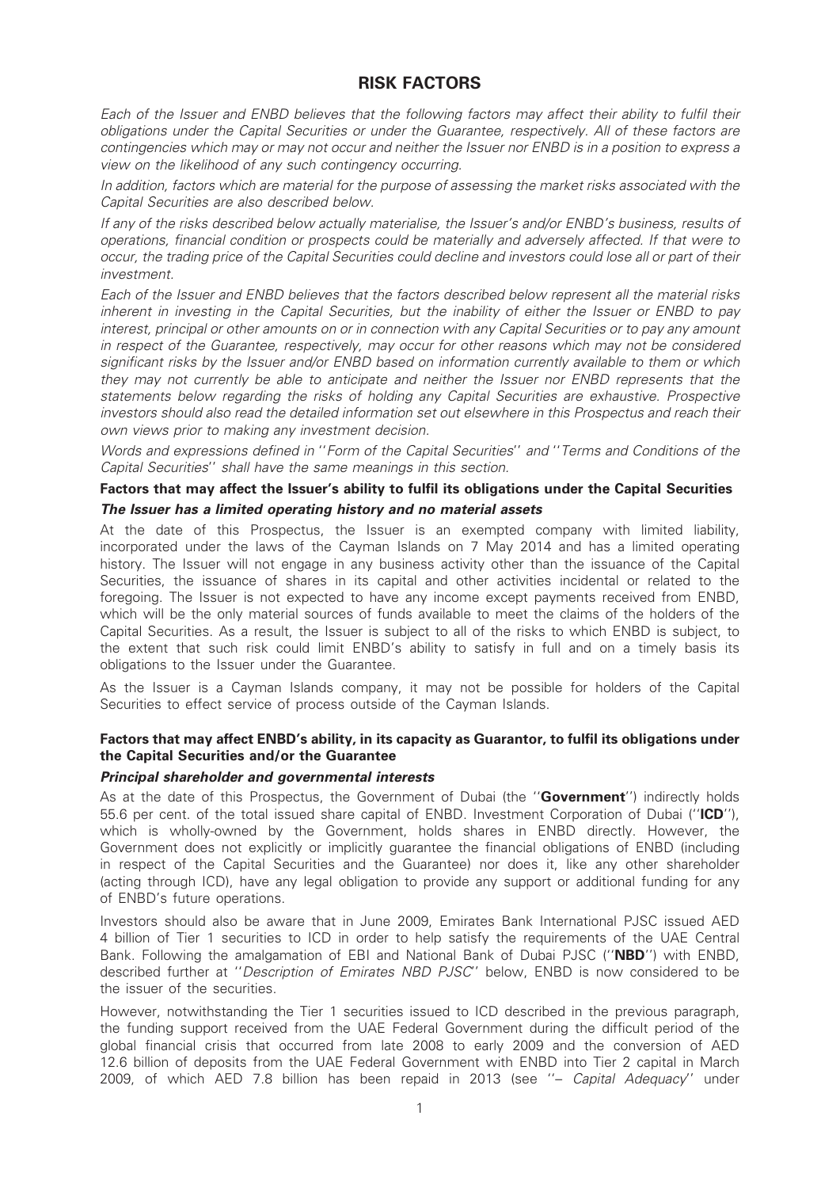# RISK FACTORS

*Each of the Issuer and ENBD believes that the following factors may affect their ability to fulfil their obligations under the Capital Securities or under the Guarantee, respectively. All of these factors are contingencies which may or may not occur and neither the Issuer nor ENBD is in a position to express a view on the likelihood of any such contingency occurring.*

*In addition, factors which are material for the purpose of assessing the market risks associated with the Capital Securities are also described below.*

*If any of the risks described below actually materialise, the Issuer's and/or ENBD's business, results of operations, financial condition or prospects could be materially and adversely affected. If that were to occur, the trading price of the Capital Securities could decline and investors could lose all or part of their investment.*

*Each of the Issuer and ENBD believes that the factors described below represent all the material risks inherent in investing in the Capital Securities, but the inability of either the Issuer or ENBD to pay interest, principal or other amounts on or in connection with any Capital Securities or to pay any amount in respect of the Guarantee, respectively, may occur for other reasons which may not be considered significant risks by the Issuer and/or ENBD based on information currently available to them or which they may not currently be able to anticipate and neither the Issuer nor ENBD represents that the statements below regarding the risks of holding any Capital Securities are exhaustive. Prospective investors should also read the detailed information set out elsewhere in this Prospectus and reach their own views prior to making any investment decision.*

*Words and expressions defined in ''Form of the Capital Securities'' and ''Terms and Conditions of the Capital Securities'' shall have the same meanings in this section.*

### Factors that may affect the Issuer's ability to fulfil its obligations under the Capital Securities

#### *The Issuer has a limited operating history and no material assets*

At the date of this Prospectus, the Issuer is an exempted company with limited liability, incorporated under the laws of the Cayman Islands on 7 May 2014 and has a limited operating history. The Issuer will not engage in any business activity other than the issuance of the Capital Securities, the issuance of shares in its capital and other activities incidental or related to the foregoing. The Issuer is not expected to have any income except payments received from ENBD, which will be the only material sources of funds available to meet the claims of the holders of the Capital Securities. As a result, the Issuer is subject to all of the risks to which ENBD is subject, to the extent that such risk could limit ENBD's ability to satisfy in full and on a timely basis its obligations to the Issuer under the Guarantee.

As the Issuer is a Cayman Islands company, it may not be possible for holders of the Capital Securities to effect service of process outside of the Cayman Islands.

### Factors that may affect ENBD's ability, in its capacity as Guarantor, to fulfil its obligations under the Capital Securities and/or the Guarantee

#### *Principal shareholder and governmental interests*

As at the date of this Prospectus, the Government of Dubai (the ''**Government**'') indirectly holds 55.6 per cent. of the total issued share capital of ENBD. Investment Corporation of Dubai (''**ICD**''), which is wholly-owned by the Government, holds shares in ENBD directly. However, the Government does not explicitly or implicitly guarantee the financial obligations of ENBD (including in respect of the Capital Securities and the Guarantee) nor does it, like any other shareholder (acting through ICD), have any legal obligation to provide any support or additional funding for any of ENBD's future operations.

Investors should also be aware that in June 2009, Emirates Bank International PJSC issued AED 4 billion of Tier 1 securities to ICD in order to help satisfy the requirements of the UAE Central Bank. Following the amalgamation of EBI and National Bank of Dubai PJSC (''**NBD**'') with ENBD, described further at ''*Description of Emirates NBD PJSC*'' below, ENBD is now considered to be the issuer of the securities.

However, notwithstanding the Tier 1 securities issued to ICD described in the previous paragraph, the funding support received from the UAE Federal Government during the difficult period of the global financial crisis that occurred from late 2008 to early 2009 and the conversion of AED 12.6 billion of deposits from the UAE Federal Government with ENBD into Tier 2 capital in March 2009, of which AED 7.8 billion has been repaid in 2013 (see ''– *Capital Adequacy*'' under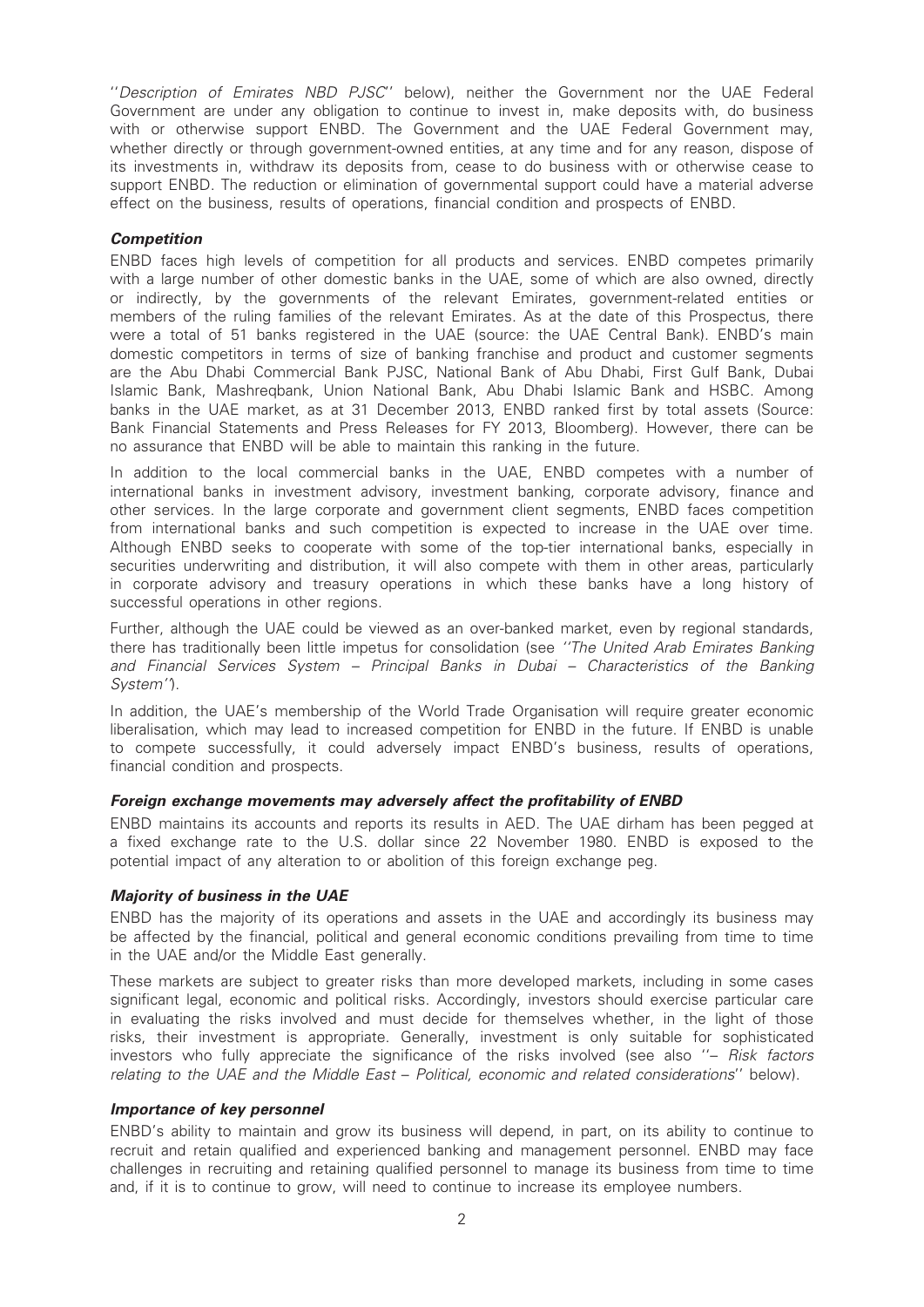''*Description of Emirates NBD PJSC*'' below), neither the Government nor the UAE Federal Government are under any obligation to continue to invest in, make deposits with, do business with or otherwise support ENBD. The Government and the UAE Federal Government may, whether directly or through government-owned entities, at any time and for any reason, dispose of its investments in, withdraw its deposits from, cease to do business with or otherwise cease to support ENBD. The reduction or elimination of governmental support could have a material adverse effect on the business, results of operations, financial condition and prospects of ENBD.

***Competition***

ENBD faces high levels of competition for all products and services. ENBD competes primarily with a large number of other domestic banks in the UAE, some of which are also owned, directly or indirectly, by the governments of the relevant Emirates, government-related entities or members of the ruling families of the relevant Emirates. As at the date of this Prospectus, there were a total of 51 banks registered in the UAE (source: the UAE Central Bank). ENBD's main domestic competitors in terms of size of banking franchise and product and customer segments are the Abu Dhabi Commercial Bank PJSC, National Bank of Abu Dhabi, First Gulf Bank, Dubai Islamic Bank, Mashreqbank, Union National Bank, Abu Dhabi Islamic Bank and HSBC. Among banks in the UAE market, as at 31 December 2013, ENBD ranked first by total assets (Source: Bank Financial Statements and Press Releases for FY 2013, Bloomberg). However, there can be no assurance that ENBD will be able to maintain this ranking in the future.

In addition to the local commercial banks in the UAE, ENBD competes with a number of international banks in investment advisory, investment banking, corporate advisory, finance and other services. In the large corporate and government client segments, ENBD faces competition from international banks and such competition is expected to increase in the UAE over time. Although ENBD seeks to cooperate with some of the top-tier international banks, especially in securities underwriting and distribution, it will also compete with them in other areas, particularly in corporate advisory and treasury operations in which these banks have a long history of successful operations in other regions.

Further, although the UAE could be viewed as an over-banked market, even by regional standards, there has traditionally been little impetus for consolidation (see ''*The United Arab Emirates Banking and Financial Services System – Principal Banks in Dubai – Characteristics of the Banking System*'').

In addition, the UAE's membership of the World Trade Organisation will require greater economic liberalisation, which may lead to increased competition for ENBD in the future. If ENBD is unable to compete successfully, it could adversely impact ENBD's business, results of operations, financial condition and prospects.

***Foreign exchange movements may adversely affect the profitability of ENBD***

ENBD maintains its accounts and reports its results in AED. The UAE dirham has been pegged at a fixed exchange rate to the U.S. dollar since 22 November 1980. ENBD is exposed to the potential impact of any alteration to or abolition of this foreign exchange peg.

***Majority of business in the UAE***

ENBD has the majority of its operations and assets in the UAE and accordingly its business may be affected by the financial, political and general economic conditions prevailing from time to time in the UAE and/or the Middle East generally.

These markets are subject to greater risks than more developed markets, including in some cases significant legal, economic and political risks. Accordingly, investors should exercise particular care in evaluating the risks involved and must decide for themselves whether, in the light of those risks, their investment is appropriate. Generally, investment is only suitable for sophisticated investors who fully appreciate the significance of the risks involved (see also ''*– Risk factors relating to the UAE and the Middle East – Political, economic and related considerations*'' below).

***Importance of key personnel***

ENBD's ability to maintain and grow its business will depend, in part, on its ability to continue to recruit and retain qualified and experienced banking and management personnel. ENBD may face challenges in recruiting and retaining qualified personnel to manage its business from time to time and, if it is to continue to grow, will need to continue to increase its employee numbers.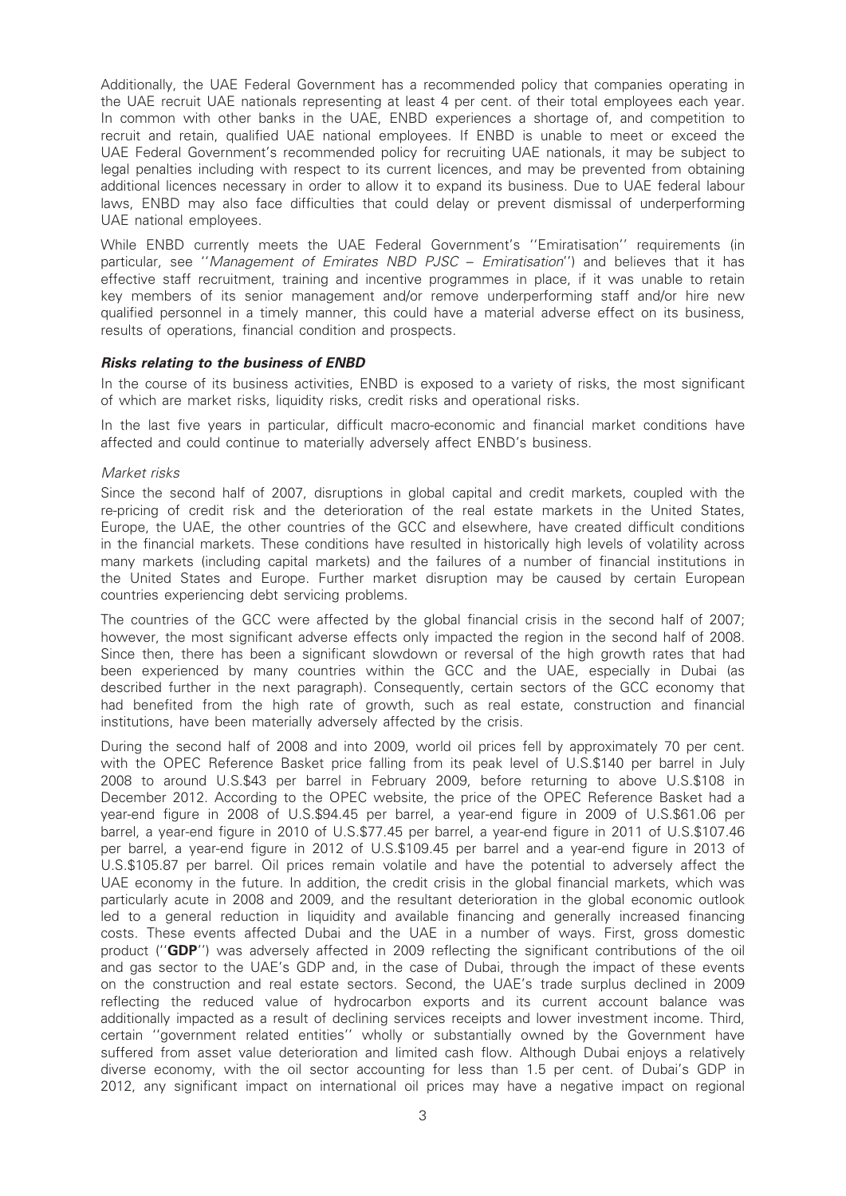Additionally, the UAE Federal Government has a recommended policy that companies operating in the UAE recruit UAE nationals representing at least 4 per cent. of their total employees each year. In common with other banks in the UAE, ENBD experiences a shortage of, and competition to recruit and retain, qualified UAE national employees. If ENBD is unable to meet or exceed the UAE Federal Government's recommended policy for recruiting UAE nationals, it may be subject to legal penalties including with respect to its current licences, and may be prevented from obtaining additional licences necessary in order to allow it to expand its business. Due to UAE federal labour laws, ENBD may also face difficulties that could delay or prevent dismissal of underperforming UAE national employees.

While ENBD currently meets the UAE Federal Government's ''Emiratisation'' requirements (in particular, see ''*Management of Emirates NBD PJSC – Emiratisation*'') and believes that it has effective staff recruitment, training and incentive programmes in place, if it was unable to retain key members of its senior management and/or remove underperforming staff and/or hire new qualified personnel in a timely manner, this could have a material adverse effect on its business, results of operations, financial condition and prospects.

***Risks relating to the business of ENBD***

In the course of its business activities, ENBD is exposed to a variety of risks, the most significant of which are market risks, liquidity risks, credit risks and operational risks.

In the last five years in particular, difficult macro-economic and financial market conditions have affected and could continue to materially adversely affect ENBD's business.

*Market risks*

Since the second half of 2007, disruptions in global capital and credit markets, coupled with the re-pricing of credit risk and the deterioration of the real estate markets in the United States, Europe, the UAE, the other countries of the GCC and elsewhere, have created difficult conditions in the financial markets. These conditions have resulted in historically high levels of volatility across many markets (including capital markets) and the failures of a number of financial institutions in the United States and Europe. Further market disruption may be caused by certain European countries experiencing debt servicing problems.

The countries of the GCC were affected by the global financial crisis in the second half of 2007; however, the most significant adverse effects only impacted the region in the second half of 2008. Since then, there has been a significant slowdown or reversal of the high growth rates that had been experienced by many countries within the GCC and the UAE, especially in Dubai (as described further in the next paragraph). Consequently, certain sectors of the GCC economy that had benefited from the high rate of growth, such as real estate, construction and financial institutions, have been materially adversely affected by the crisis.

During the second half of 2008 and into 2009, world oil prices fell by approximately 70 per cent. with the OPEC Reference Basket price falling from its peak level of U.S.$140 per barrel in July 2008 to around U.S.$43 per barrel in February 2009, before returning to above U.S.$108 in December 2012. According to the OPEC website, the price of the OPEC Reference Basket had a year-end figure in 2008 of U.S.$94.45 per barrel, a year-end figure in 2009 of U.S.$61.06 per barrel, a year-end figure in 2010 of U.S.$77.45 per barrel, a year-end figure in 2011 of U.S.$107.46 per barrel, a year-end figure in 2012 of U.S.$109.45 per barrel and a year-end figure in 2013 of U.S.$105.87 per barrel. Oil prices remain volatile and have the potential to adversely affect the UAE economy in the future. In addition, the credit crisis in the global financial markets, which was particularly acute in 2008 and 2009, and the resultant deterioration in the global economic outlook led to a general reduction in liquidity and available financing and generally increased financing costs. These events affected Dubai and the UAE in a number of ways. First, gross domestic product (''**GDP**'') was adversely affected in 2009 reflecting the significant contributions of the oil and gas sector to the UAE's GDP and, in the case of Dubai, through the impact of these events on the construction and real estate sectors. Second, the UAE's trade surplus declined in 2009 reflecting the reduced value of hydrocarbon exports and its current account balance was additionally impacted as a result of declining services receipts and lower investment income. Third, certain ''government related entities'' wholly or substantially owned by the Government have suffered from asset value deterioration and limited cash flow. Although Dubai enjoys a relatively diverse economy, with the oil sector accounting for less than 1.5 per cent. of Dubai's GDP in 2012, any significant impact on international oil prices may have a negative impact on regional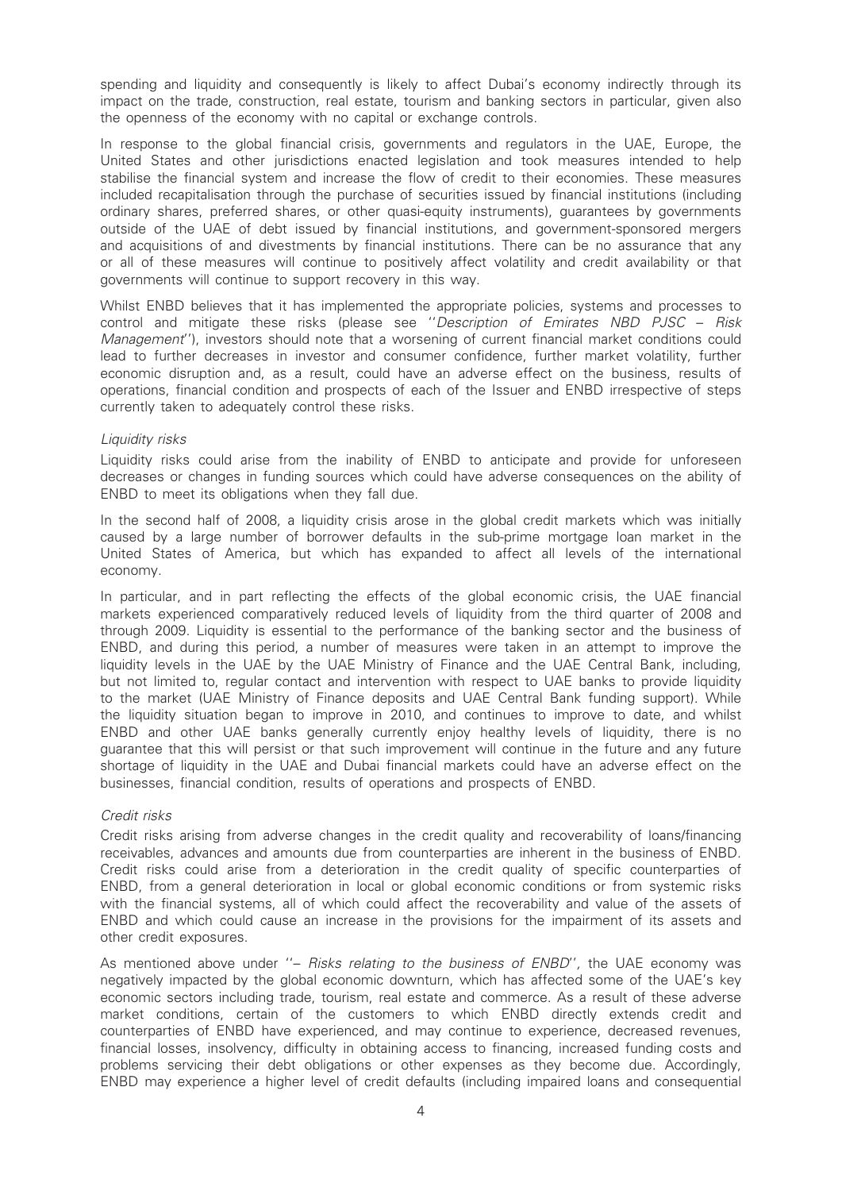spending and liquidity and consequently is likely to affect Dubai's economy indirectly through its impact on the trade, construction, real estate, tourism and banking sectors in particular, given also the openness of the economy with no capital or exchange controls.

In response to the global financial crisis, governments and regulators in the UAE, Europe, the United States and other jurisdictions enacted legislation and took measures intended to help stabilise the financial system and increase the flow of credit to their economies. These measures included recapitalisation through the purchase of securities issued by financial institutions (including ordinary shares, preferred shares, or other quasi-equity instruments), guarantees by governments outside of the UAE of debt issued by financial institutions, and government-sponsored mergers and acquisitions of and divestments by financial institutions. There can be no assurance that any or all of these measures will continue to positively affect volatility and credit availability or that governments will continue to support recovery in this way.

Whilst ENBD believes that it has implemented the appropriate policies, systems and processes to control and mitigate these risks (please see ''*Description of Emirates NBD PJSC – Risk Management*''), investors should note that a worsening of current financial market conditions could lead to further decreases in investor and consumer confidence, further market volatility, further economic disruption and, as a result, could have an adverse effect on the business, results of operations, financial condition and prospects of each of the Issuer and ENBD irrespective of steps currently taken to adequately control these risks.

*Liquidity risks*

Liquidity risks could arise from the inability of ENBD to anticipate and provide for unforeseen decreases or changes in funding sources which could have adverse consequences on the ability of ENBD to meet its obligations when they fall due.

In the second half of 2008, a liquidity crisis arose in the global credit markets which was initially caused by a large number of borrower defaults in the sub-prime mortgage loan market in the United States of America, but which has expanded to affect all levels of the international economy.

In particular, and in part reflecting the effects of the global economic crisis, the UAE financial markets experienced comparatively reduced levels of liquidity from the third quarter of 2008 and through 2009. Liquidity is essential to the performance of the banking sector and the business of ENBD, and during this period, a number of measures were taken in an attempt to improve the liquidity levels in the UAE by the UAE Ministry of Finance and the UAE Central Bank, including, but not limited to, regular contact and intervention with respect to UAE banks to provide liquidity to the market (UAE Ministry of Finance deposits and UAE Central Bank funding support). While the liquidity situation began to improve in 2010, and continues to improve to date, and whilst ENBD and other UAE banks generally currently enjoy healthy levels of liquidity, there is no guarantee that this will persist or that such improvement will continue in the future and any future shortage of liquidity in the UAE and Dubai financial markets could have an adverse effect on the businesses, financial condition, results of operations and prospects of ENBD.

*Credit risks*

Credit risks arising from adverse changes in the credit quality and recoverability of loans/financing receivables, advances and amounts due from counterparties are inherent in the business of ENBD. Credit risks could arise from a deterioration in the credit quality of specific counterparties of ENBD, from a general deterioration in local or global economic conditions or from systemic risks with the financial systems, all of which could affect the recoverability and value of the assets of ENBD and which could cause an increase in the provisions for the impairment of its assets and other credit exposures.

As mentioned above under ''*– Risks relating to the business of ENBD*'', the UAE economy was negatively impacted by the global economic downturn, which has affected some of the UAE's key economic sectors including trade, tourism, real estate and commerce. As a result of these adverse market conditions, certain of the customers to which ENBD directly extends credit and counterparties of ENBD have experienced, and may continue to experience, decreased revenues, financial losses, insolvency, difficulty in obtaining access to financing, increased funding costs and problems servicing their debt obligations or other expenses as they become due. Accordingly, ENBD may experience a higher level of credit defaults (including impaired loans and consequential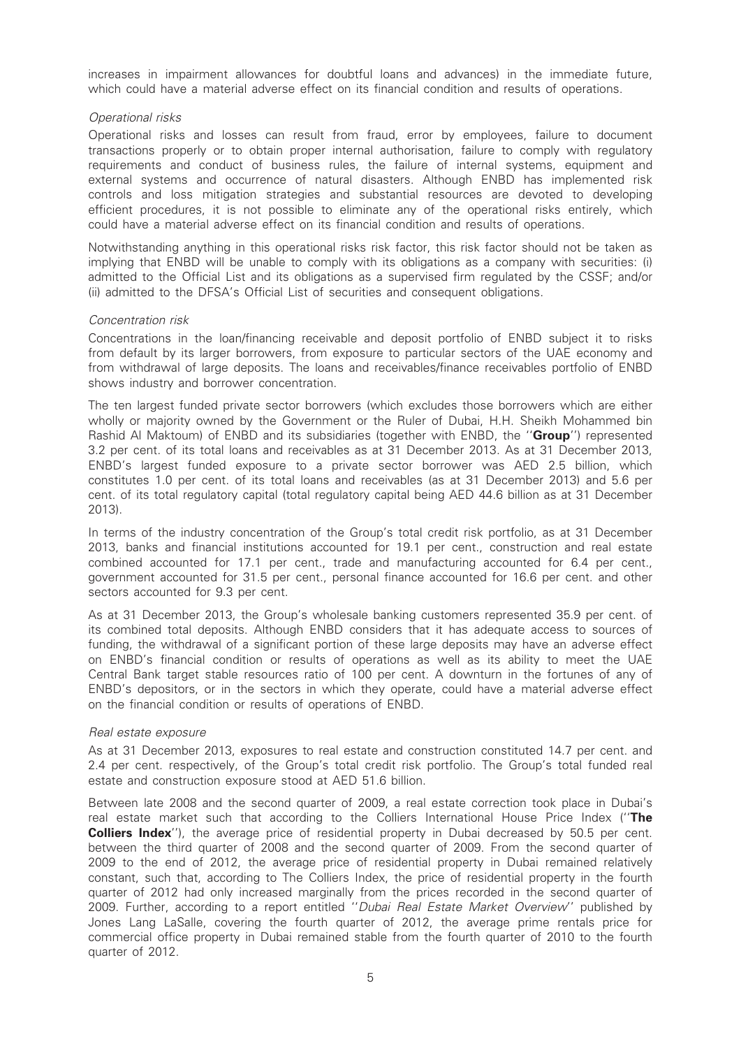increases in impairment allowances for doubtful loans and advances) in the immediate future, which could have a material adverse effect on its financial condition and results of operations.

*Operational risks*

Operational risks and losses can result from fraud, error by employees, failure to document transactions properly or to obtain proper internal authorisation, failure to comply with regulatory requirements and conduct of business rules, the failure of internal systems, equipment and external systems and occurrence of natural disasters. Although ENBD has implemented risk controls and loss mitigation strategies and substantial resources are devoted to developing efficient procedures, it is not possible to eliminate any of the operational risks entirely, which could have a material adverse effect on its financial condition and results of operations.

Notwithstanding anything in this operational risks risk factor, this risk factor should not be taken as implying that ENBD will be unable to comply with its obligations as a company with securities: (i) admitted to the Official List and its obligations as a supervised firm regulated by the CSSF; and/or (ii) admitted to the DFSA's Official List of securities and consequent obligations.

*Concentration risk*

Concentrations in the loan/financing receivable and deposit portfolio of ENBD subject it to risks from default by its larger borrowers, from exposure to particular sectors of the UAE economy and from withdrawal of large deposits. The loans and receivables/finance receivables portfolio of ENBD shows industry and borrower concentration.

The ten largest funded private sector borrowers (which excludes those borrowers which are either wholly or majority owned by the Government or the Ruler of Dubai, H.H. Sheikh Mohammed bin Rashid Al Maktoum) of ENBD and its subsidiaries (together with ENBD, the "**Group**") represented 3.2 per cent. of its total loans and receivables as at 31 December 2013. As at 31 December 2013, ENBD's largest funded exposure to a private sector borrower was AED 2.5 billion, which constitutes 1.0 per cent. of its total loans and receivables (as at 31 December 2013) and 5.6 per cent. of its total regulatory capital (total regulatory capital being AED 44.6 billion as at 31 December 2013).

In terms of the industry concentration of the Group's total credit risk portfolio, as at 31 December 2013, banks and financial institutions accounted for 19.1 per cent., construction and real estate combined accounted for 17.1 per cent., trade and manufacturing accounted for 6.4 per cent., government accounted for 31.5 per cent., personal finance accounted for 16.6 per cent. and other sectors accounted for 9.3 per cent.

As at 31 December 2013, the Group's wholesale banking customers represented 35.9 per cent. of its combined total deposits. Although ENBD considers that it has adequate access to sources of funding, the withdrawal of a significant portion of these large deposits may have an adverse effect on ENBD's financial condition or results of operations as well as its ability to meet the UAE Central Bank target stable resources ratio of 100 per cent. A downturn in the fortunes of any of ENBD's depositors, or in the sectors in which they operate, could have a material adverse effect on the financial condition or results of operations of ENBD.

*Real estate exposure*

As at 31 December 2013, exposures to real estate and construction constituted 14.7 per cent. and 2.4 per cent. respectively, of the Group's total credit risk portfolio. The Group's total funded real estate and construction exposure stood at AED 51.6 billion.

Between late 2008 and the second quarter of 2009, a real estate correction took place in Dubai's real estate market such that according to the Colliers International House Price Index ("**The Colliers Index**"), the average price of residential property in Dubai decreased by 50.5 per cent. between the third quarter of 2008 and the second quarter of 2009. From the second quarter of 2009 to the end of 2012, the average price of residential property in Dubai remained relatively constant, such that, according to The Colliers Index, the price of residential property in the fourth quarter of 2012 had only increased marginally from the prices recorded in the second quarter of 2009. Further, according to a report entitled "*Dubai Real Estate Market Overview*" published by Jones Lang LaSalle, covering the fourth quarter of 2012, the average prime rentals price for commercial office property in Dubai remained stable from the fourth quarter of 2010 to the fourth quarter of 2012.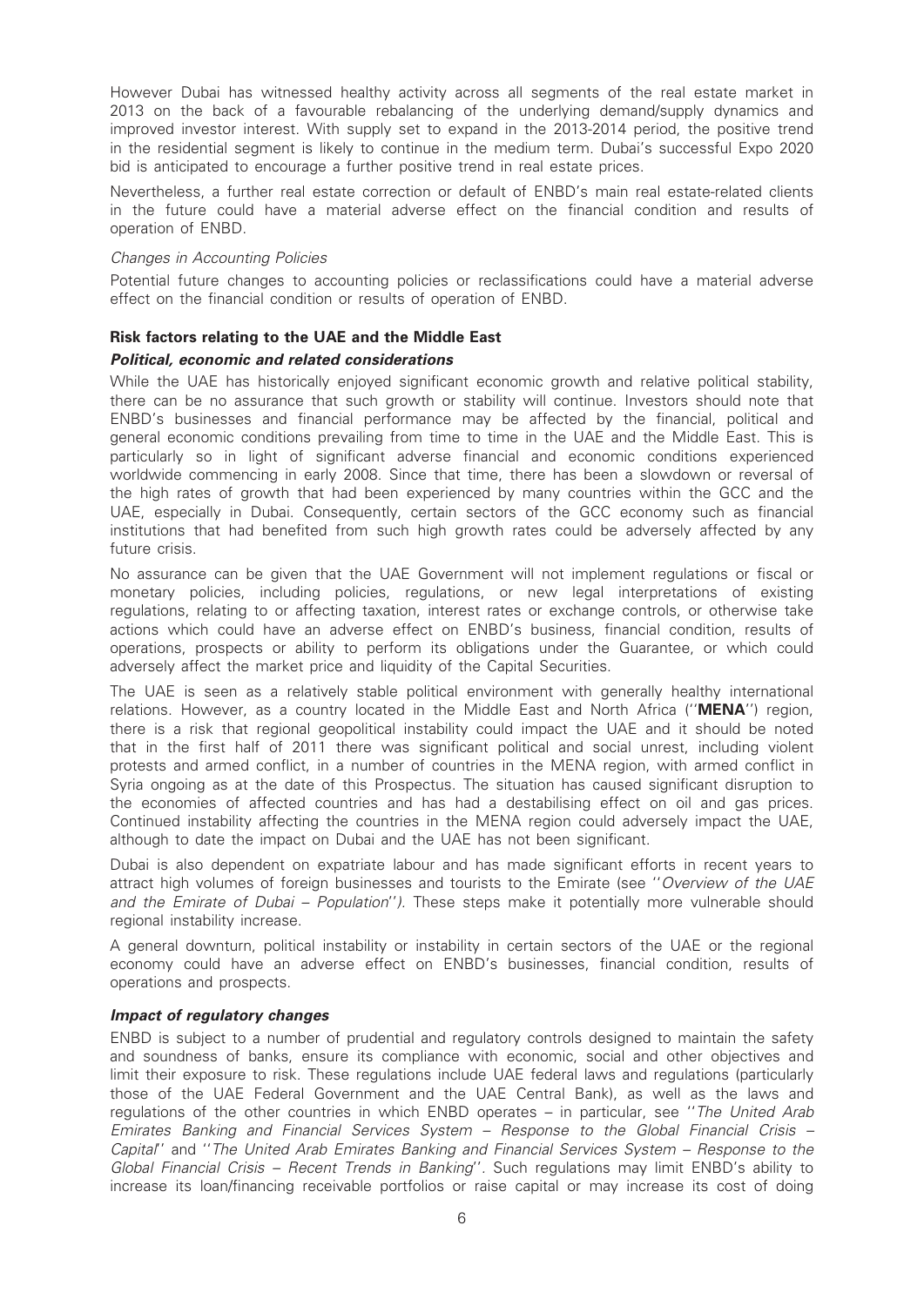However Dubai has witnessed healthy activity across all segments of the real estate market in 2013 on the back of a favourable rebalancing of the underlying demand/supply dynamics and improved investor interest. With supply set to expand in the 2013-2014 period, the positive trend in the residential segment is likely to continue in the medium term. Dubai's successful Expo 2020 bid is anticipated to encourage a further positive trend in real estate prices.

Nevertheless, a further real estate correction or default of ENBD's main real estate-related clients in the future could have a material adverse effect on the financial condition and results of operation of ENBD.

*Changes in Accounting Policies*

Potential future changes to accounting policies or reclassifications could have a material adverse effect on the financial condition or results of operation of ENBD.

**Risk factors relating to the UAE and the Middle East**

***Political, economic and related considerations***

While the UAE has historically enjoyed significant economic growth and relative political stability, there can be no assurance that such growth or stability will continue. Investors should note that ENBD's businesses and financial performance may be affected by the financial, political and general economic conditions prevailing from time to time in the UAE and the Middle East. This is particularly so in light of significant adverse financial and economic conditions experienced worldwide commencing in early 2008. Since that time, there has been a slowdown or reversal of the high rates of growth that had been experienced by many countries within the GCC and the UAE, especially in Dubai. Consequently, certain sectors of the GCC economy such as financial institutions that had benefited from such high growth rates could be adversely affected by any future crisis.

No assurance can be given that the UAE Government will not implement regulations or fiscal or monetary policies, including policies, regulations, or new legal interpretations of existing regulations, relating to or affecting taxation, interest rates or exchange controls, or otherwise take actions which could have an adverse effect on ENBD's business, financial condition, results of operations, prospects or ability to perform its obligations under the Guarantee, or which could adversely affect the market price and liquidity of the Capital Securities.

The UAE is seen as a relatively stable political environment with generally healthy international relations. However, as a country located in the Middle East and North Africa (''**MENA**'') region, there is a risk that regional geopolitical instability could impact the UAE and it should be noted that in the first half of 2011 there was significant political and social unrest, including violent protests and armed conflict, in a number of countries in the MENA region, with armed conflict in Syria ongoing as at the date of this Prospectus. The situation has caused significant disruption to the economies of affected countries and has had a destabilising effect on oil and gas prices. Continued instability affecting the countries in the MENA region could adversely impact the UAE, although to date the impact on Dubai and the UAE has not been significant.

Dubai is also dependent on expatriate labour and has made significant efforts in recent years to attract high volumes of foreign businesses and tourists to the Emirate (see ''*Overview of the UAE and the Emirate of Dubai – Population*''). These steps make it potentially more vulnerable should regional instability increase.

A general downturn, political instability or instability in certain sectors of the UAE or the regional economy could have an adverse effect on ENBD's businesses, financial condition, results of operations and prospects.

***Impact of regulatory changes***

ENBD is subject to a number of prudential and regulatory controls designed to maintain the safety and soundness of banks, ensure its compliance with economic, social and other objectives and limit their exposure to risk. These regulations include UAE federal laws and regulations (particularly those of the UAE Federal Government and the UAE Central Bank), as well as the laws and regulations of the other countries in which ENBD operates – in particular, see ''*The United Arab Emirates Banking and Financial Services System – Response to the Global Financial Crisis – Capital*'' and ''*The United Arab Emirates Banking and Financial Services System – Response to the Global Financial Crisis – Recent Trends in Banking*''. Such regulations may limit ENBD's ability to increase its loan/financing receivable portfolios or raise capital or may increase its cost of doing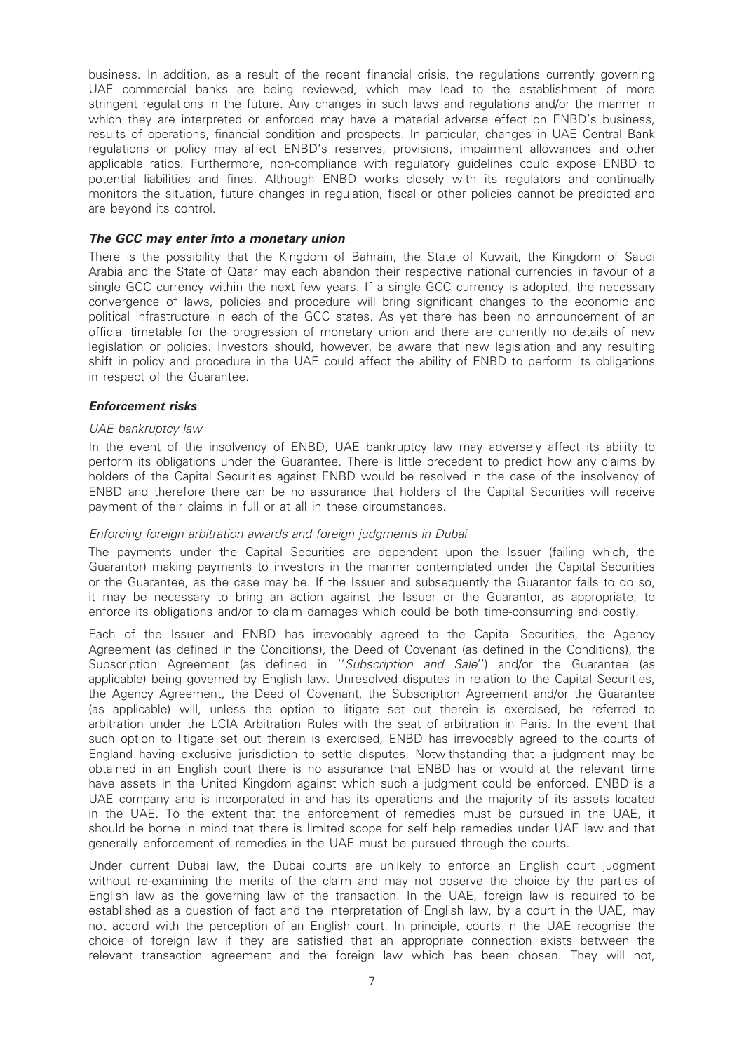business. In addition, as a result of the recent financial crisis, the regulations currently governing UAE commercial banks are being reviewed, which may lead to the establishment of more stringent regulations in the future. Any changes in such laws and regulations and/or the manner in which they are interpreted or enforced may have a material adverse effect on ENBD's business, results of operations, financial condition and prospects. In particular, changes in UAE Central Bank regulations or policy may affect ENBD's reserves, provisions, impairment allowances and other applicable ratios. Furthermore, non-compliance with regulatory guidelines could expose ENBD to potential liabilities and fines. Although ENBD works closely with its regulators and continually monitors the situation, future changes in regulation, fiscal or other policies cannot be predicted and are beyond its control.

***The GCC may enter into a monetary union***

There is the possibility that the Kingdom of Bahrain, the State of Kuwait, the Kingdom of Saudi Arabia and the State of Qatar may each abandon their respective national currencies in favour of a single GCC currency within the next few years. If a single GCC currency is adopted, the necessary convergence of laws, policies and procedure will bring significant changes to the economic and political infrastructure in each of the GCC states. As yet there has been no announcement of an official timetable for the progression of monetary union and there are currently no details of new legislation or policies. Investors should, however, be aware that new legislation and any resulting shift in policy and procedure in the UAE could affect the ability of ENBD to perform its obligations in respect of the Guarantee.

***Enforcement risks***

*UAE bankruptcy law*

In the event of the insolvency of ENBD, UAE bankruptcy law may adversely affect its ability to perform its obligations under the Guarantee. There is little precedent to predict how any claims by holders of the Capital Securities against ENBD would be resolved in the case of the insolvency of ENBD and therefore there can be no assurance that holders of the Capital Securities will receive payment of their claims in full or at all in these circumstances.

*Enforcing foreign arbitration awards and foreign judgments in Dubai*

The payments under the Capital Securities are dependent upon the Issuer (failing which, the Guarantor) making payments to investors in the manner contemplated under the Capital Securities or the Guarantee, as the case may be. If the Issuer and subsequently the Guarantor fails to do so, it may be necessary to bring an action against the Issuer or the Guarantor, as appropriate, to enforce its obligations and/or to claim damages which could be both time-consuming and costly.

Each of the Issuer and ENBD has irrevocably agreed to the Capital Securities, the Agency Agreement (as defined in the Conditions), the Deed of Covenant (as defined in the Conditions), the Subscription Agreement (as defined in ''*Subscription and Sale*'') and/or the Guarantee (as applicable) being governed by English law. Unresolved disputes in relation to the Capital Securities, the Agency Agreement, the Deed of Covenant, the Subscription Agreement and/or the Guarantee (as applicable) will, unless the option to litigate set out therein is exercised, be referred to arbitration under the LCIA Arbitration Rules with the seat of arbitration in Paris. In the event that such option to litigate set out therein is exercised, ENBD has irrevocably agreed to the courts of England having exclusive jurisdiction to settle disputes. Notwithstanding that a judgment may be obtained in an English court there is no assurance that ENBD has or would at the relevant time have assets in the United Kingdom against which such a judgment could be enforced. ENBD is a UAE company and is incorporated in and has its operations and the majority of its assets located in the UAE. To the extent that the enforcement of remedies must be pursued in the UAE, it should be borne in mind that there is limited scope for self help remedies under UAE law and that generally enforcement of remedies in the UAE must be pursued through the courts.

Under current Dubai law, the Dubai courts are unlikely to enforce an English court judgment without re-examining the merits of the claim and may not observe the choice by the parties of English law as the governing law of the transaction. In the UAE, foreign law is required to be established as a question of fact and the interpretation of English law, by a court in the UAE, may not accord with the perception of an English court. In principle, courts in the UAE recognise the choice of foreign law if they are satisfied that an appropriate connection exists between the relevant transaction agreement and the foreign law which has been chosen. They will not,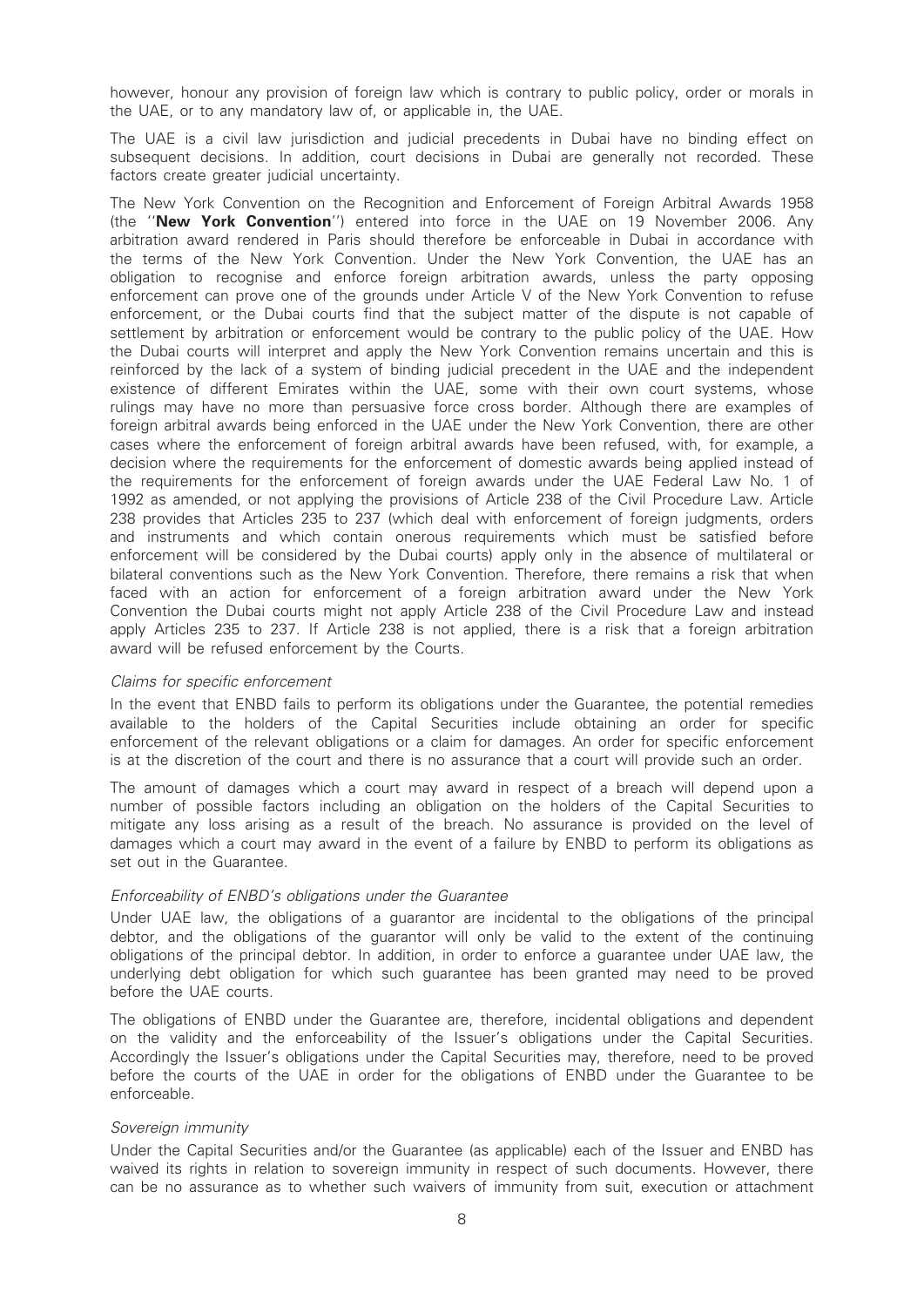however, honour any provision of foreign law which is contrary to public policy, order or morals in the UAE, or to any mandatory law of, or applicable in, the UAE.

The UAE is a civil law jurisdiction and judicial precedents in Dubai have no binding effect on subsequent decisions. In addition, court decisions in Dubai are generally not recorded. These factors create greater judicial uncertainty.

The New York Convention on the Recognition and Enforcement of Foreign Arbitral Awards 1958 (the ''**New York Convention**'') entered into force in the UAE on 19 November 2006. Any arbitration award rendered in Paris should therefore be enforceable in Dubai in accordance with the terms of the New York Convention. Under the New York Convention, the UAE has an obligation to recognise and enforce foreign arbitration awards, unless the party opposing enforcement can prove one of the grounds under Article V of the New York Convention to refuse enforcement, or the Dubai courts find that the subject matter of the dispute is not capable of settlement by arbitration or enforcement would be contrary to the public policy of the UAE. How the Dubai courts will interpret and apply the New York Convention remains uncertain and this is reinforced by the lack of a system of binding judicial precedent in the UAE and the independent existence of different Emirates within the UAE, some with their own court systems, whose rulings may have no more than persuasive force cross border. Although there are examples of foreign arbitral awards being enforced in the UAE under the New York Convention, there are other cases where the enforcement of foreign arbitral awards have been refused, with, for example, a decision where the requirements for the enforcement of domestic awards being applied instead of the requirements for the enforcement of foreign awards under the UAE Federal Law No. 1 of 1992 as amended, or not applying the provisions of Article 238 of the Civil Procedure Law. Article 238 provides that Articles 235 to 237 (which deal with enforcement of foreign judgments, orders and instruments and which contain onerous requirements which must be satisfied before enforcement will be considered by the Dubai courts) apply only in the absence of multilateral or bilateral conventions such as the New York Convention. Therefore, there remains a risk that when faced with an action for enforcement of a foreign arbitration award under the New York Convention the Dubai courts might not apply Article 238 of the Civil Procedure Law and instead apply Articles 235 to 237. If Article 238 is not applied, there is a risk that a foreign arbitration award will be refused enforcement by the Courts.

*Claims for specific enforcement*

In the event that ENBD fails to perform its obligations under the Guarantee, the potential remedies available to the holders of the Capital Securities include obtaining an order for specific enforcement of the relevant obligations or a claim for damages. An order for specific enforcement is at the discretion of the court and there is no assurance that a court will provide such an order.

The amount of damages which a court may award in respect of a breach will depend upon a number of possible factors including an obligation on the holders of the Capital Securities to mitigate any loss arising as a result of the breach. No assurance is provided on the level of damages which a court may award in the event of a failure by ENBD to perform its obligations as set out in the Guarantee.

*Enforceability of ENBD's obligations under the Guarantee*

Under UAE law, the obligations of a guarantor are incidental to the obligations of the principal debtor, and the obligations of the guarantor will only be valid to the extent of the continuing obligations of the principal debtor. In addition, in order to enforce a guarantee under UAE law, the underlying debt obligation for which such guarantee has been granted may need to be proved before the UAE courts.

The obligations of ENBD under the Guarantee are, therefore, incidental obligations and dependent on the validity and the enforceability of the Issuer's obligations under the Capital Securities. Accordingly the Issuer's obligations under the Capital Securities may, therefore, need to be proved before the courts of the UAE in order for the obligations of ENBD under the Guarantee to be enforceable.

*Sovereign immunity*

Under the Capital Securities and/or the Guarantee (as applicable) each of the Issuer and ENBD has waived its rights in relation to sovereign immunity in respect of such documents. However, there can be no assurance as to whether such waivers of immunity from suit, execution or attachment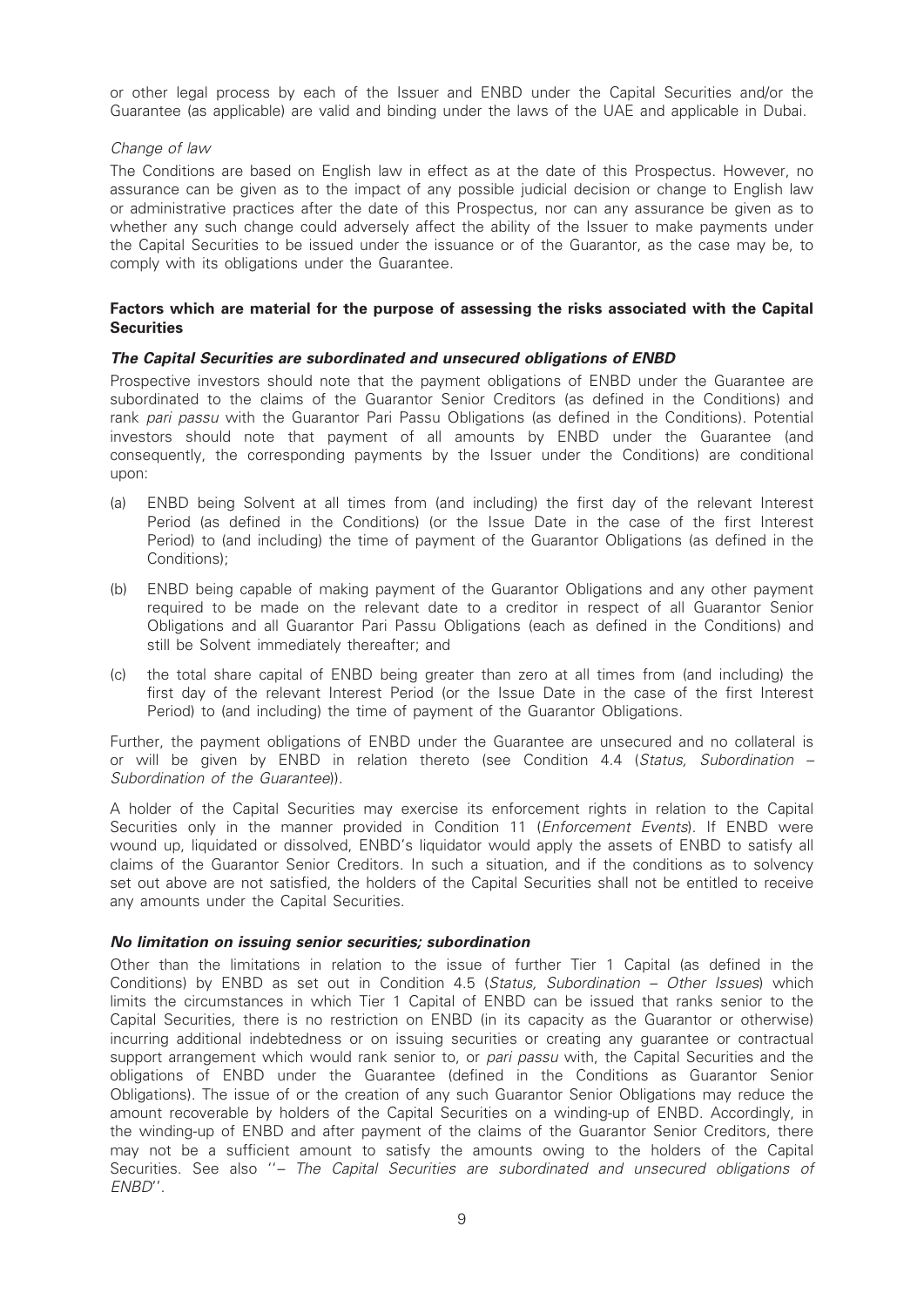or other legal process by each of the Issuer and ENBD under the Capital Securities and/or the Guarantee (as applicable) are valid and binding under the laws of the UAE and applicable in Dubai.

*Change of law*

The Conditions are based on English law in effect as at the date of this Prospectus. However, no assurance can be given as to the impact of any possible judicial decision or change to English law or administrative practices after the date of this Prospectus, nor can any assurance be given as to whether any such change could adversely affect the ability of the Issuer to make payments under the Capital Securities to be issued under the issuance or of the Guarantor, as the case may be, to comply with its obligations under the Guarantee.

**Factors which are material for the purpose of assessing the risks associated with the Capital Securities**

***The Capital Securities are subordinated and unsecured obligations of ENBD***

Prospective investors should note that the payment obligations of ENBD under the Guarantee are subordinated to the claims of the Guarantor Senior Creditors (as defined in the Conditions) and rank *pari passu* with the Guarantor Pari Passu Obligations (as defined in the Conditions). Potential investors should note that payment of all amounts by ENBD under the Guarantee (and consequently, the corresponding payments by the Issuer under the Conditions) are conditional upon:

(a) ENBD being Solvent at all times from (and including) the first day of the relevant Interest Period (as defined in the Conditions) (or the Issue Date in the case of the first Interest Period) to (and including) the time of payment of the Guarantor Obligations (as defined in the Conditions);

(b) ENBD being capable of making payment of the Guarantor Obligations and any other payment required to be made on the relevant date to a creditor in respect of all Guarantor Senior Obligations and all Guarantor Pari Passu Obligations (each as defined in the Conditions) and still be Solvent immediately thereafter; and

(c) the total share capital of ENBD being greater than zero at all times from (and including) the first day of the relevant Interest Period (or the Issue Date in the case of the first Interest Period) to (and including) the time of payment of the Guarantor Obligations.

Further, the payment obligations of ENBD under the Guarantee are unsecured and no collateral is or will be given by ENBD in relation thereto (see Condition 4.4 (*Status, Subordination – Subordination of the Guarantee*)).

A holder of the Capital Securities may exercise its enforcement rights in relation to the Capital Securities only in the manner provided in Condition 11 (*Enforcement Events*). If ENBD were wound up, liquidated or dissolved, ENBD's liquidator would apply the assets of ENBD to satisfy all claims of the Guarantor Senior Creditors. In such a situation, and if the conditions as to solvency set out above are not satisfied, the holders of the Capital Securities shall not be entitled to receive any amounts under the Capital Securities.

***No limitation on issuing senior securities; subordination***

Other than the limitations in relation to the issue of further Tier 1 Capital (as defined in the Conditions) by ENBD as set out in Condition 4.5 (*Status, Subordination – Other Issues*) which limits the circumstances in which Tier 1 Capital of ENBD can be issued that ranks senior to the Capital Securities, there is no restriction on ENBD (in its capacity as the Guarantor or otherwise) incurring additional indebtedness or on issuing securities or creating any guarantee or contractual support arrangement which would rank senior to, or *pari passu* with, the Capital Securities and the obligations of ENBD under the Guarantee (defined in the Conditions as Guarantor Senior Obligations). The issue of or the creation of any such Guarantor Senior Obligations may reduce the amount recoverable by holders of the Capital Securities on a winding-up of ENBD. Accordingly, in the winding-up of ENBD and after payment of the claims of the Guarantor Senior Creditors, there may not be a sufficient amount to satisfy the amounts owing to the holders of the Capital Securities. See also ''*– The Capital Securities are subordinated and unsecured obligations of ENBD*''.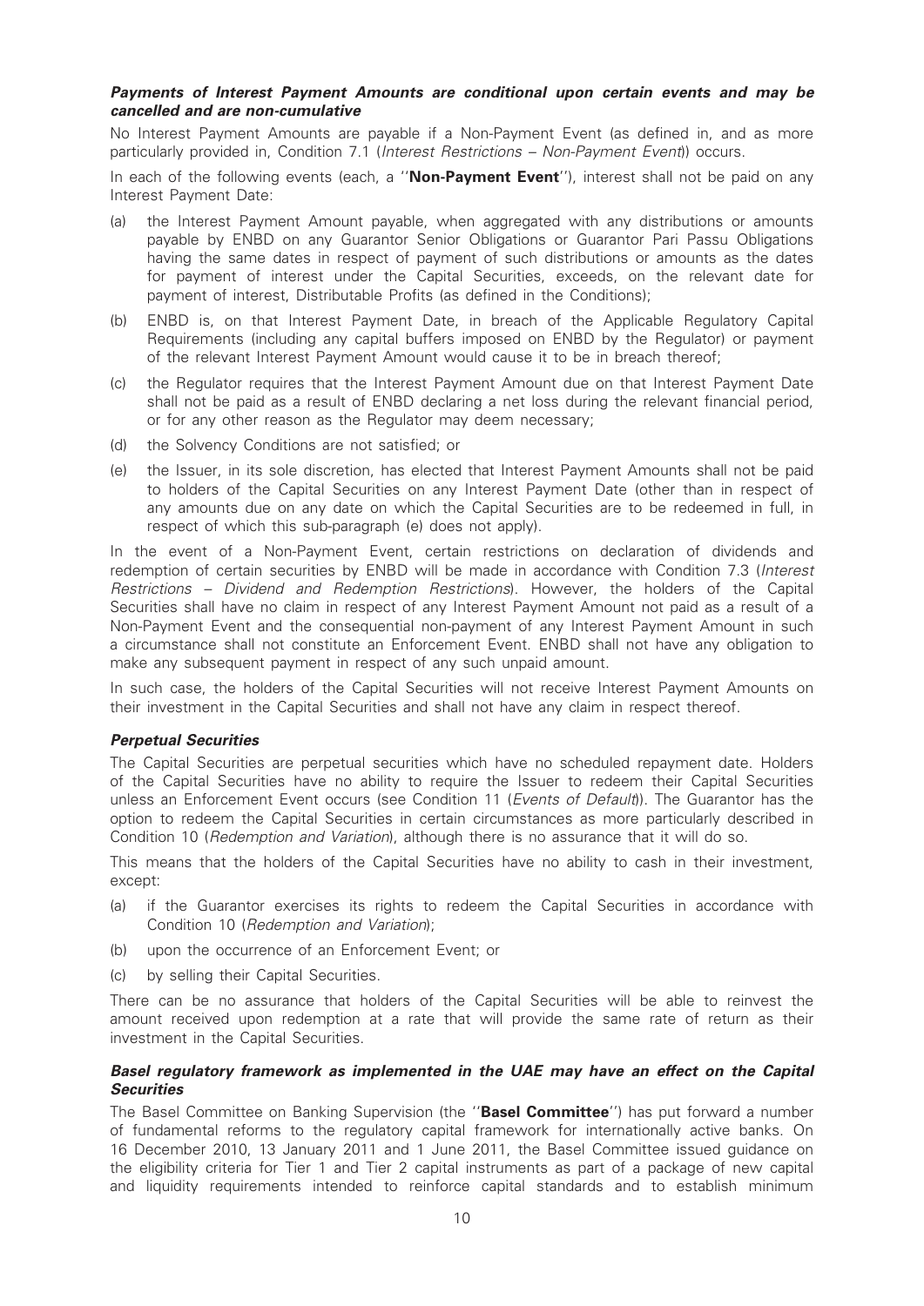### *Payments of Interest Payment Amounts are conditional upon certain events and may be cancelled and are non-cumulative*

No Interest Payment Amounts are payable if a Non-Payment Event (as defined in, and as more particularly provided in, Condition 7.1 (*Interest Restrictions – Non-Payment Event*)) occurs.

In each of the following events (each, a ''**Non-Payment Event**''), interest shall not be paid on any Interest Payment Date:

(a) the Interest Payment Amount payable, when aggregated with any distributions or amounts payable by ENBD on any Guarantor Senior Obligations or Guarantor Pari Passu Obligations having the same dates in respect of payment of such distributions or amounts as the dates for payment of interest under the Capital Securities, exceeds, on the relevant date for payment of interest, Distributable Profits (as defined in the Conditions);

(b) ENBD is, on that Interest Payment Date, in breach of the Applicable Regulatory Capital Requirements (including any capital buffers imposed on ENBD by the Regulator) or payment of the relevant Interest Payment Amount would cause it to be in breach thereof;

(c) the Regulator requires that the Interest Payment Amount due on that Interest Payment Date shall not be paid as a result of ENBD declaring a net loss during the relevant financial period, or for any other reason as the Regulator may deem necessary;

(d) the Solvency Conditions are not satisfied; or

(e) the Issuer, in its sole discretion, has elected that Interest Payment Amounts shall not be paid to holders of the Capital Securities on any Interest Payment Date (other than in respect of any amounts due on any date on which the Capital Securities are to be redeemed in full, in respect of which this sub-paragraph (e) does not apply).

In the event of a Non-Payment Event, certain restrictions on declaration of dividends and redemption of certain securities by ENBD will be made in accordance with Condition 7.3 (*Interest Restrictions – Dividend and Redemption Restrictions*). However, the holders of the Capital Securities shall have no claim in respect of any Interest Payment Amount not paid as a result of a Non-Payment Event and the consequential non-payment of any Interest Payment Amount in such a circumstance shall not constitute an Enforcement Event. ENBD shall not have any obligation to make any subsequent payment in respect of any such unpaid amount.

In such case, the holders of the Capital Securities will not receive Interest Payment Amounts on their investment in the Capital Securities and shall not have any claim in respect thereof.

### *Perpetual Securities*

The Capital Securities are perpetual securities which have no scheduled repayment date. Holders of the Capital Securities have no ability to require the Issuer to redeem their Capital Securities unless an Enforcement Event occurs (see Condition 11 (*Events of Default*)). The Guarantor has the option to redeem the Capital Securities in certain circumstances as more particularly described in Condition 10 (*Redemption and Variation*), although there is no assurance that it will do so.

This means that the holders of the Capital Securities have no ability to cash in their investment, except:

(a) if the Guarantor exercises its rights to redeem the Capital Securities in accordance with Condition 10 (*Redemption and Variation*);

(b) upon the occurrence of an Enforcement Event; or

(c) by selling their Capital Securities.

There can be no assurance that holders of the Capital Securities will be able to reinvest the amount received upon redemption at a rate that will provide the same rate of return as their investment in the Capital Securities.

### *Basel regulatory framework as implemented in the UAE may have an effect on the Capital Securities*

The Basel Committee on Banking Supervision (the ''**Basel Committee**'') has put forward a number of fundamental reforms to the regulatory capital framework for internationally active banks. On 16 December 2010, 13 January 2011 and 1 June 2011, the Basel Committee issued guidance on the eligibility criteria for Tier 1 and Tier 2 capital instruments as part of a package of new capital and liquidity requirements intended to reinforce capital standards and to establish minimum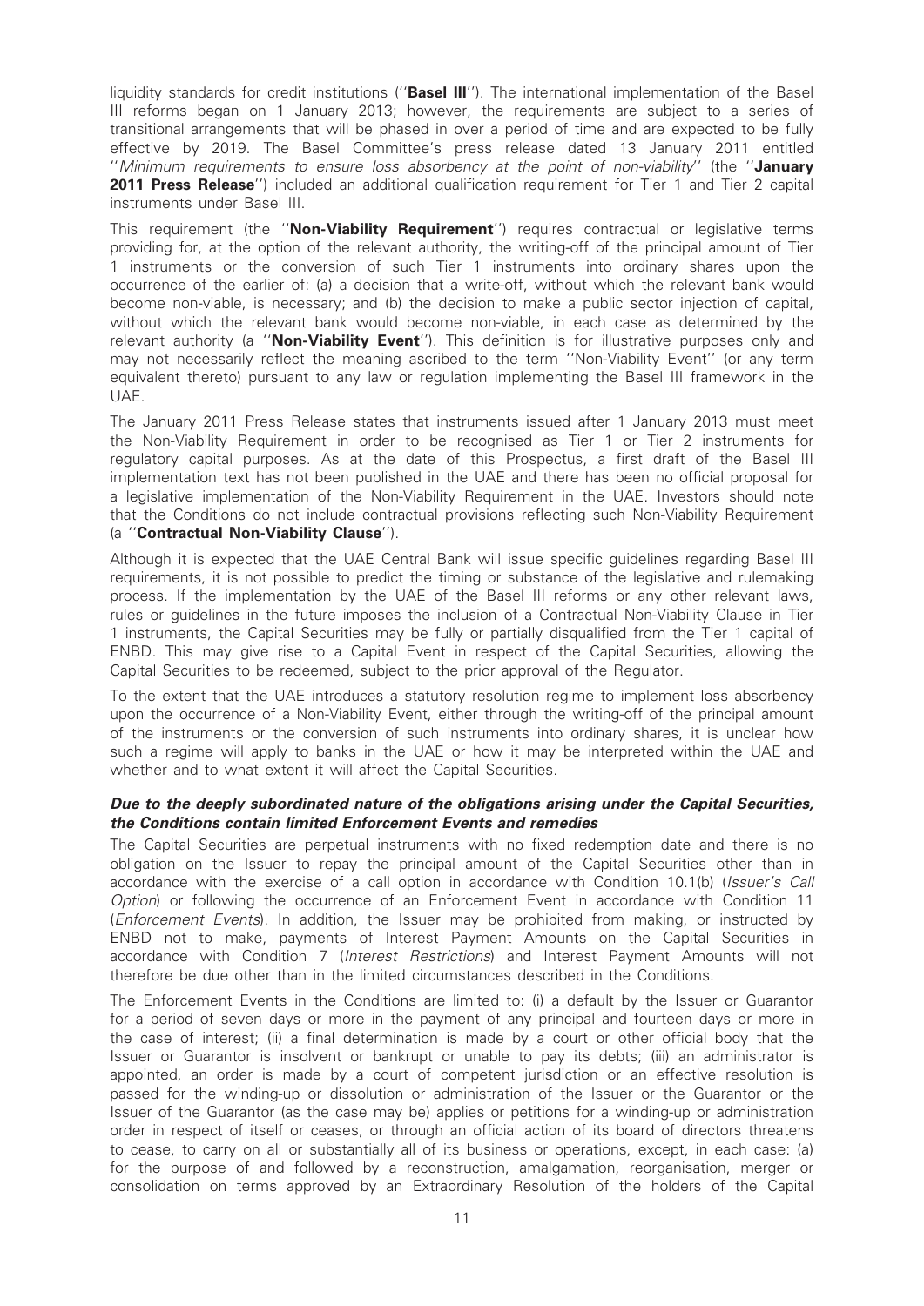liquidity standards for credit institutions (''**Basel III**''). The international implementation of the Basel III reforms began on 1 January 2013; however, the requirements are subject to a series of transitional arrangements that will be phased in over a period of time and are expected to be fully effective by 2019. The Basel Committee's press release dated 13 January 2011 entitled ''*Minimum requirements to ensure loss absorbency at the point of non-viability*'' (the ''**January 2011 Press Release**'') included an additional qualification requirement for Tier 1 and Tier 2 capital instruments under Basel III.

This requirement (the ''**Non-Viability Requirement**'') requires contractual or legislative terms providing for, at the option of the relevant authority, the writing-off of the principal amount of Tier 1 instruments or the conversion of such Tier 1 instruments into ordinary shares upon the occurrence of the earlier of: (a) a decision that a write-off, without which the relevant bank would become non-viable, is necessary; and (b) the decision to make a public sector injection of capital, without which the relevant bank would become non-viable, in each case as determined by the relevant authority (a ''**Non-Viability Event**''). This definition is for illustrative purposes only and may not necessarily reflect the meaning ascribed to the term ''Non-Viability Event'' (or any term equivalent thereto) pursuant to any law or regulation implementing the Basel III framework in the UAE.

The January 2011 Press Release states that instruments issued after 1 January 2013 must meet the Non-Viability Requirement in order to be recognised as Tier 1 or Tier 2 instruments for regulatory capital purposes. As at the date of this Prospectus, a first draft of the Basel III implementation text has not been published in the UAE and there has been no official proposal for a legislative implementation of the Non-Viability Requirement in the UAE. Investors should note that the Conditions do not include contractual provisions reflecting such Non-Viability Requirement (a ''**Contractual Non-Viability Clause**'').

Although it is expected that the UAE Central Bank will issue specific guidelines regarding Basel III requirements, it is not possible to predict the timing or substance of the legislative and rulemaking process. If the implementation by the UAE of the Basel III reforms or any other relevant laws, rules or guidelines in the future imposes the inclusion of a Contractual Non-Viability Clause in Tier 1 instruments, the Capital Securities may be fully or partially disqualified from the Tier 1 capital of ENBD. This may give rise to a Capital Event in respect of the Capital Securities, allowing the Capital Securities to be redeemed, subject to the prior approval of the Regulator.

To the extent that the UAE introduces a statutory resolution regime to implement loss absorbency upon the occurrence of a Non-Viability Event, either through the writing-off of the principal amount of the instruments or the conversion of such instruments into ordinary shares, it is unclear how such a regime will apply to banks in the UAE or how it may be interpreted within the UAE and whether and to what extent it will affect the Capital Securities.

***Due to the deeply subordinated nature of the obligations arising under the Capital Securities, the Conditions contain limited Enforcement Events and remedies***

The Capital Securities are perpetual instruments with no fixed redemption date and there is no obligation on the Issuer to repay the principal amount of the Capital Securities other than in accordance with the exercise of a call option in accordance with Condition 10.1(b) (*Issuer's Call Option*) or following the occurrence of an Enforcement Event in accordance with Condition 11 (*Enforcement Events*). In addition, the Issuer may be prohibited from making, or instructed by ENBD not to make, payments of Interest Payment Amounts on the Capital Securities in accordance with Condition 7 (*Interest Restrictions*) and Interest Payment Amounts will not therefore be due other than in the limited circumstances described in the Conditions.

The Enforcement Events in the Conditions are limited to: (i) a default by the Issuer or Guarantor for a period of seven days or more in the payment of any principal and fourteen days or more in the case of interest; (ii) a final determination is made by a court or other official body that the Issuer or Guarantor is insolvent or bankrupt or unable to pay its debts; (iii) an administrator is appointed, an order is made by a court of competent jurisdiction or an effective resolution is passed for the winding-up or dissolution or administration of the Issuer or the Guarantor or the Issuer of the Guarantor (as the case may be) applies or petitions for a winding-up or administration order in respect of itself or ceases, or through an official action of its board of directors threatens to cease, to carry on all or substantially all of its business or operations, except, in each case: (a) for the purpose of and followed by a reconstruction, amalgamation, reorganisation, merger or consolidation on terms approved by an Extraordinary Resolution of the holders of the Capital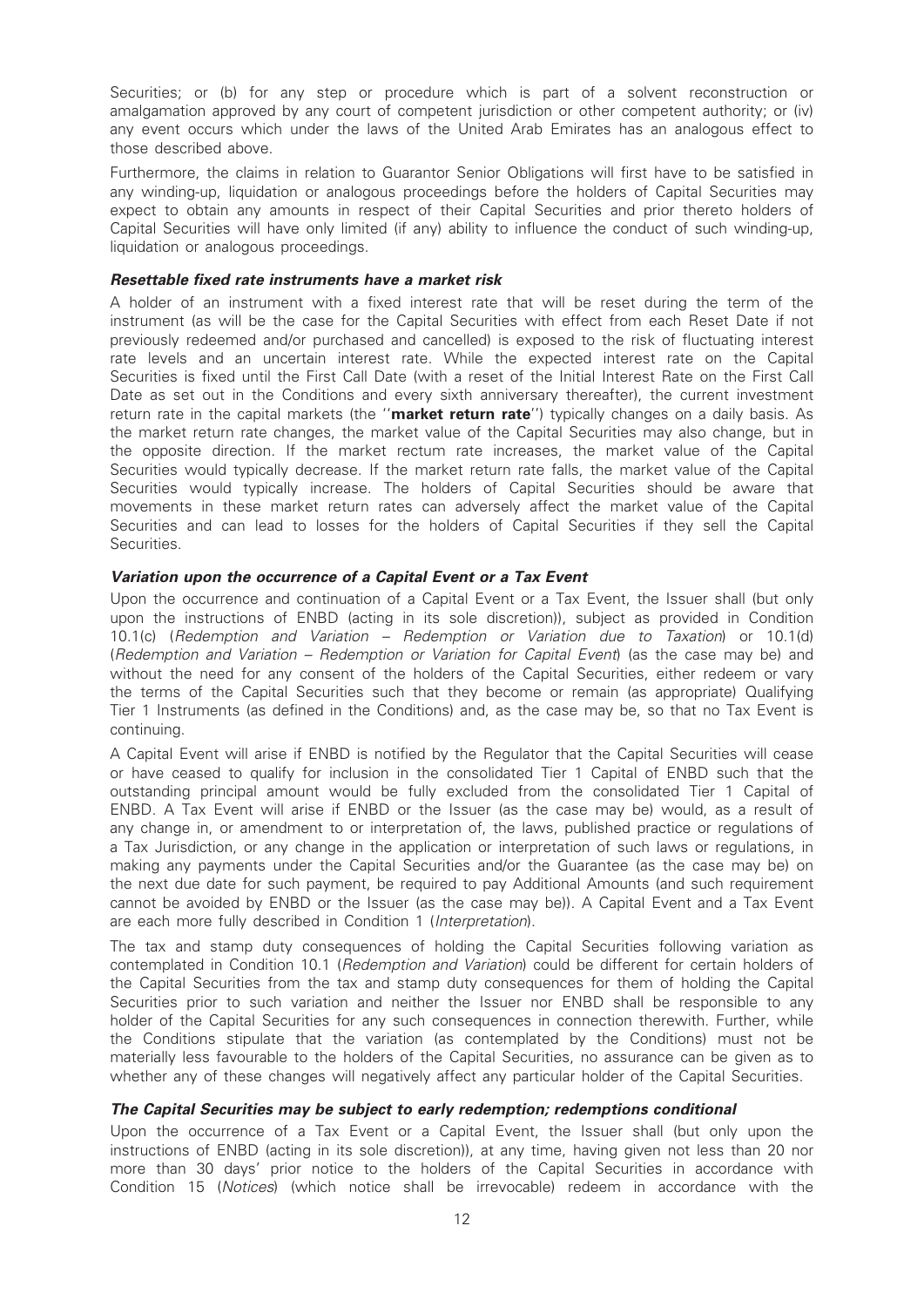Securities; or (b) for any step or procedure which is part of a solvent reconstruction or amalgamation approved by any court of competent jurisdiction or other competent authority; or (iv) any event occurs which under the laws of the United Arab Emirates has an analogous effect to those described above.

Furthermore, the claims in relation to Guarantor Senior Obligations will first have to be satisfied in any winding-up, liquidation or analogous proceedings before the holders of Capital Securities may expect to obtain any amounts in respect of their Capital Securities and prior thereto holders of Capital Securities will have only limited (if any) ability to influence the conduct of such winding-up, liquidation or analogous proceedings.

***Resettable fixed rate instruments have a market risk***

A holder of an instrument with a fixed interest rate that will be reset during the term of the instrument (as will be the case for the Capital Securities with effect from each Reset Date if not previously redeemed and/or purchased and cancelled) is exposed to the risk of fluctuating interest rate levels and an uncertain interest rate. While the expected interest rate on the Capital Securities is fixed until the First Call Date (with a reset of the Initial Interest Rate on the First Call Date as set out in the Conditions and every sixth anniversary thereafter), the current investment return rate in the capital markets (the "**market return rate**") typically changes on a daily basis. As the market return rate changes, the market value of the Capital Securities may also change, but in the opposite direction. If the market rectum rate increases, the market value of the Capital Securities would typically decrease. If the market return rate falls, the market value of the Capital Securities would typically increase. The holders of Capital Securities should be aware that movements in these market return rates can adversely affect the market value of the Capital Securities and can lead to losses for the holders of Capital Securities if they sell the Capital Securities.

***Variation upon the occurrence of a Capital Event or a Tax Event***

Upon the occurrence and continuation of a Capital Event or a Tax Event, the Issuer shall (but only upon the instructions of ENBD (acting in its sole discretion)), subject as provided in Condition 10.1(c) (*Redemption and Variation – Redemption or Variation due to Taxation*) or 10.1(d) (*Redemption and Variation – Redemption or Variation for Capital Event*) (as the case may be) and without the need for any consent of the holders of the Capital Securities, either redeem or vary the terms of the Capital Securities such that they become or remain (as appropriate) Qualifying Tier 1 Instruments (as defined in the Conditions) and, as the case may be, so that no Tax Event is continuing.

A Capital Event will arise if ENBD is notified by the Regulator that the Capital Securities will cease or have ceased to qualify for inclusion in the consolidated Tier 1 Capital of ENBD such that the outstanding principal amount would be fully excluded from the consolidated Tier 1 Capital of ENBD. A Tax Event will arise if ENBD or the Issuer (as the case may be) would, as a result of any change in, or amendment to or interpretation of, the laws, published practice or regulations of a Tax Jurisdiction, or any change in the application or interpretation of such laws or regulations, in making any payments under the Capital Securities and/or the Guarantee (as the case may be) on the next due date for such payment, be required to pay Additional Amounts (and such requirement cannot be avoided by ENBD or the Issuer (as the case may be)). A Capital Event and a Tax Event are each more fully described in Condition 1 (*Interpretation*).

The tax and stamp duty consequences of holding the Capital Securities following variation as contemplated in Condition 10.1 (*Redemption and Variation*) could be different for certain holders of the Capital Securities from the tax and stamp duty consequences for them of holding the Capital Securities prior to such variation and neither the Issuer nor ENBD shall be responsible to any holder of the Capital Securities for any such consequences in connection therewith. Further, while the Conditions stipulate that the variation (as contemplated by the Conditions) must not be materially less favourable to the holders of the Capital Securities, no assurance can be given as to whether any of these changes will negatively affect any particular holder of the Capital Securities.

***The Capital Securities may be subject to early redemption; redemptions conditional***

Upon the occurrence of a Tax Event or a Capital Event, the Issuer shall (but only upon the instructions of ENBD (acting in its sole discretion)), at any time, having given not less than 20 nor more than 30 days' prior notice to the holders of the Capital Securities in accordance with Condition 15 (*Notices*) (which notice shall be irrevocable) redeem in accordance with the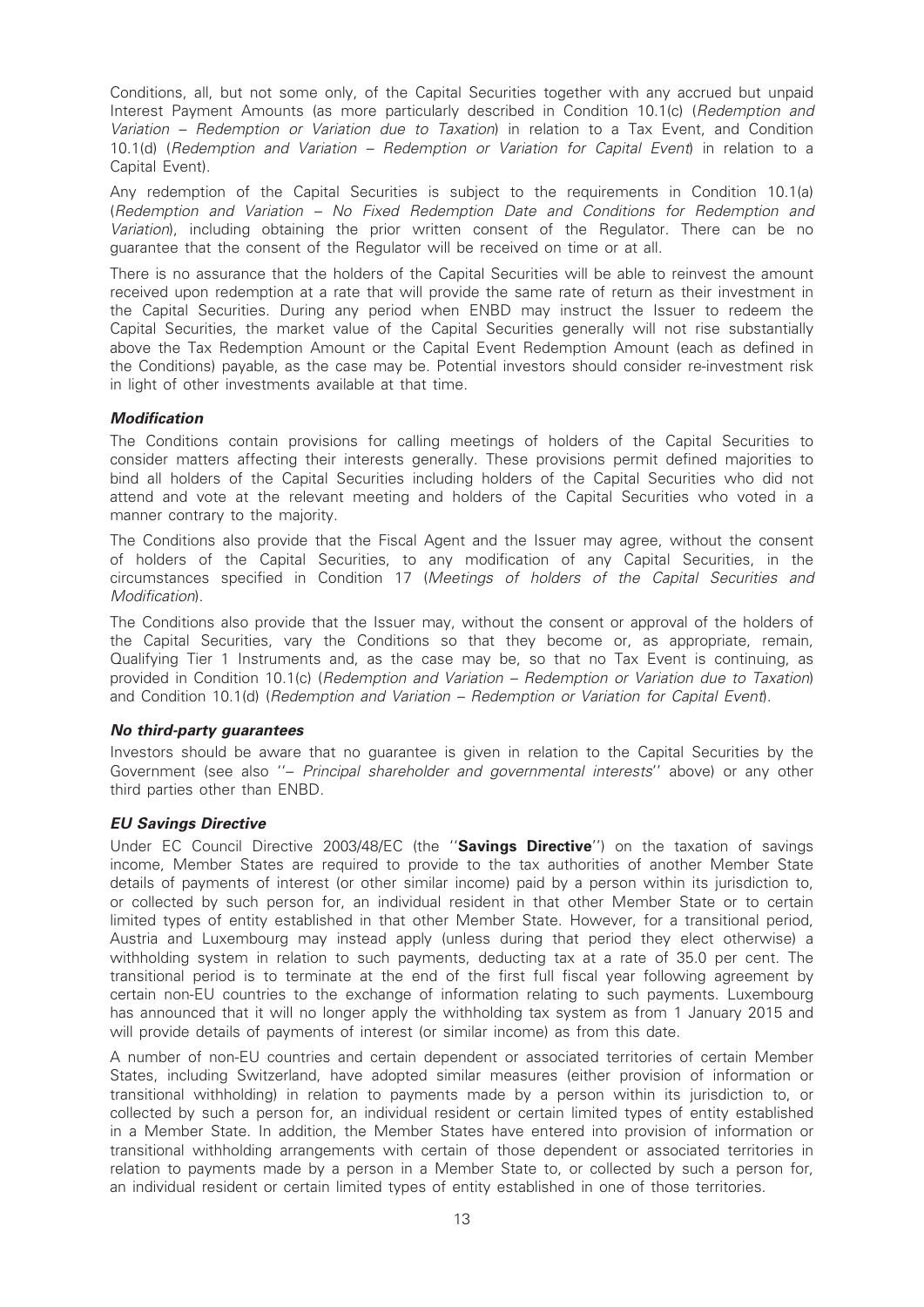Conditions, all, but not some only, of the Capital Securities together with any accrued but unpaid Interest Payment Amounts (as more particularly described in Condition 10.1(c) (*Redemption and Variation – Redemption or Variation due to Taxation*) in relation to a Tax Event, and Condition 10.1(d) (*Redemption and Variation – Redemption or Variation for Capital Event*) in relation to a Capital Event).

Any redemption of the Capital Securities is subject to the requirements in Condition 10.1(a) (*Redemption and Variation – No Fixed Redemption Date and Conditions for Redemption and Variation*), including obtaining the prior written consent of the Regulator. There can be no guarantee that the consent of the Regulator will be received on time or at all.

There is no assurance that the holders of the Capital Securities will be able to reinvest the amount received upon redemption at a rate that will provide the same rate of return as their investment in the Capital Securities. During any period when ENBD may instruct the Issuer to redeem the Capital Securities, the market value of the Capital Securities generally will not rise substantially above the Tax Redemption Amount or the Capital Event Redemption Amount (each as defined in the Conditions) payable, as the case may be. Potential investors should consider re-investment risk in light of other investments available at that time.

***Modification***

The Conditions contain provisions for calling meetings of holders of the Capital Securities to consider matters affecting their interests generally. These provisions permit defined majorities to bind all holders of the Capital Securities including holders of the Capital Securities who did not attend and vote at the relevant meeting and holders of the Capital Securities who voted in a manner contrary to the majority.

The Conditions also provide that the Fiscal Agent and the Issuer may agree, without the consent of holders of the Capital Securities, to any modification of any Capital Securities, in the circumstances specified in Condition 17 (*Meetings of holders of the Capital Securities and Modification*).

The Conditions also provide that the Issuer may, without the consent or approval of the holders of the Capital Securities, vary the Conditions so that they become or, as appropriate, remain, Qualifying Tier 1 Instruments and, as the case may be, so that no Tax Event is continuing, as provided in Condition 10.1(c) (*Redemption and Variation – Redemption or Variation due to Taxation*) and Condition 10.1(d) (*Redemption and Variation – Redemption or Variation for Capital Event*).

***No third-party guarantees***

Investors should be aware that no guarantee is given in relation to the Capital Securities by the Government (see also ''*– Principal shareholder and governmental interests*'' above) or any other third parties other than ENBD.

***EU Savings Directive***

Under EC Council Directive 2003/48/EC (the ''**Savings Directive**'') on the taxation of savings income, Member States are required to provide to the tax authorities of another Member State details of payments of interest (or other similar income) paid by a person within its jurisdiction to, or collected by such person for, an individual resident in that other Member State or to certain limited types of entity established in that other Member State. However, for a transitional period, Austria and Luxembourg may instead apply (unless during that period they elect otherwise) a withholding system in relation to such payments, deducting tax at a rate of 35.0 per cent. The transitional period is to terminate at the end of the first full fiscal year following agreement by certain non-EU countries to the exchange of information relating to such payments. Luxembourg has announced that it will no longer apply the withholding tax system as from 1 January 2015 and will provide details of payments of interest (or similar income) as from this date.

A number of non-EU countries and certain dependent or associated territories of certain Member States, including Switzerland, have adopted similar measures (either provision of information or transitional withholding) in relation to payments made by a person within its jurisdiction to, or collected by such a person for, an individual resident or certain limited types of entity established in a Member State. In addition, the Member States have entered into provision of information or transitional withholding arrangements with certain of those dependent or associated territories in relation to payments made by a person in a Member State to, or collected by such a person for, an individual resident or certain limited types of entity established in one of those territories.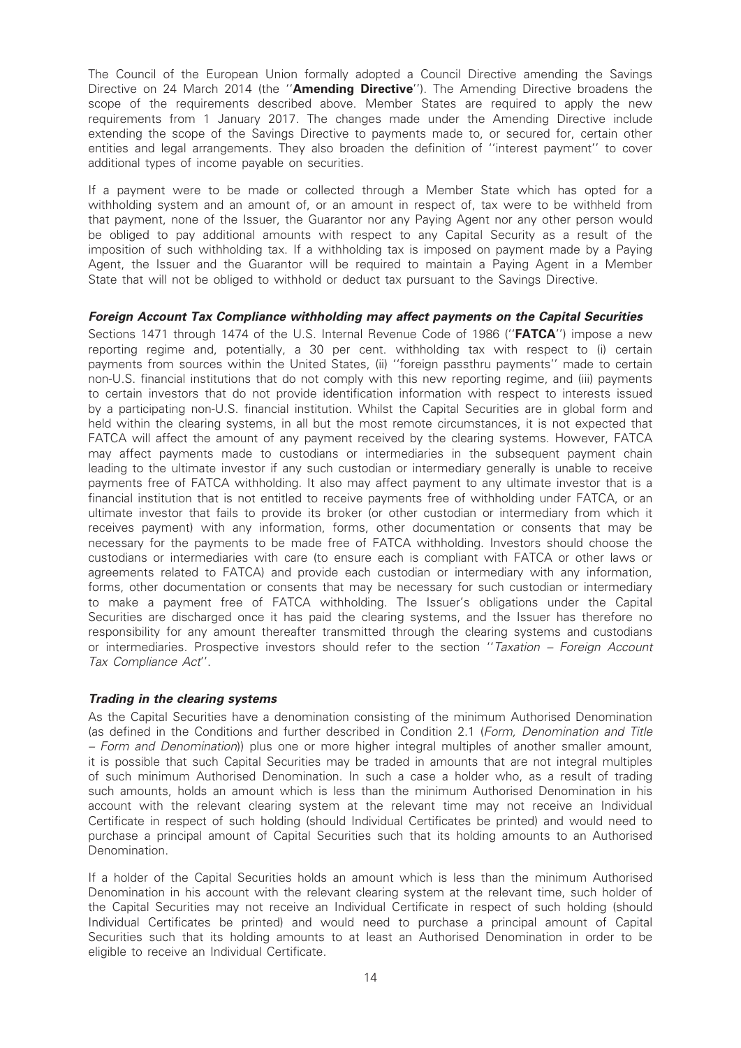The Council of the European Union formally adopted a Council Directive amending the Savings Directive on 24 March 2014 (the ''**Amending Directive**''). The Amending Directive broadens the scope of the requirements described above. Member States are required to apply the new requirements from 1 January 2017. The changes made under the Amending Directive include extending the scope of the Savings Directive to payments made to, or secured for, certain other entities and legal arrangements. They also broaden the definition of ''interest payment'' to cover additional types of income payable on securities.

If a payment were to be made or collected through a Member State which has opted for a withholding system and an amount of, or an amount in respect of, tax were to be withheld from that payment, none of the Issuer, the Guarantor nor any Paying Agent nor any other person would be obliged to pay additional amounts with respect to any Capital Security as a result of the imposition of such withholding tax. If a withholding tax is imposed on payment made by a Paying Agent, the Issuer and the Guarantor will be required to maintain a Paying Agent in a Member State that will not be obliged to withhold or deduct tax pursuant to the Savings Directive.

***Foreign Account Tax Compliance withholding may affect payments on the Capital Securities***

Sections 1471 through 1474 of the U.S. Internal Revenue Code of 1986 (''**FATCA**'') impose a new reporting regime and, potentially, a 30 per cent. withholding tax with respect to (i) certain payments from sources within the United States, (ii) ''foreign passthru payments'' made to certain non-U.S. financial institutions that do not comply with this new reporting regime, and (iii) payments to certain investors that do not provide identification information with respect to interests issued by a participating non-U.S. financial institution. Whilst the Capital Securities are in global form and held within the clearing systems, in all but the most remote circumstances, it is not expected that FATCA will affect the amount of any payment received by the clearing systems. However, FATCA may affect payments made to custodians or intermediaries in the subsequent payment chain leading to the ultimate investor if any such custodian or intermediary generally is unable to receive payments free of FATCA withholding. It also may affect payment to any ultimate investor that is a financial institution that is not entitled to receive payments free of withholding under FATCA, or an ultimate investor that fails to provide its broker (or other custodian or intermediary from which it receives payment) with any information, forms, other documentation or consents that may be necessary for the payments to be made free of FATCA withholding. Investors should choose the custodians or intermediaries with care (to ensure each is compliant with FATCA or other laws or agreements related to FATCA) and provide each custodian or intermediary with any information, forms, other documentation or consents that may be necessary for such custodian or intermediary to make a payment free of FATCA withholding. The Issuer's obligations under the Capital Securities are discharged once it has paid the clearing systems, and the Issuer has therefore no responsibility for any amount thereafter transmitted through the clearing systems and custodians or intermediaries. Prospective investors should refer to the section ''*Taxation – Foreign Account Tax Compliance Act*''.

***Trading in the clearing systems***

As the Capital Securities have a denomination consisting of the minimum Authorised Denomination (as defined in the Conditions and further described in Condition 2.1 (*Form, Denomination and Title – Form and Denomination*)) plus one or more higher integral multiples of another smaller amount, it is possible that such Capital Securities may be traded in amounts that are not integral multiples of such minimum Authorised Denomination. In such a case a holder who, as a result of trading such amounts, holds an amount which is less than the minimum Authorised Denomination in his account with the relevant clearing system at the relevant time may not receive an Individual Certificate in respect of such holding (should Individual Certificates be printed) and would need to purchase a principal amount of Capital Securities such that its holding amounts to an Authorised Denomination.

If a holder of the Capital Securities holds an amount which is less than the minimum Authorised Denomination in his account with the relevant clearing system at the relevant time, such holder of the Capital Securities may not receive an Individual Certificate in respect of such holding (should Individual Certificates be printed) and would need to purchase a principal amount of Capital Securities such that its holding amounts to at least an Authorised Denomination in order to be eligible to receive an Individual Certificate.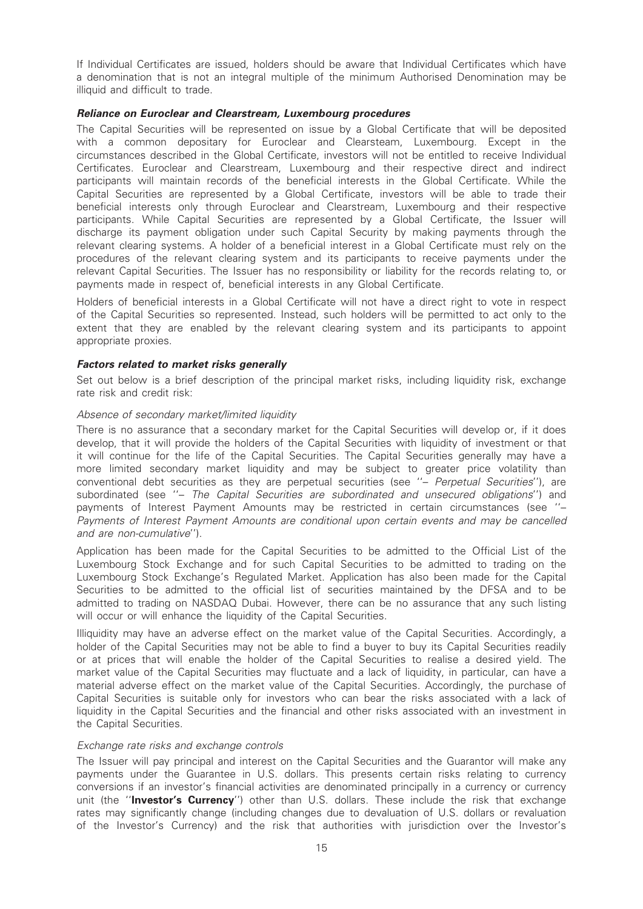If Individual Certificates are issued, holders should be aware that Individual Certificates which have a denomination that is not an integral multiple of the minimum Authorised Denomination may be illiquid and difficult to trade.

***Reliance on Euroclear and Clearstream, Luxembourg procedures***

The Capital Securities will be represented on issue by a Global Certificate that will be deposited with a common depositary for Euroclear and Clearsteam, Luxembourg. Except in the circumstances described in the Global Certificate, investors will not be entitled to receive Individual Certificates. Euroclear and Clearstream, Luxembourg and their respective direct and indirect participants will maintain records of the beneficial interests in the Global Certificate. While the Capital Securities are represented by a Global Certificate, investors will be able to trade their beneficial interests only through Euroclear and Clearstream, Luxembourg and their respective participants. While Capital Securities are represented by a Global Certificate, the Issuer will discharge its payment obligation under such Capital Security by making payments through the relevant clearing systems. A holder of a beneficial interest in a Global Certificate must rely on the procedures of the relevant clearing system and its participants to receive payments under the relevant Capital Securities. The Issuer has no responsibility or liability for the records relating to, or payments made in respect of, beneficial interests in any Global Certificate.

Holders of beneficial interests in a Global Certificate will not have a direct right to vote in respect of the Capital Securities so represented. Instead, such holders will be permitted to act only to the extent that they are enabled by the relevant clearing system and its participants to appoint appropriate proxies.

***Factors related to market risks generally***

Set out below is a brief description of the principal market risks, including liquidity risk, exchange rate risk and credit risk:

*Absence of secondary market/limited liquidity*

There is no assurance that a secondary market for the Capital Securities will develop or, if it does develop, that it will provide the holders of the Capital Securities with liquidity of investment or that it will continue for the life of the Capital Securities. The Capital Securities generally may have a more limited secondary market liquidity and may be subject to greater price volatility than conventional debt securities as they are perpetual securities (see ''– *Perpetual Securities*''), are subordinated (see ''– *The Capital Securities are subordinated and unsecured obligations*'') and payments of Interest Payment Amounts may be restricted in certain circumstances (see ''– *Payments of Interest Payment Amounts are conditional upon certain events and may be cancelled and are non-cumulative*'').

Application has been made for the Capital Securities to be admitted to the Official List of the Luxembourg Stock Exchange and for such Capital Securities to be admitted to trading on the Luxembourg Stock Exchange's Regulated Market. Application has also been made for the Capital Securities to be admitted to the official list of securities maintained by the DFSA and to be admitted to trading on NASDAQ Dubai. However, there can be no assurance that any such listing will occur or will enhance the liquidity of the Capital Securities.

Illiquidity may have an adverse effect on the market value of the Capital Securities. Accordingly, a holder of the Capital Securities may not be able to find a buyer to buy its Capital Securities readily or at prices that will enable the holder of the Capital Securities to realise a desired yield. The market value of the Capital Securities may fluctuate and a lack of liquidity, in particular, can have a material adverse effect on the market value of the Capital Securities. Accordingly, the purchase of Capital Securities is suitable only for investors who can bear the risks associated with a lack of liquidity in the Capital Securities and the financial and other risks associated with an investment in the Capital Securities.

*Exchange rate risks and exchange controls*

The Issuer will pay principal and interest on the Capital Securities and the Guarantor will make any payments under the Guarantee in U.S. dollars. This presents certain risks relating to currency conversions if an investor's financial activities are denominated principally in a currency or currency unit (the ''**Investor's Currency**'') other than U.S. dollars. These include the risk that exchange rates may significantly change (including changes due to devaluation of U.S. dollars or revaluation of the Investor's Currency) and the risk that authorities with jurisdiction over the Investor's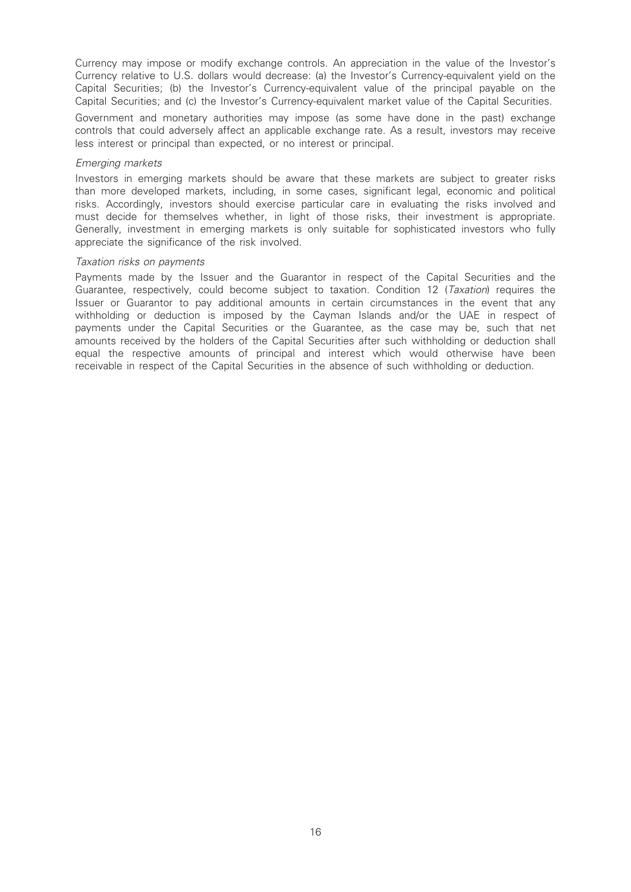Currency may impose or modify exchange controls. An appreciation in the value of the Investor's Currency relative to U.S. dollars would decrease: (a) the Investor's Currency-equivalent yield on the Capital Securities; (b) the Investor's Currency-equivalent value of the principal payable on the Capital Securities; and (c) the Investor's Currency-equivalent market value of the Capital Securities.

Government and monetary authorities may impose (as some have done in the past) exchange controls that could adversely affect an applicable exchange rate. As a result, investors may receive less interest or principal than expected, or no interest or principal.

*Emerging markets*

Investors in emerging markets should be aware that these markets are subject to greater risks than more developed markets, including, in some cases, significant legal, economic and political risks. Accordingly, investors should exercise particular care in evaluating the risks involved and must decide for themselves whether, in light of those risks, their investment is appropriate. Generally, investment in emerging markets is only suitable for sophisticated investors who fully appreciate the significance of the risk involved.

*Taxation risks on payments*

Payments made by the Issuer and the Guarantor in respect of the Capital Securities and the Guarantee, respectively, could become subject to taxation. Condition 12 (*Taxation*) requires the Issuer or Guarantor to pay additional amounts in certain circumstances in the event that any withholding or deduction is imposed by the Cayman Islands and/or the UAE in respect of payments under the Capital Securities or the Guarantee, as the case may be, such that net amounts received by the holders of the Capital Securities after such withholding or deduction shall equal the respective amounts of principal and interest which would otherwise have been receivable in respect of the Capital Securities in the absence of such withholding or deduction.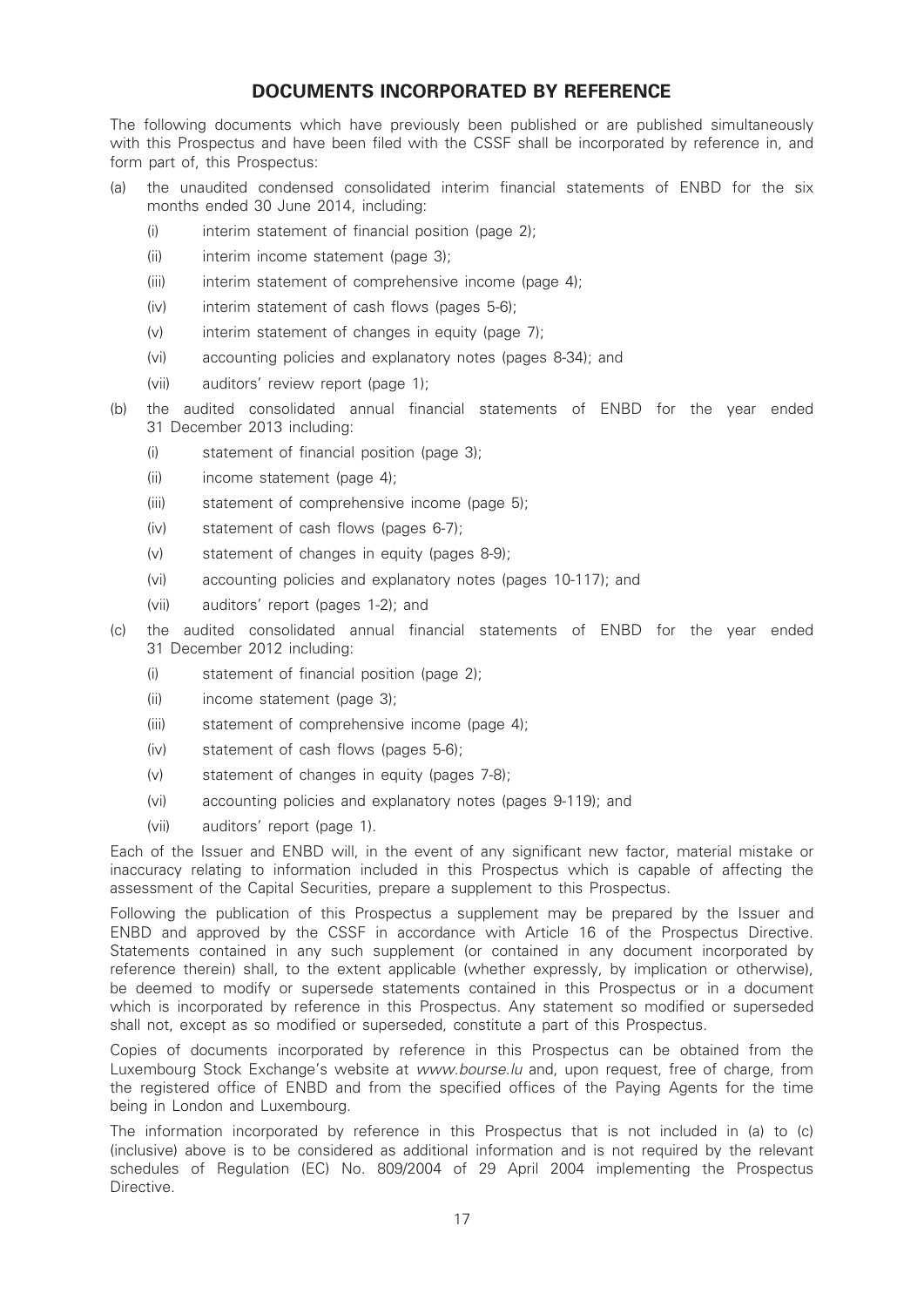## DOCUMENTS INCORPORATED BY REFERENCE

The following documents which have previously been published or are published simultaneously with this Prospectus and have been filed with the CSSF shall be incorporated by reference in, and form part of, this Prospectus:

(a) the unaudited condensed consolidated interim financial statements of ENBD for the six months ended 30 June 2014, including:

  (i) interim statement of financial position (page 2);

  (ii) interim income statement (page 3);

  (iii) interim statement of comprehensive income (page 4);

  (iv) interim statement of cash flows (pages 5-6);

  (v) interim statement of changes in equity (page 7);

  (vi) accounting policies and explanatory notes (pages 8-34); and

  (vii) auditors' review report (page 1);

(b) the audited consolidated annual financial statements of ENBD for the year ended 31 December 2013 including:

  (i) statement of financial position (page 3);

  (ii) income statement (page 4);

  (iii) statement of comprehensive income (page 5);

  (iv) statement of cash flows (pages 6-7);

  (v) statement of changes in equity (pages 8-9);

  (vi) accounting policies and explanatory notes (pages 10-117); and

  (vii) auditors' report (pages 1-2); and

(c) the audited consolidated annual financial statements of ENBD for the year ended 31 December 2012 including:

  (i) statement of financial position (page 2);

  (ii) income statement (page 3);

  (iii) statement of comprehensive income (page 4);

  (iv) statement of cash flows (pages 5-6);

  (v) statement of changes in equity (pages 7-8);

  (vi) accounting policies and explanatory notes (pages 9-119); and

  (vii) auditors' report (page 1).

Each of the Issuer and ENBD will, in the event of any significant new factor, material mistake or inaccuracy relating to information included in this Prospectus which is capable of affecting the assessment of the Capital Securities, prepare a supplement to this Prospectus.

Following the publication of this Prospectus a supplement may be prepared by the Issuer and ENBD and approved by the CSSF in accordance with Article 16 of the Prospectus Directive. Statements contained in any such supplement (or contained in any document incorporated by reference therein) shall, to the extent applicable (whether expressly, by implication or otherwise), be deemed to modify or supersede statements contained in this Prospectus or in a document which is incorporated by reference in this Prospectus. Any statement so modified or superseded shall not, except as so modified or superseded, constitute a part of this Prospectus.

Copies of documents incorporated by reference in this Prospectus can be obtained from the Luxembourg Stock Exchange's website at *www.bourse.lu* and, upon request, free of charge, from the registered office of ENBD and from the specified offices of the Paying Agents for the time being in London and Luxembourg.

The information incorporated by reference in this Prospectus that is not included in (a) to (c) (inclusive) above is to be considered as additional information and is not required by the relevant schedules of Regulation (EC) No. 809/2004 of 29 April 2004 implementing the Prospectus Directive.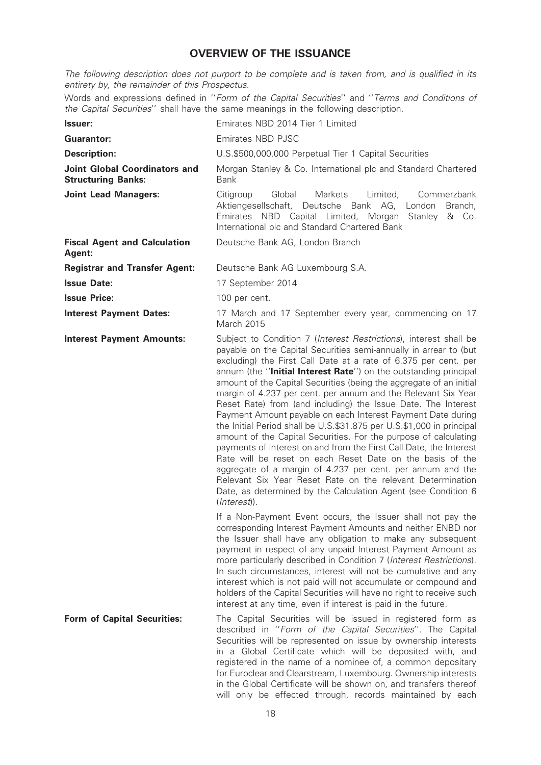# OVERVIEW OF THE ISSUANCE

*The following description does not purport to be complete and is taken from, and is qualified in its entirety by, the remainder of this Prospectus.*

Words and expressions defined in ''*Form of the Capital Securities*'' and ''*Terms and Conditions of the Capital Securities*'' shall have the same meanings in the following description.

| | |
|---|---|
| **Issuer:** | Emirates NBD 2014 Tier 1 Limited |
| **Guarantor:** | Emirates NBD PJSC |
| **Description:** | U.S.$500,000,000 Perpetual Tier 1 Capital Securities |
| **Joint Global Coordinators and Structuring Banks:** | Morgan Stanley & Co. International plc and Standard Chartered Bank |
| **Joint Lead Managers:** | Citigroup Global Markets Limited, Commerzbank Aktiengesellschaft, Deutsche Bank AG, London Branch, Emirates NBD Capital Limited, Morgan Stanley & Co. International plc and Standard Chartered Bank |
| **Fiscal Agent and Calculation Agent:** | Deutsche Bank AG, London Branch |
| **Registrar and Transfer Agent:** | Deutsche Bank AG Luxembourg S.A. |
| **Issue Date:** | 17 September 2014 |
| **Issue Price:** | 100 per cent. |
| **Interest Payment Dates:** | 17 March and 17 September every year, commencing on 17 March 2015 |
| **Interest Payment Amounts:** | Subject to Condition 7 (*Interest Restrictions*), interest shall be payable on the Capital Securities semi-annually in arrear to (but excluding) the First Call Date at a rate of 6.375 per cent. per annum (the ''**Initial Interest Rate**'') on the outstanding principal amount of the Capital Securities (being the aggregate of an initial margin of 4.237 per cent. per annum and the Relevant Six Year Reset Rate) from (and including) the Issue Date. The Interest Payment Amount payable on each Interest Payment Date during the Initial Period shall be U.S.$31.875 per U.S.$1,000 in principal amount of the Capital Securities. For the purpose of calculating payments of interest on and from the First Call Date, the Interest Rate will be reset on each Reset Date on the basis of the aggregate of a margin of 4.237 per cent. per annum and the Relevant Six Year Reset Rate on the relevant Determination Date, as determined by the Calculation Agent (see Condition 6 (*Interest*)).<br><br>If a Non-Payment Event occurs, the Issuer shall not pay the corresponding Interest Payment Amounts and neither ENBD nor the Issuer shall have any obligation to make any subsequent payment in respect of any unpaid Interest Payment Amount as more particularly described in Condition 7 (*Interest Restrictions*). In such circumstances, interest will not be cumulative and any interest which is not paid will not accumulate or compound and holders of the Capital Securities will have no right to receive such interest at any time, even if interest is paid in the future. |
| **Form of Capital Securities:** | The Capital Securities will be issued in registered form as described in ''*Form of the Capital Securities*''. The Capital Securities will be represented on issue by ownership interests in a Global Certificate which will be deposited with, and registered in the name of a nominee of, a common depositary for Euroclear and Clearstream, Luxembourg. Ownership interests in the Global Certificate will be shown on, and transfers thereof will only be effected through, records maintained by each |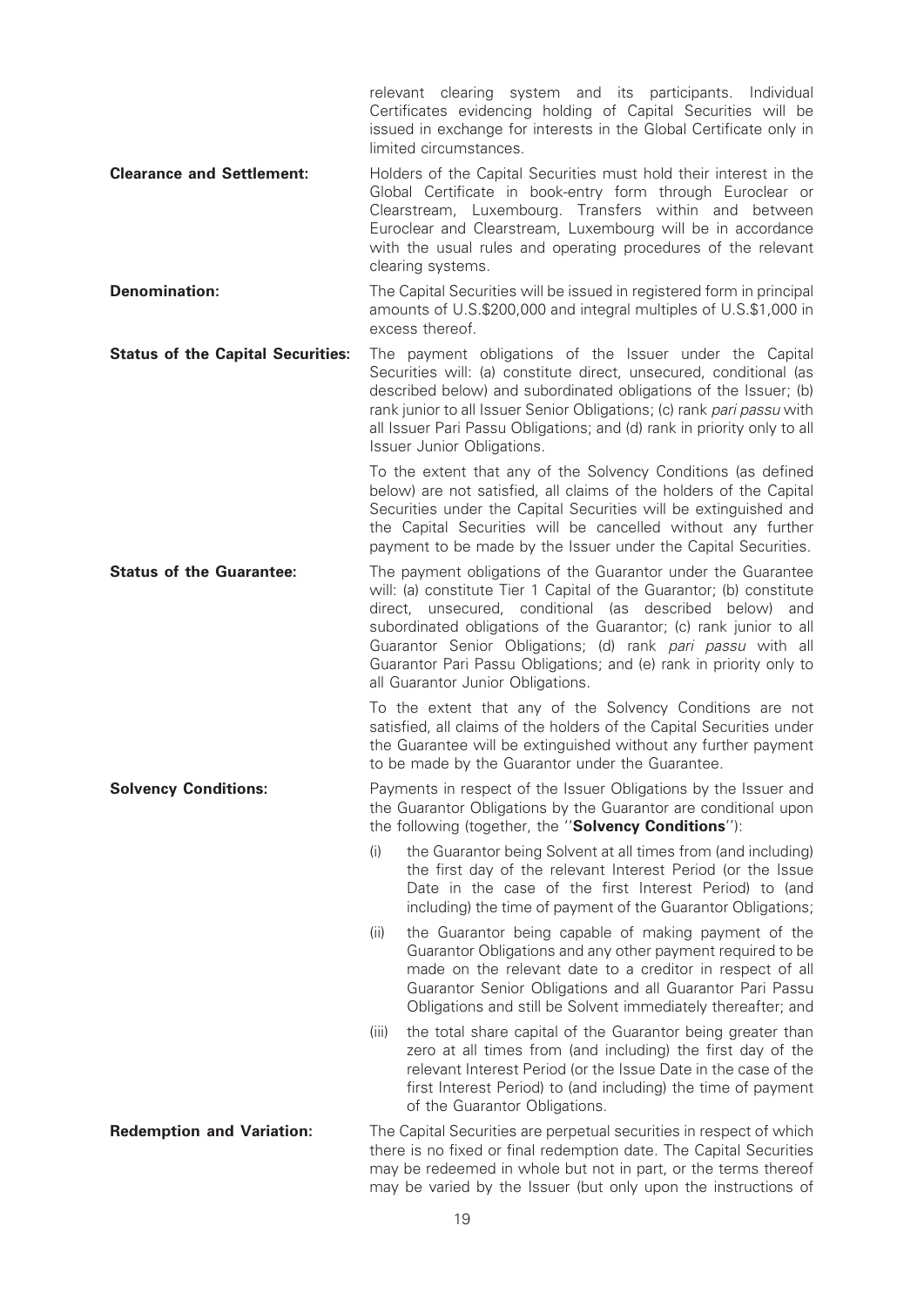relevant clearing system and its participants. Individual Certificates evidencing holding of Capital Securities will be issued in exchange for interests in the Global Certificate only in limited circumstances.

**Clearance and Settlement:** Holders of the Capital Securities must hold their interest in the Global Certificate in book-entry form through Euroclear or Clearstream, Luxembourg. Transfers within and between Euroclear and Clearstream, Luxembourg will be in accordance with the usual rules and operating procedures of the relevant clearing systems.

**Denomination:** The Capital Securities will be issued in registered form in principal amounts of U.S.$200,000 and integral multiples of U.S.$1,000 in excess thereof.

**Status of the Capital Securities:** The payment obligations of the Issuer under the Capital Securities will: (a) constitute direct, unsecured, conditional (as described below) and subordinated obligations of the Issuer; (b) rank junior to all Issuer Senior Obligations; (c) rank *pari passu* with all Issuer Pari Passu Obligations; and (d) rank in priority only to all Issuer Junior Obligations.

To the extent that any of the Solvency Conditions (as defined below) are not satisfied, all claims of the holders of the Capital Securities under the Capital Securities will be extinguished and the Capital Securities will be cancelled without any further payment to be made by the Issuer under the Capital Securities.

**Status of the Guarantee:** The payment obligations of the Guarantor under the Guarantee will: (a) constitute Tier 1 Capital of the Guarantor; (b) constitute direct, unsecured, conditional (as described below) and subordinated obligations of the Guarantor; (c) rank junior to all Guarantor Senior Obligations; (d) rank *pari passu* with all Guarantor Pari Passu Obligations; and (e) rank in priority only to all Guarantor Junior Obligations.

To the extent that any of the Solvency Conditions are not satisfied, all claims of the holders of the Capital Securities under the Guarantee will be extinguished without any further payment to be made by the Guarantor under the Guarantee.

**Solvency Conditions:** Payments in respect of the Issuer Obligations by the Issuer and the Guarantor Obligations by the Guarantor are conditional upon the following (together, the ''**Solvency Conditions**''):

(i) the Guarantor being Solvent at all times from (and including) the first day of the relevant Interest Period (or the Issue Date in the case of the first Interest Period) to (and including) the time of payment of the Guarantor Obligations;

(ii) the Guarantor being capable of making payment of the Guarantor Obligations and any other payment required to be made on the relevant date to a creditor in respect of all Guarantor Senior Obligations and all Guarantor Pari Passu Obligations and still be Solvent immediately thereafter; and

(iii) the total share capital of the Guarantor being greater than zero at all times from (and including) the first day of the relevant Interest Period (or the Issue Date in the case of the first Interest Period) to (and including) the time of payment of the Guarantor Obligations.

**Redemption and Variation:** The Capital Securities are perpetual securities in respect of which there is no fixed or final redemption date. The Capital Securities may be redeemed in whole but not in part, or the terms thereof may be varied by the Issuer (but only upon the instructions of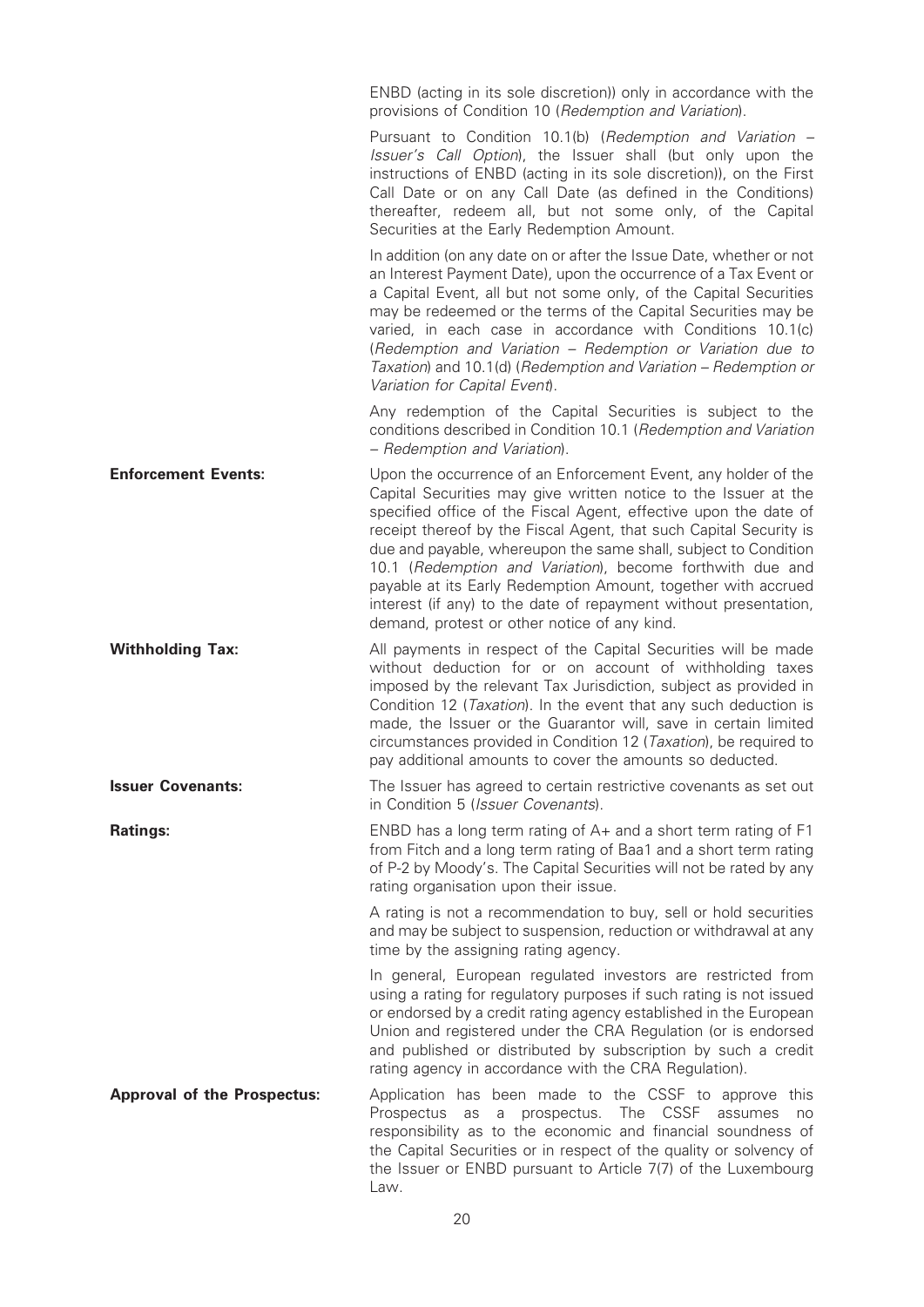ENBD (acting in its sole discretion)) only in accordance with the provisions of Condition 10 (*Redemption and Variation*).

Pursuant to Condition 10.1(b) (*Redemption and Variation – Issuer's Call Option*), the Issuer shall (but only upon the instructions of ENBD (acting in its sole discretion)), on the First Call Date or on any Call Date (as defined in the Conditions) thereafter, redeem all, but not some only, of the Capital Securities at the Early Redemption Amount.

In addition (on any date on or after the Issue Date, whether or not an Interest Payment Date), upon the occurrence of a Tax Event or a Capital Event, all but not some only, of the Capital Securities may be redeemed or the terms of the Capital Securities may be varied, in each case in accordance with Conditions 10.1(c) (*Redemption and Variation – Redemption or Variation due to Taxation*) and 10.1(d) (*Redemption and Variation – Redemption or Variation for Capital Event*).

Any redemption of the Capital Securities is subject to the conditions described in Condition 10.1 (*Redemption and Variation – Redemption and Variation*).

**Enforcement Events:** Upon the occurrence of an Enforcement Event, any holder of the Capital Securities may give written notice to the Issuer at the specified office of the Fiscal Agent, effective upon the date of receipt thereof by the Fiscal Agent, that such Capital Security is due and payable, whereupon the same shall, subject to Condition 10.1 (*Redemption and Variation*), become forthwith due and payable at its Early Redemption Amount, together with accrued interest (if any) to the date of repayment without presentation, demand, protest or other notice of any kind.

**Withholding Tax:** All payments in respect of the Capital Securities will be made without deduction for or on account of withholding taxes imposed by the relevant Tax Jurisdiction, subject as provided in Condition 12 (*Taxation*). In the event that any such deduction is made, the Issuer or the Guarantor will, save in certain limited circumstances provided in Condition 12 (*Taxation*), be required to pay additional amounts to cover the amounts so deducted.

**Issuer Covenants:** The Issuer has agreed to certain restrictive covenants as set out in Condition 5 (*Issuer Covenants*).

**Ratings:** ENBD has a long term rating of A+ and a short term rating of F1 from Fitch and a long term rating of Baa1 and a short term rating of P-2 by Moody's. The Capital Securities will not be rated by any rating organisation upon their issue.

A rating is not a recommendation to buy, sell or hold securities and may be subject to suspension, reduction or withdrawal at any time by the assigning rating agency.

In general, European regulated investors are restricted from using a rating for regulatory purposes if such rating is not issued or endorsed by a credit rating agency established in the European Union and registered under the CRA Regulation (or is endorsed and published or distributed by subscription by such a credit rating agency in accordance with the CRA Regulation).

**Approval of the Prospectus:** Application has been made to the CSSF to approve this Prospectus as a prospectus. The CSSF assumes no responsibility as to the economic and financial soundness of the Capital Securities or in respect of the quality or solvency of the Issuer or ENBD pursuant to Article 7(7) of the Luxembourg Law.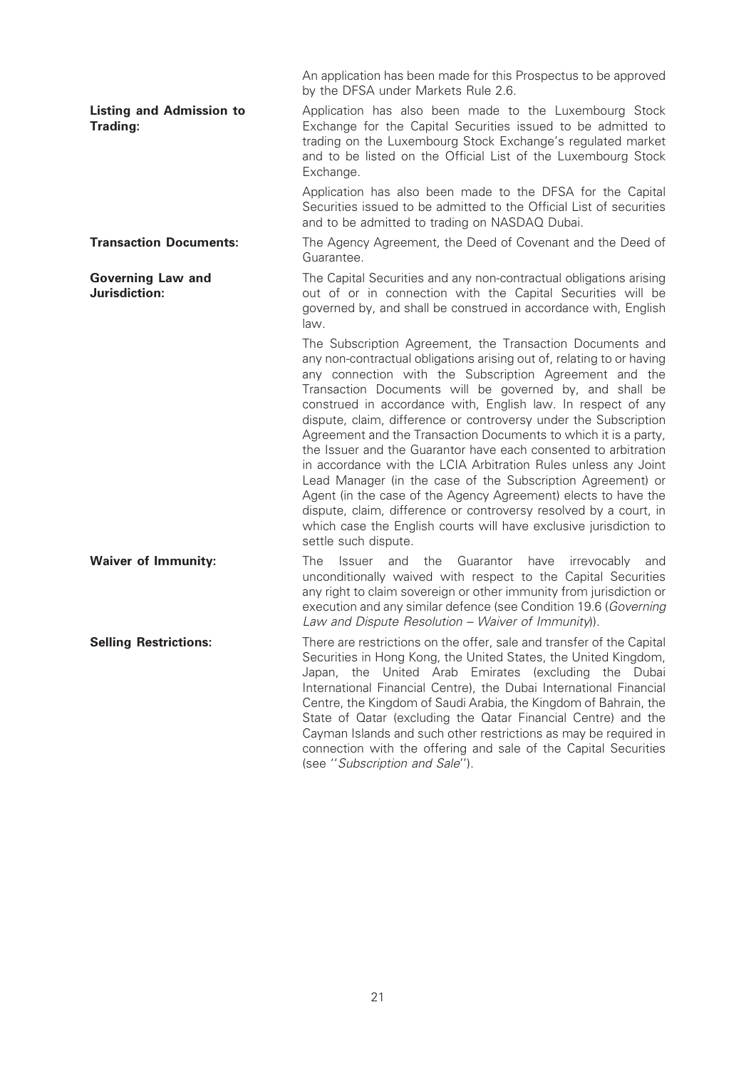An application has been made for this Prospectus to be approved by the DFSA under Markets Rule 2.6.

**Listing and Admission to Trading:**

Application has also been made to the Luxembourg Stock Exchange for the Capital Securities issued to be admitted to trading on the Luxembourg Stock Exchange's regulated market and to be listed on the Official List of the Luxembourg Stock Exchange.

Application has also been made to the DFSA for the Capital Securities issued to be admitted to the Official List of securities and to be admitted to trading on NASDAQ Dubai.

**Transaction Documents:**

The Agency Agreement, the Deed of Covenant and the Deed of Guarantee.

**Governing Law and Jurisdiction:**

The Capital Securities and any non-contractual obligations arising out of or in connection with the Capital Securities will be governed by, and shall be construed in accordance with, English law.

The Subscription Agreement, the Transaction Documents and any non-contractual obligations arising out of, relating to or having any connection with the Subscription Agreement and the Transaction Documents will be governed by, and shall be construed in accordance with, English law. In respect of any dispute, claim, difference or controversy under the Subscription Agreement and the Transaction Documents to which it is a party, the Issuer and the Guarantor have each consented to arbitration in accordance with the LCIA Arbitration Rules unless any Joint Lead Manager (in the case of the Subscription Agreement) or Agent (in the case of the Agency Agreement) elects to have the dispute, claim, difference or controversy resolved by a court, in which case the English courts will have exclusive jurisdiction to settle such dispute.

**Waiver of Immunity:**

The Issuer and the Guarantor have irrevocably and unconditionally waived with respect to the Capital Securities any right to claim sovereign or other immunity from jurisdiction or execution and any similar defence (see Condition 19.6 (*Governing Law and Dispute Resolution – Waiver of Immunity*)).

**Selling Restrictions:**

There are restrictions on the offer, sale and transfer of the Capital Securities in Hong Kong, the United States, the United Kingdom, Japan, the United Arab Emirates (excluding the Dubai International Financial Centre), the Dubai International Financial Centre, the Kingdom of Saudi Arabia, the Kingdom of Bahrain, the State of Qatar (excluding the Qatar Financial Centre) and the Cayman Islands and such other restrictions as may be required in connection with the offering and sale of the Capital Securities (see ''*Subscription and Sale*'').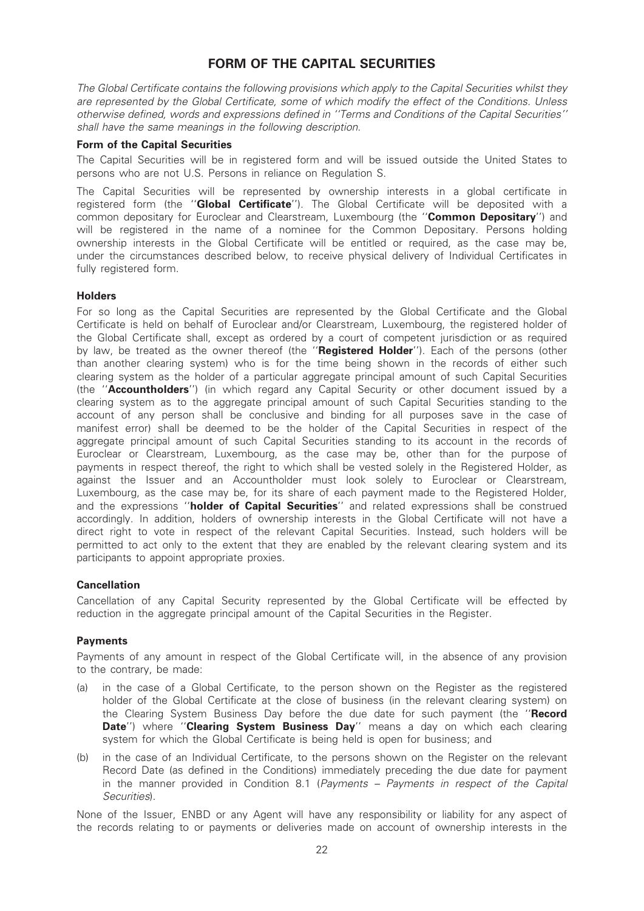# FORM OF THE CAPITAL SECURITIES

*The Global Certificate contains the following provisions which apply to the Capital Securities whilst they are represented by the Global Certificate, some of which modify the effect of the Conditions. Unless otherwise defined, words and expressions defined in ''Terms and Conditions of the Capital Securities'' shall have the same meanings in the following description.*

### Form of the Capital Securities

The Capital Securities will be in registered form and will be issued outside the United States to persons who are not U.S. Persons in reliance on Regulation S.

The Capital Securities will be represented by ownership interests in a global certificate in registered form (the ''**Global Certificate**''). The Global Certificate will be deposited with a common depositary for Euroclear and Clearstream, Luxembourg (the ''**Common Depositary**'') and will be registered in the name of a nominee for the Common Depositary. Persons holding ownership interests in the Global Certificate will be entitled or required, as the case may be, under the circumstances described below, to receive physical delivery of Individual Certificates in fully registered form.

### Holders

For so long as the Capital Securities are represented by the Global Certificate and the Global Certificate is held on behalf of Euroclear and/or Clearstream, Luxembourg, the registered holder of the Global Certificate shall, except as ordered by a court of competent jurisdiction or as required by law, be treated as the owner thereof (the ''**Registered Holder**''). Each of the persons (other than another clearing system) who is for the time being shown in the records of either such clearing system as the holder of a particular aggregate principal amount of such Capital Securities (the ''**Accountholders**'') (in which regard any Capital Security or other document issued by a clearing system as to the aggregate principal amount of such Capital Securities standing to the account of any person shall be conclusive and binding for all purposes save in the case of manifest error) shall be deemed to be the holder of the Capital Securities in respect of the aggregate principal amount of such Capital Securities standing to its account in the records of Euroclear or Clearstream, Luxembourg, as the case may be, other than for the purpose of payments in respect thereof, the right to which shall be vested solely in the Registered Holder, as against the Issuer and an Accountholder must look solely to Euroclear or Clearstream, Luxembourg, as the case may be, for its share of each payment made to the Registered Holder, and the expressions ''**holder of Capital Securities**'' and related expressions shall be construed accordingly. In addition, holders of ownership interests in the Global Certificate will not have a direct right to vote in respect of the relevant Capital Securities. Instead, such holders will be permitted to act only to the extent that they are enabled by the relevant clearing system and its participants to appoint appropriate proxies.

### Cancellation

Cancellation of any Capital Security represented by the Global Certificate will be effected by reduction in the aggregate principal amount of the Capital Securities in the Register.

### Payments

Payments of any amount in respect of the Global Certificate will, in the absence of any provision to the contrary, be made:

(a) in the case of a Global Certificate, to the person shown on the Register as the registered holder of the Global Certificate at the close of business (in the relevant clearing system) on the Clearing System Business Day before the due date for such payment (the ''**Record Date**'') where ''**Clearing System Business Day**'' means a day on which each clearing system for which the Global Certificate is being held is open for business; and

(b) in the case of an Individual Certificate, to the persons shown on the Register on the relevant Record Date (as defined in the Conditions) immediately preceding the due date for payment in the manner provided in Condition 8.1 (*Payments – Payments in respect of the Capital Securities*).

None of the Issuer, ENBD or any Agent will have any responsibility or liability for any aspect of the records relating to or payments or deliveries made on account of ownership interests in the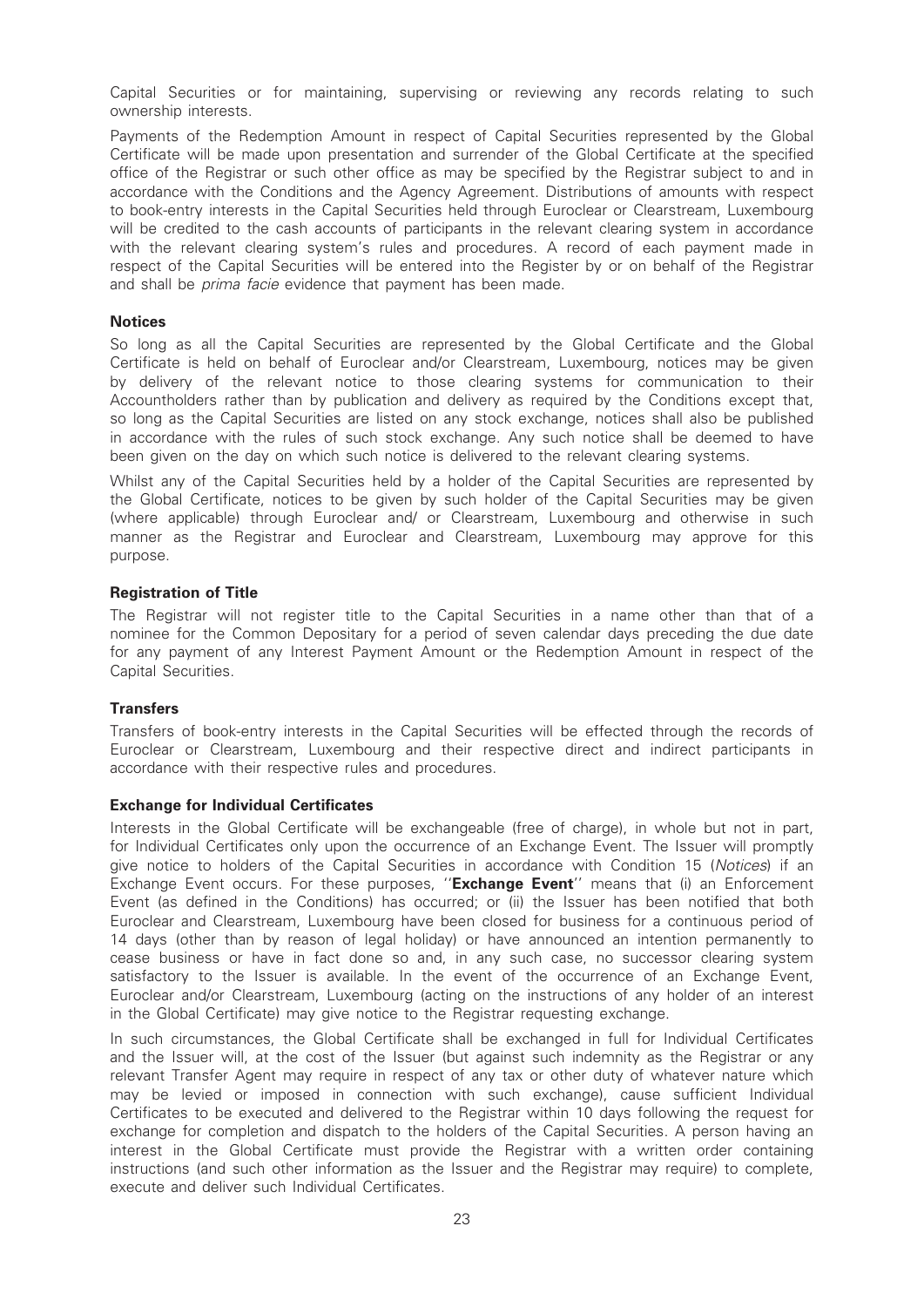Capital Securities or for maintaining, supervising or reviewing any records relating to such ownership interests.

Payments of the Redemption Amount in respect of Capital Securities represented by the Global Certificate will be made upon presentation and surrender of the Global Certificate at the specified office of the Registrar or such other office as may be specified by the Registrar subject to and in accordance with the Conditions and the Agency Agreement. Distributions of amounts with respect to book-entry interests in the Capital Securities held through Euroclear or Clearstream, Luxembourg will be credited to the cash accounts of participants in the relevant clearing system in accordance with the relevant clearing system's rules and procedures. A record of each payment made in respect of the Capital Securities will be entered into the Register by or on behalf of the Registrar and shall be *prima facie* evidence that payment has been made.

**Notices**

So long as all the Capital Securities are represented by the Global Certificate and the Global Certificate is held on behalf of Euroclear and/or Clearstream, Luxembourg, notices may be given by delivery of the relevant notice to those clearing systems for communication to their Accountholders rather than by publication and delivery as required by the Conditions except that, so long as the Capital Securities are listed on any stock exchange, notices shall also be published in accordance with the rules of such stock exchange. Any such notice shall be deemed to have been given on the day on which such notice is delivered to the relevant clearing systems.

Whilst any of the Capital Securities held by a holder of the Capital Securities are represented by the Global Certificate, notices to be given by such holder of the Capital Securities may be given (where applicable) through Euroclear and/ or Clearstream, Luxembourg and otherwise in such manner as the Registrar and Euroclear and Clearstream, Luxembourg may approve for this purpose.

**Registration of Title**

The Registrar will not register title to the Capital Securities in a name other than that of a nominee for the Common Depositary for a period of seven calendar days preceding the due date for any payment of any Interest Payment Amount or the Redemption Amount in respect of the Capital Securities.

**Transfers**

Transfers of book-entry interests in the Capital Securities will be effected through the records of Euroclear or Clearstream, Luxembourg and their respective direct and indirect participants in accordance with their respective rules and procedures.

**Exchange for Individual Certificates**

Interests in the Global Certificate will be exchangeable (free of charge), in whole but not in part, for Individual Certificates only upon the occurrence of an Exchange Event. The Issuer will promptly give notice to holders of the Capital Securities in accordance with Condition 15 (*Notices*) if an Exchange Event occurs. For these purposes, ''**Exchange Event**'' means that (i) an Enforcement Event (as defined in the Conditions) has occurred; or (ii) the Issuer has been notified that both Euroclear and Clearstream, Luxembourg have been closed for business for a continuous period of 14 days (other than by reason of legal holiday) or have announced an intention permanently to cease business or have in fact done so and, in any such case, no successor clearing system satisfactory to the Issuer is available. In the event of the occurrence of an Exchange Event, Euroclear and/or Clearstream, Luxembourg (acting on the instructions of any holder of an interest in the Global Certificate) may give notice to the Registrar requesting exchange.

In such circumstances, the Global Certificate shall be exchanged in full for Individual Certificates and the Issuer will, at the cost of the Issuer (but against such indemnity as the Registrar or any relevant Transfer Agent may require in respect of any tax or other duty of whatever nature which may be levied or imposed in connection with such exchange), cause sufficient Individual Certificates to be executed and delivered to the Registrar within 10 days following the request for exchange for completion and dispatch to the holders of the Capital Securities. A person having an interest in the Global Certificate must provide the Registrar with a written order containing instructions (and such other information as the Issuer and the Registrar may require) to complete, execute and deliver such Individual Certificates.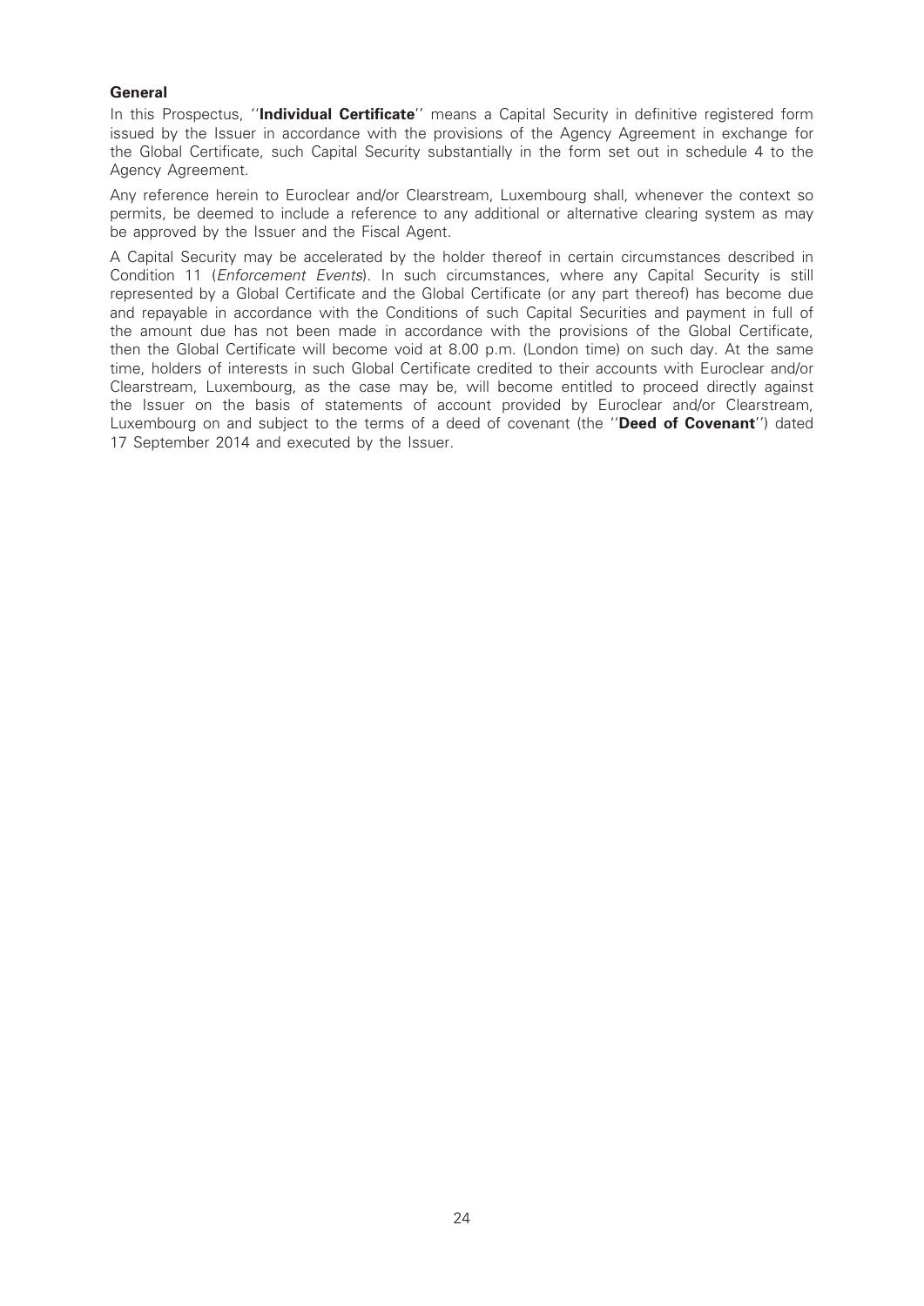**General**

In this Prospectus, ''**Individual Certificate**'' means a Capital Security in definitive registered form issued by the Issuer in accordance with the provisions of the Agency Agreement in exchange for the Global Certificate, such Capital Security substantially in the form set out in schedule 4 to the Agency Agreement.

Any reference herein to Euroclear and/or Clearstream, Luxembourg shall, whenever the context so permits, be deemed to include a reference to any additional or alternative clearing system as may be approved by the Issuer and the Fiscal Agent.

A Capital Security may be accelerated by the holder thereof in certain circumstances described in Condition 11 (*Enforcement Events*). In such circumstances, where any Capital Security is still represented by a Global Certificate and the Global Certificate (or any part thereof) has become due and repayable in accordance with the Conditions of such Capital Securities and payment in full of the amount due has not been made in accordance with the provisions of the Global Certificate, then the Global Certificate will become void at 8.00 p.m. (London time) on such day. At the same time, holders of interests in such Global Certificate credited to their accounts with Euroclear and/or Clearstream, Luxembourg, as the case may be, will become entitled to proceed directly against the Issuer on the basis of statements of account provided by Euroclear and/or Clearstream, Luxembourg on and subject to the terms of a deed of covenant (the ''**Deed of Covenant**'') dated 17 September 2014 and executed by the Issuer.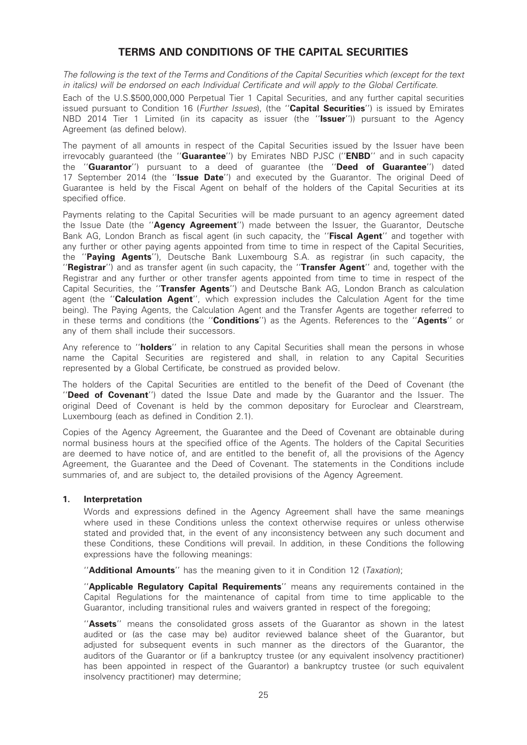# TERMS AND CONDITIONS OF THE CAPITAL SECURITIES

*The following is the text of the Terms and Conditions of the Capital Securities which (except for the text in italics) will be endorsed on each Individual Certificate and will apply to the Global Certificate.*

Each of the U.S.$500,000,000 Perpetual Tier 1 Capital Securities, and any further capital securities issued pursuant to Condition 16 (*Further Issues*), (the ''**Capital Securities**'') is issued by Emirates NBD 2014 Tier 1 Limited (in its capacity as issuer (the ''**Issuer**'')) pursuant to the Agency Agreement (as defined below).

The payment of all amounts in respect of the Capital Securities issued by the Issuer have been irrevocably guaranteed (the ''**Guarantee**'') by Emirates NBD PJSC (''**ENBD**'' and in such capacity the ''**Guarantor**'') pursuant to a deed of guarantee (the ''**Deed of Guarantee**'') dated 17 September 2014 (the ''**Issue Date**'') and executed by the Guarantor. The original Deed of Guarantee is held by the Fiscal Agent on behalf of the holders of the Capital Securities at its specified office.

Payments relating to the Capital Securities will be made pursuant to an agency agreement dated the Issue Date (the ''**Agency Agreement**'') made between the Issuer, the Guarantor, Deutsche Bank AG, London Branch as fiscal agent (in such capacity, the ''**Fiscal Agent**'' and together with any further or other paying agents appointed from time to time in respect of the Capital Securities, the ''**Paying Agents**''), Deutsche Bank Luxembourg S.A. as registrar (in such capacity, the ''**Registrar**'') and as transfer agent (in such capacity, the ''**Transfer Agent**'' and, together with the Registrar and any further or other transfer agents appointed from time to time in respect of the Capital Securities, the ''**Transfer Agents**'') and Deutsche Bank AG, London Branch as calculation agent (the ''**Calculation Agent**'', which expression includes the Calculation Agent for the time being). The Paying Agents, the Calculation Agent and the Transfer Agents are together referred to in these terms and conditions (the ''**Conditions**'') as the Agents. References to the ''**Agents**'' or any of them shall include their successors.

Any reference to ''**holders**'' in relation to any Capital Securities shall mean the persons in whose name the Capital Securities are registered and shall, in relation to any Capital Securities represented by a Global Certificate, be construed as provided below.

The holders of the Capital Securities are entitled to the benefit of the Deed of Covenant (the ''**Deed of Covenant**'') dated the Issue Date and made by the Guarantor and the Issuer. The original Deed of Covenant is held by the common depositary for Euroclear and Clearstream, Luxembourg (each as defined in Condition 2.1).

Copies of the Agency Agreement, the Guarantee and the Deed of Covenant are obtainable during normal business hours at the specified office of the Agents. The holders of the Capital Securities are deemed to have notice of, and are entitled to the benefit of, all the provisions of the Agency Agreement, the Guarantee and the Deed of Covenant. The statements in the Conditions include summaries of, and are subject to, the detailed provisions of the Agency Agreement.

## 1. Interpretation

Words and expressions defined in the Agency Agreement shall have the same meanings where used in these Conditions unless the context otherwise requires or unless otherwise stated and provided that, in the event of any inconsistency between any such document and these Conditions, these Conditions will prevail. In addition, in these Conditions the following expressions have the following meanings:

''**Additional Amounts**'' has the meaning given to it in Condition 12 (*Taxation*);

''**Applicable Regulatory Capital Requirements**'' means any requirements contained in the Capital Regulations for the maintenance of capital from time to time applicable to the Guarantor, including transitional rules and waivers granted in respect of the foregoing;

''**Assets**'' means the consolidated gross assets of the Guarantor as shown in the latest audited or (as the case may be) auditor reviewed balance sheet of the Guarantor, but adjusted for subsequent events in such manner as the directors of the Guarantor, the auditors of the Guarantor or (if a bankruptcy trustee (or any equivalent insolvency practitioner) has been appointed in respect of the Guarantor) a bankruptcy trustee (or such equivalent insolvency practitioner) may determine;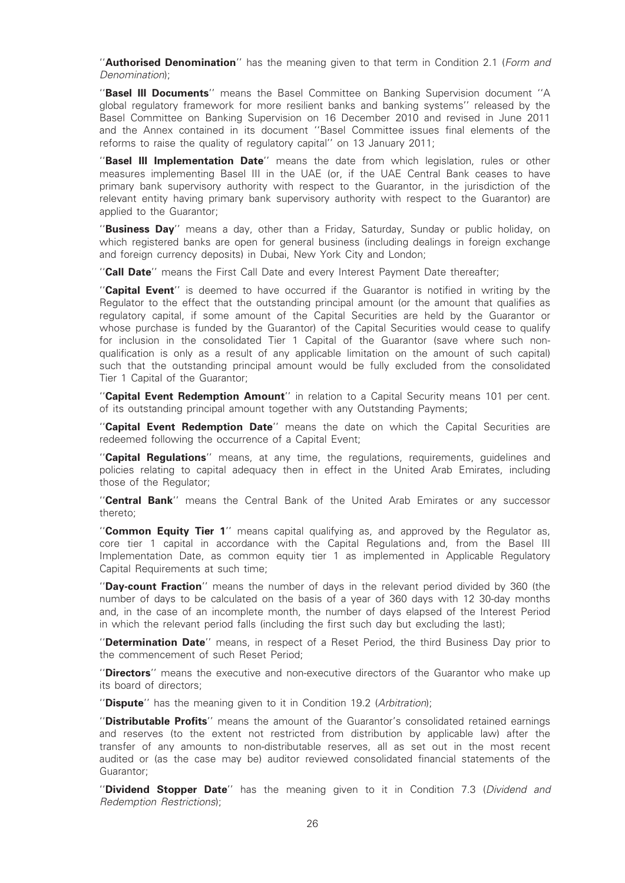"**Authorised Denomination**" has the meaning given to that term in Condition 2.1 (*Form and Denomination*);

"**Basel III Documents**" means the Basel Committee on Banking Supervision document "A global regulatory framework for more resilient banks and banking systems" released by the Basel Committee on Banking Supervision on 16 December 2010 and revised in June 2011 and the Annex contained in its document "Basel Committee issues final elements of the reforms to raise the quality of regulatory capital" on 13 January 2011;

"**Basel III Implementation Date**" means the date from which legislation, rules or other measures implementing Basel III in the UAE (or, if the UAE Central Bank ceases to have primary bank supervisory authority with respect to the Guarantor, in the jurisdiction of the relevant entity having primary bank supervisory authority with respect to the Guarantor) are applied to the Guarantor;

"**Business Day**" means a day, other than a Friday, Saturday, Sunday or public holiday, on which registered banks are open for general business (including dealings in foreign exchange and foreign currency deposits) in Dubai, New York City and London;

"**Call Date**" means the First Call Date and every Interest Payment Date thereafter;

"**Capital Event**" is deemed to have occurred if the Guarantor is notified in writing by the Regulator to the effect that the outstanding principal amount (or the amount that qualifies as regulatory capital, if some amount of the Capital Securities are held by the Guarantor or whose purchase is funded by the Guarantor) of the Capital Securities would cease to qualify for inclusion in the consolidated Tier 1 Capital of the Guarantor (save where such non-qualification is only as a result of any applicable limitation on the amount of such capital) such that the outstanding principal amount would be fully excluded from the consolidated Tier 1 Capital of the Guarantor;

"**Capital Event Redemption Amount**" in relation to a Capital Security means 101 per cent. of its outstanding principal amount together with any Outstanding Payments;

"**Capital Event Redemption Date**" means the date on which the Capital Securities are redeemed following the occurrence of a Capital Event;

"**Capital Regulations**" means, at any time, the regulations, requirements, guidelines and policies relating to capital adequacy then in effect in the United Arab Emirates, including those of the Regulator;

"**Central Bank**" means the Central Bank of the United Arab Emirates or any successor thereto;

"**Common Equity Tier 1**" means capital qualifying as, and approved by the Regulator as, core tier 1 capital in accordance with the Capital Regulations and, from the Basel III Implementation Date, as common equity tier 1 as implemented in Applicable Regulatory Capital Requirements at such time;

"**Day-count Fraction**" means the number of days in the relevant period divided by 360 (the number of days to be calculated on the basis of a year of 360 days with 12 30-day months and, in the case of an incomplete month, the number of days elapsed of the Interest Period in which the relevant period falls (including the first such day but excluding the last);

"**Determination Date**" means, in respect of a Reset Period, the third Business Day prior to the commencement of such Reset Period;

"**Directors**" means the executive and non-executive directors of the Guarantor who make up its board of directors;

"**Dispute**" has the meaning given to it in Condition 19.2 (*Arbitration*);

"**Distributable Profits**" means the amount of the Guarantor's consolidated retained earnings and reserves (to the extent not restricted from distribution by applicable law) after the transfer of any amounts to non-distributable reserves, all as set out in the most recent audited or (as the case may be) auditor reviewed consolidated financial statements of the Guarantor;

"**Dividend Stopper Date**" has the meaning given to it in Condition 7.3 (*Dividend and Redemption Restrictions*);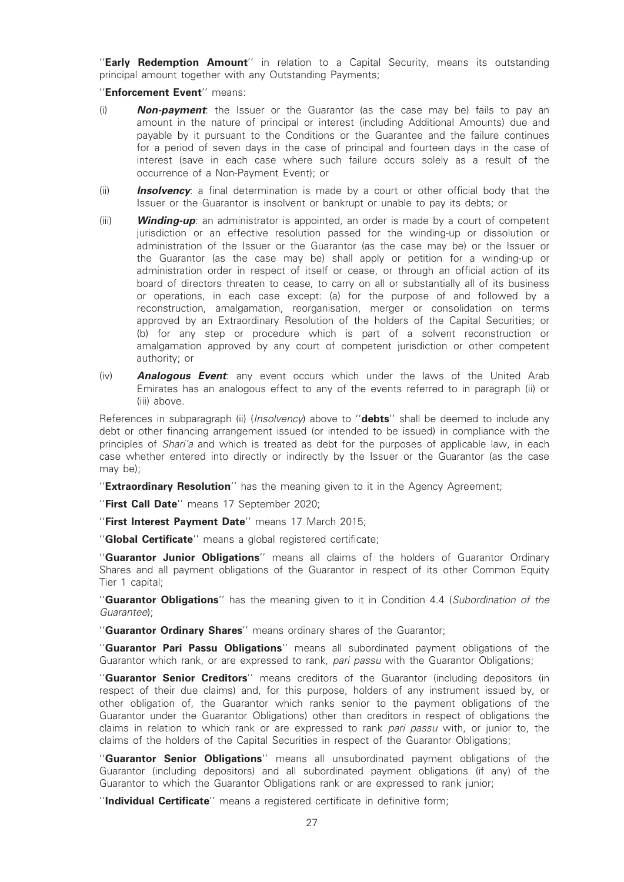"**Early Redemption Amount**" in relation to a Capital Security, means its outstanding principal amount together with any Outstanding Payments;

"**Enforcement Event**" means:

(i) ***Non-payment***: the Issuer or the Guarantor (as the case may be) fails to pay an amount in the nature of principal or interest (including Additional Amounts) due and payable by it pursuant to the Conditions or the Guarantee and the failure continues for a period of seven days in the case of principal and fourteen days in the case of interest (save in each case where such failure occurs solely as a result of the occurrence of a Non-Payment Event); or

(ii) ***Insolvency***: a final determination is made by a court or other official body that the Issuer or the Guarantor is insolvent or bankrupt or unable to pay its debts; or

(iii) ***Winding-up***: an administrator is appointed, an order is made by a court of competent jurisdiction or an effective resolution passed for the winding-up or dissolution or administration of the Issuer or the Guarantor (as the case may be) or the Issuer or the Guarantor (as the case may be) shall apply or petition for a winding-up or administration order in respect of itself or cease, or through an official action of its board of directors threaten to cease, to carry on all or substantially all of its business or operations, in each case except: (a) for the purpose of and followed by a reconstruction, amalgamation, reorganisation, merger or consolidation on terms approved by an Extraordinary Resolution of the holders of the Capital Securities; or (b) for any step or procedure which is part of a solvent reconstruction or amalgamation approved by any court of competent jurisdiction or other competent authority; or

(iv) ***Analogous Event***: any event occurs which under the laws of the United Arab Emirates has an analogous effect to any of the events referred to in paragraph (ii) or (iii) above.

References in subparagraph (ii) (*Insolvency*) above to "**debts**" shall be deemed to include any debt or other financing arrangement issued (or intended to be issued) in compliance with the principles of *Shari'a* and which is treated as debt for the purposes of applicable law, in each case whether entered into directly or indirectly by the Issuer or the Guarantor (as the case may be);

"**Extraordinary Resolution**" has the meaning given to it in the Agency Agreement;

"**First Call Date**" means 17 September 2020;

"**First Interest Payment Date**" means 17 March 2015;

"**Global Certificate**" means a global registered certificate;

"**Guarantor Junior Obligations**" means all claims of the holders of Guarantor Ordinary Shares and all payment obligations of the Guarantor in respect of its other Common Equity Tier 1 capital;

"**Guarantor Obligations**" has the meaning given to it in Condition 4.4 (*Subordination of the Guarantee*);

"**Guarantor Ordinary Shares**" means ordinary shares of the Guarantor;

"**Guarantor Pari Passu Obligations**" means all subordinated payment obligations of the Guarantor which rank, or are expressed to rank, *pari passu* with the Guarantor Obligations;

"**Guarantor Senior Creditors**" means creditors of the Guarantor (including depositors (in respect of their due claims) and, for this purpose, holders of any instrument issued by, or other obligation of, the Guarantor which ranks senior to the payment obligations of the Guarantor under the Guarantor Obligations) other than creditors in respect of obligations the claims in relation to which rank or are expressed to rank *pari passu* with, or junior to, the claims of the holders of the Capital Securities in respect of the Guarantor Obligations;

"**Guarantor Senior Obligations**" means all unsubordinated payment obligations of the Guarantor (including depositors) and all subordinated payment obligations (if any) of the Guarantor to which the Guarantor Obligations rank or are expressed to rank junior;

"**Individual Certificate**" means a registered certificate in definitive form;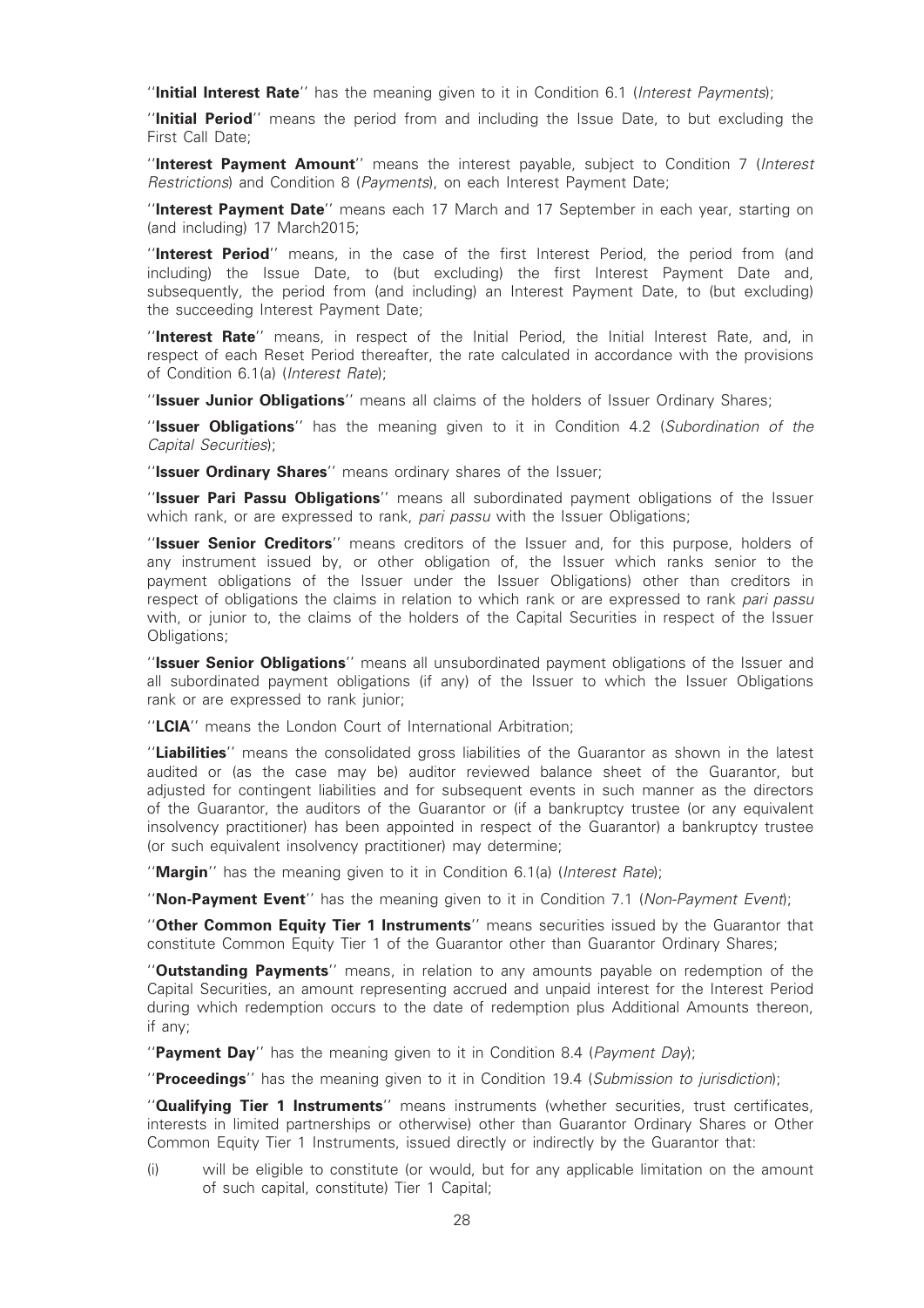''**Initial Interest Rate**'' has the meaning given to it in Condition 6.1 (*Interest Payments*);

''**Initial Period**'' means the period from and including the Issue Date, to but excluding the First Call Date;

''**Interest Payment Amount**'' means the interest payable, subject to Condition 7 (*Interest Restrictions*) and Condition 8 (*Payments*), on each Interest Payment Date;

''**Interest Payment Date**'' means each 17 March and 17 September in each year, starting on (and including) 17 March2015;

''**Interest Period**'' means, in the case of the first Interest Period, the period from (and including) the Issue Date, to (but excluding) the first Interest Payment Date and, subsequently, the period from (and including) an Interest Payment Date, to (but excluding) the succeeding Interest Payment Date;

''**Interest Rate**'' means, in respect of the Initial Period, the Initial Interest Rate, and, in respect of each Reset Period thereafter, the rate calculated in accordance with the provisions of Condition 6.1(a) (*Interest Rate*);

''**Issuer Junior Obligations**'' means all claims of the holders of Issuer Ordinary Shares;

''**Issuer Obligations**'' has the meaning given to it in Condition 4.2 (*Subordination of the Capital Securities*);

''**Issuer Ordinary Shares**'' means ordinary shares of the Issuer;

''**Issuer Pari Passu Obligations**'' means all subordinated payment obligations of the Issuer which rank, or are expressed to rank, *pari passu* with the Issuer Obligations;

''**Issuer Senior Creditors**'' means creditors of the Issuer and, for this purpose, holders of any instrument issued by, or other obligation of, the Issuer which ranks senior to the payment obligations of the Issuer under the Issuer Obligations) other than creditors in respect of obligations the claims in relation to which rank or are expressed to rank *pari passu* with, or junior to, the claims of the holders of the Capital Securities in respect of the Issuer Obligations;

''**Issuer Senior Obligations**'' means all unsubordinated payment obligations of the Issuer and all subordinated payment obligations (if any) of the Issuer to which the Issuer Obligations rank or are expressed to rank junior;

''**LCIA**'' means the London Court of International Arbitration;

''**Liabilities**'' means the consolidated gross liabilities of the Guarantor as shown in the latest audited or (as the case may be) auditor reviewed balance sheet of the Guarantor, but adjusted for contingent liabilities and for subsequent events in such manner as the directors of the Guarantor, the auditors of the Guarantor or (if a bankruptcy trustee (or any equivalent insolvency practitioner) has been appointed in respect of the Guarantor) a bankruptcy trustee (or such equivalent insolvency practitioner) may determine;

''**Margin**'' has the meaning given to it in Condition 6.1(a) (*Interest Rate*);

''**Non-Payment Event**'' has the meaning given to it in Condition 7.1 (*Non-Payment Event*);

''**Other Common Equity Tier 1 Instruments**'' means securities issued by the Guarantor that constitute Common Equity Tier 1 of the Guarantor other than Guarantor Ordinary Shares;

''**Outstanding Payments**'' means, in relation to any amounts payable on redemption of the Capital Securities, an amount representing accrued and unpaid interest for the Interest Period during which redemption occurs to the date of redemption plus Additional Amounts thereon, if any;

''**Payment Day**'' has the meaning given to it in Condition 8.4 (*Payment Day*);

''**Proceedings**'' has the meaning given to it in Condition 19.4 (*Submission to jurisdiction*);

''**Qualifying Tier 1 Instruments**'' means instruments (whether securities, trust certificates, interests in limited partnerships or otherwise) other than Guarantor Ordinary Shares or Other Common Equity Tier 1 Instruments, issued directly or indirectly by the Guarantor that:

(i) will be eligible to constitute (or would, but for any applicable limitation on the amount of such capital, constitute) Tier 1 Capital;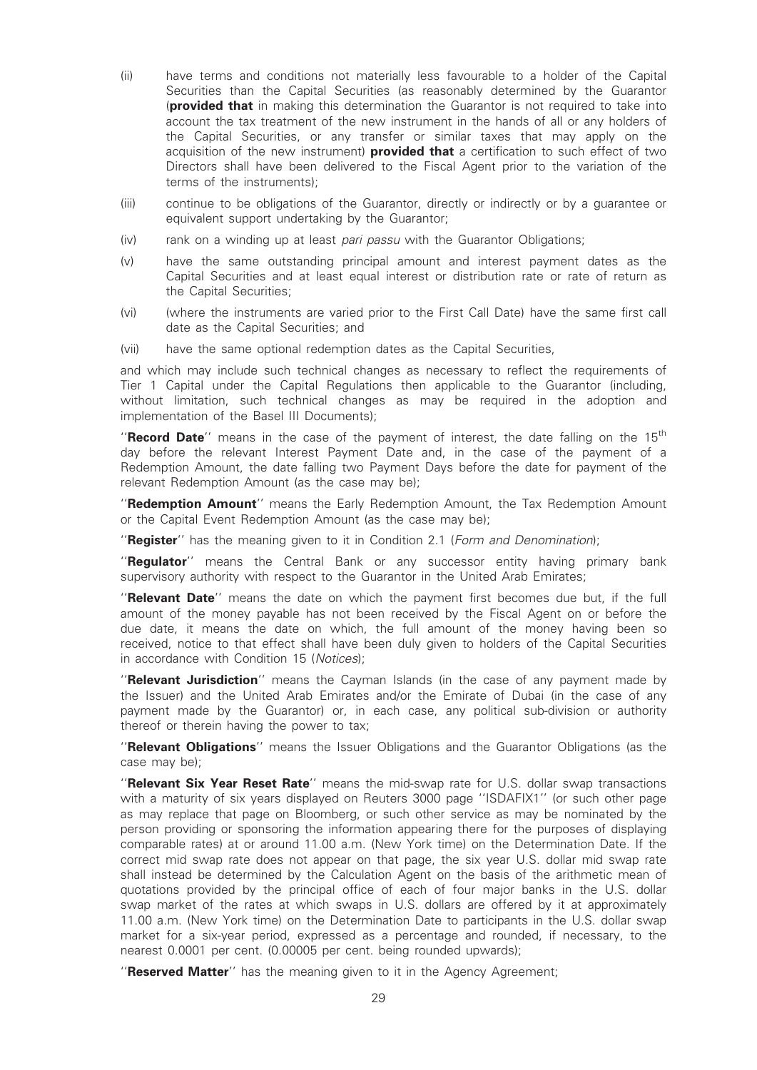- (ii) have terms and conditions not materially less favourable to a holder of the Capital Securities than the Capital Securities (as reasonably determined by the Guarantor (**provided that** in making this determination the Guarantor is not required to take into account the tax treatment of the new instrument in the hands of all or any holders of the Capital Securities, or any transfer or similar taxes that may apply on the acquisition of the new instrument) **provided that** a certification to such effect of two Directors shall have been delivered to the Fiscal Agent prior to the variation of the terms of the instruments);
- (iii) continue to be obligations of the Guarantor, directly or indirectly or by a guarantee or equivalent support undertaking by the Guarantor;
- (iv) rank on a winding up at least *pari passu* with the Guarantor Obligations;
- (v) have the same outstanding principal amount and interest payment dates as the Capital Securities and at least equal interest or distribution rate or rate of return as the Capital Securities;
- (vi) (where the instruments are varied prior to the First Call Date) have the same first call date as the Capital Securities; and
- (vii) have the same optional redemption dates as the Capital Securities,

and which may include such technical changes as necessary to reflect the requirements of Tier 1 Capital under the Capital Regulations then applicable to the Guarantor (including, without limitation, such technical changes as may be required in the adoption and implementation of the Basel III Documents);

''**Record Date**'' means in the case of the payment of interest, the date falling on the 15th day before the relevant Interest Payment Date and, in the case of the payment of a Redemption Amount, the date falling two Payment Days before the date for payment of the relevant Redemption Amount (as the case may be);

''**Redemption Amount**'' means the Early Redemption Amount, the Tax Redemption Amount or the Capital Event Redemption Amount (as the case may be);

''**Register**'' has the meaning given to it in Condition 2.1 (*Form and Denomination*);

''**Regulator**'' means the Central Bank or any successor entity having primary bank supervisory authority with respect to the Guarantor in the United Arab Emirates;

''**Relevant Date**'' means the date on which the payment first becomes due but, if the full amount of the money payable has not been received by the Fiscal Agent on or before the due date, it means the date on which, the full amount of the money having been so received, notice to that effect shall have been duly given to holders of the Capital Securities in accordance with Condition 15 (*Notices*);

''**Relevant Jurisdiction**'' means the Cayman Islands (in the case of any payment made by the Issuer) and the United Arab Emirates and/or the Emirate of Dubai (in the case of any payment made by the Guarantor) or, in each case, any political sub-division or authority thereof or therein having the power to tax;

''**Relevant Obligations**'' means the Issuer Obligations and the Guarantor Obligations (as the case may be);

''**Relevant Six Year Reset Rate**'' means the mid-swap rate for U.S. dollar swap transactions with a maturity of six years displayed on Reuters 3000 page ''ISDAFIX1'' (or such other page as may replace that page on Bloomberg, or such other service as may be nominated by the person providing or sponsoring the information appearing there for the purposes of displaying comparable rates) at or around 11.00 a.m. (New York time) on the Determination Date. If the correct mid swap rate does not appear on that page, the six year U.S. dollar mid swap rate shall instead be determined by the Calculation Agent on the basis of the arithmetic mean of quotations provided by the principal office of each of four major banks in the U.S. dollar swap market of the rates at which swaps in U.S. dollars are offered by it at approximately 11.00 a.m. (New York time) on the Determination Date to participants in the U.S. dollar swap market for a six-year period, expressed as a percentage and rounded, if necessary, to the nearest 0.0001 per cent. (0.00005 per cent. being rounded upwards);

''**Reserved Matter**'' has the meaning given to it in the Agency Agreement;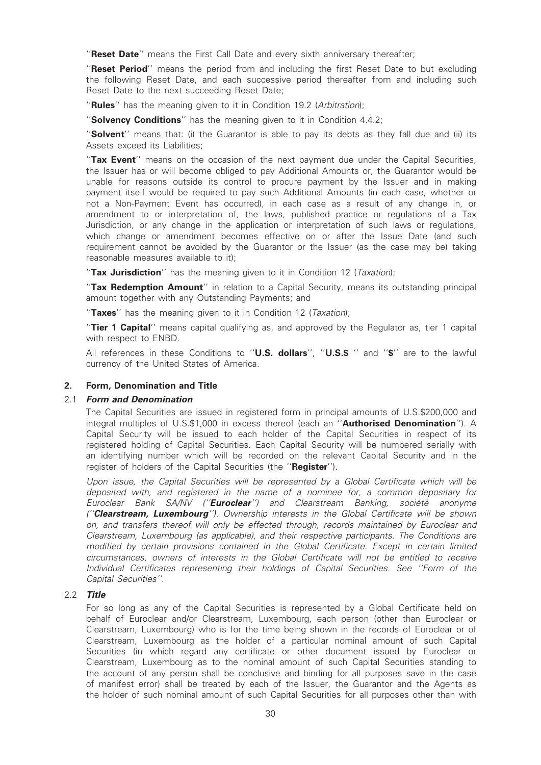''**Reset Date**'' means the First Call Date and every sixth anniversary thereafter;

''**Reset Period**'' means the period from and including the first Reset Date to but excluding the following Reset Date, and each successive period thereafter from and including such Reset Date to the next succeeding Reset Date;

''**Rules**'' has the meaning given to it in Condition 19.2 (*Arbitration*);

''**Solvency Conditions**'' has the meaning given to it in Condition 4.4.2;

''**Solvent**'' means that: (i) the Guarantor is able to pay its debts as they fall due and (ii) its Assets exceed its Liabilities;

''**Tax Event**'' means on the occasion of the next payment due under the Capital Securities, the Issuer has or will become obliged to pay Additional Amounts or, the Guarantor would be unable for reasons outside its control to procure payment by the Issuer and in making payment itself would be required to pay such Additional Amounts (in each case, whether or not a Non-Payment Event has occurred), in each case as a result of any change in, or amendment to or interpretation of, the laws, published practice or regulations of a Tax Jurisdiction, or any change in the application or interpretation of such laws or regulations, which change or amendment becomes effective on or after the Issue Date (and such requirement cannot be avoided by the Guarantor or the Issuer (as the case may be) taking reasonable measures available to it);

''**Tax Jurisdiction**'' has the meaning given to it in Condition 12 (*Taxation*);

''**Tax Redemption Amount**'' in relation to a Capital Security, means its outstanding principal amount together with any Outstanding Payments; and

''**Taxes**'' has the meaning given to it in Condition 12 (*Taxation*);

''**Tier 1 Capital**'' means capital qualifying as, and approved by the Regulator as, tier 1 capital with respect to ENBD.

All references in these Conditions to ''**U.S. dollars**'', ''**U.S.$** '' and ''**$**'' are to the lawful currency of the United States of America.

## 2. Form, Denomination and Title

### 2.1 *Form and Denomination*

The Capital Securities are issued in registered form in principal amounts of U.S.$200,000 and integral multiples of U.S.$1,000 in excess thereof (each an ''**Authorised Denomination**''). A Capital Security will be issued to each holder of the Capital Securities in respect of its registered holding of Capital Securities. Each Capital Security will be numbered serially with an identifying number which will be recorded on the relevant Capital Security and in the register of holders of the Capital Securities (the ''**Register**'').

*Upon issue, the Capital Securities will be represented by a Global Certificate which will be deposited with, and registered in the name of a nominee for, a common depositary for Euroclear Bank SA/NV (''**Euroclear**'') and Clearstream Banking, société anonyme (''**Clearstream, Luxembourg**''). Ownership interests in the Global Certificate will be shown on, and transfers thereof will only be effected through, records maintained by Euroclear and Clearstream, Luxembourg (as applicable), and their respective participants. The Conditions are modified by certain provisions contained in the Global Certificate. Except in certain limited circumstances, owners of interests in the Global Certificate will not be entitled to receive Individual Certificates representing their holdings of Capital Securities. See ''Form of the Capital Securities''.*

### 2.2 *Title*

For so long as any of the Capital Securities is represented by a Global Certificate held on behalf of Euroclear and/or Clearstream, Luxembourg, each person (other than Euroclear or Clearstream, Luxembourg) who is for the time being shown in the records of Euroclear or of Clearstream, Luxembourg as the holder of a particular nominal amount of such Capital Securities (in which regard any certificate or other document issued by Euroclear or Clearstream, Luxembourg as to the nominal amount of such Capital Securities standing to the account of any person shall be conclusive and binding for all purposes save in the case of manifest error) shall be treated by each of the Issuer, the Guarantor and the Agents as the holder of such nominal amount of such Capital Securities for all purposes other than with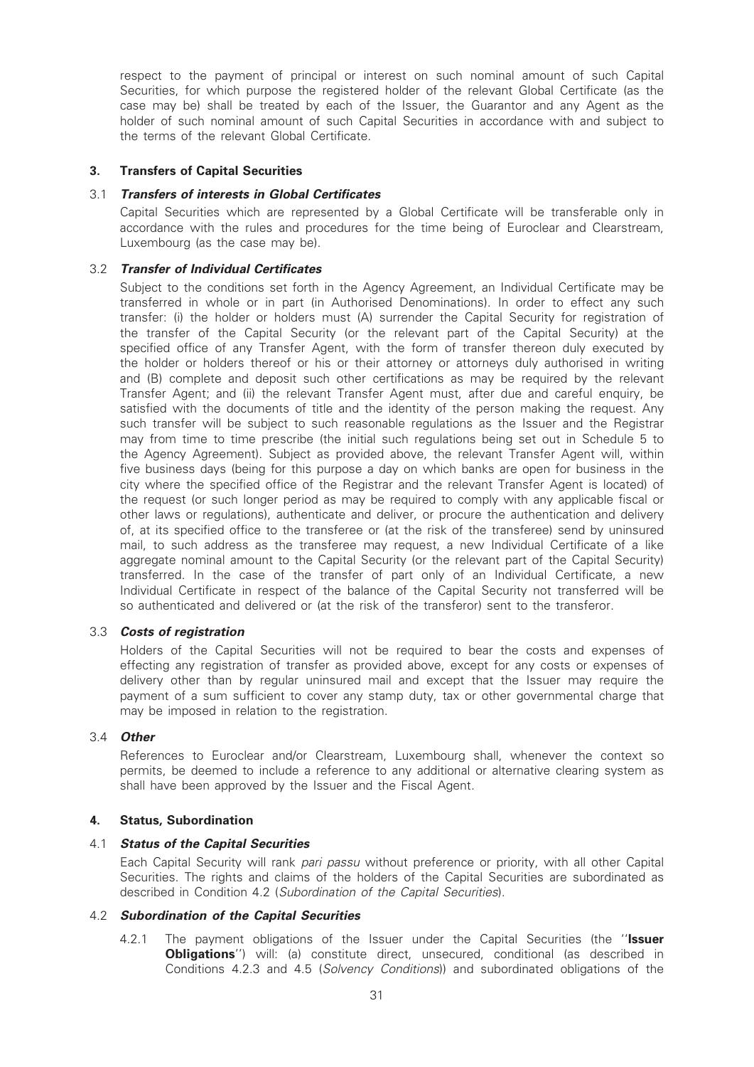respect to the payment of principal or interest on such nominal amount of such Capital Securities, for which purpose the registered holder of the relevant Global Certificate (as the case may be) shall be treated by each of the Issuer, the Guarantor and any Agent as the holder of such nominal amount of such Capital Securities in accordance with and subject to the terms of the relevant Global Certificate.

## 3. Transfers of Capital Securities

### 3.1 *Transfers of interests in Global Certificates*

Capital Securities which are represented by a Global Certificate will be transferable only in accordance with the rules and procedures for the time being of Euroclear and Clearstream, Luxembourg (as the case may be).

### 3.2 *Transfer of Individual Certificates*

Subject to the conditions set forth in the Agency Agreement, an Individual Certificate may be transferred in whole or in part (in Authorised Denominations). In order to effect any such transfer: (i) the holder or holders must (A) surrender the Capital Security for registration of the transfer of the Capital Security (or the relevant part of the Capital Security) at the specified office of any Transfer Agent, with the form of transfer thereon duly executed by the holder or holders thereof or his or their attorney or attorneys duly authorised in writing and (B) complete and deposit such other certifications as may be required by the relevant Transfer Agent; and (ii) the relevant Transfer Agent must, after due and careful enquiry, be satisfied with the documents of title and the identity of the person making the request. Any such transfer will be subject to such reasonable regulations as the Issuer and the Registrar may from time to time prescribe (the initial such regulations being set out in Schedule 5 to the Agency Agreement). Subject as provided above, the relevant Transfer Agent will, within five business days (being for this purpose a day on which banks are open for business in the city where the specified office of the Registrar and the relevant Transfer Agent is located) of the request (or such longer period as may be required to comply with any applicable fiscal or other laws or regulations), authenticate and deliver, or procure the authentication and delivery of, at its specified office to the transferee or (at the risk of the transferee) send by uninsured mail, to such address as the transferee may request, a new Individual Certificate of a like aggregate nominal amount to the Capital Security (or the relevant part of the Capital Security) transferred. In the case of the transfer of part only of an Individual Certificate, a new Individual Certificate in respect of the balance of the Capital Security not transferred will be so authenticated and delivered or (at the risk of the transferor) sent to the transferor.

### 3.3 *Costs of registration*

Holders of the Capital Securities will not be required to bear the costs and expenses of effecting any registration of transfer as provided above, except for any costs or expenses of delivery other than by regular uninsured mail and except that the Issuer may require the payment of a sum sufficient to cover any stamp duty, tax or other governmental charge that may be imposed in relation to the registration.

### 3.4 *Other*

References to Euroclear and/or Clearstream, Luxembourg shall, whenever the context so permits, be deemed to include a reference to any additional or alternative clearing system as shall have been approved by the Issuer and the Fiscal Agent.

## 4. Status, Subordination

### 4.1 *Status of the Capital Securities*

Each Capital Security will rank *pari passu* without preference or priority, with all other Capital Securities. The rights and claims of the holders of the Capital Securities are subordinated as described in Condition 4.2 (*Subordination of the Capital Securities*).

### 4.2 *Subordination of the Capital Securities*

4.2.1 The payment obligations of the Issuer under the Capital Securities (the "**Issuer Obligations**") will: (a) constitute direct, unsecured, conditional (as described in Conditions 4.2.3 and 4.5 (*Solvency Conditions*)) and subordinated obligations of the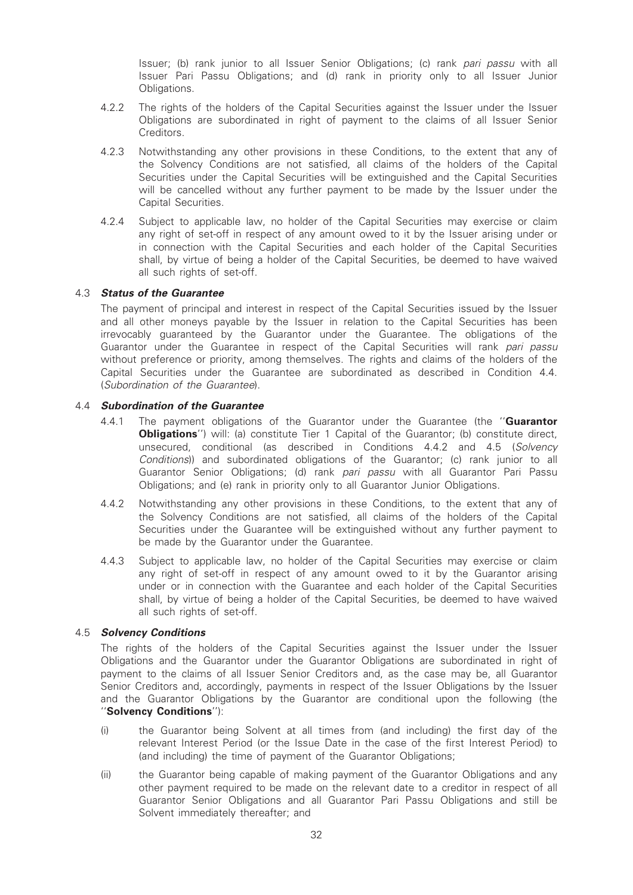Issuer; (b) rank junior to all Issuer Senior Obligations; (c) rank *pari passu* with all Issuer Pari Passu Obligations; and (d) rank in priority only to all Issuer Junior Obligations.

4.2.2 The rights of the holders of the Capital Securities against the Issuer under the Issuer Obligations are subordinated in right of payment to the claims of all Issuer Senior Creditors.

4.2.3 Notwithstanding any other provisions in these Conditions, to the extent that any of the Solvency Conditions are not satisfied, all claims of the holders of the Capital Securities under the Capital Securities will be extinguished and the Capital Securities will be cancelled without any further payment to be made by the Issuer under the Capital Securities.

4.2.4 Subject to applicable law, no holder of the Capital Securities may exercise or claim any right of set-off in respect of any amount owed to it by the Issuer arising under or in connection with the Capital Securities and each holder of the Capital Securities shall, by virtue of being a holder of the Capital Securities, be deemed to have waived all such rights of set-off.

### 4.3 *Status of the Guarantee*

The payment of principal and interest in respect of the Capital Securities issued by the Issuer and all other moneys payable by the Issuer in relation to the Capital Securities has been irrevocably guaranteed by the Guarantor under the Guarantee. The obligations of the Guarantor under the Guarantee in respect of the Capital Securities will rank *pari passu* without preference or priority, among themselves. The rights and claims of the holders of the Capital Securities under the Guarantee are subordinated as described in Condition 4.4. (*Subordination of the Guarantee*).

### 4.4 *Subordination of the Guarantee*

4.4.1 The payment obligations of the Guarantor under the Guarantee (the "**Guarantor Obligations**") will: (a) constitute Tier 1 Capital of the Guarantor; (b) constitute direct, unsecured, conditional (as described in Conditions 4.4.2 and 4.5 (*Solvency Conditions*)) and subordinated obligations of the Guarantor; (c) rank junior to all Guarantor Senior Obligations; (d) rank *pari passu* with all Guarantor Pari Passu Obligations; and (e) rank in priority only to all Guarantor Junior Obligations.

4.4.2 Notwithstanding any other provisions in these Conditions, to the extent that any of the Solvency Conditions are not satisfied, all claims of the holders of the Capital Securities under the Guarantee will be extinguished without any further payment to be made by the Guarantor under the Guarantee.

4.4.3 Subject to applicable law, no holder of the Capital Securities may exercise or claim any right of set-off in respect of any amount owed to it by the Guarantor arising under or in connection with the Guarantee and each holder of the Capital Securities shall, by virtue of being a holder of the Capital Securities, be deemed to have waived all such rights of set-off.

### 4.5 *Solvency Conditions*

The rights of the holders of the Capital Securities against the Issuer under the Issuer Obligations and the Guarantor under the Guarantor Obligations are subordinated in right of payment to the claims of all Issuer Senior Creditors and, as the case may be, all Guarantor Senior Creditors and, accordingly, payments in respect of the Issuer Obligations by the Issuer and the Guarantor Obligations by the Guarantor are conditional upon the following (the "**Solvency Conditions**"):

(i) the Guarantor being Solvent at all times from (and including) the first day of the relevant Interest Period (or the Issue Date in the case of the first Interest Period) to (and including) the time of payment of the Guarantor Obligations;

(ii) the Guarantor being capable of making payment of the Guarantor Obligations and any other payment required to be made on the relevant date to a creditor in respect of all Guarantor Senior Obligations and all Guarantor Pari Passu Obligations and still be Solvent immediately thereafter; and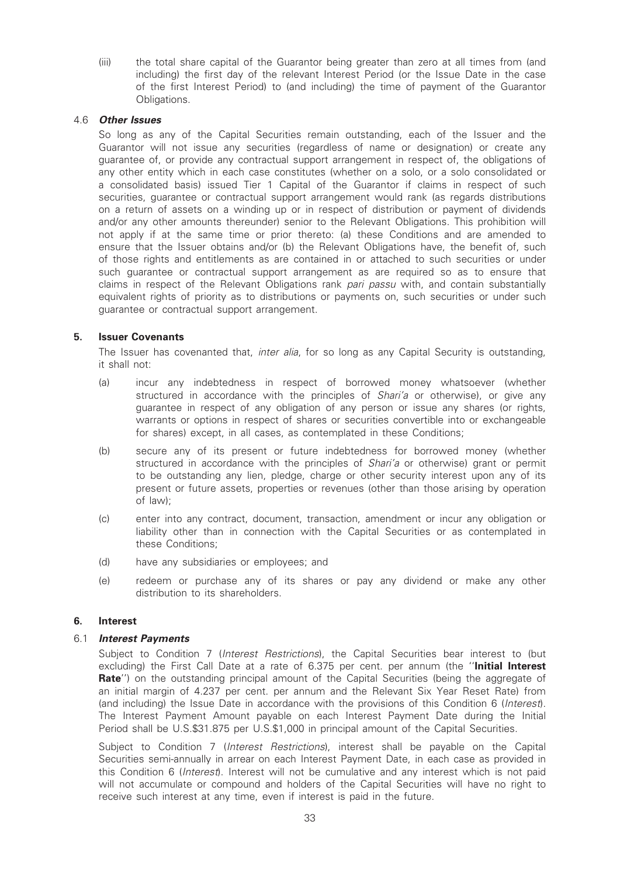(iii) the total share capital of the Guarantor being greater than zero at all times from (and including) the first day of the relevant Interest Period (or the Issue Date in the case of the first Interest Period) to (and including) the time of payment of the Guarantor Obligations.

### 4.6 *Other Issues*

So long as any of the Capital Securities remain outstanding, each of the Issuer and the Guarantor will not issue any securities (regardless of name or designation) or create any guarantee of, or provide any contractual support arrangement in respect of, the obligations of any other entity which in each case constitutes (whether on a solo, or a solo consolidated or a consolidated basis) issued Tier 1 Capital of the Guarantor if claims in respect of such securities, guarantee or contractual support arrangement would rank (as regards distributions on a return of assets on a winding up or in respect of distribution or payment of dividends and/or any other amounts thereunder) senior to the Relevant Obligations. This prohibition will not apply if at the same time or prior thereto: (a) these Conditions and are amended to ensure that the Issuer obtains and/or (b) the Relevant Obligations have, the benefit of, such of those rights and entitlements as are contained in or attached to such securities or under such guarantee or contractual support arrangement as are required so as to ensure that claims in respect of the Relevant Obligations rank *pari passu* with, and contain substantially equivalent rights of priority as to distributions or payments on, such securities or under such guarantee or contractual support arrangement.

## 5. Issuer Covenants

The Issuer has covenanted that, *inter alia*, for so long as any Capital Security is outstanding, it shall not:

(a) incur any indebtedness in respect of borrowed money whatsoever (whether structured in accordance with the principles of *Shari'a* or otherwise), or give any guarantee in respect of any obligation of any person or issue any shares (or rights, warrants or options in respect of shares or securities convertible into or exchangeable for shares) except, in all cases, as contemplated in these Conditions;

(b) secure any of its present or future indebtedness for borrowed money (whether structured in accordance with the principles of *Shari'a* or otherwise) grant or permit to be outstanding any lien, pledge, charge or other security interest upon any of its present or future assets, properties or revenues (other than those arising by operation of law);

(c) enter into any contract, document, transaction, amendment or incur any obligation or liability other than in connection with the Capital Securities or as contemplated in these Conditions;

(d) have any subsidiaries or employees; and

(e) redeem or purchase any of its shares or pay any dividend or make any other distribution to its shareholders.

## 6. Interest

### 6.1 *Interest Payments*

Subject to Condition 7 (*Interest Restrictions*), the Capital Securities bear interest to (but excluding) the First Call Date at a rate of 6.375 per cent. per annum (the "**Initial Interest Rate**") on the outstanding principal amount of the Capital Securities (being the aggregate of an initial margin of 4.237 per cent. per annum and the Relevant Six Year Reset Rate) from (and including) the Issue Date in accordance with the provisions of this Condition 6 (*Interest*). The Interest Payment Amount payable on each Interest Payment Date during the Initial Period shall be U.S.$31.875 per U.S.$1,000 in principal amount of the Capital Securities.

Subject to Condition 7 (*Interest Restrictions*), interest shall be payable on the Capital Securities semi-annually in arrear on each Interest Payment Date, in each case as provided in this Condition 6 (*Interest*). Interest will not be cumulative and any interest which is not paid will not accumulate or compound and holders of the Capital Securities will have no right to receive such interest at any time, even if interest is paid in the future.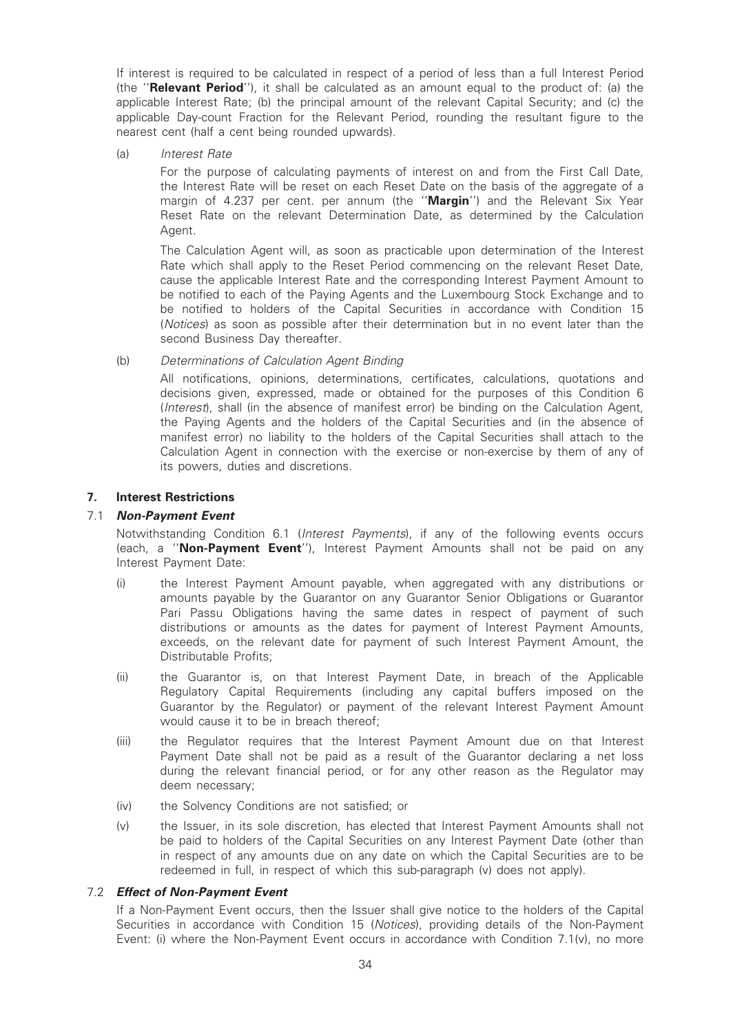If interest is required to be calculated in respect of a period of less than a full Interest Period (the ''**Relevant Period**''), it shall be calculated as an amount equal to the product of: (a) the applicable Interest Rate; (b) the principal amount of the relevant Capital Security; and (c) the applicable Day-count Fraction for the Relevant Period, rounding the resultant figure to the nearest cent (half a cent being rounded upwards).

(a) *Interest Rate*

For the purpose of calculating payments of interest on and from the First Call Date, the Interest Rate will be reset on each Reset Date on the basis of the aggregate of a margin of 4.237 per cent. per annum (the ''**Margin**'') and the Relevant Six Year Reset Rate on the relevant Determination Date, as determined by the Calculation Agent.

The Calculation Agent will, as soon as practicable upon determination of the Interest Rate which shall apply to the Reset Period commencing on the relevant Reset Date, cause the applicable Interest Rate and the corresponding Interest Payment Amount to be notified to each of the Paying Agents and the Luxembourg Stock Exchange and to be notified to holders of the Capital Securities in accordance with Condition 15 (*Notices*) as soon as possible after their determination but in no event later than the second Business Day thereafter.

(b) *Determinations of Calculation Agent Binding*

All notifications, opinions, determinations, certificates, calculations, quotations and decisions given, expressed, made or obtained for the purposes of this Condition 6 (*Interest*), shall (in the absence of manifest error) be binding on the Calculation Agent, the Paying Agents and the holders of the Capital Securities and (in the absence of manifest error) no liability to the holders of the Capital Securities shall attach to the Calculation Agent in connection with the exercise or non-exercise by them of any of its powers, duties and discretions.

## 7. Interest Restrictions

### 7.1 *Non-Payment Event*

Notwithstanding Condition 6.1 (*Interest Payments*), if any of the following events occurs (each, a ''**Non-Payment Event**''), Interest Payment Amounts shall not be paid on any Interest Payment Date:

(i) the Interest Payment Amount payable, when aggregated with any distributions or amounts payable by the Guarantor on any Guarantor Senior Obligations or Guarantor Pari Passu Obligations having the same dates in respect of payment of such distributions or amounts as the dates for payment of Interest Payment Amounts, exceeds, on the relevant date for payment of such Interest Payment Amount, the Distributable Profits;

(ii) the Guarantor is, on that Interest Payment Date, in breach of the Applicable Regulatory Capital Requirements (including any capital buffers imposed on the Guarantor by the Regulator) or payment of the relevant Interest Payment Amount would cause it to be in breach thereof;

(iii) the Regulator requires that the Interest Payment Amount due on that Interest Payment Date shall not be paid as a result of the Guarantor declaring a net loss during the relevant financial period, or for any other reason as the Regulator may deem necessary;

(iv) the Solvency Conditions are not satisfied; or

(v) the Issuer, in its sole discretion, has elected that Interest Payment Amounts shall not be paid to holders of the Capital Securities on any Interest Payment Date (other than in respect of any amounts due on any date on which the Capital Securities are to be redeemed in full, in respect of which this sub-paragraph (v) does not apply).

### 7.2 *Effect of Non-Payment Event*

If a Non-Payment Event occurs, then the Issuer shall give notice to the holders of the Capital Securities in accordance with Condition 15 (*Notices*), providing details of the Non-Payment Event: (i) where the Non-Payment Event occurs in accordance with Condition 7.1(v), no more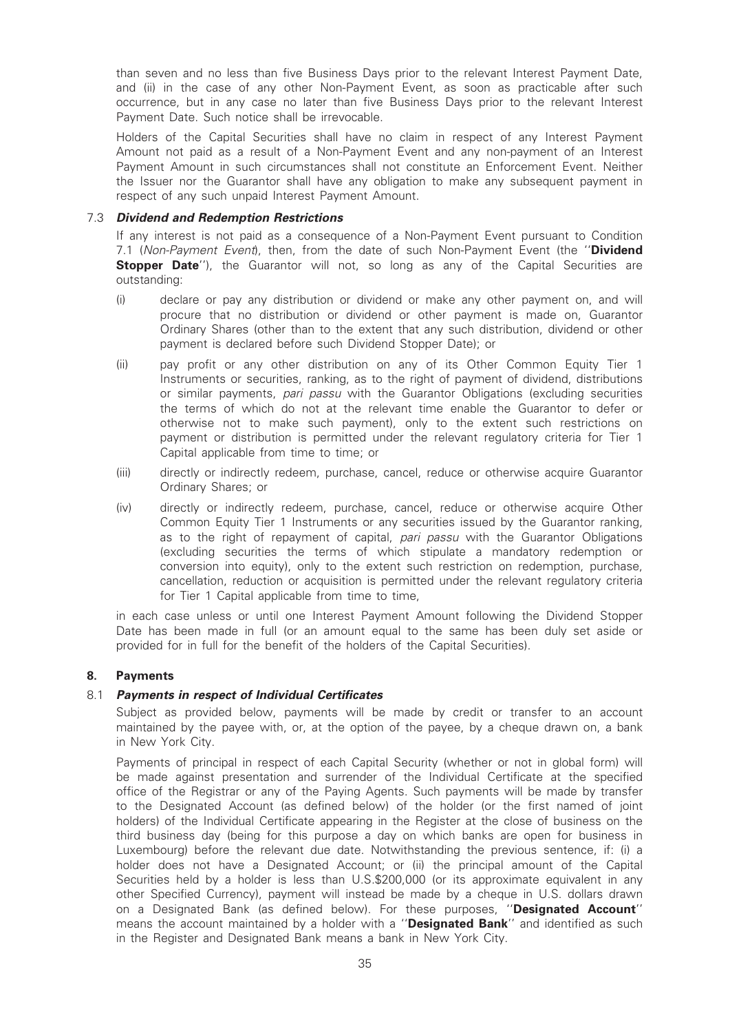than seven and no less than five Business Days prior to the relevant Interest Payment Date, and (ii) in the case of any other Non-Payment Event, as soon as practicable after such occurrence, but in any case no later than five Business Days prior to the relevant Interest Payment Date. Such notice shall be irrevocable.

Holders of the Capital Securities shall have no claim in respect of any Interest Payment Amount not paid as a result of a Non-Payment Event and any non-payment of an Interest Payment Amount in such circumstances shall not constitute an Enforcement Event. Neither the Issuer nor the Guarantor shall have any obligation to make any subsequent payment in respect of any such unpaid Interest Payment Amount.

### 7.3 *Dividend and Redemption Restrictions*

If any interest is not paid as a consequence of a Non-Payment Event pursuant to Condition 7.1 (*Non-Payment Event*), then, from the date of such Non-Payment Event (the "**Dividend Stopper Date**"), the Guarantor will not, so long as any of the Capital Securities are outstanding:

(i) declare or pay any distribution or dividend or make any other payment on, and will procure that no distribution or dividend or other payment is made on, Guarantor Ordinary Shares (other than to the extent that any such distribution, dividend or other payment is declared before such Dividend Stopper Date); or

(ii) pay profit or any other distribution on any of its Other Common Equity Tier 1 Instruments or securities, ranking, as to the right of payment of dividend, distributions or similar payments, *pari passu* with the Guarantor Obligations (excluding securities the terms of which do not at the relevant time enable the Guarantor to defer or otherwise not to make such payment), only to the extent such restrictions on payment or distribution is permitted under the relevant regulatory criteria for Tier 1 Capital applicable from time to time; or

(iii) directly or indirectly redeem, purchase, cancel, reduce or otherwise acquire Guarantor Ordinary Shares; or

(iv) directly or indirectly redeem, purchase, cancel, reduce or otherwise acquire Other Common Equity Tier 1 Instruments or any securities issued by the Guarantor ranking, as to the right of repayment of capital, *pari passu* with the Guarantor Obligations (excluding securities the terms of which stipulate a mandatory redemption or conversion into equity), only to the extent such restriction on redemption, purchase, cancellation, reduction or acquisition is permitted under the relevant regulatory criteria for Tier 1 Capital applicable from time to time,

in each case unless or until one Interest Payment Amount following the Dividend Stopper Date has been made in full (or an amount equal to the same has been duly set aside or provided for in full for the benefit of the holders of the Capital Securities).

## 8. Payments

### 8.1 *Payments in respect of Individual Certificates*

Subject as provided below, payments will be made by credit or transfer to an account maintained by the payee with, or, at the option of the payee, by a cheque drawn on, a bank in New York City.

Payments of principal in respect of each Capital Security (whether or not in global form) will be made against presentation and surrender of the Individual Certificate at the specified office of the Registrar or any of the Paying Agents. Such payments will be made by transfer to the Designated Account (as defined below) of the holder (or the first named of joint holders) of the Individual Certificate appearing in the Register at the close of business on the third business day (being for this purpose a day on which banks are open for business in Luxembourg) before the relevant due date. Notwithstanding the previous sentence, if: (i) a holder does not have a Designated Account; or (ii) the principal amount of the Capital Securities held by a holder is less than U.S.$200,000 (or its approximate equivalent in any other Specified Currency), payment will instead be made by a cheque in U.S. dollars drawn on a Designated Bank (as defined below). For these purposes, "**Designated Account**" means the account maintained by a holder with a "**Designated Bank**" and identified as such in the Register and Designated Bank means a bank in New York City.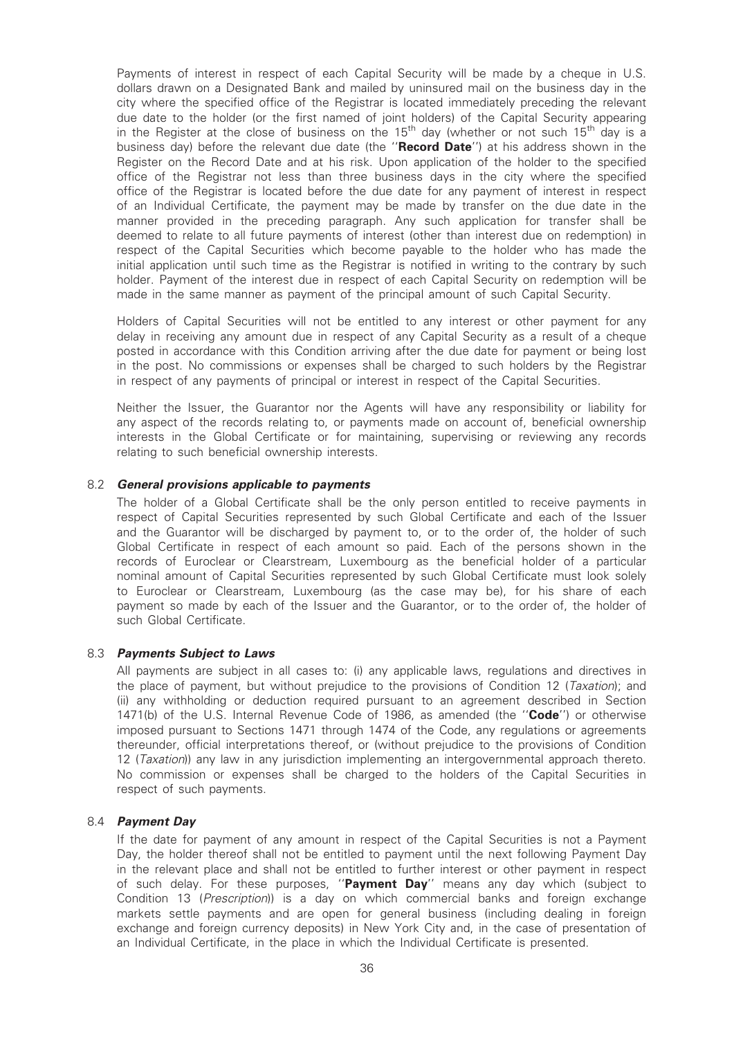Payments of interest in respect of each Capital Security will be made by a cheque in U.S. dollars drawn on a Designated Bank and mailed by uninsured mail on the business day in the city where the specified office of the Registrar is located immediately preceding the relevant due date to the holder (or the first named of joint holders) of the Capital Security appearing in the Register at the close of business on the 15th day (whether or not such 15th day is a business day) before the relevant due date (the "**Record Date**") at his address shown in the Register on the Record Date and at his risk. Upon application of the holder to the specified office of the Registrar not less than three business days in the city where the specified office of the Registrar is located before the due date for any payment of interest in respect of an Individual Certificate, the payment may be made by transfer on the due date in the manner provided in the preceding paragraph. Any such application for transfer shall be deemed to relate to all future payments of interest (other than interest due on redemption) in respect of the Capital Securities which become payable to the holder who has made the initial application until such time as the Registrar is notified in writing to the contrary by such holder. Payment of the interest due in respect of each Capital Security on redemption will be made in the same manner as payment of the principal amount of such Capital Security.

Holders of Capital Securities will not be entitled to any interest or other payment for any delay in receiving any amount due in respect of any Capital Security as a result of a cheque posted in accordance with this Condition arriving after the due date for payment or being lost in the post. No commissions or expenses shall be charged to such holders by the Registrar in respect of any payments of principal or interest in respect of the Capital Securities.

Neither the Issuer, the Guarantor nor the Agents will have any responsibility or liability for any aspect of the records relating to, or payments made on account of, beneficial ownership interests in the Global Certificate or for maintaining, supervising or reviewing any records relating to such beneficial ownership interests.

### 8.2 *General provisions applicable to payments*

The holder of a Global Certificate shall be the only person entitled to receive payments in respect of Capital Securities represented by such Global Certificate and each of the Issuer and the Guarantor will be discharged by payment to, or to the order of, the holder of such Global Certificate in respect of each amount so paid. Each of the persons shown in the records of Euroclear or Clearstream, Luxembourg as the beneficial holder of a particular nominal amount of Capital Securities represented by such Global Certificate must look solely to Euroclear or Clearstream, Luxembourg (as the case may be), for his share of each payment so made by each of the Issuer and the Guarantor, or to the order of, the holder of such Global Certificate.

### 8.3 *Payments Subject to Laws*

All payments are subject in all cases to: (i) any applicable laws, regulations and directives in the place of payment, but without prejudice to the provisions of Condition 12 (*Taxation*); and (ii) any withholding or deduction required pursuant to an agreement described in Section 1471(b) of the U.S. Internal Revenue Code of 1986, as amended (the "**Code**") or otherwise imposed pursuant to Sections 1471 through 1474 of the Code, any regulations or agreements thereunder, official interpretations thereof, or (without prejudice to the provisions of Condition 12 (*Taxation*)) any law in any jurisdiction implementing an intergovernmental approach thereto. No commission or expenses shall be charged to the holders of the Capital Securities in respect of such payments.

### 8.4 *Payment Day*

If the date for payment of any amount in respect of the Capital Securities is not a Payment Day, the holder thereof shall not be entitled to payment until the next following Payment Day in the relevant place and shall not be entitled to further interest or other payment in respect of such delay. For these purposes, "**Payment Day**" means any day which (subject to Condition 13 (*Prescription*)) is a day on which commercial banks and foreign exchange markets settle payments and are open for general business (including dealing in foreign exchange and foreign currency deposits) in New York City and, in the case of presentation of an Individual Certificate, in the place in which the Individual Certificate is presented.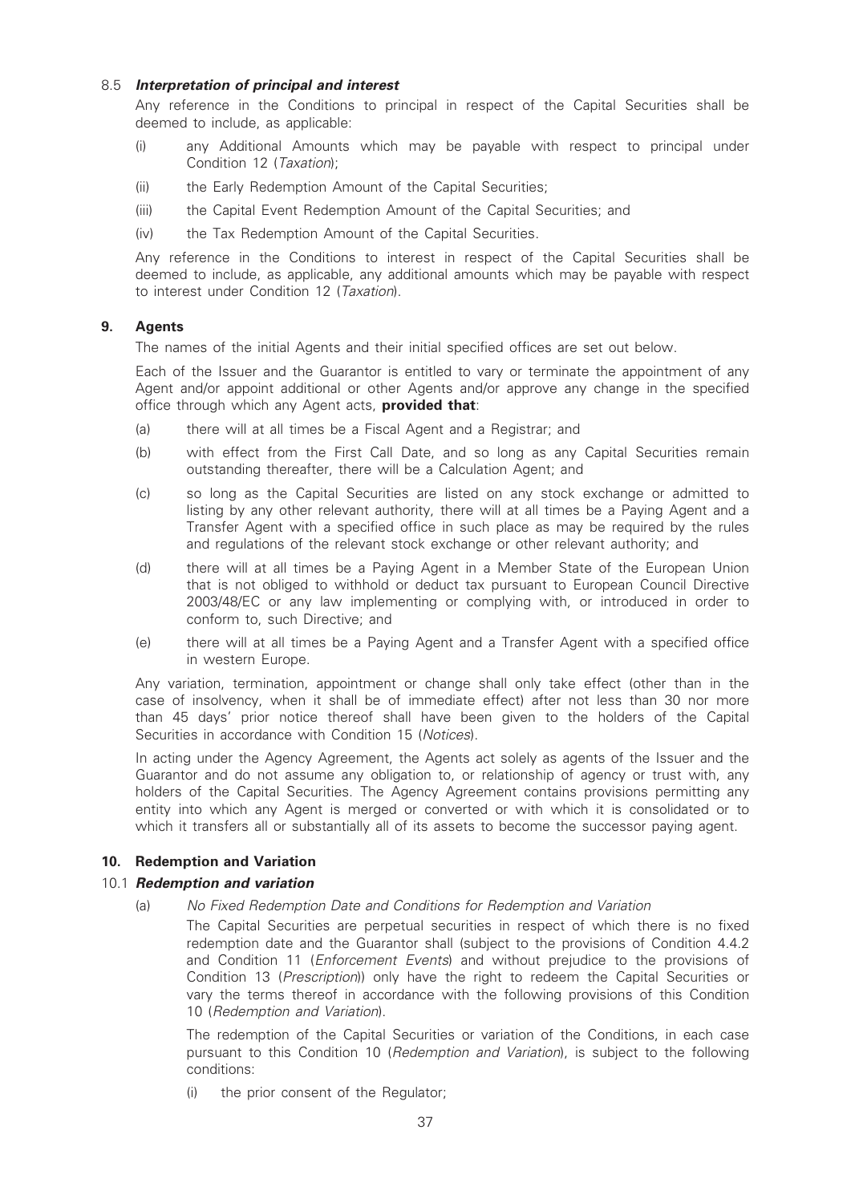#### 8.5 *Interpretation of principal and interest*

Any reference in the Conditions to principal in respect of the Capital Securities shall be deemed to include, as applicable:

(i) any Additional Amounts which may be payable with respect to principal under Condition 12 (*Taxation*);

(ii) the Early Redemption Amount of the Capital Securities;

(iii) the Capital Event Redemption Amount of the Capital Securities; and

(iv) the Tax Redemption Amount of the Capital Securities.

Any reference in the Conditions to interest in respect of the Capital Securities shall be deemed to include, as applicable, any additional amounts which may be payable with respect to interest under Condition 12 (*Taxation*).

### 9. Agents

The names of the initial Agents and their initial specified offices are set out below.

Each of the Issuer and the Guarantor is entitled to vary or terminate the appointment of any Agent and/or appoint additional or other Agents and/or approve any change in the specified office through which any Agent acts, **provided that**:

(a) there will at all times be a Fiscal Agent and a Registrar; and

(b) with effect from the First Call Date, and so long as any Capital Securities remain outstanding thereafter, there will be a Calculation Agent; and

(c) so long as the Capital Securities are listed on any stock exchange or admitted to listing by any other relevant authority, there will at all times be a Paying Agent and a Transfer Agent with a specified office in such place as may be required by the rules and regulations of the relevant stock exchange or other relevant authority; and

(d) there will at all times be a Paying Agent in a Member State of the European Union that is not obliged to withhold or deduct tax pursuant to European Council Directive 2003/48/EC or any law implementing or complying with, or introduced in order to conform to, such Directive; and

(e) there will at all times be a Paying Agent and a Transfer Agent with a specified office in western Europe.

Any variation, termination, appointment or change shall only take effect (other than in the case of insolvency, when it shall be of immediate effect) after not less than 30 nor more than 45 days' prior notice thereof shall have been given to the holders of the Capital Securities in accordance with Condition 15 (*Notices*).

In acting under the Agency Agreement, the Agents act solely as agents of the Issuer and the Guarantor and do not assume any obligation to, or relationship of agency or trust with, any holders of the Capital Securities. The Agency Agreement contains provisions permitting any entity into which any Agent is merged or converted or with which it is consolidated or to which it transfers all or substantially all of its assets to become the successor paying agent.

### 10. Redemption and Variation

#### 10.1 *Redemption and variation*

(a) *No Fixed Redemption Date and Conditions for Redemption and Variation*

The Capital Securities are perpetual securities in respect of which there is no fixed redemption date and the Guarantor shall (subject to the provisions of Condition 4.4.2 and Condition 11 (*Enforcement Events*) and without prejudice to the provisions of Condition 13 (*Prescription*)) only have the right to redeem the Capital Securities or vary the terms thereof in accordance with the following provisions of this Condition 10 (*Redemption and Variation*).

The redemption of the Capital Securities or variation of the Conditions, in each case pursuant to this Condition 10 (*Redemption and Variation*), is subject to the following conditions:

(i) the prior consent of the Regulator;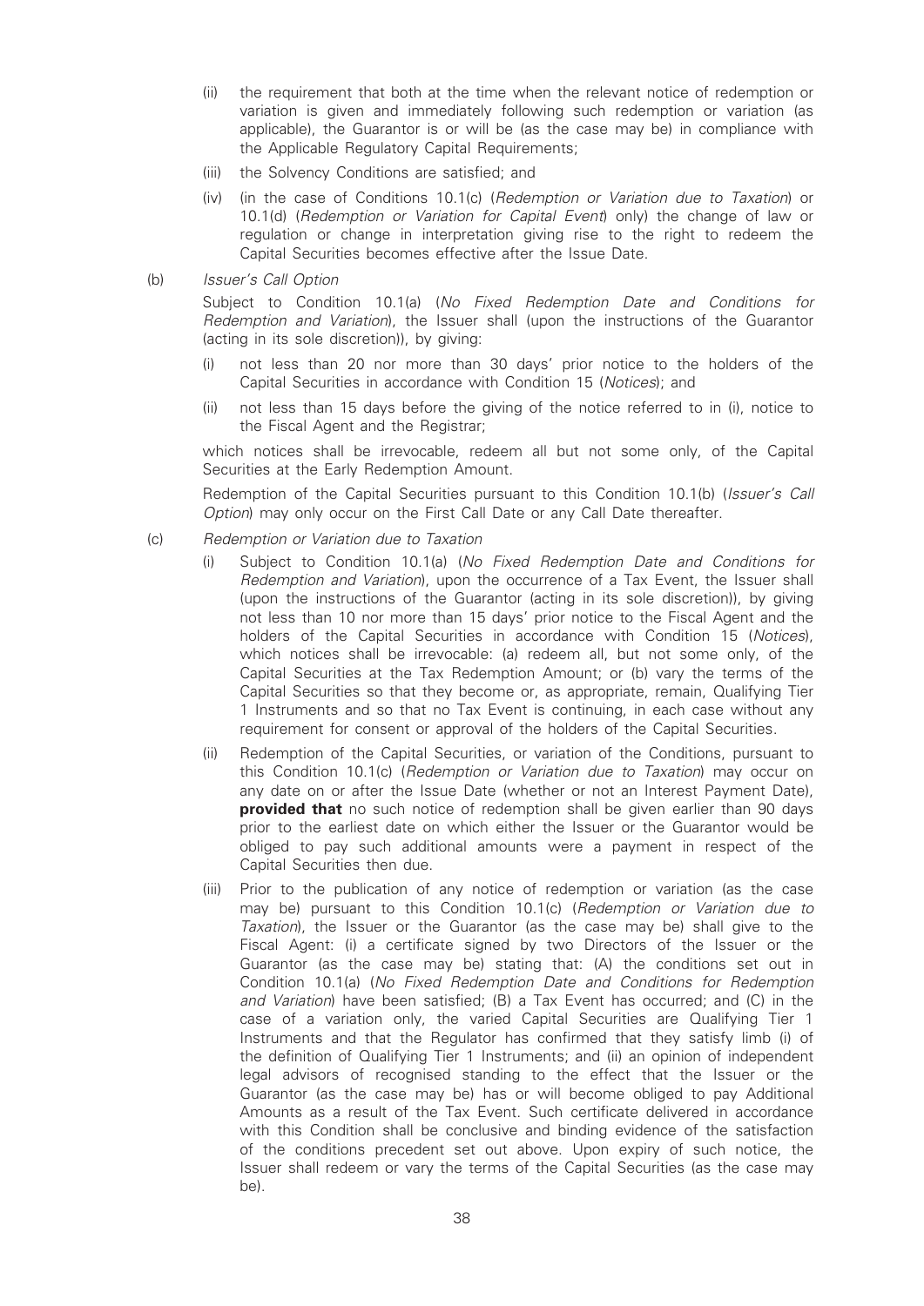(ii) the requirement that both at the time when the relevant notice of redemption or variation is given and immediately following such redemption or variation (as applicable), the Guarantor is or will be (as the case may be) in compliance with the Applicable Regulatory Capital Requirements;

(iii) the Solvency Conditions are satisfied; and

(iv) (in the case of Conditions 10.1(c) (*Redemption or Variation due to Taxation*) or 10.1(d) (*Redemption or Variation for Capital Event*) only) the change of law or regulation or change in interpretation giving rise to the right to redeem the Capital Securities becomes effective after the Issue Date.

(b) *Issuer's Call Option*

Subject to Condition 10.1(a) (*No Fixed Redemption Date and Conditions for Redemption and Variation*), the Issuer shall (upon the instructions of the Guarantor (acting in its sole discretion)), by giving:

(i) not less than 20 nor more than 30 days' prior notice to the holders of the Capital Securities in accordance with Condition 15 (*Notices*); and

(ii) not less than 15 days before the giving of the notice referred to in (i), notice to the Fiscal Agent and the Registrar;

which notices shall be irrevocable, redeem all but not some only, of the Capital Securities at the Early Redemption Amount.

Redemption of the Capital Securities pursuant to this Condition 10.1(b) (*Issuer's Call Option*) may only occur on the First Call Date or any Call Date thereafter.

(c) *Redemption or Variation due to Taxation*

(i) Subject to Condition 10.1(a) (*No Fixed Redemption Date and Conditions for Redemption and Variation*), upon the occurrence of a Tax Event, the Issuer shall (upon the instructions of the Guarantor (acting in its sole discretion)), by giving not less than 10 nor more than 15 days' prior notice to the Fiscal Agent and the holders of the Capital Securities in accordance with Condition 15 (*Notices*), which notices shall be irrevocable: (a) redeem all, but not some only, of the Capital Securities at the Tax Redemption Amount; or (b) vary the terms of the Capital Securities so that they become or, as appropriate, remain, Qualifying Tier 1 Instruments and so that no Tax Event is continuing, in each case without any requirement for consent or approval of the holders of the Capital Securities.

(ii) Redemption of the Capital Securities, or variation of the Conditions, pursuant to this Condition 10.1(c) (*Redemption or Variation due to Taxation*) may occur on any date on or after the Issue Date (whether or not an Interest Payment Date), **provided that** no such notice of redemption shall be given earlier than 90 days prior to the earliest date on which either the Issuer or the Guarantor would be obliged to pay such additional amounts were a payment in respect of the Capital Securities then due.

(iii) Prior to the publication of any notice of redemption or variation (as the case may be) pursuant to this Condition 10.1(c) (*Redemption or Variation due to Taxation*), the Issuer or the Guarantor (as the case may be) shall give to the Fiscal Agent: (i) a certificate signed by two Directors of the Issuer or the Guarantor (as the case may be) stating that: (A) the conditions set out in Condition 10.1(a) (*No Fixed Redemption Date and Conditions for Redemption and Variation*) have been satisfied; (B) a Tax Event has occurred; and (C) in the case of a variation only, the varied Capital Securities are Qualifying Tier 1 Instruments and that the Regulator has confirmed that they satisfy limb (i) of the definition of Qualifying Tier 1 Instruments; and (ii) an opinion of independent legal advisors of recognised standing to the effect that the Issuer or the Guarantor (as the case may be) has or will become obliged to pay Additional Amounts as a result of the Tax Event. Such certificate delivered in accordance with this Condition shall be conclusive and binding evidence of the satisfaction of the conditions precedent set out above. Upon expiry of such notice, the Issuer shall redeem or vary the terms of the Capital Securities (as the case may be).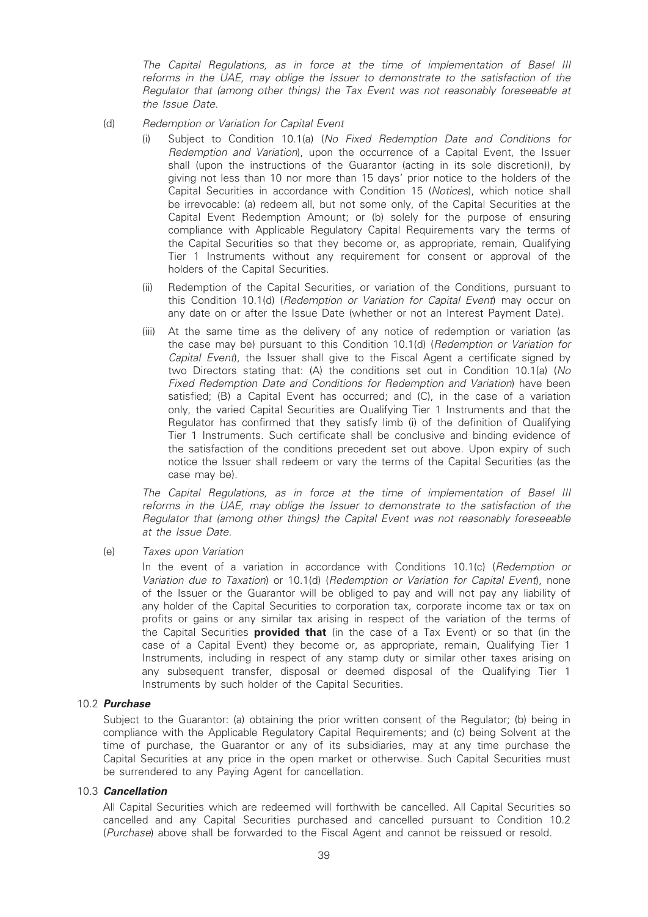*The Capital Regulations, as in force at the time of implementation of Basel III reforms in the UAE, may oblige the Issuer to demonstrate to the satisfaction of the Regulator that (among other things) the Tax Event was not reasonably foreseeable at the Issue Date.*

(d) *Redemption or Variation for Capital Event*

(i) Subject to Condition 10.1(a) (*No Fixed Redemption Date and Conditions for Redemption and Variation*), upon the occurrence of a Capital Event, the Issuer shall (upon the instructions of the Guarantor (acting in its sole discretion)), by giving not less than 10 nor more than 15 days' prior notice to the holders of the Capital Securities in accordance with Condition 15 (*Notices*), which notice shall be irrevocable: (a) redeem all, but not some only, of the Capital Securities at the Capital Event Redemption Amount; or (b) solely for the purpose of ensuring compliance with Applicable Regulatory Capital Requirements vary the terms of the Capital Securities so that they become or, as appropriate, remain, Qualifying Tier 1 Instruments without any requirement for consent or approval of the holders of the Capital Securities.

(ii) Redemption of the Capital Securities, or variation of the Conditions, pursuant to this Condition 10.1(d) (*Redemption or Variation for Capital Event*) may occur on any date on or after the Issue Date (whether or not an Interest Payment Date).

(iii) At the same time as the delivery of any notice of redemption or variation (as the case may be) pursuant to this Condition 10.1(d) (*Redemption or Variation for Capital Event*), the Issuer shall give to the Fiscal Agent a certificate signed by two Directors stating that: (A) the conditions set out in Condition 10.1(a) (*No Fixed Redemption Date and Conditions for Redemption and Variation*) have been satisfied; (B) a Capital Event has occurred; and (C), in the case of a variation only, the varied Capital Securities are Qualifying Tier 1 Instruments and that the Regulator has confirmed that they satisfy limb (i) of the definition of Qualifying Tier 1 Instruments. Such certificate shall be conclusive and binding evidence of the satisfaction of the conditions precedent set out above. Upon expiry of such notice the Issuer shall redeem or vary the terms of the Capital Securities (as the case may be).

*The Capital Regulations, as in force at the time of implementation of Basel III reforms in the UAE, may oblige the Issuer to demonstrate to the satisfaction of the Regulator that (among other things) the Capital Event was not reasonably foreseeable at the Issue Date.*

(e) *Taxes upon Variation*

In the event of a variation in accordance with Conditions 10.1(c) (*Redemption or Variation due to Taxation*) or 10.1(d) (*Redemption or Variation for Capital Event*), none of the Issuer or the Guarantor will be obliged to pay and will not pay any liability of any holder of the Capital Securities to corporation tax, corporate income tax or tax on profits or gains or any similar tax arising in respect of the variation of the terms of the Capital Securities **provided that** (in the case of a Tax Event) or so that (in the case of a Capital Event) they become or, as appropriate, remain, Qualifying Tier 1 Instruments, including in respect of any stamp duty or similar other taxes arising on any subsequent transfer, disposal or deemed disposal of the Qualifying Tier 1 Instruments by such holder of the Capital Securities.

### 10.2 *Purchase*

Subject to the Guarantor: (a) obtaining the prior written consent of the Regulator; (b) being in compliance with the Applicable Regulatory Capital Requirements; and (c) being Solvent at the time of purchase, the Guarantor or any of its subsidiaries, may at any time purchase the Capital Securities at any price in the open market or otherwise. Such Capital Securities must be surrendered to any Paying Agent for cancellation.

### 10.3 *Cancellation*

All Capital Securities which are redeemed will forthwith be cancelled. All Capital Securities so cancelled and any Capital Securities purchased and cancelled pursuant to Condition 10.2 (*Purchase*) above shall be forwarded to the Fiscal Agent and cannot be reissued or resold.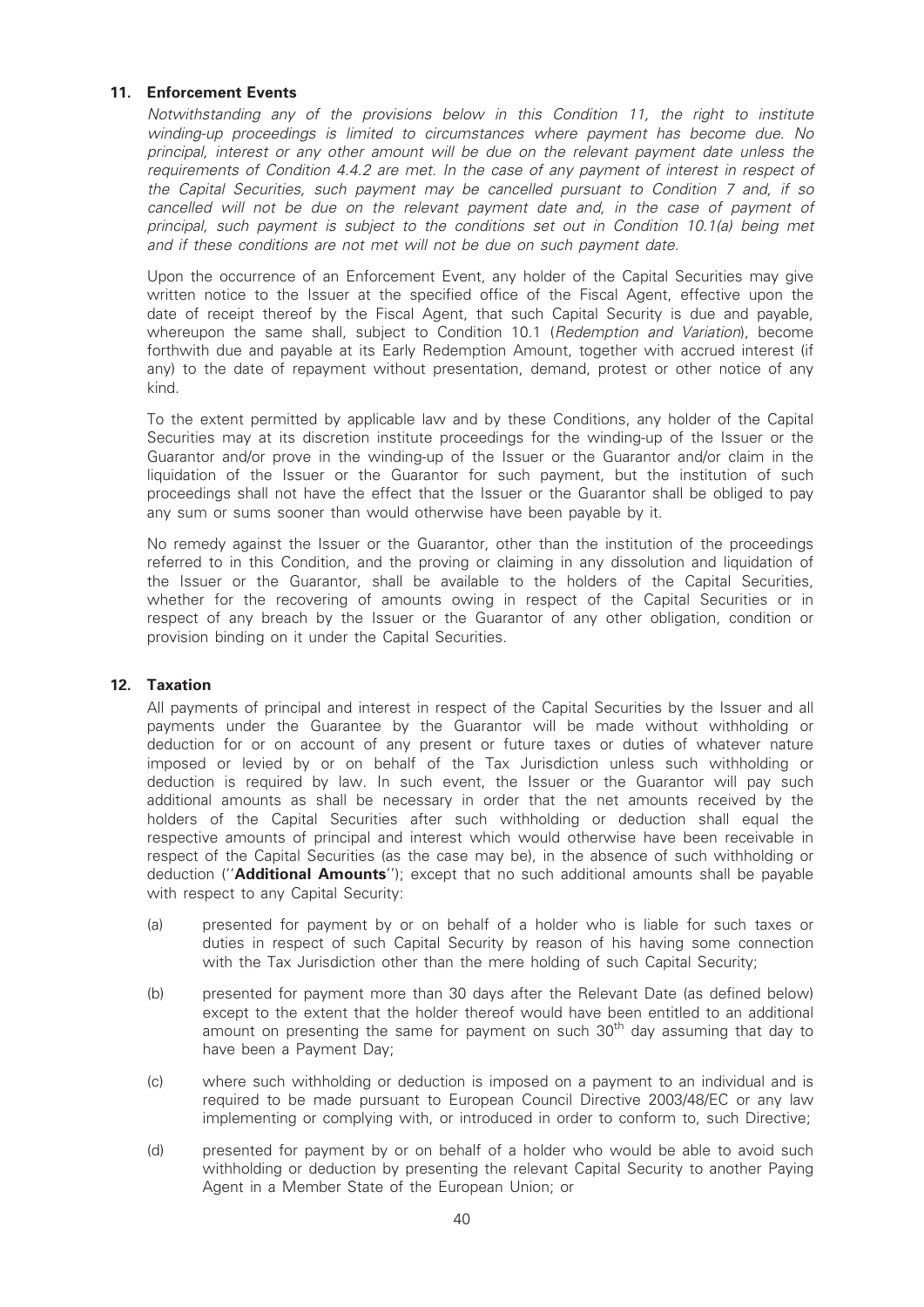## 11. Enforcement Events

*Notwithstanding any of the provisions below in this Condition 11, the right to institute winding-up proceedings is limited to circumstances where payment has become due. No principal, interest or any other amount will be due on the relevant payment date unless the requirements of Condition 4.4.2 are met. In the case of any payment of interest in respect of the Capital Securities, such payment may be cancelled pursuant to Condition 7 and, if so cancelled will not be due on the relevant payment date and, in the case of payment of principal, such payment is subject to the conditions set out in Condition 10.1(a) being met and if these conditions are not met will not be due on such payment date.*

Upon the occurrence of an Enforcement Event, any holder of the Capital Securities may give written notice to the Issuer at the specified office of the Fiscal Agent, effective upon the date of receipt thereof by the Fiscal Agent, that such Capital Security is due and payable, whereupon the same shall, subject to Condition 10.1 (*Redemption and Variation*), become forthwith due and payable at its Early Redemption Amount, together with accrued interest (if any) to the date of repayment without presentation, demand, protest or other notice of any kind.

To the extent permitted by applicable law and by these Conditions, any holder of the Capital Securities may at its discretion institute proceedings for the winding-up of the Issuer or the Guarantor and/or prove in the winding-up of the Issuer or the Guarantor and/or claim in the liquidation of the Issuer or the Guarantor for such payment, but the institution of such proceedings shall not have the effect that the Issuer or the Guarantor shall be obliged to pay any sum or sums sooner than would otherwise have been payable by it.

No remedy against the Issuer or the Guarantor, other than the institution of the proceedings referred to in this Condition, and the proving or claiming in any dissolution and liquidation of the Issuer or the Guarantor, shall be available to the holders of the Capital Securities, whether for the recovering of amounts owing in respect of the Capital Securities or in respect of any breach by the Issuer or the Guarantor of any other obligation, condition or provision binding on it under the Capital Securities.

## 12. Taxation

All payments of principal and interest in respect of the Capital Securities by the Issuer and all payments under the Guarantee by the Guarantor will be made without withholding or deduction for or on account of any present or future taxes or duties of whatever nature imposed or levied by or on behalf of the Tax Jurisdiction unless such withholding or deduction is required by law. In such event, the Issuer or the Guarantor will pay such additional amounts as shall be necessary in order that the net amounts received by the holders of the Capital Securities after such withholding or deduction shall equal the respective amounts of principal and interest which would otherwise have been receivable in respect of the Capital Securities (as the case may be), in the absence of such withholding or deduction (''**Additional Amounts**''); except that no such additional amounts shall be payable with respect to any Capital Security:

(a) presented for payment by or on behalf of a holder who is liable for such taxes or duties in respect of such Capital Security by reason of his having some connection with the Tax Jurisdiction other than the mere holding of such Capital Security;

(b) presented for payment more than 30 days after the Relevant Date (as defined below) except to the extent that the holder thereof would have been entitled to an additional amount on presenting the same for payment on such 30th day assuming that day to have been a Payment Day;

(c) where such withholding or deduction is imposed on a payment to an individual and is required to be made pursuant to European Council Directive 2003/48/EC or any law implementing or complying with, or introduced in order to conform to, such Directive;

(d) presented for payment by or on behalf of a holder who would be able to avoid such withholding or deduction by presenting the relevant Capital Security to another Paying Agent in a Member State of the European Union; or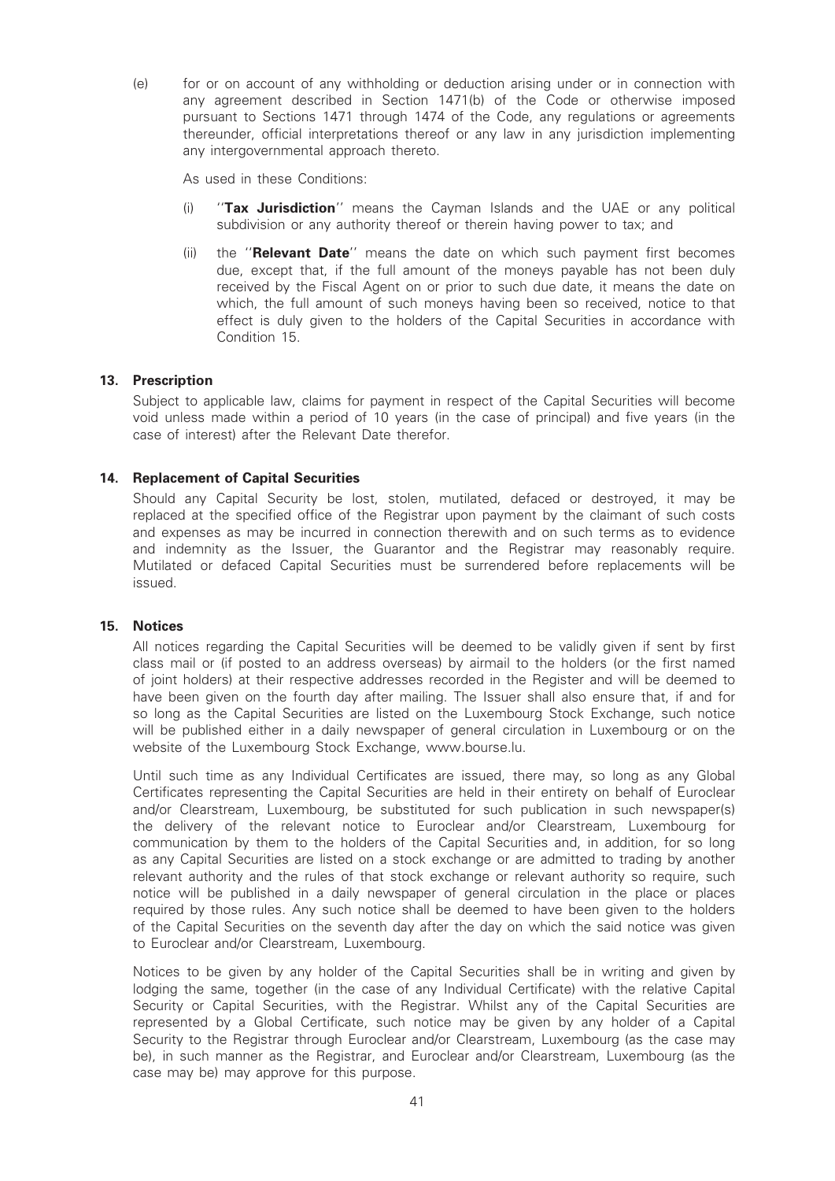(e) for or on account of any withholding or deduction arising under or in connection with any agreement described in Section 1471(b) of the Code or otherwise imposed pursuant to Sections 1471 through 1474 of the Code, any regulations or agreements thereunder, official interpretations thereof or any law in any jurisdiction implementing any intergovernmental approach thereto.

As used in these Conditions:

(i) ''**Tax Jurisdiction**'' means the Cayman Islands and the UAE or any political subdivision or any authority thereof or therein having power to tax; and

(ii) the ''**Relevant Date**'' means the date on which such payment first becomes due, except that, if the full amount of the moneys payable has not been duly received by the Fiscal Agent on or prior to such due date, it means the date on which, the full amount of such moneys having been so received, notice to that effect is duly given to the holders of the Capital Securities in accordance with Condition 15.

## 13. Prescription

Subject to applicable law, claims for payment in respect of the Capital Securities will become void unless made within a period of 10 years (in the case of principal) and five years (in the case of interest) after the Relevant Date therefor.

## 14. Replacement of Capital Securities

Should any Capital Security be lost, stolen, mutilated, defaced or destroyed, it may be replaced at the specified office of the Registrar upon payment by the claimant of such costs and expenses as may be incurred in connection therewith and on such terms as to evidence and indemnity as the Issuer, the Guarantor and the Registrar may reasonably require. Mutilated or defaced Capital Securities must be surrendered before replacements will be issued.

## 15. Notices

All notices regarding the Capital Securities will be deemed to be validly given if sent by first class mail or (if posted to an address overseas) by airmail to the holders (or the first named of joint holders) at their respective addresses recorded in the Register and will be deemed to have been given on the fourth day after mailing. The Issuer shall also ensure that, if and for so long as the Capital Securities are listed on the Luxembourg Stock Exchange, such notice will be published either in a daily newspaper of general circulation in Luxembourg or on the website of the Luxembourg Stock Exchange, www.bourse.lu.

Until such time as any Individual Certificates are issued, there may, so long as any Global Certificates representing the Capital Securities are held in their entirety on behalf of Euroclear and/or Clearstream, Luxembourg, be substituted for such publication in such newspaper(s) the delivery of the relevant notice to Euroclear and/or Clearstream, Luxembourg for communication by them to the holders of the Capital Securities and, in addition, for so long as any Capital Securities are listed on a stock exchange or are admitted to trading by another relevant authority and the rules of that stock exchange or relevant authority so require, such notice will be published in a daily newspaper of general circulation in the place or places required by those rules. Any such notice shall be deemed to have been given to the holders of the Capital Securities on the seventh day after the day on which the said notice was given to Euroclear and/or Clearstream, Luxembourg.

Notices to be given by any holder of the Capital Securities shall be in writing and given by lodging the same, together (in the case of any Individual Certificate) with the relative Capital Security or Capital Securities, with the Registrar. Whilst any of the Capital Securities are represented by a Global Certificate, such notice may be given by any holder of a Capital Security to the Registrar through Euroclear and/or Clearstream, Luxembourg (as the case may be), in such manner as the Registrar, and Euroclear and/or Clearstream, Luxembourg (as the case may be) may approve for this purpose.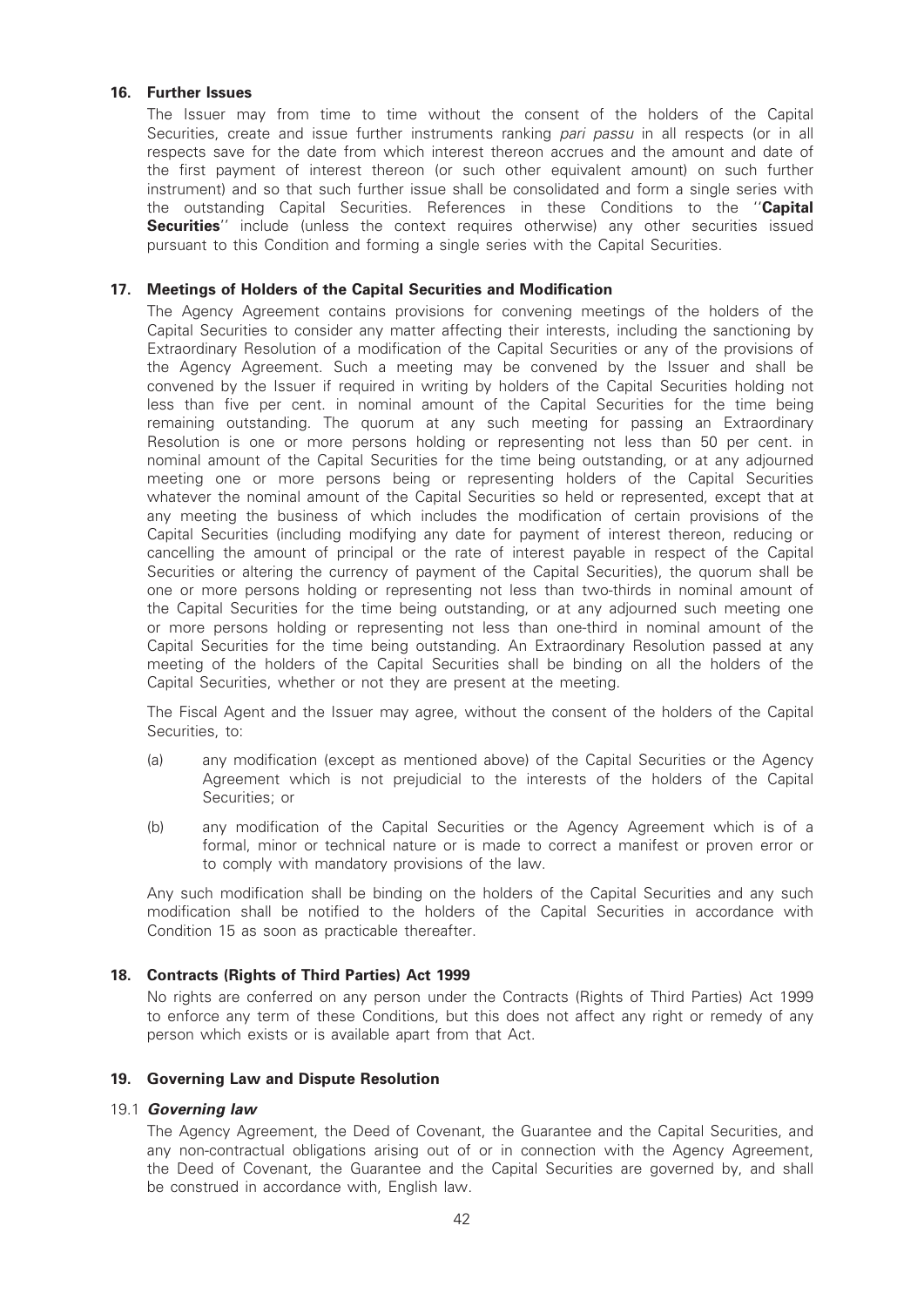## 16. Further Issues

The Issuer may from time to time without the consent of the holders of the Capital Securities, create and issue further instruments ranking *pari passu* in all respects (or in all respects save for the date from which interest thereon accrues and the amount and date of the first payment of interest thereon (or such other equivalent amount) on such further instrument) and so that such further issue shall be consolidated and form a single series with the outstanding Capital Securities. References in these Conditions to the ''**Capital Securities**'' include (unless the context requires otherwise) any other securities issued pursuant to this Condition and forming a single series with the Capital Securities.

## 17. Meetings of Holders of the Capital Securities and Modification

The Agency Agreement contains provisions for convening meetings of the holders of the Capital Securities to consider any matter affecting their interests, including the sanctioning by Extraordinary Resolution of a modification of the Capital Securities or any of the provisions of the Agency Agreement. Such a meeting may be convened by the Issuer and shall be convened by the Issuer if required in writing by holders of the Capital Securities holding not less than five per cent. in nominal amount of the Capital Securities for the time being remaining outstanding. The quorum at any such meeting for passing an Extraordinary Resolution is one or more persons holding or representing not less than 50 per cent. in nominal amount of the Capital Securities for the time being outstanding, or at any adjourned meeting one or more persons being or representing holders of the Capital Securities whatever the nominal amount of the Capital Securities so held or represented, except that at any meeting the business of which includes the modification of certain provisions of the Capital Securities (including modifying any date for payment of interest thereon, reducing or cancelling the amount of principal or the rate of interest payable in respect of the Capital Securities or altering the currency of payment of the Capital Securities), the quorum shall be one or more persons holding or representing not less than two-thirds in nominal amount of the Capital Securities for the time being outstanding, or at any adjourned such meeting one or more persons holding or representing not less than one-third in nominal amount of the Capital Securities for the time being outstanding. An Extraordinary Resolution passed at any meeting of the holders of the Capital Securities shall be binding on all the holders of the Capital Securities, whether or not they are present at the meeting.

The Fiscal Agent and the Issuer may agree, without the consent of the holders of the Capital Securities, to:

(a) any modification (except as mentioned above) of the Capital Securities or the Agency Agreement which is not prejudicial to the interests of the holders of the Capital Securities; or

(b) any modification of the Capital Securities or the Agency Agreement which is of a formal, minor or technical nature or is made to correct a manifest or proven error or to comply with mandatory provisions of the law.

Any such modification shall be binding on the holders of the Capital Securities and any such modification shall be notified to the holders of the Capital Securities in accordance with Condition 15 as soon as practicable thereafter.

## 18. Contracts (Rights of Third Parties) Act 1999

No rights are conferred on any person under the Contracts (Rights of Third Parties) Act 1999 to enforce any term of these Conditions, but this does not affect any right or remedy of any person which exists or is available apart from that Act.

## 19. Governing Law and Dispute Resolution

### 19.1 *Governing law*

The Agency Agreement, the Deed of Covenant, the Guarantee and the Capital Securities, and any non-contractual obligations arising out of or in connection with the Agency Agreement, the Deed of Covenant, the Guarantee and the Capital Securities are governed by, and shall be construed in accordance with, English law.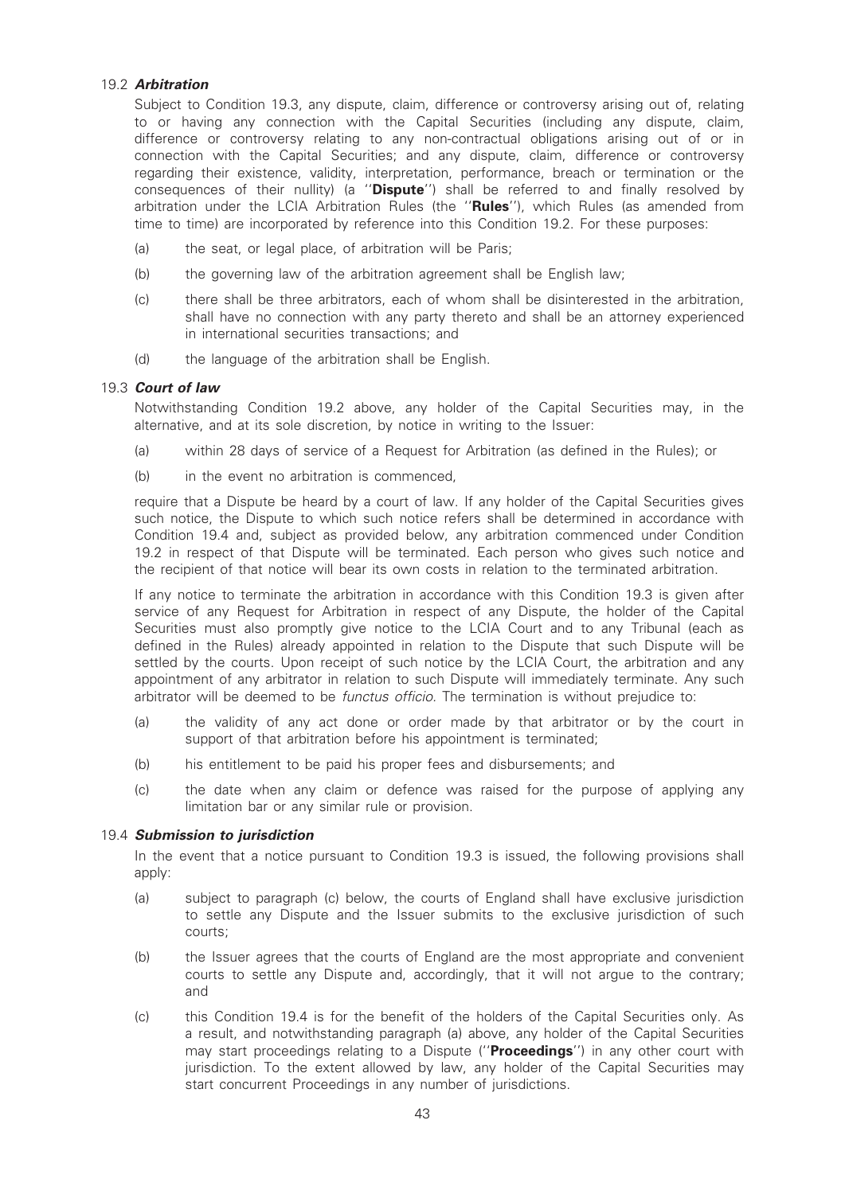### 19.2 ***Arbitration***

Subject to Condition 19.3, any dispute, claim, difference or controversy arising out of, relating to or having any connection with the Capital Securities (including any dispute, claim, difference or controversy relating to any non-contractual obligations arising out of or in connection with the Capital Securities; and any dispute, claim, difference or controversy regarding their existence, validity, interpretation, performance, breach or termination or the consequences of their nullity) (a ''**Dispute**'') shall be referred to and finally resolved by arbitration under the LCIA Arbitration Rules (the ''**Rules**''), which Rules (as amended from time to time) are incorporated by reference into this Condition 19.2. For these purposes:

(a) the seat, or legal place, of arbitration will be Paris;

(b) the governing law of the arbitration agreement shall be English law;

(c) there shall be three arbitrators, each of whom shall be disinterested in the arbitration, shall have no connection with any party thereto and shall be an attorney experienced in international securities transactions; and

(d) the language of the arbitration shall be English.

### 19.3 ***Court of law***

Notwithstanding Condition 19.2 above, any holder of the Capital Securities may, in the alternative, and at its sole discretion, by notice in writing to the Issuer:

(a) within 28 days of service of a Request for Arbitration (as defined in the Rules); or

(b) in the event no arbitration is commenced,

require that a Dispute be heard by a court of law. If any holder of the Capital Securities gives such notice, the Dispute to which such notice refers shall be determined in accordance with Condition 19.4 and, subject as provided below, any arbitration commenced under Condition 19.2 in respect of that Dispute will be terminated. Each person who gives such notice and the recipient of that notice will bear its own costs in relation to the terminated arbitration.

If any notice to terminate the arbitration in accordance with this Condition 19.3 is given after service of any Request for Arbitration in respect of any Dispute, the holder of the Capital Securities must also promptly give notice to the LCIA Court and to any Tribunal (each as defined in the Rules) already appointed in relation to the Dispute that such Dispute will be settled by the courts. Upon receipt of such notice by the LCIA Court, the arbitration and any appointment of any arbitrator in relation to such Dispute will immediately terminate. Any such arbitrator will be deemed to be *functus officio*. The termination is without prejudice to:

(a) the validity of any act done or order made by that arbitrator or by the court in support of that arbitration before his appointment is terminated;

(b) his entitlement to be paid his proper fees and disbursements; and

(c) the date when any claim or defence was raised for the purpose of applying any limitation bar or any similar rule or provision.

### 19.4 ***Submission to jurisdiction***

In the event that a notice pursuant to Condition 19.3 is issued, the following provisions shall apply:

(a) subject to paragraph (c) below, the courts of England shall have exclusive jurisdiction to settle any Dispute and the Issuer submits to the exclusive jurisdiction of such courts;

(b) the Issuer agrees that the courts of England are the most appropriate and convenient courts to settle any Dispute and, accordingly, that it will not argue to the contrary; and

(c) this Condition 19.4 is for the benefit of the holders of the Capital Securities only. As a result, and notwithstanding paragraph (a) above, any holder of the Capital Securities may start proceedings relating to a Dispute (''**Proceedings**'') in any other court with jurisdiction. To the extent allowed by law, any holder of the Capital Securities may start concurrent Proceedings in any number of jurisdictions.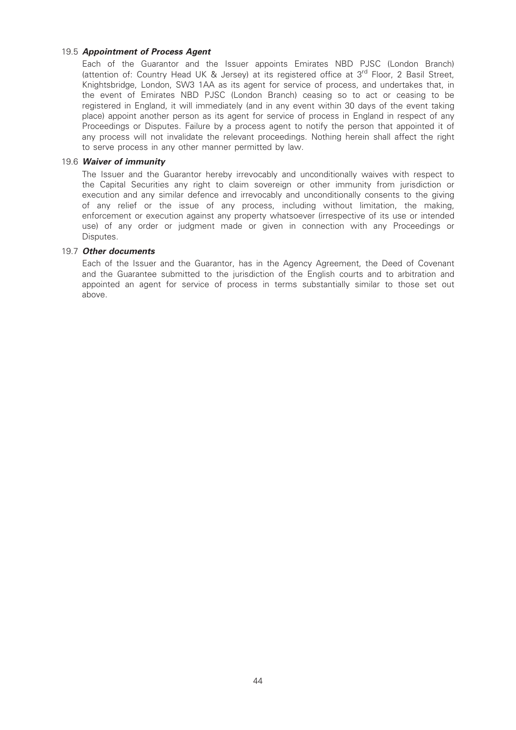### 19.5 ***Appointment of Process Agent***

Each of the Guarantor and the Issuer appoints Emirates NBD PJSC (London Branch) (attention of: Country Head UK & Jersey) at its registered office at 3rd Floor, 2 Basil Street, Knightsbridge, London, SW3 1AA as its agent for service of process, and undertakes that, in the event of Emirates NBD PJSC (London Branch) ceasing so to act or ceasing to be registered in England, it will immediately (and in any event within 30 days of the event taking place) appoint another person as its agent for service of process in England in respect of any Proceedings or Disputes. Failure by a process agent to notify the person that appointed it of any process will not invalidate the relevant proceedings. Nothing herein shall affect the right to serve process in any other manner permitted by law.

### 19.6 ***Waiver of immunity***

The Issuer and the Guarantor hereby irrevocably and unconditionally waives with respect to the Capital Securities any right to claim sovereign or other immunity from jurisdiction or execution and any similar defence and irrevocably and unconditionally consents to the giving of any relief or the issue of any process, including without limitation, the making, enforcement or execution against any property whatsoever (irrespective of its use or intended use) of any order or judgment made or given in connection with any Proceedings or Disputes.

### 19.7 ***Other documents***

Each of the Issuer and the Guarantor, has in the Agency Agreement, the Deed of Covenant and the Guarantee submitted to the jurisdiction of the English courts and to arbitration and appointed an agent for service of process in terms substantially similar to those set out above.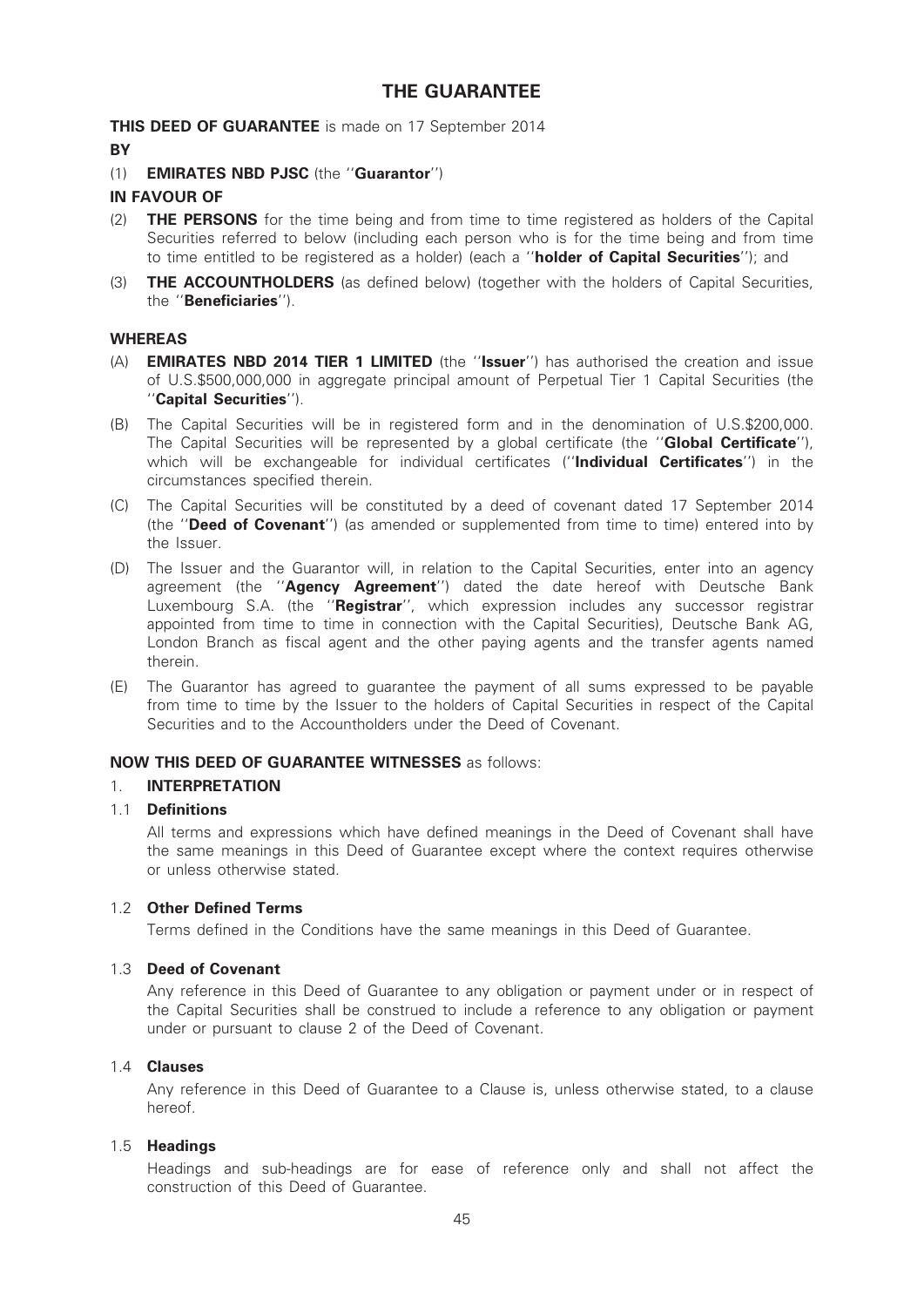# THE GUARANTEE

**THIS DEED OF GUARANTEE** is made on 17 September 2014

**BY**

(1) **EMIRATES NBD PJSC** (the ''**Guarantor**'')

**IN FAVOUR OF**

(2) **THE PERSONS** for the time being and from time to time registered as holders of the Capital Securities referred to below (including each person who is for the time being and from time to time entitled to be registered as a holder) (each a ''**holder of Capital Securities**''); and

(3) **THE ACCOUNTHOLDERS** (as defined below) (together with the holders of Capital Securities, the ''**Beneficiaries**'').

**WHEREAS**

(A) **EMIRATES NBD 2014 TIER 1 LIMITED** (the ''**Issuer**'') has authorised the creation and issue of U.S.$500,000,000 in aggregate principal amount of Perpetual Tier 1 Capital Securities (the ''**Capital Securities**'').

(B) The Capital Securities will be in registered form and in the denomination of U.S.$200,000. The Capital Securities will be represented by a global certificate (the ''**Global Certificate**''), which will be exchangeable for individual certificates (''**Individual Certificates**'') in the circumstances specified therein.

(C) The Capital Securities will be constituted by a deed of covenant dated 17 September 2014 (the ''**Deed of Covenant**'') (as amended or supplemented from time to time) entered into by the Issuer.

(D) The Issuer and the Guarantor will, in relation to the Capital Securities, enter into an agency agreement (the ''**Agency Agreement**'') dated the date hereof with Deutsche Bank Luxembourg S.A. (the ''**Registrar**'', which expression includes any successor registrar appointed from time to time in connection with the Capital Securities), Deutsche Bank AG, London Branch as fiscal agent and the other paying agents and the transfer agents named therein.

(E) The Guarantor has agreed to guarantee the payment of all sums expressed to be payable from time to time by the Issuer to the holders of Capital Securities in respect of the Capital Securities and to the Accountholders under the Deed of Covenant.

**NOW THIS DEED OF GUARANTEE WITNESSES** as follows:

1. **INTERPRETATION**

1.1 **Definitions**

All terms and expressions which have defined meanings in the Deed of Covenant shall have the same meanings in this Deed of Guarantee except where the context requires otherwise or unless otherwise stated.

1.2 **Other Defined Terms**

Terms defined in the Conditions have the same meanings in this Deed of Guarantee.

1.3 **Deed of Covenant**

Any reference in this Deed of Guarantee to any obligation or payment under or in respect of the Capital Securities shall be construed to include a reference to any obligation or payment under or pursuant to clause 2 of the Deed of Covenant.

1.4 **Clauses**

Any reference in this Deed of Guarantee to a Clause is, unless otherwise stated, to a clause hereof.

1.5 **Headings**

Headings and sub-headings are for ease of reference only and shall not affect the construction of this Deed of Guarantee.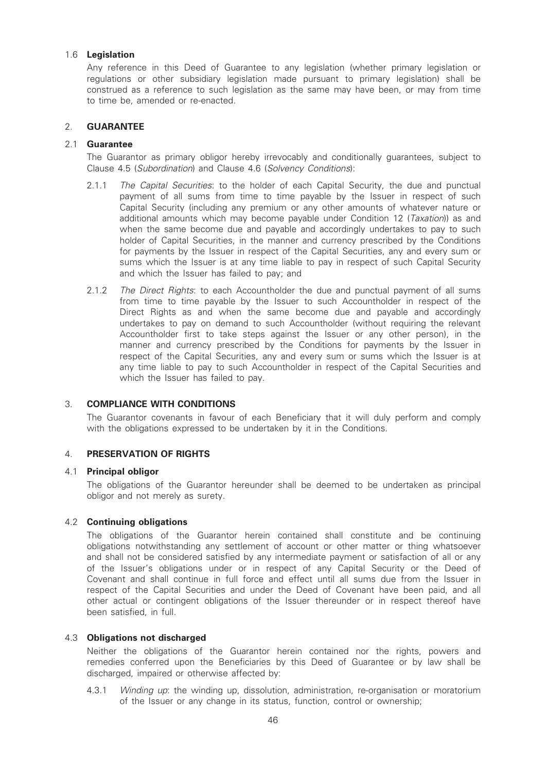### 1.6 **Legislation**

Any reference in this Deed of Guarantee to any legislation (whether primary legislation or regulations or other subsidiary legislation made pursuant to primary legislation) shall be construed as a reference to such legislation as the same may have been, or may from time to time be, amended or re-enacted.

## 2. **GUARANTEE**

### 2.1 **Guarantee**

The Guarantor as primary obligor hereby irrevocably and conditionally guarantees, subject to Clause 4.5 (*Subordination*) and Clause 4.6 (*Solvency Conditions*):

2.1.1 *The Capital Securities*: to the holder of each Capital Security, the due and punctual payment of all sums from time to time payable by the Issuer in respect of such Capital Security (including any premium or any other amounts of whatever nature or additional amounts which may become payable under Condition 12 (*Taxation*)) as and when the same become due and payable and accordingly undertakes to pay to such holder of Capital Securities, in the manner and currency prescribed by the Conditions for payments by the Issuer in respect of the Capital Securities, any and every sum or sums which the Issuer is at any time liable to pay in respect of such Capital Security and which the Issuer has failed to pay; and

2.1.2 *The Direct Rights*: to each Accountholder the due and punctual payment of all sums from time to time payable by the Issuer to such Accountholder in respect of the Direct Rights as and when the same become due and payable and accordingly undertakes to pay on demand to such Accountholder (without requiring the relevant Accountholder first to take steps against the Issuer or any other person), in the manner and currency prescribed by the Conditions for payments by the Issuer in respect of the Capital Securities, any and every sum or sums which the Issuer is at any time liable to pay to such Accountholder in respect of the Capital Securities and which the Issuer has failed to pay.

## 3. **COMPLIANCE WITH CONDITIONS**

The Guarantor covenants in favour of each Beneficiary that it will duly perform and comply with the obligations expressed to be undertaken by it in the Conditions.

## 4. **PRESERVATION OF RIGHTS**

### 4.1 **Principal obligor**

The obligations of the Guarantor hereunder shall be deemed to be undertaken as principal obligor and not merely as surety.

### 4.2 **Continuing obligations**

The obligations of the Guarantor herein contained shall constitute and be continuing obligations notwithstanding any settlement of account or other matter or thing whatsoever and shall not be considered satisfied by any intermediate payment or satisfaction of all or any of the Issuer's obligations under or in respect of any Capital Security or the Deed of Covenant and shall continue in full force and effect until all sums due from the Issuer in respect of the Capital Securities and under the Deed of Covenant have been paid, and all other actual or contingent obligations of the Issuer thereunder or in respect thereof have been satisfied, in full.

### 4.3 **Obligations not discharged**

Neither the obligations of the Guarantor herein contained nor the rights, powers and remedies conferred upon the Beneficiaries by this Deed of Guarantee or by law shall be discharged, impaired or otherwise affected by:

4.3.1 *Winding up*: the winding up, dissolution, administration, re-organisation or moratorium of the Issuer or any change in its status, function, control or ownership;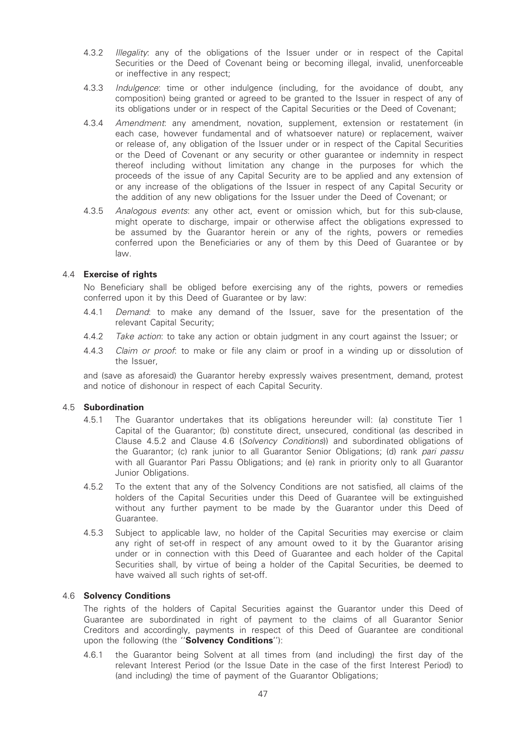4.3.2 *Illegality*: any of the obligations of the Issuer under or in respect of the Capital Securities or the Deed of Covenant being or becoming illegal, invalid, unenforceable or ineffective in any respect;

4.3.3 *Indulgence*: time or other indulgence (including, for the avoidance of doubt, any composition) being granted or agreed to be granted to the Issuer in respect of any of its obligations under or in respect of the Capital Securities or the Deed of Covenant;

4.3.4 *Amendment*: any amendment, novation, supplement, extension or restatement (in each case, however fundamental and of whatsoever nature) or replacement, waiver or release of, any obligation of the Issuer under or in respect of the Capital Securities or the Deed of Covenant or any security or other guarantee or indemnity in respect thereof including without limitation any change in the purposes for which the proceeds of the issue of any Capital Security are to be applied and any extension of or any increase of the obligations of the Issuer in respect of any Capital Security or the addition of any new obligations for the Issuer under the Deed of Covenant; or

4.3.5 *Analogous events*: any other act, event or omission which, but for this sub-clause, might operate to discharge, impair or otherwise affect the obligations expressed to be assumed by the Guarantor herein or any of the rights, powers or remedies conferred upon the Beneficiaries or any of them by this Deed of Guarantee or by law.

### 4.4 Exercise of rights

No Beneficiary shall be obliged before exercising any of the rights, powers or remedies conferred upon it by this Deed of Guarantee or by law:

4.4.1 *Demand*: to make any demand of the Issuer, save for the presentation of the relevant Capital Security;

4.4.2 *Take action*: to take any action or obtain judgment in any court against the Issuer; or

4.4.3 *Claim or proof*: to make or file any claim or proof in a winding up or dissolution of the Issuer,

and (save as aforesaid) the Guarantor hereby expressly waives presentment, demand, protest and notice of dishonour in respect of each Capital Security.

### 4.5 Subordination

4.5.1 The Guarantor undertakes that its obligations hereunder will: (a) constitute Tier 1 Capital of the Guarantor; (b) constitute direct, unsecured, conditional (as described in Clause 4.5.2 and Clause 4.6 (*Solvency Conditions*)) and subordinated obligations of the Guarantor; (c) rank junior to all Guarantor Senior Obligations; (d) rank *pari passu* with all Guarantor Pari Passu Obligations; and (e) rank in priority only to all Guarantor Junior Obligations.

4.5.2 To the extent that any of the Solvency Conditions are not satisfied, all claims of the holders of the Capital Securities under this Deed of Guarantee will be extinguished without any further payment to be made by the Guarantor under this Deed of Guarantee.

4.5.3 Subject to applicable law, no holder of the Capital Securities may exercise or claim any right of set-off in respect of any amount owed to it by the Guarantor arising under or in connection with this Deed of Guarantee and each holder of the Capital Securities shall, by virtue of being a holder of the Capital Securities, be deemed to have waived all such rights of set-off.

### 4.6 Solvency Conditions

The rights of the holders of Capital Securities against the Guarantor under this Deed of Guarantee are subordinated in right of payment to the claims of all Guarantor Senior Creditors and accordingly, payments in respect of this Deed of Guarantee are conditional upon the following (the "**Solvency Conditions**"):

4.6.1 the Guarantor being Solvent at all times from (and including) the first day of the relevant Interest Period (or the Issue Date in the case of the first Interest Period) to (and including) the time of payment of the Guarantor Obligations;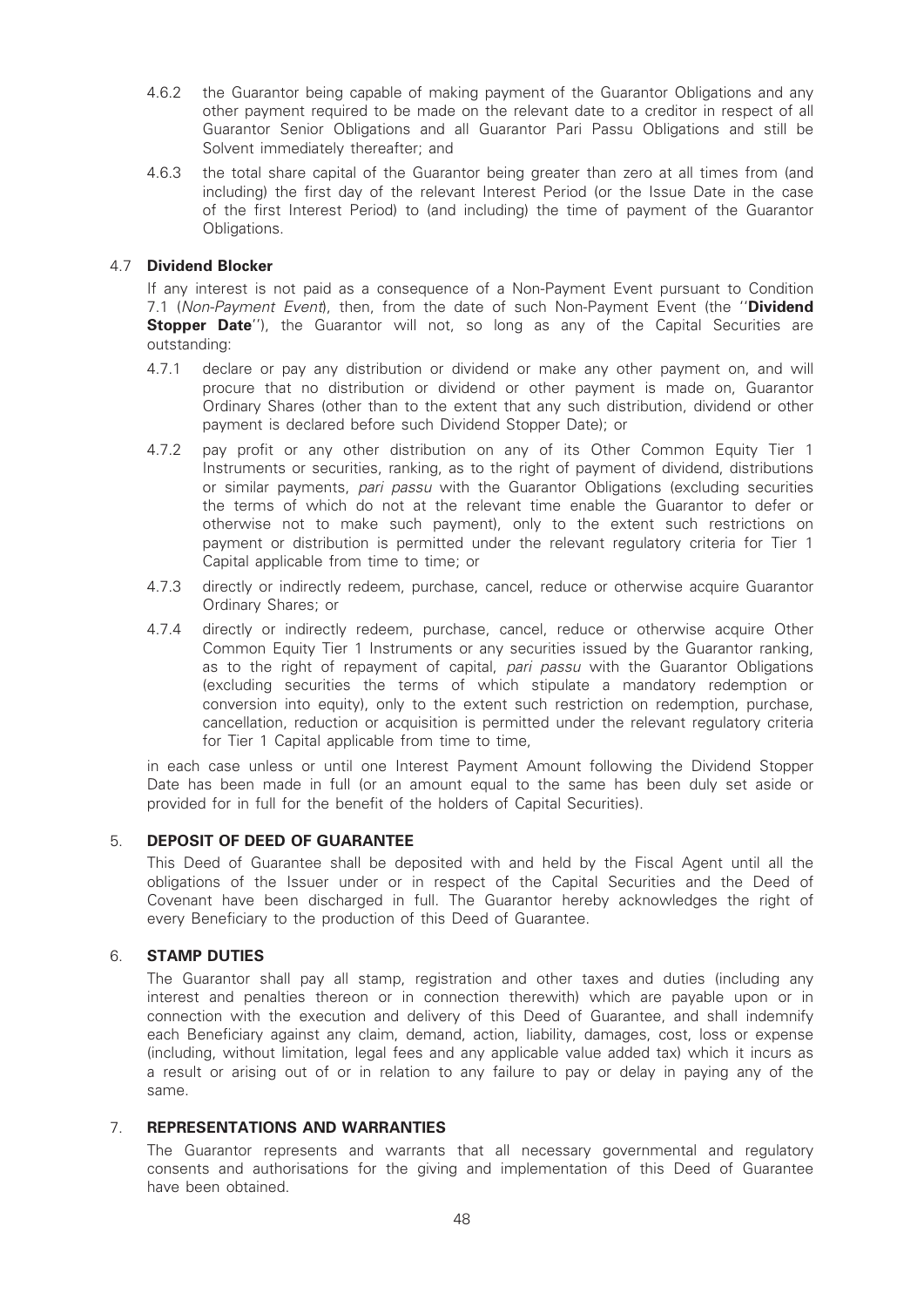4.6.2 the Guarantor being capable of making payment of the Guarantor Obligations and any other payment required to be made on the relevant date to a creditor in respect of all Guarantor Senior Obligations and all Guarantor Pari Passu Obligations and still be Solvent immediately thereafter; and

4.6.3 the total share capital of the Guarantor being greater than zero at all times from (and including) the first day of the relevant Interest Period (or the Issue Date in the case of the first Interest Period) to (and including) the time of payment of the Guarantor Obligations.

### 4.7 Dividend Blocker

If any interest is not paid as a consequence of a Non-Payment Event pursuant to Condition 7.1 (*Non-Payment Event*), then, from the date of such Non-Payment Event (the "**Dividend Stopper Date**"), the Guarantor will not, so long as any of the Capital Securities are outstanding:

4.7.1 declare or pay any distribution or dividend or make any other payment on, and will procure that no distribution or dividend or other payment is made on, Guarantor Ordinary Shares (other than to the extent that any such distribution, dividend or other payment is declared before such Dividend Stopper Date); or

4.7.2 pay profit or any other distribution on any of its Other Common Equity Tier 1 Instruments or securities, ranking, as to the right of payment of dividend, distributions or similar payments, *pari passu* with the Guarantor Obligations (excluding securities the terms of which do not at the relevant time enable the Guarantor to defer or otherwise not to make such payment), only to the extent such restrictions on payment or distribution is permitted under the relevant regulatory criteria for Tier 1 Capital applicable from time to time; or

4.7.3 directly or indirectly redeem, purchase, cancel, reduce or otherwise acquire Guarantor Ordinary Shares; or

4.7.4 directly or indirectly redeem, purchase, cancel, reduce or otherwise acquire Other Common Equity Tier 1 Instruments or any securities issued by the Guarantor ranking, as to the right of repayment of capital, *pari passu* with the Guarantor Obligations (excluding securities the terms of which stipulate a mandatory redemption or conversion into equity), only to the extent such restriction on redemption, purchase, cancellation, reduction or acquisition is permitted under the relevant regulatory criteria for Tier 1 Capital applicable from time to time,

in each case unless or until one Interest Payment Amount following the Dividend Stopper Date has been made in full (or an amount equal to the same has been duly set aside or provided for in full for the benefit of the holders of Capital Securities).

## 5. DEPOSIT OF DEED OF GUARANTEE

This Deed of Guarantee shall be deposited with and held by the Fiscal Agent until all the obligations of the Issuer under or in respect of the Capital Securities and the Deed of Covenant have been discharged in full. The Guarantor hereby acknowledges the right of every Beneficiary to the production of this Deed of Guarantee.

## 6. STAMP DUTIES

The Guarantor shall pay all stamp, registration and other taxes and duties (including any interest and penalties thereon or in connection therewith) which are payable upon or in connection with the execution and delivery of this Deed of Guarantee, and shall indemnify each Beneficiary against any claim, demand, action, liability, damages, cost, loss or expense (including, without limitation, legal fees and any applicable value added tax) which it incurs as a result or arising out of or in relation to any failure to pay or delay in paying any of the same.

## 7. REPRESENTATIONS AND WARRANTIES

The Guarantor represents and warrants that all necessary governmental and regulatory consents and authorisations for the giving and implementation of this Deed of Guarantee have been obtained.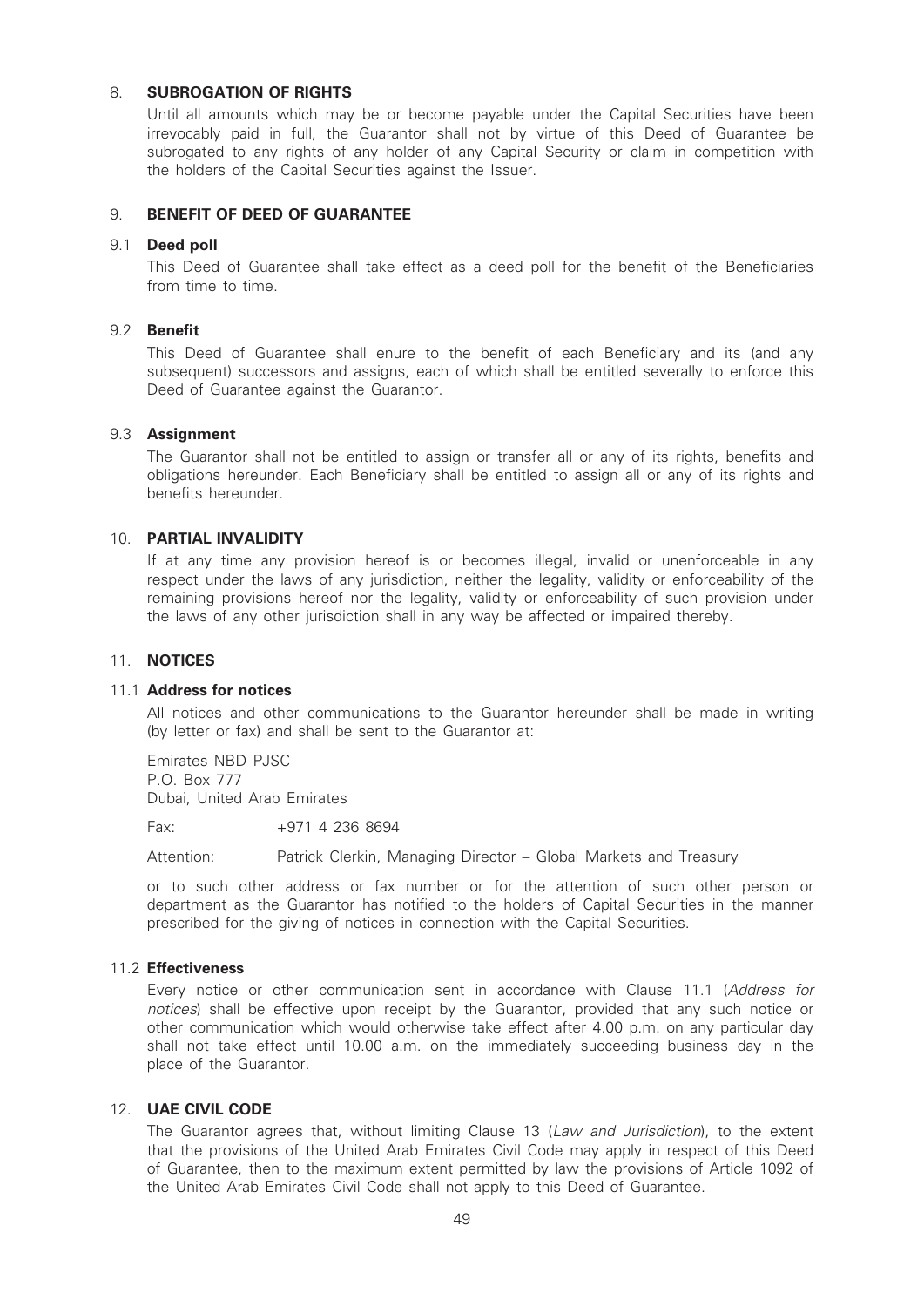## 8. SUBROGATION OF RIGHTS

Until all amounts which may be or become payable under the Capital Securities have been irrevocably paid in full, the Guarantor shall not by virtue of this Deed of Guarantee be subrogated to any rights of any holder of any Capital Security or claim in competition with the holders of the Capital Securities against the Issuer.

## 9. BENEFIT OF DEED OF GUARANTEE

### 9.1 Deed poll

This Deed of Guarantee shall take effect as a deed poll for the benefit of the Beneficiaries from time to time.

### 9.2 Benefit

This Deed of Guarantee shall enure to the benefit of each Beneficiary and its (and any subsequent) successors and assigns, each of which shall be entitled severally to enforce this Deed of Guarantee against the Guarantor.

### 9.3 Assignment

The Guarantor shall not be entitled to assign or transfer all or any of its rights, benefits and obligations hereunder. Each Beneficiary shall be entitled to assign all or any of its rights and benefits hereunder.

## 10. PARTIAL INVALIDITY

If at any time any provision hereof is or becomes illegal, invalid or unenforceable in any respect under the laws of any jurisdiction, neither the legality, validity or enforceability of the remaining provisions hereof nor the legality, validity or enforceability of such provision under the laws of any other jurisdiction shall in any way be affected or impaired thereby.

## 11. NOTICES

### 11.1 Address for notices

All notices and other communications to the Guarantor hereunder shall be made in writing (by letter or fax) and shall be sent to the Guarantor at:

Emirates NBD PJSC
P.O. Box 777
Dubai, United Arab Emirates

Fax: +971 4 236 8694

Attention: Patrick Clerkin, Managing Director – Global Markets and Treasury

or to such other address or fax number or for the attention of such other person or department as the Guarantor has notified to the holders of Capital Securities in the manner prescribed for the giving of notices in connection with the Capital Securities.

### 11.2 Effectiveness

Every notice or other communication sent in accordance with Clause 11.1 (*Address for notices*) shall be effective upon receipt by the Guarantor, provided that any such notice or other communication which would otherwise take effect after 4.00 p.m. on any particular day shall not take effect until 10.00 a.m. on the immediately succeeding business day in the place of the Guarantor.

## 12. UAE CIVIL CODE

The Guarantor agrees that, without limiting Clause 13 (*Law and Jurisdiction*), to the extent that the provisions of the United Arab Emirates Civil Code may apply in respect of this Deed of Guarantee, then to the maximum extent permitted by law the provisions of Article 1092 of the United Arab Emirates Civil Code shall not apply to this Deed of Guarantee.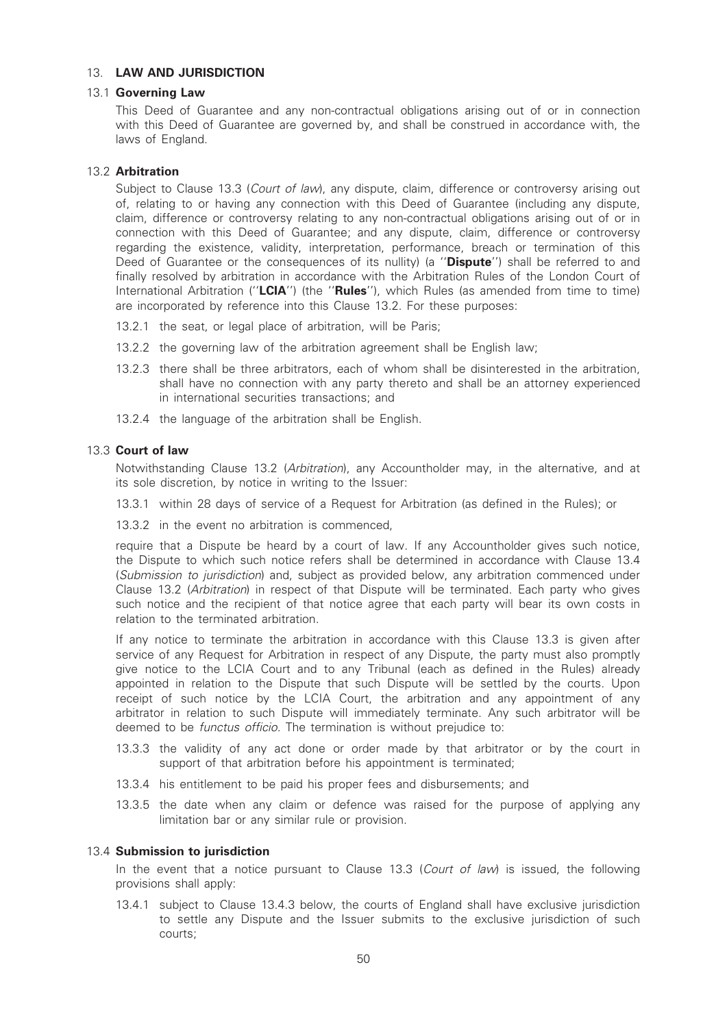## 13. LAW AND JURISDICTION

### 13.1 Governing Law

This Deed of Guarantee and any non-contractual obligations arising out of or in connection with this Deed of Guarantee are governed by, and shall be construed in accordance with, the laws of England.

### 13.2 Arbitration

Subject to Clause 13.3 (*Court of law*), any dispute, claim, difference or controversy arising out of, relating to or having any connection with this Deed of Guarantee (including any dispute, claim, difference or controversy relating to any non-contractual obligations arising out of or in connection with this Deed of Guarantee; and any dispute, claim, difference or controversy regarding the existence, validity, interpretation, performance, breach or termination of this Deed of Guarantee or the consequences of its nullity) (a ''**Dispute**'') shall be referred to and finally resolved by arbitration in accordance with the Arbitration Rules of the London Court of International Arbitration (''**LCIA**'') (the ''**Rules**''), which Rules (as amended from time to time) are incorporated by reference into this Clause 13.2. For these purposes:

13.2.1 the seat, or legal place of arbitration, will be Paris;

13.2.2 the governing law of the arbitration agreement shall be English law;

13.2.3 there shall be three arbitrators, each of whom shall be disinterested in the arbitration, shall have no connection with any party thereto and shall be an attorney experienced in international securities transactions; and

13.2.4 the language of the arbitration shall be English.

### 13.3 Court of law

Notwithstanding Clause 13.2 (*Arbitration*), any Accountholder may, in the alternative, and at its sole discretion, by notice in writing to the Issuer:

13.3.1 within 28 days of service of a Request for Arbitration (as defined in the Rules); or

13.3.2 in the event no arbitration is commenced,

require that a Dispute be heard by a court of law. If any Accountholder gives such notice, the Dispute to which such notice refers shall be determined in accordance with Clause 13.4 (*Submission to jurisdiction*) and, subject as provided below, any arbitration commenced under Clause 13.2 (*Arbitration*) in respect of that Dispute will be terminated. Each party who gives such notice and the recipient of that notice agree that each party will bear its own costs in relation to the terminated arbitration.

If any notice to terminate the arbitration in accordance with this Clause 13.3 is given after service of any Request for Arbitration in respect of any Dispute, the party must also promptly give notice to the LCIA Court and to any Tribunal (each as defined in the Rules) already appointed in relation to the Dispute that such Dispute will be settled by the courts. Upon receipt of such notice by the LCIA Court, the arbitration and any appointment of any arbitrator in relation to such Dispute will immediately terminate. Any such arbitrator will be deemed to be *functus officio*. The termination is without prejudice to:

13.3.3 the validity of any act done or order made by that arbitrator or by the court in support of that arbitration before his appointment is terminated;

13.3.4 his entitlement to be paid his proper fees and disbursements; and

13.3.5 the date when any claim or defence was raised for the purpose of applying any limitation bar or any similar rule or provision.

### 13.4 Submission to jurisdiction

In the event that a notice pursuant to Clause 13.3 (*Court of law*) is issued, the following provisions shall apply:

13.4.1 subject to Clause 13.4.3 below, the courts of England shall have exclusive jurisdiction to settle any Dispute and the Issuer submits to the exclusive jurisdiction of such courts;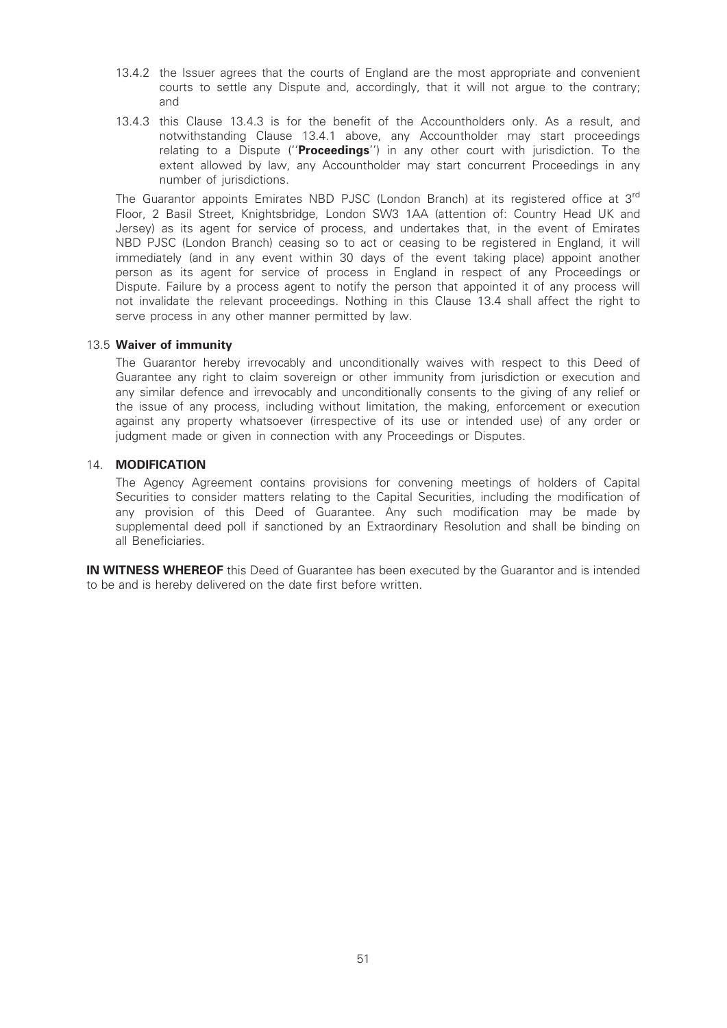13.4.2 the Issuer agrees that the courts of England are the most appropriate and convenient courts to settle any Dispute and, accordingly, that it will not argue to the contrary; and

13.4.3 this Clause 13.4.3 is for the benefit of the Accountholders only. As a result, and notwithstanding Clause 13.4.1 above, any Accountholder may start proceedings relating to a Dispute (''**Proceedings**'') in any other court with jurisdiction. To the extent allowed by law, any Accountholder may start concurrent Proceedings in any number of jurisdictions.

The Guarantor appoints Emirates NBD PJSC (London Branch) at its registered office at 3rd Floor, 2 Basil Street, Knightsbridge, London SW3 1AA (attention of: Country Head UK and Jersey) as its agent for service of process, and undertakes that, in the event of Emirates NBD PJSC (London Branch) ceasing so to act or ceasing to be registered in England, it will immediately (and in any event within 30 days of the event taking place) appoint another person as its agent for service of process in England in respect of any Proceedings or Dispute. Failure by a process agent to notify the person that appointed it of any process will not invalidate the relevant proceedings. Nothing in this Clause 13.4 shall affect the right to serve process in any other manner permitted by law.

### 13.5 Waiver of immunity

The Guarantor hereby irrevocably and unconditionally waives with respect to this Deed of Guarantee any right to claim sovereign or other immunity from jurisdiction or execution and any similar defence and irrevocably and unconditionally consents to the giving of any relief or the issue of any process, including without limitation, the making, enforcement or execution against any property whatsoever (irrespective of its use or intended use) of any order or judgment made or given in connection with any Proceedings or Disputes.

## 14. MODIFICATION

The Agency Agreement contains provisions for convening meetings of holders of Capital Securities to consider matters relating to the Capital Securities, including the modification of any provision of this Deed of Guarantee. Any such modification may be made by supplemental deed poll if sanctioned by an Extraordinary Resolution and shall be binding on all Beneficiaries.

**IN WITNESS WHEREOF** this Deed of Guarantee has been executed by the Guarantor and is intended to be and is hereby delivered on the date first before written.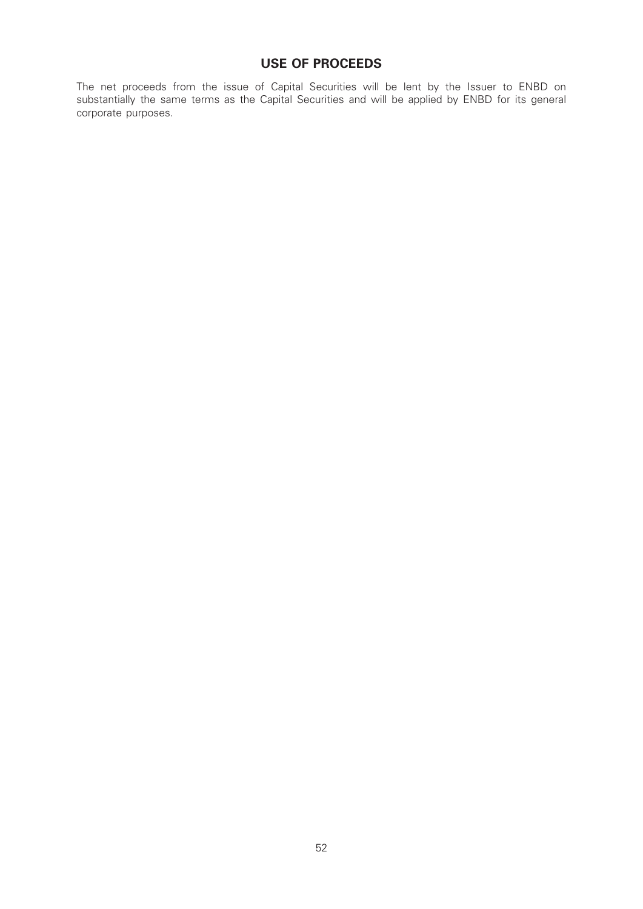# USE OF PROCEEDS

The net proceeds from the issue of Capital Securities will be lent by the Issuer to ENBD on substantially the same terms as the Capital Securities and will be applied by ENBD for its general corporate purposes.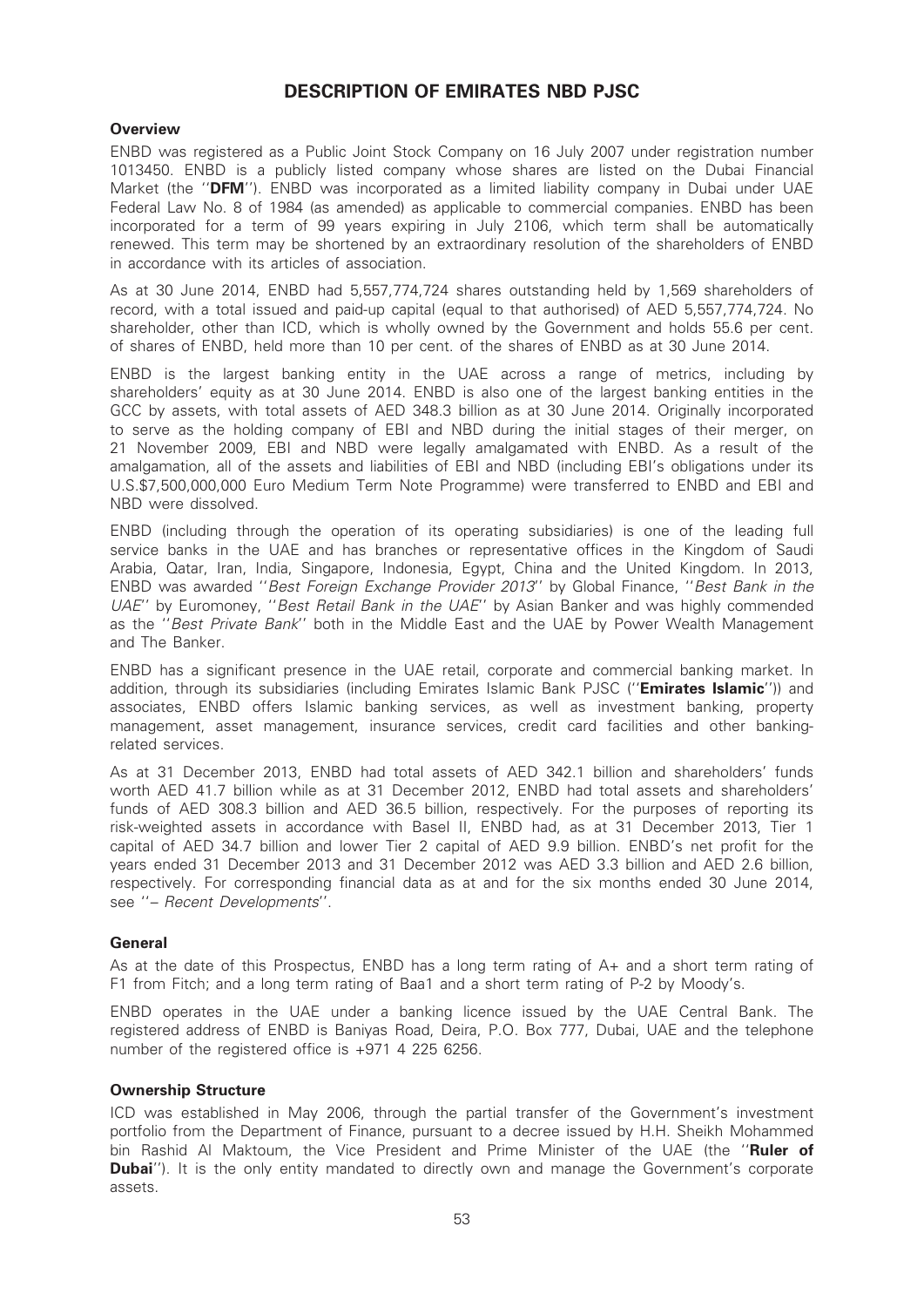# DESCRIPTION OF EMIRATES NBD PJSC

### Overview

ENBD was registered as a Public Joint Stock Company on 16 July 2007 under registration number 1013450. ENBD is a publicly listed company whose shares are listed on the Dubai Financial Market (the ''**DFM**''). ENBD was incorporated as a limited liability company in Dubai under UAE Federal Law No. 8 of 1984 (as amended) as applicable to commercial companies. ENBD has been incorporated for a term of 99 years expiring in July 2106, which term shall be automatically renewed. This term may be shortened by an extraordinary resolution of the shareholders of ENBD in accordance with its articles of association.

As at 30 June 2014, ENBD had 5,557,774,724 shares outstanding held by 1,569 shareholders of record, with a total issued and paid-up capital (equal to that authorised) of AED 5,557,774,724. No shareholder, other than ICD, which is wholly owned by the Government and holds 55.6 per cent. of shares of ENBD, held more than 10 per cent. of the shares of ENBD as at 30 June 2014.

ENBD is the largest banking entity in the UAE across a range of metrics, including by shareholders' equity as at 30 June 2014. ENBD is also one of the largest banking entities in the GCC by assets, with total assets of AED 348.3 billion as at 30 June 2014. Originally incorporated to serve as the holding company of EBI and NBD during the initial stages of their merger, on 21 November 2009, EBI and NBD were legally amalgamated with ENBD. As a result of the amalgamation, all of the assets and liabilities of EBI and NBD (including EBI's obligations under its U.S.$7,500,000,000 Euro Medium Term Note Programme) were transferred to ENBD and EBI and NBD were dissolved.

ENBD (including through the operation of its operating subsidiaries) is one of the leading full service banks in the UAE and has branches or representative offices in the Kingdom of Saudi Arabia, Qatar, Iran, India, Singapore, Indonesia, Egypt, China and the United Kingdom. In 2013, ENBD was awarded ''*Best Foreign Exchange Provider 2013*'' by Global Finance, ''*Best Bank in the UAE*'' by Euromoney, ''*Best Retail Bank in the UAE*'' by Asian Banker and was highly commended as the ''*Best Private Bank*'' both in the Middle East and the UAE by Power Wealth Management and The Banker.

ENBD has a significant presence in the UAE retail, corporate and commercial banking market. In addition, through its subsidiaries (including Emirates Islamic Bank PJSC (''**Emirates Islamic**'')) and associates, ENBD offers Islamic banking services, as well as investment banking, property management, asset management, insurance services, credit card facilities and other banking-related services.

As at 31 December 2013, ENBD had total assets of AED 342.1 billion and shareholders' funds worth AED 41.7 billion while as at 31 December 2012, ENBD had total assets and shareholders' funds of AED 308.3 billion and AED 36.5 billion, respectively. For the purposes of reporting its risk-weighted assets in accordance with Basel II, ENBD had, as at 31 December 2013, Tier 1 capital of AED 34.7 billion and lower Tier 2 capital of AED 9.9 billion. ENBD's net profit for the years ended 31 December 2013 and 31 December 2012 was AED 3.3 billion and AED 2.6 billion, respectively. For corresponding financial data as at and for the six months ended 30 June 2014, see ''– *Recent Developments*''.

### General

As at the date of this Prospectus, ENBD has a long term rating of A+ and a short term rating of F1 from Fitch; and a long term rating of Baa1 and a short term rating of P-2 by Moody's.

ENBD operates in the UAE under a banking licence issued by the UAE Central Bank. The registered address of ENBD is Baniyas Road, Deira, P.O. Box 777, Dubai, UAE and the telephone number of the registered office is +971 4 225 6256.

### Ownership Structure

ICD was established in May 2006, through the partial transfer of the Government's investment portfolio from the Department of Finance, pursuant to a decree issued by H.H. Sheikh Mohammed bin Rashid Al Maktoum, the Vice President and Prime Minister of the UAE (the ''**Ruler of Dubai**''). It is the only entity mandated to directly own and manage the Government's corporate assets.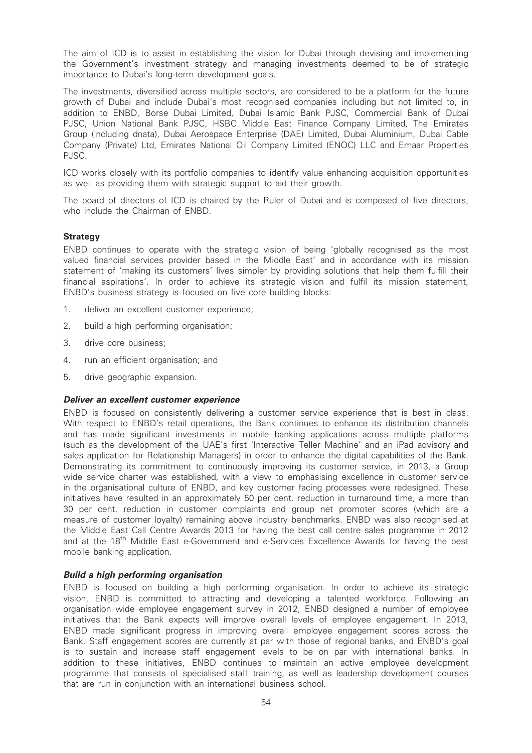The aim of ICD is to assist in establishing the vision for Dubai through devising and implementing the Government's investment strategy and managing investments deemed to be of strategic importance to Dubai's long-term development goals.

The investments, diversified across multiple sectors, are considered to be a platform for the future growth of Dubai and include Dubai's most recognised companies including but not limited to, in addition to ENBD, Borse Dubai Limited, Dubai Islamic Bank PJSC, Commercial Bank of Dubai PJSC, Union National Bank PJSC, HSBC Middle East Finance Company Limited, The Emirates Group (including dnata), Dubai Aerospace Enterprise (DAE) Limited, Dubai Aluminium, Dubai Cable Company (Private) Ltd, Emirates National Oil Company Limited (ENOC) LLC and Emaar Properties PJSC.

ICD works closely with its portfolio companies to identify value enhancing acquisition opportunities as well as providing them with strategic support to aid their growth.

The board of directors of ICD is chaired by the Ruler of Dubai and is composed of five directors, who include the Chairman of ENBD.

**Strategy**

ENBD continues to operate with the strategic vision of being 'globally recognised as the most valued financial services provider based in the Middle East' and in accordance with its mission statement of 'making its customers' lives simpler by providing solutions that help them fulfill their financial aspirations'. In order to achieve its strategic vision and fulfil its mission statement, ENBD's business strategy is focused on five core building blocks:

1. deliver an excellent customer experience;
2. build a high performing organisation;
3. drive core business;
4. run an efficient organisation; and
5. drive geographic expansion.

***Deliver an excellent customer experience***

ENBD is focused on consistently delivering a customer service experience that is best in class. With respect to ENBD's retail operations, the Bank continues to enhance its distribution channels and has made significant investments in mobile banking applications across multiple platforms (such as the development of the UAE's first 'Interactive Teller Machine' and an iPad advisory and sales application for Relationship Managers) in order to enhance the digital capabilities of the Bank. Demonstrating its commitment to continuously improving its customer service, in 2013, a Group wide service charter was established, with a view to emphasising excellence in customer service in the organisational culture of ENBD, and key customer facing processes were redesigned. These initiatives have resulted in an approximately 50 per cent. reduction in turnaround time, a more than 30 per cent. reduction in customer complaints and group net promoter scores (which are a measure of customer loyalty) remaining above industry benchmarks. ENBD was also recognised at the Middle East Call Centre Awards 2013 for having the best call centre sales programme in 2012 and at the 18th Middle East e-Government and e-Services Excellence Awards for having the best mobile banking application.

***Build a high performing organisation***

ENBD is focused on building a high performing organisation. In order to achieve its strategic vision, ENBD is committed to attracting and developing a talented workforce. Following an organisation wide employee engagement survey in 2012, ENBD designed a number of employee initiatives that the Bank expects will improve overall levels of employee engagement. In 2013, ENBD made significant progress in improving overall employee engagement scores across the Bank. Staff engagement scores are currently at par with those of regional banks, and ENBD's goal is to sustain and increase staff engagement levels to be on par with international banks. In addition to these initiatives, ENBD continues to maintain an active employee development programme that consists of specialised staff training, as well as leadership development courses that are run in conjunction with an international business school.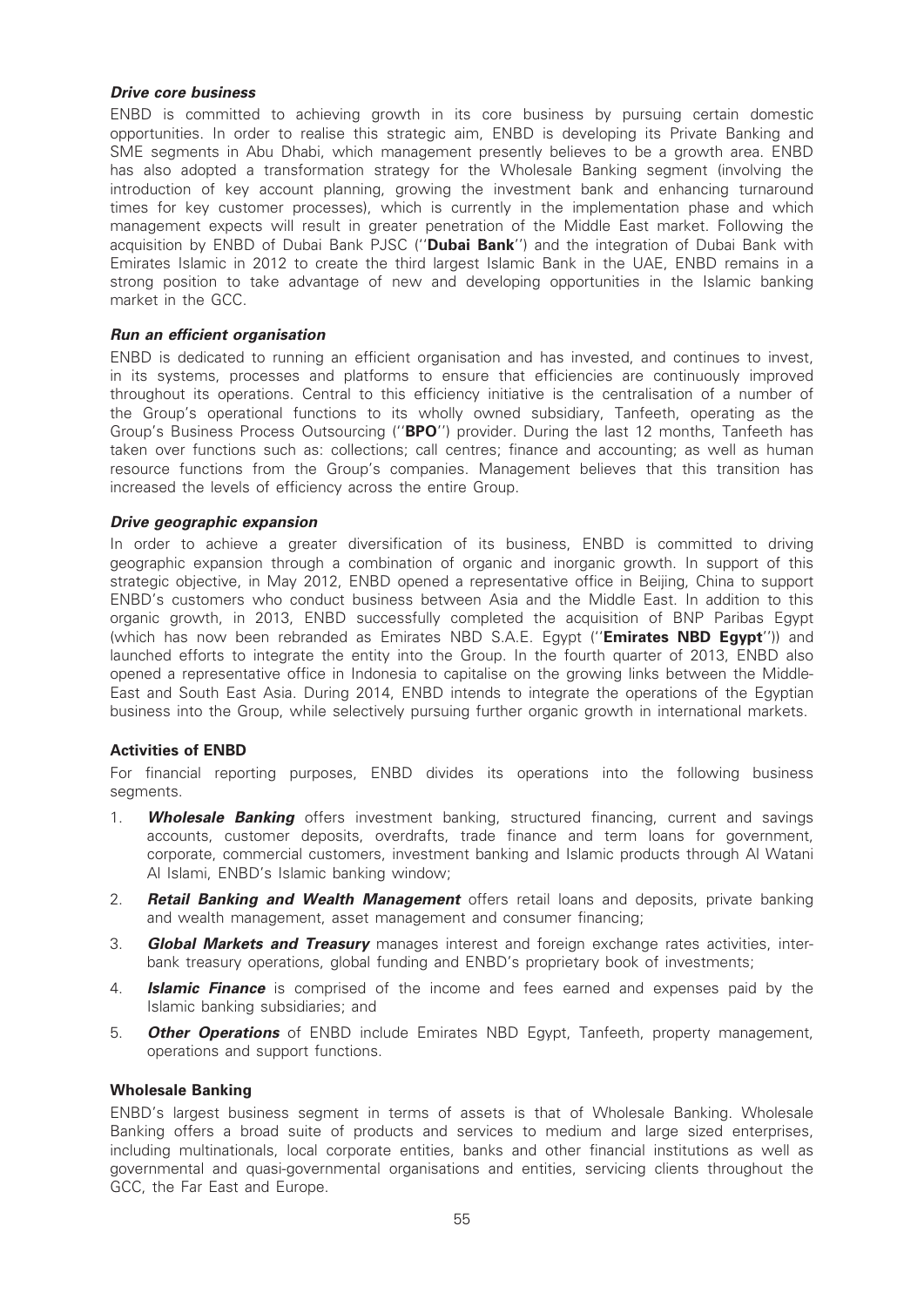***Drive core business***

ENBD is committed to achieving growth in its core business by pursuing certain domestic opportunities. In order to realise this strategic aim, ENBD is developing its Private Banking and SME segments in Abu Dhabi, which management presently believes to be a growth area. ENBD has also adopted a transformation strategy for the Wholesale Banking segment (involving the introduction of key account planning, growing the investment bank and enhancing turnaround times for key customer processes), which is currently in the implementation phase and which management expects will result in greater penetration of the Middle East market. Following the acquisition by ENBD of Dubai Bank PJSC (''**Dubai Bank**'') and the integration of Dubai Bank with Emirates Islamic in 2012 to create the third largest Islamic Bank in the UAE, ENBD remains in a strong position to take advantage of new and developing opportunities in the Islamic banking market in the GCC.

***Run an efficient organisation***

ENBD is dedicated to running an efficient organisation and has invested, and continues to invest, in its systems, processes and platforms to ensure that efficiencies are continuously improved throughout its operations. Central to this efficiency initiative is the centralisation of a number of the Group's operational functions to its wholly owned subsidiary, Tanfeeth, operating as the Group's Business Process Outsourcing (''**BPO**'') provider. During the last 12 months, Tanfeeth has taken over functions such as: collections; call centres; finance and accounting; as well as human resource functions from the Group's companies. Management believes that this transition has increased the levels of efficiency across the entire Group.

***Drive geographic expansion***

In order to achieve a greater diversification of its business, ENBD is committed to driving geographic expansion through a combination of organic and inorganic growth. In support of this strategic objective, in May 2012, ENBD opened a representative office in Beijing, China to support ENBD's customers who conduct business between Asia and the Middle East. In addition to this organic growth, in 2013, ENBD successfully completed the acquisition of BNP Paribas Egypt (which has now been rebranded as Emirates NBD S.A.E. Egypt (''**Emirates NBD Egypt**'')) and launched efforts to integrate the entity into the Group. In the fourth quarter of 2013, ENBD also opened a representative office in Indonesia to capitalise on the growing links between the Middle-East and South East Asia. During 2014, ENBD intends to integrate the operations of the Egyptian business into the Group, while selectively pursuing further organic growth in international markets.

**Activities of ENBD**

For financial reporting purposes, ENBD divides its operations into the following business segments.

1. ***Wholesale Banking*** offers investment banking, structured financing, current and savings accounts, customer deposits, overdrafts, trade finance and term loans for government, corporate, commercial customers, investment banking and Islamic products through Al Watani Al Islami, ENBD's Islamic banking window;
2. ***Retail Banking and Wealth Management*** offers retail loans and deposits, private banking and wealth management, asset management and consumer financing;
3. ***Global Markets and Treasury*** manages interest and foreign exchange rates activities, inter-bank treasury operations, global funding and ENBD's proprietary book of investments;
4. ***Islamic Finance*** is comprised of the income and fees earned and expenses paid by the Islamic banking subsidiaries; and
5. ***Other Operations*** of ENBD include Emirates NBD Egypt, Tanfeeth, property management, operations and support functions.

**Wholesale Banking**

ENBD's largest business segment in terms of assets is that of Wholesale Banking. Wholesale Banking offers a broad suite of products and services to medium and large sized enterprises, including multinationals, local corporate entities, banks and other financial institutions as well as governmental and quasi-governmental organisations and entities, servicing clients throughout the GCC, the Far East and Europe.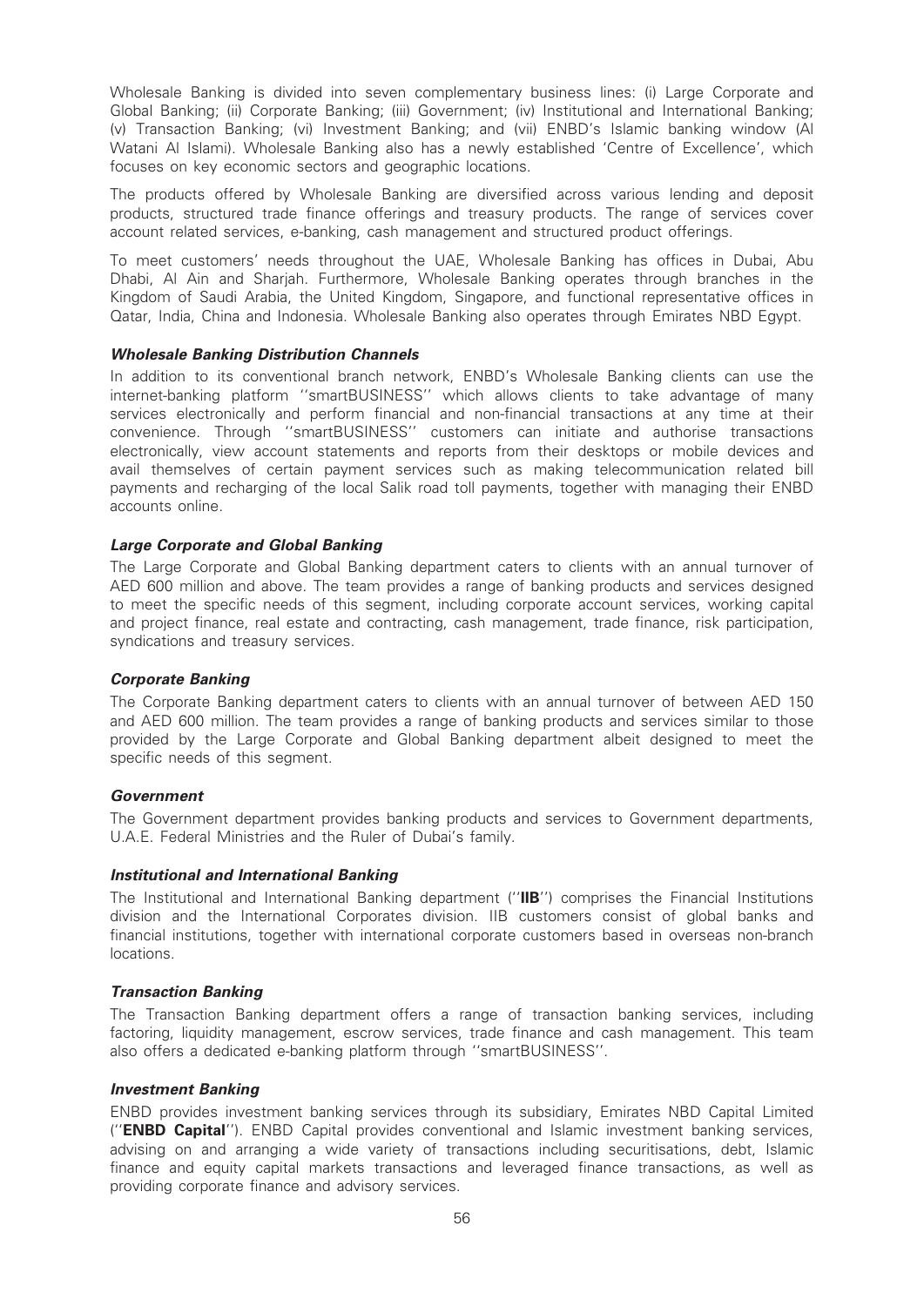Wholesale Banking is divided into seven complementary business lines: (i) Large Corporate and Global Banking; (ii) Corporate Banking; (iii) Government; (iv) Institutional and International Banking; (v) Transaction Banking; (vi) Investment Banking; and (vii) ENBD's Islamic banking window (Al Watani Al Islami). Wholesale Banking also has a newly established 'Centre of Excellence', which focuses on key economic sectors and geographic locations.

The products offered by Wholesale Banking are diversified across various lending and deposit products, structured trade finance offerings and treasury products. The range of services cover account related services, e-banking, cash management and structured product offerings.

To meet customers' needs throughout the UAE, Wholesale Banking has offices in Dubai, Abu Dhabi, Al Ain and Sharjah. Furthermore, Wholesale Banking operates through branches in the Kingdom of Saudi Arabia, the United Kingdom, Singapore, and functional representative offices in Qatar, India, China and Indonesia. Wholesale Banking also operates through Emirates NBD Egypt.

***Wholesale Banking Distribution Channels***

In addition to its conventional branch network, ENBD's Wholesale Banking clients can use the internet-banking platform ''smartBUSINESS'' which allows clients to take advantage of many services electronically and perform financial and non-financial transactions at any time at their convenience. Through ''smartBUSINESS'' customers can initiate and authorise transactions electronically, view account statements and reports from their desktops or mobile devices and avail themselves of certain payment services such as making telecommunication related bill payments and recharging of the local Salik road toll payments, together with managing their ENBD accounts online.

***Large Corporate and Global Banking***

The Large Corporate and Global Banking department caters to clients with an annual turnover of AED 600 million and above. The team provides a range of banking products and services designed to meet the specific needs of this segment, including corporate account services, working capital and project finance, real estate and contracting, cash management, trade finance, risk participation, syndications and treasury services.

***Corporate Banking***

The Corporate Banking department caters to clients with an annual turnover of between AED 150 and AED 600 million. The team provides a range of banking products and services similar to those provided by the Large Corporate and Global Banking department albeit designed to meet the specific needs of this segment.

***Government***

The Government department provides banking products and services to Government departments, U.A.E. Federal Ministries and the Ruler of Dubai's family.

***Institutional and International Banking***

The Institutional and International Banking department (''**IIB**'') comprises the Financial Institutions division and the International Corporates division. IIB customers consist of global banks and financial institutions, together with international corporate customers based in overseas non-branch locations.

***Transaction Banking***

The Transaction Banking department offers a range of transaction banking services, including factoring, liquidity management, escrow services, trade finance and cash management. This team also offers a dedicated e-banking platform through ''smartBUSINESS''.

***Investment Banking***

ENBD provides investment banking services through its subsidiary, Emirates NBD Capital Limited (''**ENBD Capital**''). ENBD Capital provides conventional and Islamic investment banking services, advising on and arranging a wide variety of transactions including securitisations, debt, Islamic finance and equity capital markets transactions and leveraged finance transactions, as well as providing corporate finance and advisory services.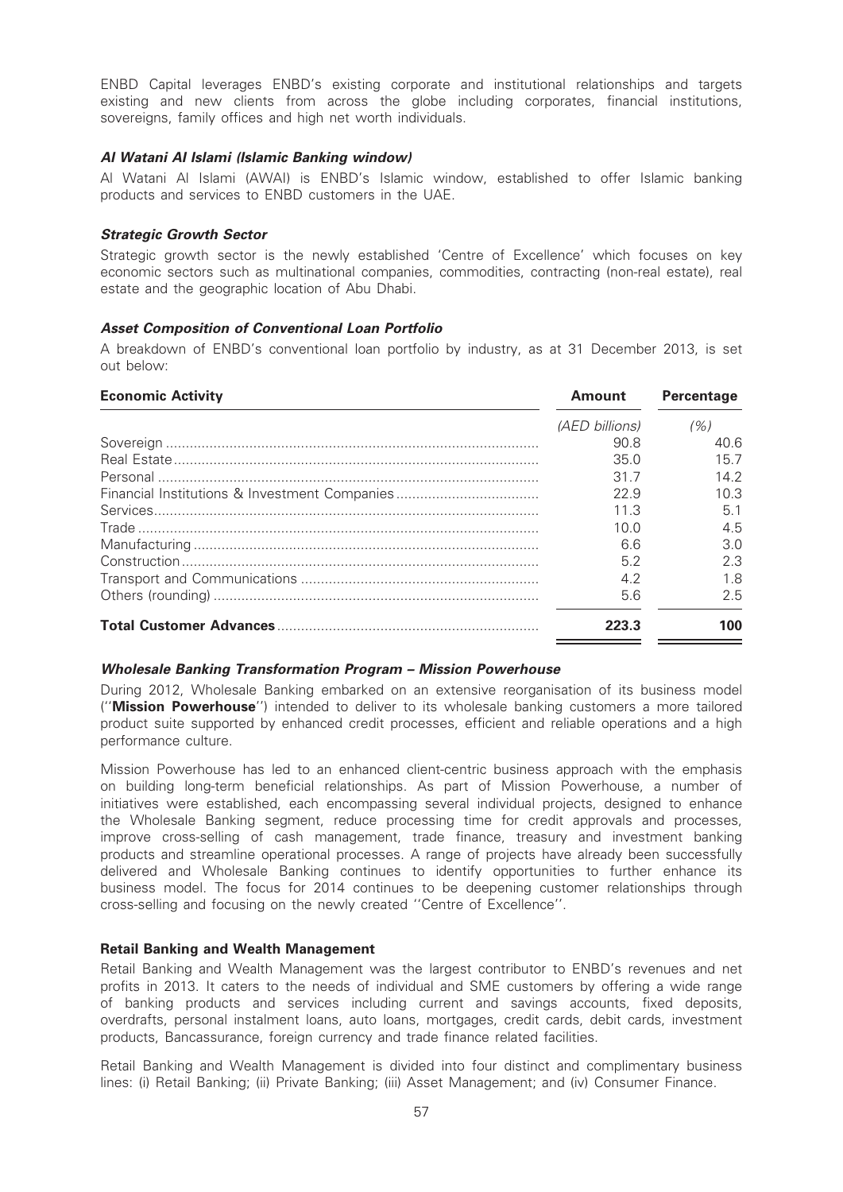ENBD Capital leverages ENBD's existing corporate and institutional relationships and targets existing and new clients from across the globe including corporates, financial institutions, sovereigns, family offices and high net worth individuals.

### *Al Watani Al Islami (Islamic Banking window)*

Al Watani Al Islami (AWAI) is ENBD's Islamic window, established to offer Islamic banking products and services to ENBD customers in the UAE.

### *Strategic Growth Sector*

Strategic growth sector is the newly established 'Centre of Excellence' which focuses on key economic sectors such as multinational companies, commodities, contracting (non-real estate), real estate and the geographic location of Abu Dhabi.

### *Asset Composition of Conventional Loan Portfolio*

A breakdown of ENBD's conventional loan portfolio by industry, as at 31 December 2013, is set out below:

| Economic Activity | Amount | Percentage |
|---|---|---|
| | *(AED billions)* | *(%)* |
| Sovereign | 90.8 | 40.6 |
| Real Estate | 35.0 | 15.7 |
| Personal | 31.7 | 14.2 |
| Financial Institutions & Investment Companies | 22.9 | 10.3 |
| Services | 11.3 | 5.1 |
| Trade | 10.0 | 4.5 |
| Manufacturing | 6.6 | 3.0 |
| Construction | 5.2 | 2.3 |
| Transport and Communications | 4.2 | 1.8 |
| Others (rounding) | 5.6 | 2.5 |
| **Total Customer Advances** | **223.3** | **100** |

### *Wholesale Banking Transformation Program – Mission Powerhouse*

During 2012, Wholesale Banking embarked on an extensive reorganisation of its business model (''**Mission Powerhouse**'') intended to deliver to its wholesale banking customers a more tailored product suite supported by enhanced credit processes, efficient and reliable operations and a high performance culture.

Mission Powerhouse has led to an enhanced client-centric business approach with the emphasis on building long-term beneficial relationships. As part of Mission Powerhouse, a number of initiatives were established, each encompassing several individual projects, designed to enhance the Wholesale Banking segment, reduce processing time for credit approvals and processes, improve cross-selling of cash management, trade finance, treasury and investment banking products and streamline operational processes. A range of projects have already been successfully delivered and Wholesale Banking continues to identify opportunities to further enhance its business model. The focus for 2014 continues to be deepening customer relationships through cross-selling and focusing on the newly created ''Centre of Excellence''.

### **Retail Banking and Wealth Management**

Retail Banking and Wealth Management was the largest contributor to ENBD's revenues and net profits in 2013. It caters to the needs of individual and SME customers by offering a wide range of banking products and services including current and savings accounts, fixed deposits, overdrafts, personal instalment loans, auto loans, mortgages, credit cards, debit cards, investment products, Bancassurance, foreign currency and trade finance related facilities.

Retail Banking and Wealth Management is divided into four distinct and complimentary business lines: (i) Retail Banking; (ii) Private Banking; (iii) Asset Management; and (iv) Consumer Finance.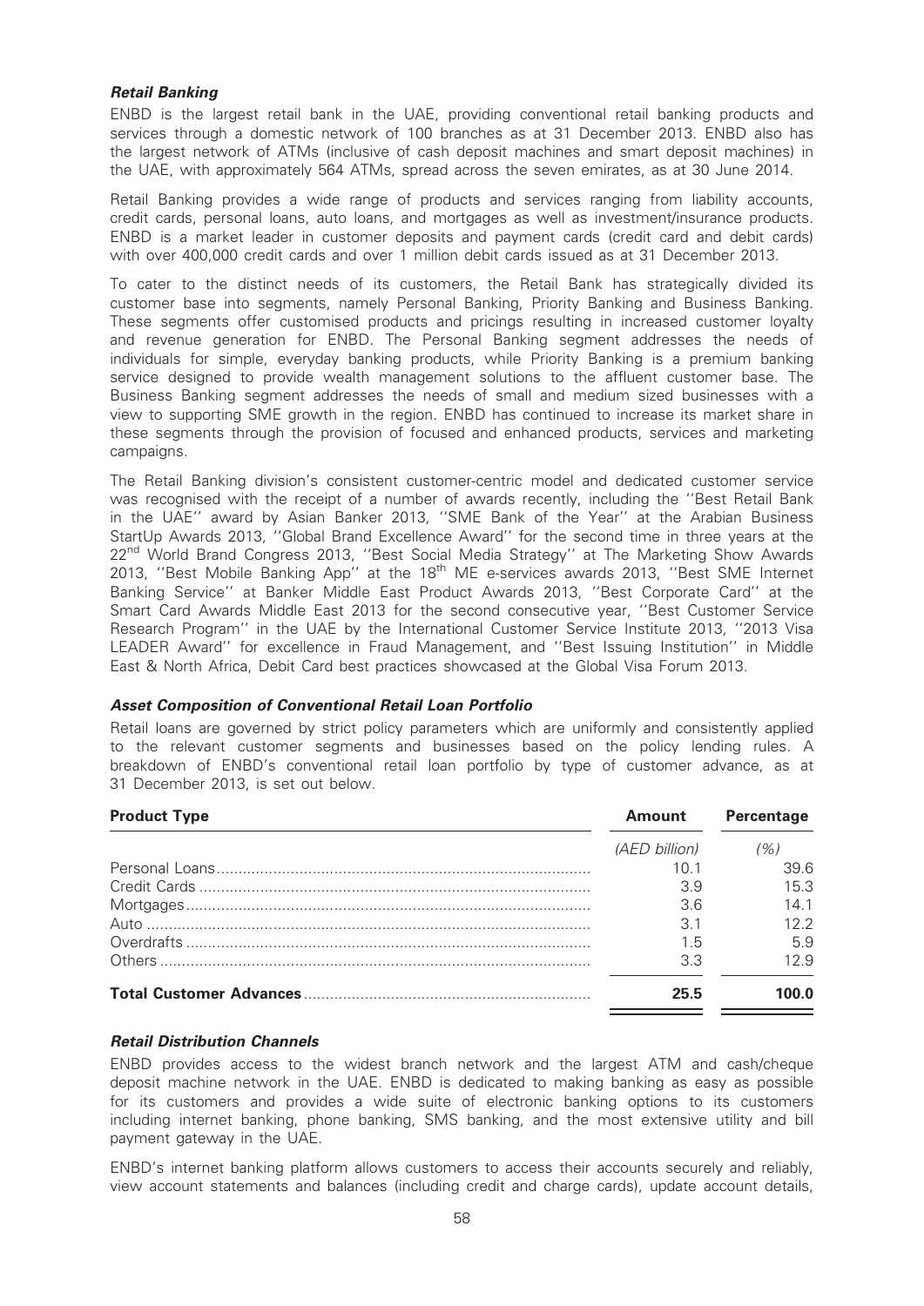### *Retail Banking*

ENBD is the largest retail bank in the UAE, providing conventional retail banking products and services through a domestic network of 100 branches as at 31 December 2013. ENBD also has the largest network of ATMs (inclusive of cash deposit machines and smart deposit machines) in the UAE, with approximately 564 ATMs, spread across the seven emirates, as at 30 June 2014.

Retail Banking provides a wide range of products and services ranging from liability accounts, credit cards, personal loans, auto loans, and mortgages as well as investment/insurance products. ENBD is a market leader in customer deposits and payment cards (credit card and debit cards) with over 400,000 credit cards and over 1 million debit cards issued as at 31 December 2013.

To cater to the distinct needs of its customers, the Retail Bank has strategically divided its customer base into segments, namely Personal Banking, Priority Banking and Business Banking. These segments offer customised products and pricings resulting in increased customer loyalty and revenue generation for ENBD. The Personal Banking segment addresses the needs of individuals for simple, everyday banking products, while Priority Banking is a premium banking service designed to provide wealth management solutions to the affluent customer base. The Business Banking segment addresses the needs of small and medium sized businesses with a view to supporting SME growth in the region. ENBD has continued to increase its market share in these segments through the provision of focused and enhanced products, services and marketing campaigns.

The Retail Banking division's consistent customer-centric model and dedicated customer service was recognised with the receipt of a number of awards recently, including the ''Best Retail Bank in the UAE'' award by Asian Banker 2013, ''SME Bank of the Year'' at the Arabian Business StartUp Awards 2013, ''Global Brand Excellence Award'' for the second time in three years at the 22nd World Brand Congress 2013, ''Best Social Media Strategy'' at The Marketing Show Awards 2013, ''Best Mobile Banking App'' at the 18th ME e-services awards 2013, ''Best SME Internet Banking Service'' at Banker Middle East Product Awards 2013, ''Best Corporate Card'' at the Smart Card Awards Middle East 2013 for the second consecutive year, ''Best Customer Service Research Program'' in the UAE by the International Customer Service Institute 2013, ''2013 Visa LEADER Award'' for excellence in Fraud Management, and ''Best Issuing Institution'' in Middle East & North Africa, Debit Card best practices showcased at the Global Visa Forum 2013.

### *Asset Composition of Conventional Retail Loan Portfolio*

Retail loans are governed by strict policy parameters which are uniformly and consistently applied to the relevant customer segments and businesses based on the policy lending rules. A breakdown of ENBD's conventional retail loan portfolio by type of customer advance, as at 31 December 2013, is set out below.

| Product Type | Amount | Percentage |
|---|---|---|
| | *(AED billion)* | *(%)* |
| Personal Loans | 10.1 | 39.6 |
| Credit Cards | 3.9 | 15.3 |
| Mortgages | 3.6 | 14.1 |
| Auto | 3.1 | 12.2 |
| Overdrafts | 1.5 | 5.9 |
| Others | 3.3 | 12.9 |
| **Total Customer Advances** | **25.5** | **100.0** |

### *Retail Distribution Channels*

ENBD provides access to the widest branch network and the largest ATM and cash/cheque deposit machine network in the UAE. ENBD is dedicated to making banking as easy as possible for its customers and provides a wide suite of electronic banking options to its customers including internet banking, phone banking, SMS banking, and the most extensive utility and bill payment gateway in the UAE.

ENBD's internet banking platform allows customers to access their accounts securely and reliably, view account statements and balances (including credit and charge cards), update account details,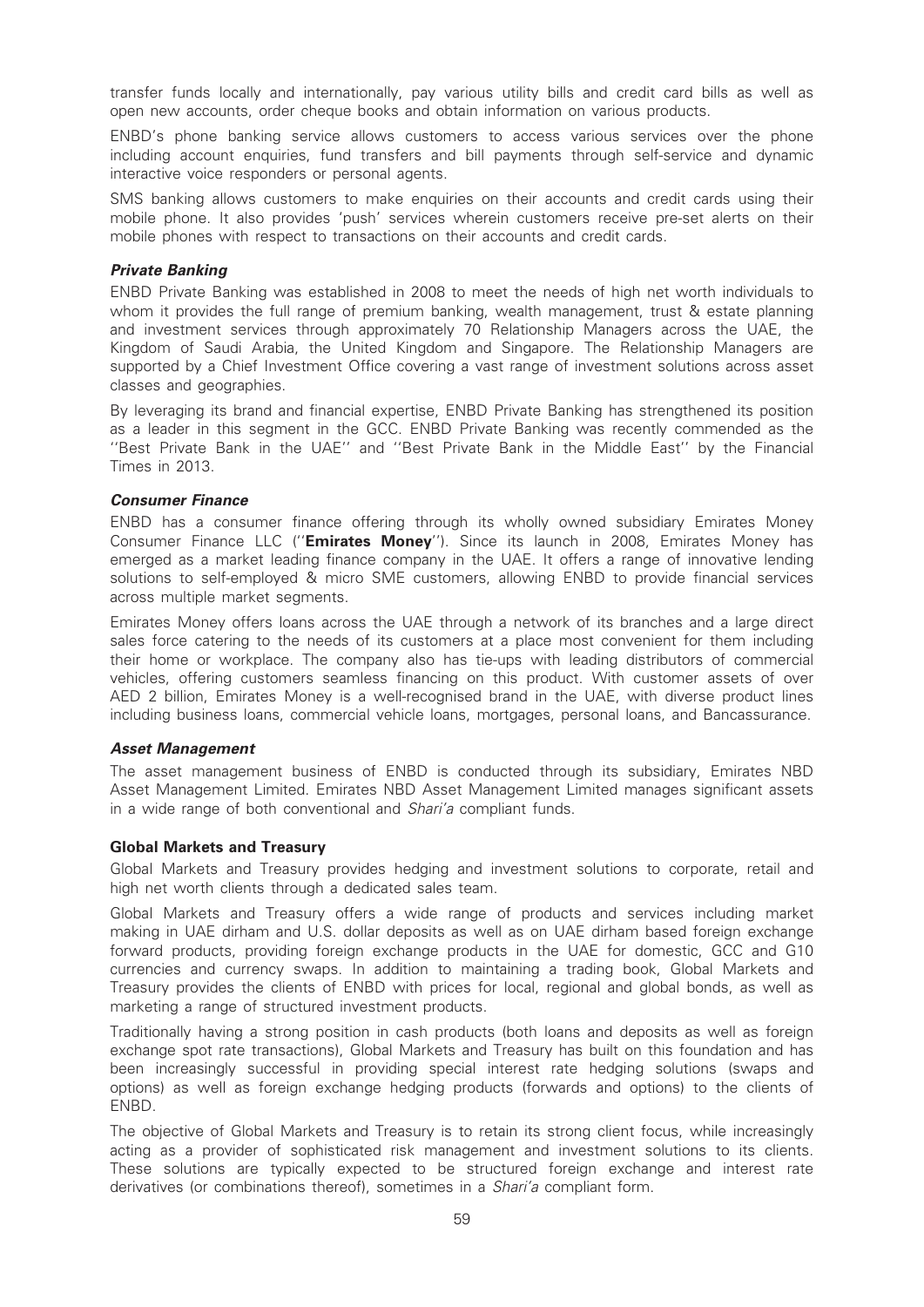transfer funds locally and internationally, pay various utility bills and credit card bills as well as open new accounts, order cheque books and obtain information on various products.

ENBD's phone banking service allows customers to access various services over the phone including account enquiries, fund transfers and bill payments through self-service and dynamic interactive voice responders or personal agents.

SMS banking allows customers to make enquiries on their accounts and credit cards using their mobile phone. It also provides 'push' services wherein customers receive pre-set alerts on their mobile phones with respect to transactions on their accounts and credit cards.

#### *Private Banking*

ENBD Private Banking was established in 2008 to meet the needs of high net worth individuals to whom it provides the full range of premium banking, wealth management, trust & estate planning and investment services through approximately 70 Relationship Managers across the UAE, the Kingdom of Saudi Arabia, the United Kingdom and Singapore. The Relationship Managers are supported by a Chief Investment Office covering a vast range of investment solutions across asset classes and geographies.

By leveraging its brand and financial expertise, ENBD Private Banking has strengthened its position as a leader in this segment in the GCC. ENBD Private Banking was recently commended as the ''Best Private Bank in the UAE'' and ''Best Private Bank in the Middle East'' by the Financial Times in 2013.

#### *Consumer Finance*

ENBD has a consumer finance offering through its wholly owned subsidiary Emirates Money Consumer Finance LLC (''**Emirates Money**''). Since its launch in 2008, Emirates Money has emerged as a market leading finance company in the UAE. It offers a range of innovative lending solutions to self-employed & micro SME customers, allowing ENBD to provide financial services across multiple market segments.

Emirates Money offers loans across the UAE through a network of its branches and a large direct sales force catering to the needs of its customers at a place most convenient for them including their home or workplace. The company also has tie-ups with leading distributors of commercial vehicles, offering customers seamless financing on this product. With customer assets of over AED 2 billion, Emirates Money is a well-recognised brand in the UAE, with diverse product lines including business loans, commercial vehicle loans, mortgages, personal loans, and Bancassurance.

#### *Asset Management*

The asset management business of ENBD is conducted through its subsidiary, Emirates NBD Asset Management Limited. Emirates NBD Asset Management Limited manages significant assets in a wide range of both conventional and *Shari'a* compliant funds.

### Global Markets and Treasury

Global Markets and Treasury provides hedging and investment solutions to corporate, retail and high net worth clients through a dedicated sales team.

Global Markets and Treasury offers a wide range of products and services including market making in UAE dirham and U.S. dollar deposits as well as on UAE dirham based foreign exchange forward products, providing foreign exchange products in the UAE for domestic, GCC and G10 currencies and currency swaps. In addition to maintaining a trading book, Global Markets and Treasury provides the clients of ENBD with prices for local, regional and global bonds, as well as marketing a range of structured investment products.

Traditionally having a strong position in cash products (both loans and deposits as well as foreign exchange spot rate transactions), Global Markets and Treasury has built on this foundation and has been increasingly successful in providing special interest rate hedging solutions (swaps and options) as well as foreign exchange hedging products (forwards and options) to the clients of ENBD.

The objective of Global Markets and Treasury is to retain its strong client focus, while increasingly acting as a provider of sophisticated risk management and investment solutions to its clients. These solutions are typically expected to be structured foreign exchange and interest rate derivatives (or combinations thereof), sometimes in a *Shari'a* compliant form.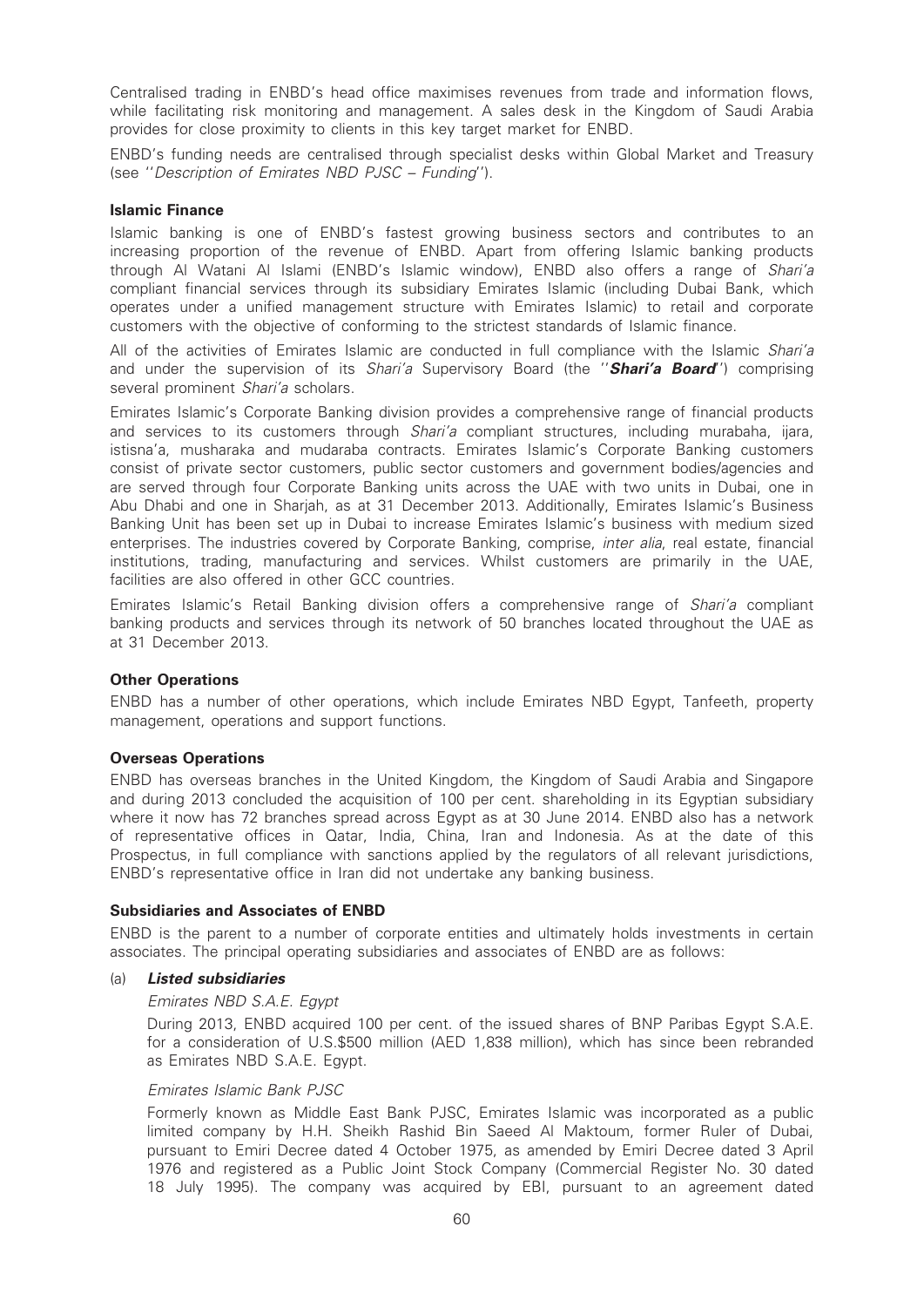Centralised trading in ENBD's head office maximises revenues from trade and information flows, while facilitating risk monitoring and management. A sales desk in the Kingdom of Saudi Arabia provides for close proximity to clients in this key target market for ENBD.

ENBD's funding needs are centralised through specialist desks within Global Market and Treasury (see ''*Description of Emirates NBD PJSC – Funding*'').

**Islamic Finance**

Islamic banking is one of ENBD's fastest growing business sectors and contributes to an increasing proportion of the revenue of ENBD. Apart from offering Islamic banking products through Al Watani Al Islami (ENBD's Islamic window), ENBD also offers a range of *Shari'a* compliant financial services through its subsidiary Emirates Islamic (including Dubai Bank, which operates under a unified management structure with Emirates Islamic) to retail and corporate customers with the objective of conforming to the strictest standards of Islamic finance.

All of the activities of Emirates Islamic are conducted in full compliance with the Islamic *Shari'a* and under the supervision of its *Shari'a* Supervisory Board (the ''***Shari'a Board***'') comprising several prominent *Shari'a* scholars.

Emirates Islamic's Corporate Banking division provides a comprehensive range of financial products and services to its customers through *Shari'a* compliant structures, including murabaha, ijara, istisna'a, musharaka and mudaraba contracts. Emirates Islamic's Corporate Banking customers consist of private sector customers, public sector customers and government bodies/agencies and are served through four Corporate Banking units across the UAE with two units in Dubai, one in Abu Dhabi and one in Sharjah, as at 31 December 2013. Additionally, Emirates Islamic's Business Banking Unit has been set up in Dubai to increase Emirates Islamic's business with medium sized enterprises. The industries covered by Corporate Banking, comprise, *inter alia*, real estate, financial institutions, trading, manufacturing and services. Whilst customers are primarily in the UAE, facilities are also offered in other GCC countries.

Emirates Islamic's Retail Banking division offers a comprehensive range of *Shari'a* compliant banking products and services through its network of 50 branches located throughout the UAE as at 31 December 2013.

**Other Operations**

ENBD has a number of other operations, which include Emirates NBD Egypt, Tanfeeth, property management, operations and support functions.

**Overseas Operations**

ENBD has overseas branches in the United Kingdom, the Kingdom of Saudi Arabia and Singapore and during 2013 concluded the acquisition of 100 per cent. shareholding in its Egyptian subsidiary where it now has 72 branches spread across Egypt as at 30 June 2014. ENBD also has a network of representative offices in Qatar, India, China, Iran and Indonesia. As at the date of this Prospectus, in full compliance with sanctions applied by the regulators of all relevant jurisdictions, ENBD's representative office in Iran did not undertake any banking business.

**Subsidiaries and Associates of ENBD**

ENBD is the parent to a number of corporate entities and ultimately holds investments in certain associates. The principal operating subsidiaries and associates of ENBD are as follows:

(a) ***Listed subsidiaries***

*Emirates NBD S.A.E. Egypt*

During 2013, ENBD acquired 100 per cent. of the issued shares of BNP Paribas Egypt S.A.E. for a consideration of U.S.$500 million (AED 1,838 million), which has since been rebranded as Emirates NBD S.A.E. Egypt.

*Emirates Islamic Bank PJSC*

Formerly known as Middle East Bank PJSC, Emirates Islamic was incorporated as a public limited company by H.H. Sheikh Rashid Bin Saeed Al Maktoum, former Ruler of Dubai, pursuant to Emiri Decree dated 4 October 1975, as amended by Emiri Decree dated 3 April 1976 and registered as a Public Joint Stock Company (Commercial Register No. 30 dated 18 July 1995). The company was acquired by EBI, pursuant to an agreement dated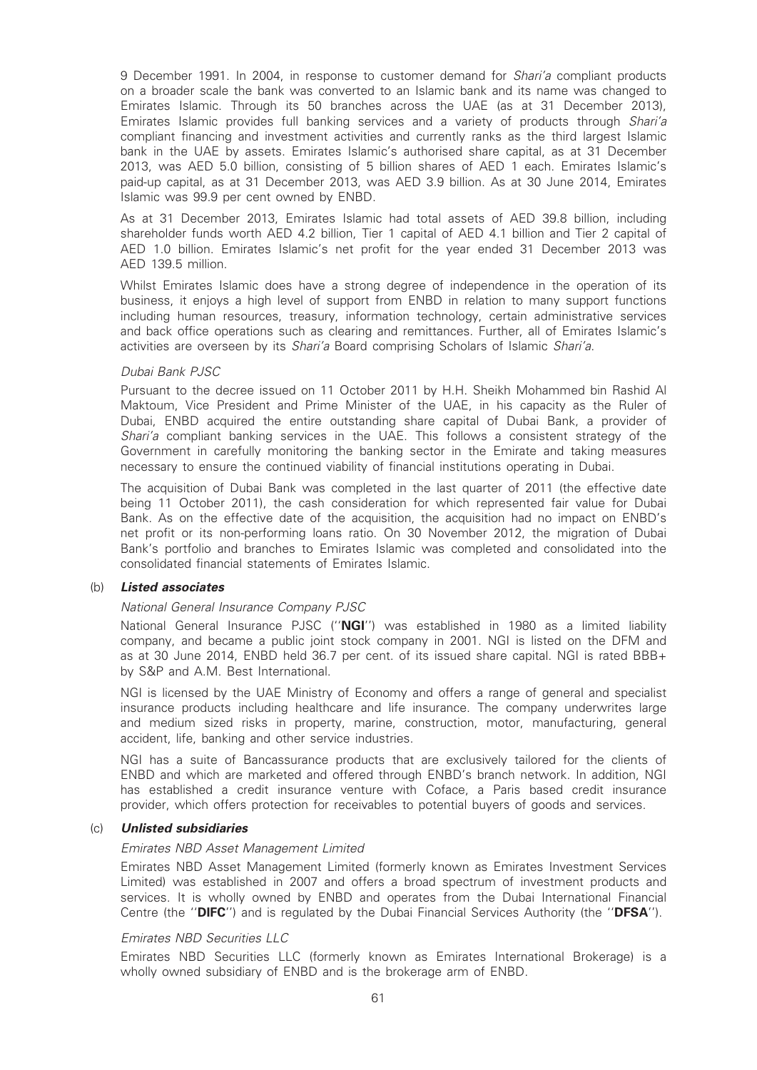9 December 1991. In 2004, in response to customer demand for *Shari'a* compliant products on a broader scale the bank was converted to an Islamic bank and its name was changed to Emirates Islamic. Through its 50 branches across the UAE (as at 31 December 2013), Emirates Islamic provides full banking services and a variety of products through *Shari'a* compliant financing and investment activities and currently ranks as the third largest Islamic bank in the UAE by assets. Emirates Islamic's authorised share capital, as at 31 December 2013, was AED 5.0 billion, consisting of 5 billion shares of AED 1 each. Emirates Islamic's paid-up capital, as at 31 December 2013, was AED 3.9 billion. As at 30 June 2014, Emirates Islamic was 99.9 per cent owned by ENBD.

As at 31 December 2013, Emirates Islamic had total assets of AED 39.8 billion, including shareholder funds worth AED 4.2 billion, Tier 1 capital of AED 4.1 billion and Tier 2 capital of AED 1.0 billion. Emirates Islamic's net profit for the year ended 31 December 2013 was AED 139.5 million.

Whilst Emirates Islamic does have a strong degree of independence in the operation of its business, it enjoys a high level of support from ENBD in relation to many support functions including human resources, treasury, information technology, certain administrative services and back office operations such as clearing and remittances. Further, all of Emirates Islamic's activities are overseen by its *Shari'a* Board comprising Scholars of Islamic *Shari'a*.

*Dubai Bank PJSC*

Pursuant to the decree issued on 11 October 2011 by H.H. Sheikh Mohammed bin Rashid Al Maktoum, Vice President and Prime Minister of the UAE, in his capacity as the Ruler of Dubai, ENBD acquired the entire outstanding share capital of Dubai Bank, a provider of *Shari'a* compliant banking services in the UAE. This follows a consistent strategy of the Government in carefully monitoring the banking sector in the Emirate and taking measures necessary to ensure the continued viability of financial institutions operating in Dubai.

The acquisition of Dubai Bank was completed in the last quarter of 2011 (the effective date being 11 October 2011), the cash consideration for which represented fair value for Dubai Bank. As on the effective date of the acquisition, the acquisition had no impact on ENBD's net profit or its non-performing loans ratio. On 30 November 2012, the migration of Dubai Bank's portfolio and branches to Emirates Islamic was completed and consolidated into the consolidated financial statements of Emirates Islamic.

(b) ***Listed associates***

*National General Insurance Company PJSC*

National General Insurance PJSC ("**NGI**") was established in 1980 as a limited liability company, and became a public joint stock company in 2001. NGI is listed on the DFM and as at 30 June 2014, ENBD held 36.7 per cent. of its issued share capital. NGI is rated BBB+ by S&P and A.M. Best International.

NGI is licensed by the UAE Ministry of Economy and offers a range of general and specialist insurance products including healthcare and life insurance. The company underwrites large and medium sized risks in property, marine, construction, motor, manufacturing, general accident, life, banking and other service industries.

NGI has a suite of Bancassurance products that are exclusively tailored for the clients of ENBD and which are marketed and offered through ENBD's branch network. In addition, NGI has established a credit insurance venture with Coface, a Paris based credit insurance provider, which offers protection for receivables to potential buyers of goods and services.

(c) ***Unlisted subsidiaries***

*Emirates NBD Asset Management Limited*

Emirates NBD Asset Management Limited (formerly known as Emirates Investment Services Limited) was established in 2007 and offers a broad spectrum of investment products and services. It is wholly owned by ENBD and operates from the Dubai International Financial Centre (the "**DIFC**") and is regulated by the Dubai Financial Services Authority (the "**DFSA**").

*Emirates NBD Securities LLC*

Emirates NBD Securities LLC (formerly known as Emirates International Brokerage) is a wholly owned subsidiary of ENBD and is the brokerage arm of ENBD.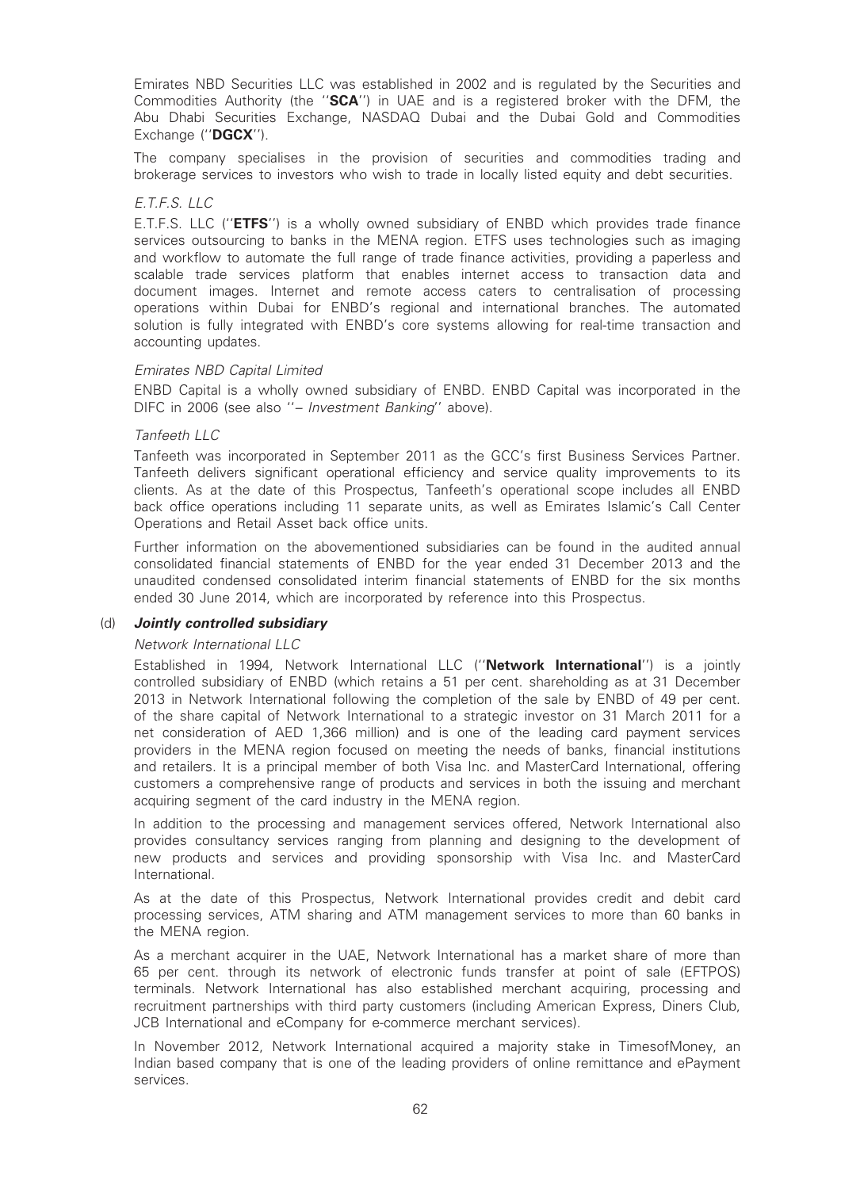Emirates NBD Securities LLC was established in 2002 and is regulated by the Securities and Commodities Authority (the ''**SCA**'') in UAE and is a registered broker with the DFM, the Abu Dhabi Securities Exchange, NASDAQ Dubai and the Dubai Gold and Commodities Exchange (''**DGCX**'').

The company specialises in the provision of securities and commodities trading and brokerage services to investors who wish to trade in locally listed equity and debt securities.

*E.T.F.S. LLC*

E.T.F.S. LLC (''**ETFS**'') is a wholly owned subsidiary of ENBD which provides trade finance services outsourcing to banks in the MENA region. ETFS uses technologies such as imaging and workflow to automate the full range of trade finance activities, providing a paperless and scalable trade services platform that enables internet access to transaction data and document images. Internet and remote access caters to centralisation of processing operations within Dubai for ENBD's regional and international branches. The automated solution is fully integrated with ENBD's core systems allowing for real-time transaction and accounting updates.

*Emirates NBD Capital Limited*

ENBD Capital is a wholly owned subsidiary of ENBD. ENBD Capital was incorporated in the DIFC in 2006 (see also ''– *Investment Banking*'' above).

*Tanfeeth LLC*

Tanfeeth was incorporated in September 2011 as the GCC's first Business Services Partner. Tanfeeth delivers significant operational efficiency and service quality improvements to its clients. As at the date of this Prospectus, Tanfeeth's operational scope includes all ENBD back office operations including 11 separate units, as well as Emirates Islamic's Call Center Operations and Retail Asset back office units.

Further information on the abovementioned subsidiaries can be found in the audited annual consolidated financial statements of ENBD for the year ended 31 December 2013 and the unaudited condensed consolidated interim financial statements of ENBD for the six months ended 30 June 2014, which are incorporated by reference into this Prospectus.

(d) ***Jointly controlled subsidiary***

*Network International LLC*

Established in 1994, Network International LLC (''**Network International**'') is a jointly controlled subsidiary of ENBD (which retains a 51 per cent. shareholding as at 31 December 2013 in Network International following the completion of the sale by ENBD of 49 per cent. of the share capital of Network International to a strategic investor on 31 March 2011 for a net consideration of AED 1,366 million) and is one of the leading card payment services providers in the MENA region focused on meeting the needs of banks, financial institutions and retailers. It is a principal member of both Visa Inc. and MasterCard International, offering customers a comprehensive range of products and services in both the issuing and merchant acquiring segment of the card industry in the MENA region.

In addition to the processing and management services offered, Network International also provides consultancy services ranging from planning and designing to the development of new products and services and providing sponsorship with Visa Inc. and MasterCard International.

As at the date of this Prospectus, Network International provides credit and debit card processing services, ATM sharing and ATM management services to more than 60 banks in the MENA region.

As a merchant acquirer in the UAE, Network International has a market share of more than 65 per cent. through its network of electronic funds transfer at point of sale (EFTPOS) terminals. Network International has also established merchant acquiring, processing and recruitment partnerships with third party customers (including American Express, Diners Club, JCB International and eCompany for e-commerce merchant services).

In November 2012, Network International acquired a majority stake in TimesofMoney, an Indian based company that is one of the leading providers of online remittance and ePayment services.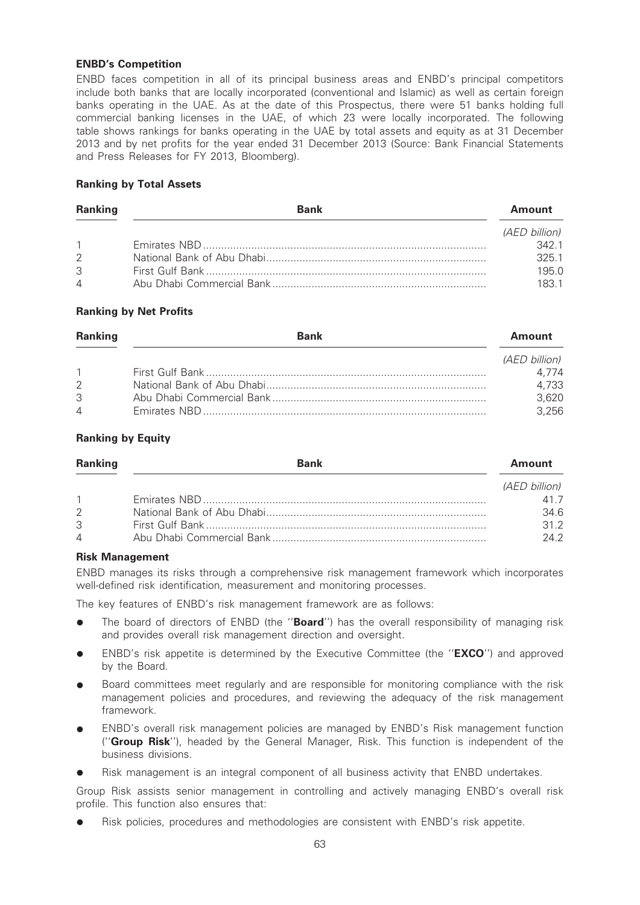**ENBD's Competition**

ENBD faces competition in all of its principal business areas and ENBD's principal competitors include both banks that are locally incorporated (conventional and Islamic) as well as certain foreign banks operating in the UAE. As at the date of this Prospectus, there were 51 banks holding full commercial banking licenses in the UAE, of which 23 were locally incorporated. The following table shows rankings for banks operating in the UAE by total assets and equity as at 31 December 2013 and by net profits for the year ended 31 December 2013 (Source: Bank Financial Statements and Press Releases for FY 2013, Bloomberg).

**Ranking by Total Assets**

| Ranking | Bank | Amount |
|---|---|---|
| | | *(AED billion)* |
| 1 | Emirates NBD | 342.1 |
| 2 | National Bank of Abu Dhabi | 325.1 |
| 3 | First Gulf Bank | 195.0 |
| 4 | Abu Dhabi Commercial Bank | 183.1 |

**Ranking by Net Profits**

| Ranking | Bank | Amount |
|---|---|---|
| | | *(AED billion)* |
| 1 | First Gulf Bank | 4,774 |
| 2 | National Bank of Abu Dhabi | 4,733 |
| 3 | Abu Dhabi Commercial Bank | 3,620 |
| 4 | Emirates NBD | 3,256 |

**Ranking by Equity**

| Ranking | Bank | Amount |
|---|---|---|
| | | *(AED billion)* |
| 1 | Emirates NBD | 41.7 |
| 2 | National Bank of Abu Dhabi | 34.6 |
| 3 | First Gulf Bank | 31.2 |
| 4 | Abu Dhabi Commercial Bank | 24.2 |

**Risk Management**

ENBD manages its risks through a comprehensive risk management framework which incorporates well-defined risk identification, measurement and monitoring processes.

The key features of ENBD's risk management framework are as follows:

- The board of directors of ENBD (the "**Board**") has the overall responsibility of managing risk and provides overall risk management direction and oversight.
- ENBD's risk appetite is determined by the Executive Committee (the "**EXCO**") and approved by the Board.
- Board committees meet regularly and are responsible for monitoring compliance with the risk management policies and procedures, and reviewing the adequacy of the risk management framework.
- ENBD's overall risk management policies are managed by ENBD's Risk management function ("**Group Risk**"), headed by the General Manager, Risk. This function is independent of the business divisions.
- Risk management is an integral component of all business activity that ENBD undertakes.

Group Risk assists senior management in controlling and actively managing ENBD's overall risk profile. This function also ensures that:

- Risk policies, procedures and methodologies are consistent with ENBD's risk appetite.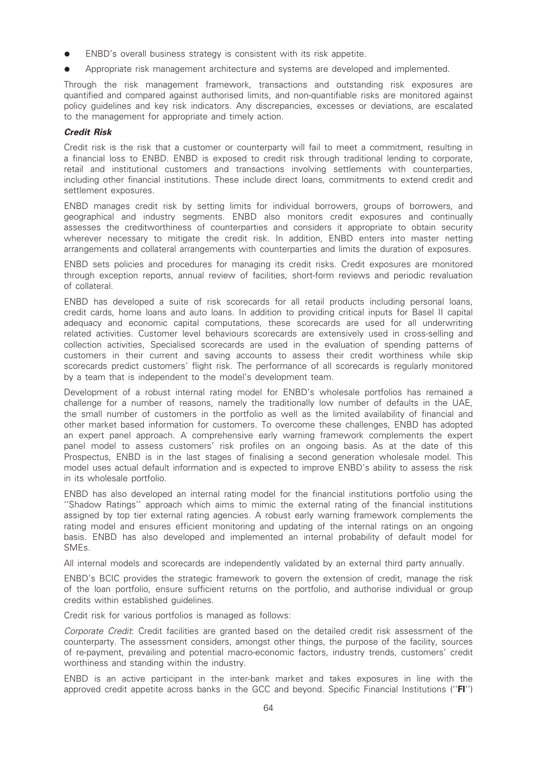- ENBD's overall business strategy is consistent with its risk appetite.
- Appropriate risk management architecture and systems are developed and implemented.

Through the risk management framework, transactions and outstanding risk exposures are quantified and compared against authorised limits, and non-quantifiable risks are monitored against policy guidelines and key risk indicators. Any discrepancies, excesses or deviations, are escalated to the management for appropriate and timely action.

***Credit Risk***

Credit risk is the risk that a customer or counterparty will fail to meet a commitment, resulting in a financial loss to ENBD. ENBD is exposed to credit risk through traditional lending to corporate, retail and institutional customers and transactions involving settlements with counterparties, including other financial institutions. These include direct loans, commitments to extend credit and settlement exposures.

ENBD manages credit risk by setting limits for individual borrowers, groups of borrowers, and geographical and industry segments. ENBD also monitors credit exposures and continually assesses the creditworthiness of counterparties and considers it appropriate to obtain security wherever necessary to mitigate the credit risk. In addition, ENBD enters into master netting arrangements and collateral arrangements with counterparties and limits the duration of exposures.

ENBD sets policies and procedures for managing its credit risks. Credit exposures are monitored through exception reports, annual review of facilities, short-form reviews and periodic revaluation of collateral.

ENBD has developed a suite of risk scorecards for all retail products including personal loans, credit cards, home loans and auto loans. In addition to providing critical inputs for Basel II capital adequacy and economic capital computations, these scorecards are used for all underwriting related activities. Customer level behaviours scorecards are extensively used in cross-selling and collection activities, Specialised scorecards are used in the evaluation of spending patterns of customers in their current and saving accounts to assess their credit worthiness while skip scorecards predict customers' flight risk. The performance of all scorecards is regularly monitored by a team that is independent to the model's development team.

Development of a robust internal rating model for ENBD's wholesale portfolios has remained a challenge for a number of reasons, namely the traditionally low number of defaults in the UAE, the small number of customers in the portfolio as well as the limited availability of financial and other market based information for customers. To overcome these challenges, ENBD has adopted an expert panel approach. A comprehensive early warning framework complements the expert panel model to assess customers' risk profiles on an ongoing basis. As at the date of this Prospectus, ENBD is in the last stages of finalising a second generation wholesale model. This model uses actual default information and is expected to improve ENBD's ability to assess the risk in its wholesale portfolio.

ENBD has also developed an internal rating model for the financial institutions portfolio using the ''Shadow Ratings'' approach which aims to mimic the external rating of the financial institutions assigned by top tier external rating agencies. A robust early warning framework complements the rating model and ensures efficient monitoring and updating of the internal ratings on an ongoing basis. ENBD has also developed and implemented an internal probability of default model for SMEs.

All internal models and scorecards are independently validated by an external third party annually.

ENBD's BCIC provides the strategic framework to govern the extension of credit, manage the risk of the loan portfolio, ensure sufficient returns on the portfolio, and authorise individual or group credits within established guidelines.

Credit risk for various portfolios is managed as follows:

*Corporate Credit*: Credit facilities are granted based on the detailed credit risk assessment of the counterparty. The assessment considers, amongst other things, the purpose of the facility, sources of re-payment, prevailing and potential macro-economic factors, industry trends, customers' credit worthiness and standing within the industry.

ENBD is an active participant in the inter-bank market and takes exposures in line with the approved credit appetite across banks in the GCC and beyond. Specific Financial Institutions (''**FI**'')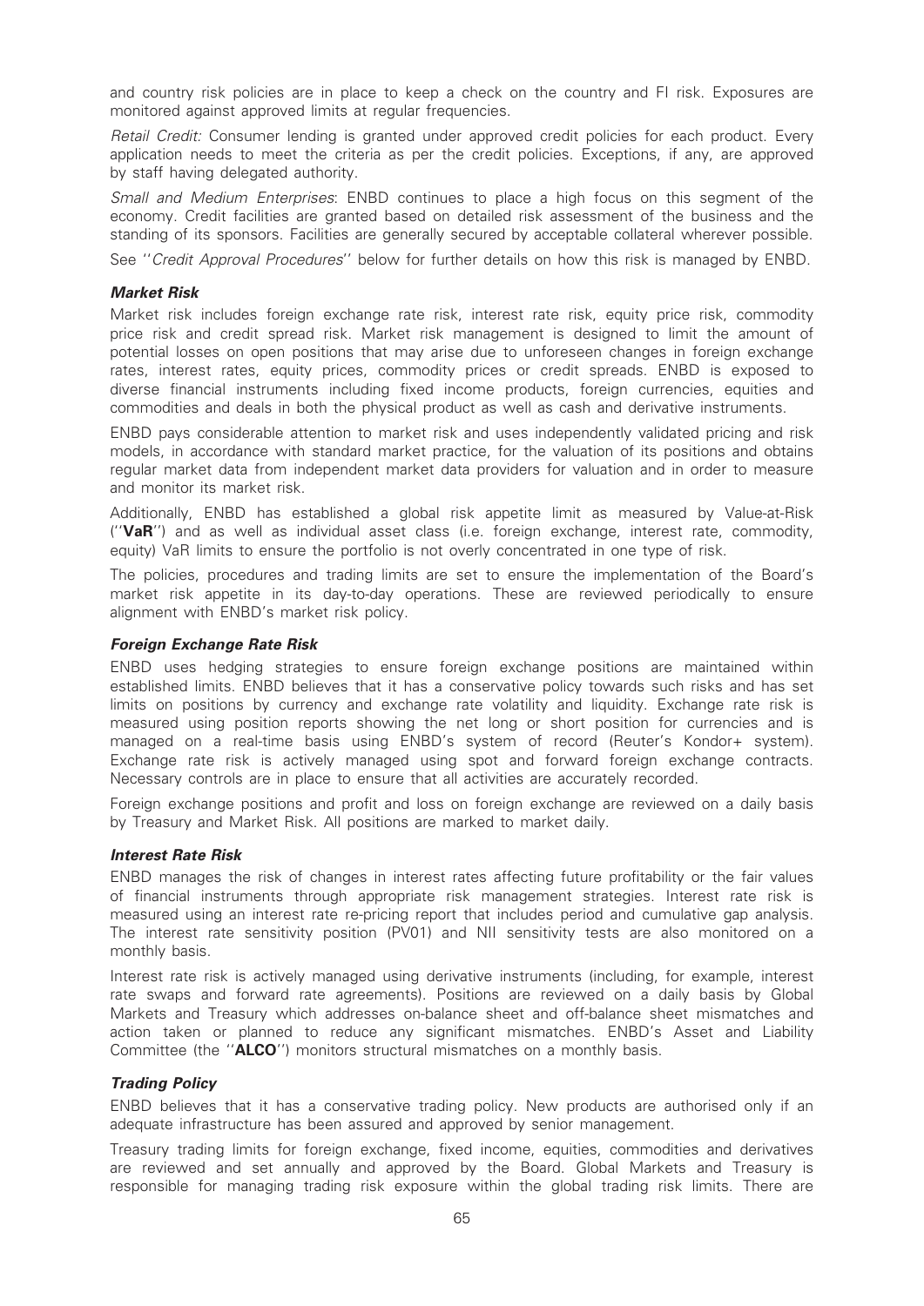and country risk policies are in place to keep a check on the country and FI risk. Exposures are monitored against approved limits at regular frequencies.

*Retail Credit:* Consumer lending is granted under approved credit policies for each product. Every application needs to meet the criteria as per the credit policies. Exceptions, if any, are approved by staff having delegated authority.

*Small and Medium Enterprises*: ENBD continues to place a high focus on this segment of the economy. Credit facilities are granted based on detailed risk assessment of the business and the standing of its sponsors. Facilities are generally secured by acceptable collateral wherever possible.

See ''*Credit Approval Procedures*'' below for further details on how this risk is managed by ENBD.

***Market Risk***

Market risk includes foreign exchange rate risk, interest rate risk, equity price risk, commodity price risk and credit spread risk. Market risk management is designed to limit the amount of potential losses on open positions that may arise due to unforeseen changes in foreign exchange rates, interest rates, equity prices, commodity prices or credit spreads. ENBD is exposed to diverse financial instruments including fixed income products, foreign currencies, equities and commodities and deals in both the physical product as well as cash and derivative instruments.

ENBD pays considerable attention to market risk and uses independently validated pricing and risk models, in accordance with standard market practice, for the valuation of its positions and obtains regular market data from independent market data providers for valuation and in order to measure and monitor its market risk.

Additionally, ENBD has established a global risk appetite limit as measured by Value-at-Risk (''**VaR**'') and as well as individual asset class (i.e. foreign exchange, interest rate, commodity, equity) VaR limits to ensure the portfolio is not overly concentrated in one type of risk.

The policies, procedures and trading limits are set to ensure the implementation of the Board's market risk appetite in its day-to-day operations. These are reviewed periodically to ensure alignment with ENBD's market risk policy.

***Foreign Exchange Rate Risk***

ENBD uses hedging strategies to ensure foreign exchange positions are maintained within established limits. ENBD believes that it has a conservative policy towards such risks and has set limits on positions by currency and exchange rate volatility and liquidity. Exchange rate risk is measured using position reports showing the net long or short position for currencies and is managed on a real-time basis using ENBD's system of record (Reuter's Kondor+ system). Exchange rate risk is actively managed using spot and forward foreign exchange contracts. Necessary controls are in place to ensure that all activities are accurately recorded.

Foreign exchange positions and profit and loss on foreign exchange are reviewed on a daily basis by Treasury and Market Risk. All positions are marked to market daily.

***Interest Rate Risk***

ENBD manages the risk of changes in interest rates affecting future profitability or the fair values of financial instruments through appropriate risk management strategies. Interest rate risk is measured using an interest rate re-pricing report that includes period and cumulative gap analysis. The interest rate sensitivity position (PV01) and NII sensitivity tests are also monitored on a monthly basis.

Interest rate risk is actively managed using derivative instruments (including, for example, interest rate swaps and forward rate agreements). Positions are reviewed on a daily basis by Global Markets and Treasury which addresses on-balance sheet and off-balance sheet mismatches and action taken or planned to reduce any significant mismatches. ENBD's Asset and Liability Committee (the ''**ALCO**'') monitors structural mismatches on a monthly basis.

***Trading Policy***

ENBD believes that it has a conservative trading policy. New products are authorised only if an adequate infrastructure has been assured and approved by senior management.

Treasury trading limits for foreign exchange, fixed income, equities, commodities and derivatives are reviewed and set annually and approved by the Board. Global Markets and Treasury is responsible for managing trading risk exposure within the global trading risk limits. There are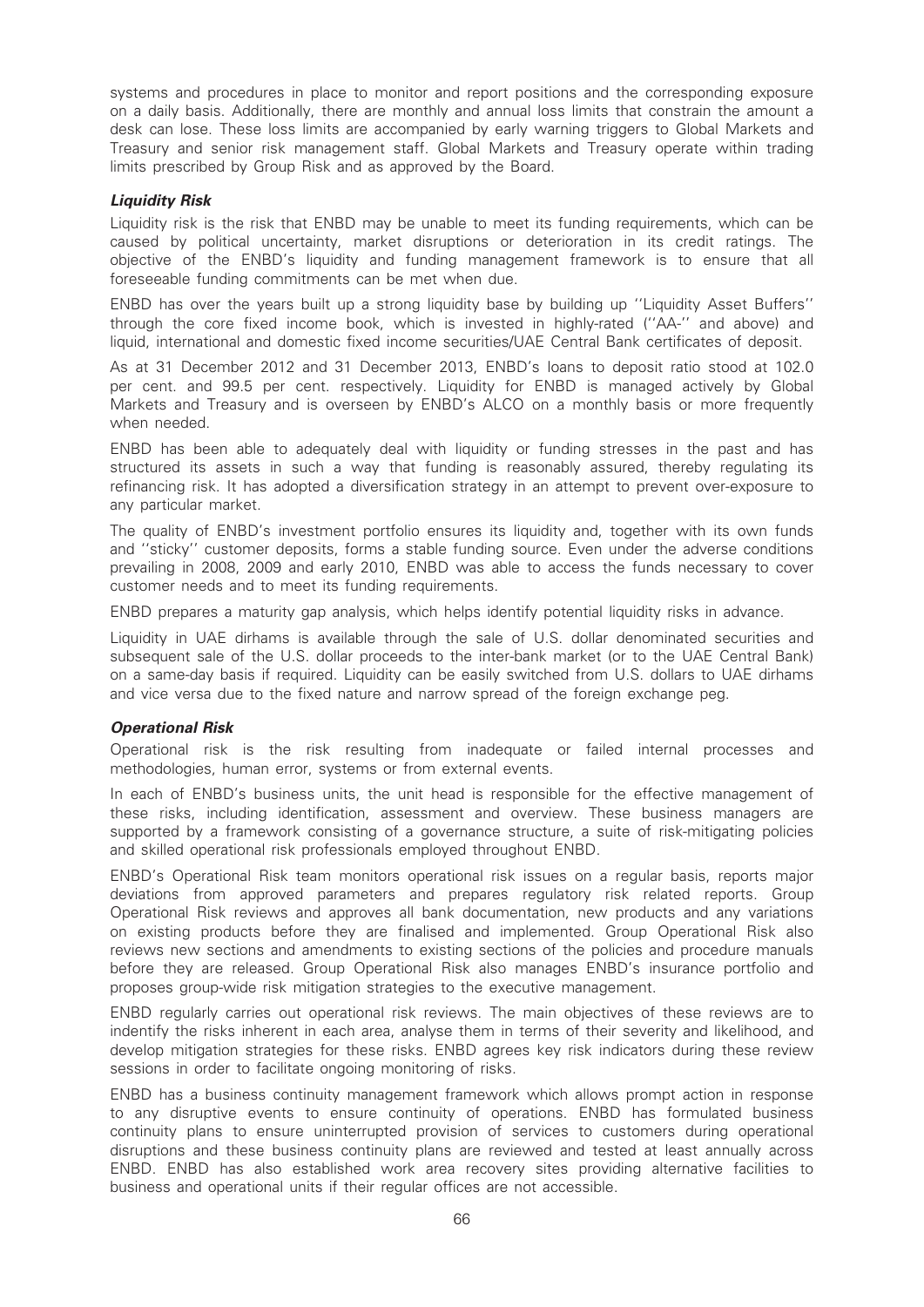systems and procedures in place to monitor and report positions and the corresponding exposure on a daily basis. Additionally, there are monthly and annual loss limits that constrain the amount a desk can lose. These loss limits are accompanied by early warning triggers to Global Markets and Treasury and senior risk management staff. Global Markets and Treasury operate within trading limits prescribed by Group Risk and as approved by the Board.

***Liquidity Risk***

Liquidity risk is the risk that ENBD may be unable to meet its funding requirements, which can be caused by political uncertainty, market disruptions or deterioration in its credit ratings. The objective of the ENBD's liquidity and funding management framework is to ensure that all foreseeable funding commitments can be met when due.

ENBD has over the years built up a strong liquidity base by building up ''Liquidity Asset Buffers'' through the core fixed income book, which is invested in highly-rated (''AA-'' and above) and liquid, international and domestic fixed income securities/UAE Central Bank certificates of deposit.

As at 31 December 2012 and 31 December 2013, ENBD's loans to deposit ratio stood at 102.0 per cent. and 99.5 per cent. respectively. Liquidity for ENBD is managed actively by Global Markets and Treasury and is overseen by ENBD's ALCO on a monthly basis or more frequently when needed.

ENBD has been able to adequately deal with liquidity or funding stresses in the past and has structured its assets in such a way that funding is reasonably assured, thereby regulating its refinancing risk. It has adopted a diversification strategy in an attempt to prevent over-exposure to any particular market.

The quality of ENBD's investment portfolio ensures its liquidity and, together with its own funds and ''sticky'' customer deposits, forms a stable funding source. Even under the adverse conditions prevailing in 2008, 2009 and early 2010, ENBD was able to access the funds necessary to cover customer needs and to meet its funding requirements.

ENBD prepares a maturity gap analysis, which helps identify potential liquidity risks in advance.

Liquidity in UAE dirhams is available through the sale of U.S. dollar denominated securities and subsequent sale of the U.S. dollar proceeds to the inter-bank market (or to the UAE Central Bank) on a same-day basis if required. Liquidity can be easily switched from U.S. dollars to UAE dirhams and vice versa due to the fixed nature and narrow spread of the foreign exchange peg.

***Operational Risk***

Operational risk is the risk resulting from inadequate or failed internal processes and methodologies, human error, systems or from external events.

In each of ENBD's business units, the unit head is responsible for the effective management of these risks, including identification, assessment and overview. These business managers are supported by a framework consisting of a governance structure, a suite of risk-mitigating policies and skilled operational risk professionals employed throughout ENBD.

ENBD's Operational Risk team monitors operational risk issues on a regular basis, reports major deviations from approved parameters and prepares regulatory risk related reports. Group Operational Risk reviews and approves all bank documentation, new products and any variations on existing products before they are finalised and implemented. Group Operational Risk also reviews new sections and amendments to existing sections of the policies and procedure manuals before they are released. Group Operational Risk also manages ENBD's insurance portfolio and proposes group-wide risk mitigation strategies to the executive management.

ENBD regularly carries out operational risk reviews. The main objectives of these reviews are to indentify the risks inherent in each area, analyse them in terms of their severity and likelihood, and develop mitigation strategies for these risks. ENBD agrees key risk indicators during these review sessions in order to facilitate ongoing monitoring of risks.

ENBD has a business continuity management framework which allows prompt action in response to any disruptive events to ensure continuity of operations. ENBD has formulated business continuity plans to ensure uninterrupted provision of services to customers during operational disruptions and these business continuity plans are reviewed and tested at least annually across ENBD. ENBD has also established work area recovery sites providing alternative facilities to business and operational units if their regular offices are not accessible.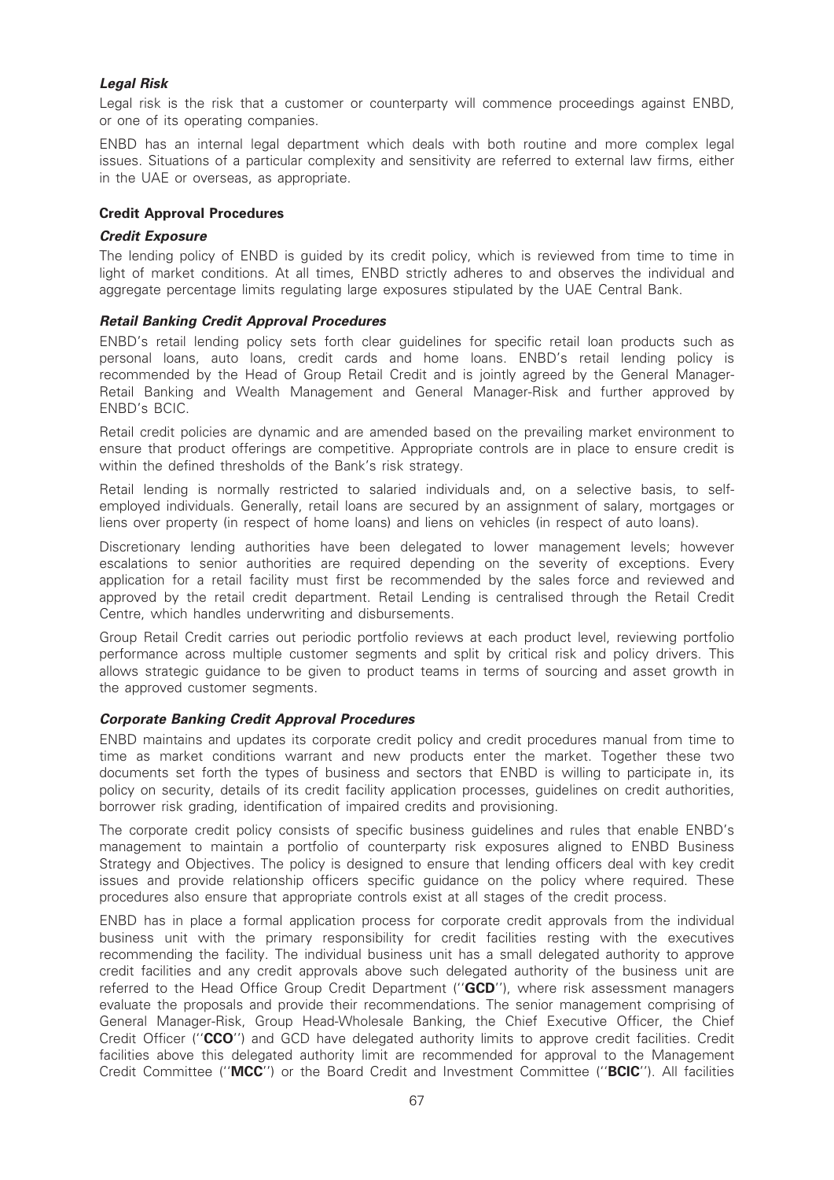### *Legal Risk*

Legal risk is the risk that a customer or counterparty will commence proceedings against ENBD, or one of its operating companies.

ENBD has an internal legal department which deals with both routine and more complex legal issues. Situations of a particular complexity and sensitivity are referred to external law firms, either in the UAE or overseas, as appropriate.

### Credit Approval Procedures

### *Credit Exposure*

The lending policy of ENBD is guided by its credit policy, which is reviewed from time to time in light of market conditions. At all times, ENBD strictly adheres to and observes the individual and aggregate percentage limits regulating large exposures stipulated by the UAE Central Bank.

### *Retail Banking Credit Approval Procedures*

ENBD's retail lending policy sets forth clear guidelines for specific retail loan products such as personal loans, auto loans, credit cards and home loans. ENBD's retail lending policy is recommended by the Head of Group Retail Credit and is jointly agreed by the General Manager-Retail Banking and Wealth Management and General Manager-Risk and further approved by ENBD's BCIC.

Retail credit policies are dynamic and are amended based on the prevailing market environment to ensure that product offerings are competitive. Appropriate controls are in place to ensure credit is within the defined thresholds of the Bank's risk strategy.

Retail lending is normally restricted to salaried individuals and, on a selective basis, to self-employed individuals. Generally, retail loans are secured by an assignment of salary, mortgages or liens over property (in respect of home loans) and liens on vehicles (in respect of auto loans).

Discretionary lending authorities have been delegated to lower management levels; however escalations to senior authorities are required depending on the severity of exceptions. Every application for a retail facility must first be recommended by the sales force and reviewed and approved by the retail credit department. Retail Lending is centralised through the Retail Credit Centre, which handles underwriting and disbursements.

Group Retail Credit carries out periodic portfolio reviews at each product level, reviewing portfolio performance across multiple customer segments and split by critical risk and policy drivers. This allows strategic guidance to be given to product teams in terms of sourcing and asset growth in the approved customer segments.

### *Corporate Banking Credit Approval Procedures*

ENBD maintains and updates its corporate credit policy and credit procedures manual from time to time as market conditions warrant and new products enter the market. Together these two documents set forth the types of business and sectors that ENBD is willing to participate in, its policy on security, details of its credit facility application processes, guidelines on credit authorities, borrower risk grading, identification of impaired credits and provisioning.

The corporate credit policy consists of specific business guidelines and rules that enable ENBD's management to maintain a portfolio of counterparty risk exposures aligned to ENBD Business Strategy and Objectives. The policy is designed to ensure that lending officers deal with key credit issues and provide relationship officers specific guidance on the policy where required. These procedures also ensure that appropriate controls exist at all stages of the credit process.

ENBD has in place a formal application process for corporate credit approvals from the individual business unit with the primary responsibility for credit facilities resting with the executives recommending the facility. The individual business unit has a small delegated authority to approve credit facilities and any credit approvals above such delegated authority of the business unit are referred to the Head Office Group Credit Department (''**GCD**''), where risk assessment managers evaluate the proposals and provide their recommendations. The senior management comprising of General Manager-Risk, Group Head-Wholesale Banking, the Chief Executive Officer, the Chief Credit Officer (''**CCO**'') and GCD have delegated authority limits to approve credit facilities. Credit facilities above this delegated authority limit are recommended for approval to the Management Credit Committee (''**MCC**'') or the Board Credit and Investment Committee (''**BCIC**''). All facilities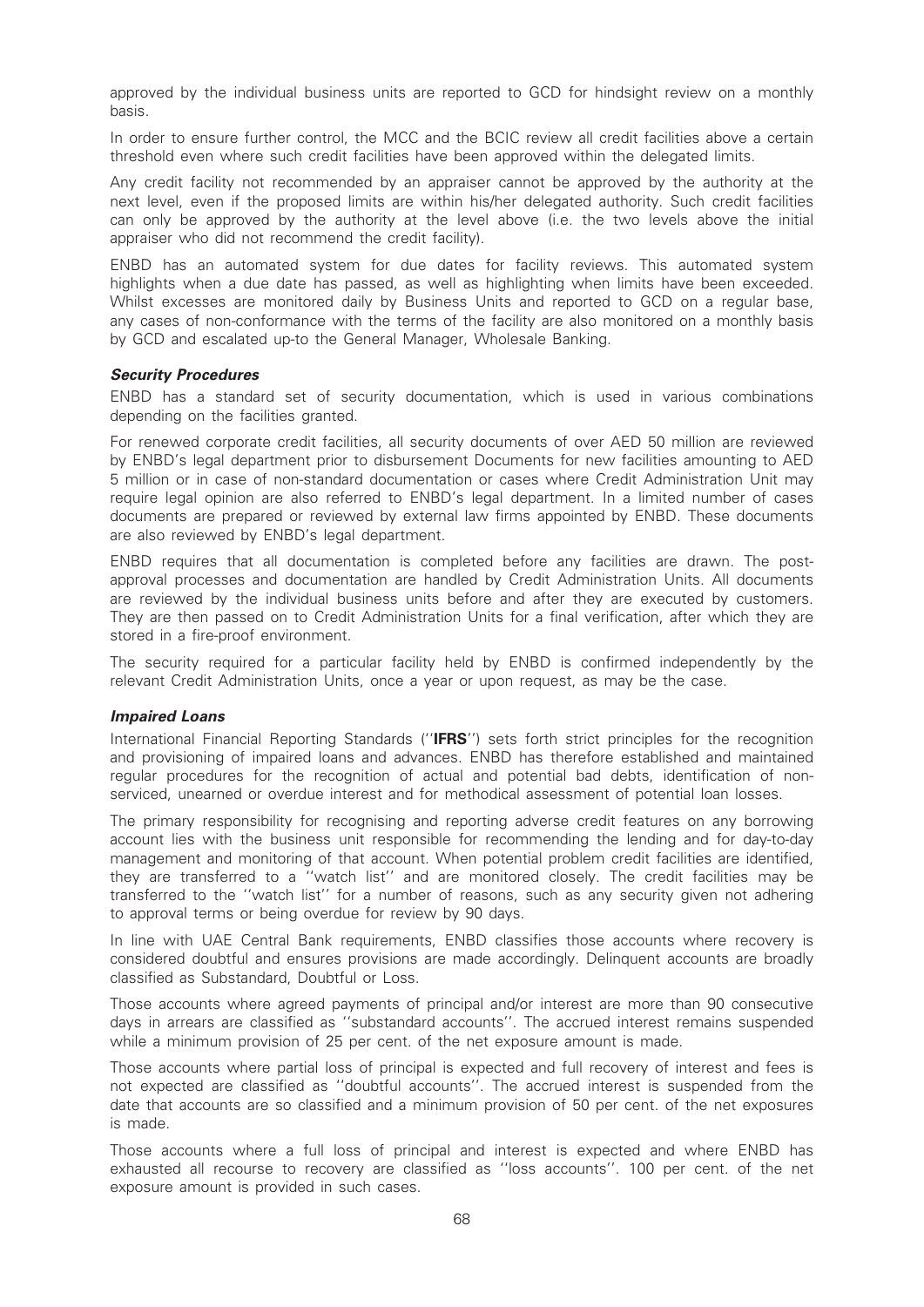approved by the individual business units are reported to GCD for hindsight review on a monthly basis.

In order to ensure further control, the MCC and the BCIC review all credit facilities above a certain threshold even where such credit facilities have been approved within the delegated limits.

Any credit facility not recommended by an appraiser cannot be approved by the authority at the next level, even if the proposed limits are within his/her delegated authority. Such credit facilities can only be approved by the authority at the level above (i.e. the two levels above the initial appraiser who did not recommend the credit facility).

ENBD has an automated system for due dates for facility reviews. This automated system highlights when a due date has passed, as well as highlighting when limits have been exceeded. Whilst excesses are monitored daily by Business Units and reported to GCD on a regular base, any cases of non-conformance with the terms of the facility are also monitored on a monthly basis by GCD and escalated up-to the General Manager, Wholesale Banking.

***Security Procedures***

ENBD has a standard set of security documentation, which is used in various combinations depending on the facilities granted.

For renewed corporate credit facilities, all security documents of over AED 50 million are reviewed by ENBD's legal department prior to disbursement Documents for new facilities amounting to AED 5 million or in case of non-standard documentation or cases where Credit Administration Unit may require legal opinion are also referred to ENBD's legal department. In a limited number of cases documents are prepared or reviewed by external law firms appointed by ENBD. These documents are also reviewed by ENBD's legal department.

ENBD requires that all documentation is completed before any facilities are drawn. The post-approval processes and documentation are handled by Credit Administration Units. All documents are reviewed by the individual business units before and after they are executed by customers. They are then passed on to Credit Administration Units for a final verification, after which they are stored in a fire-proof environment.

The security required for a particular facility held by ENBD is confirmed independently by the relevant Credit Administration Units, once a year or upon request, as may be the case.

***Impaired Loans***

International Financial Reporting Standards (''**IFRS**'') sets forth strict principles for the recognition and provisioning of impaired loans and advances. ENBD has therefore established and maintained regular procedures for the recognition of actual and potential bad debts, identification of non-serviced, unearned or overdue interest and for methodical assessment of potential loan losses.

The primary responsibility for recognising and reporting adverse credit features on any borrowing account lies with the business unit responsible for recommending the lending and for day-to-day management and monitoring of that account. When potential problem credit facilities are identified, they are transferred to a ''watch list'' and are monitored closely. The credit facilities may be transferred to the ''watch list'' for a number of reasons, such as any security given not adhering to approval terms or being overdue for review by 90 days.

In line with UAE Central Bank requirements, ENBD classifies those accounts where recovery is considered doubtful and ensures provisions are made accordingly. Delinquent accounts are broadly classified as Substandard, Doubtful or Loss.

Those accounts where agreed payments of principal and/or interest are more than 90 consecutive days in arrears are classified as ''substandard accounts''. The accrued interest remains suspended while a minimum provision of 25 per cent. of the net exposure amount is made.

Those accounts where partial loss of principal is expected and full recovery of interest and fees is not expected are classified as ''doubtful accounts''. The accrued interest is suspended from the date that accounts are so classified and a minimum provision of 50 per cent. of the net exposures is made.

Those accounts where a full loss of principal and interest is expected and where ENBD has exhausted all recourse to recovery are classified as ''loss accounts''. 100 per cent. of the net exposure amount is provided in such cases.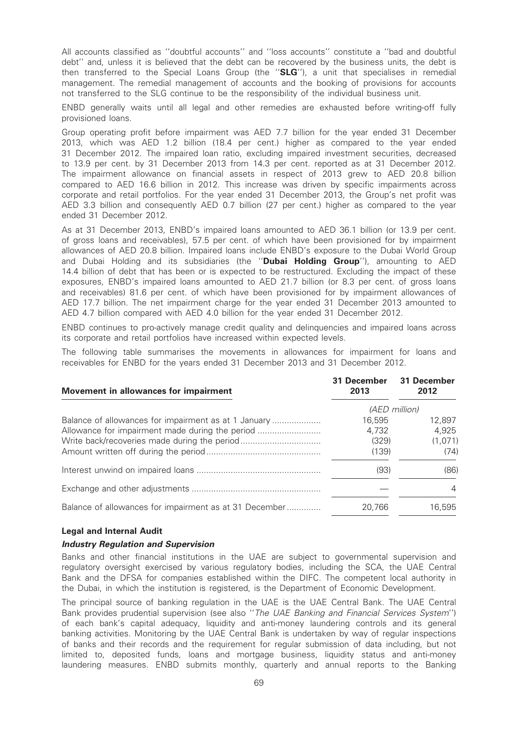All accounts classified as ''doubtful accounts'' and ''loss accounts'' constitute a ''bad and doubtful debt'' and, unless it is believed that the debt can be recovered by the business units, the debt is then transferred to the Special Loans Group (the ''**SLG**''), a unit that specialises in remedial management. The remedial management of accounts and the booking of provisions for accounts not transferred to the SLG continue to be the responsibility of the individual business unit.

ENBD generally waits until all legal and other remedies are exhausted before writing-off fully provisioned loans.

Group operating profit before impairment was AED 7.7 billion for the year ended 31 December 2013, which was AED 1.2 billion (18.4 per cent.) higher as compared to the year ended 31 December 2012. The impaired loan ratio, excluding impaired investment securities, decreased to 13.9 per cent. by 31 December 2013 from 14.3 per cent. reported as at 31 December 2012. The impairment allowance on financial assets in respect of 2013 grew to AED 20.8 billion compared to AED 16.6 billion in 2012. This increase was driven by specific impairments across corporate and retail portfolios. For the year ended 31 December 2013, the Group's net profit was AED 3.3 billion and consequently AED 0.7 billion (27 per cent.) higher as compared to the year ended 31 December 2012.

As at 31 December 2013, ENBD's impaired loans amounted to AED 36.1 billion (or 13.9 per cent. of gross loans and receivables), 57.5 per cent. of which have been provisioned for by impairment allowances of AED 20.8 billion. Impaired loans include ENBD's exposure to the Dubai World Group and Dubai Holding and its subsidiaries (the ''**Dubai Holding Group**''), amounting to AED 14.4 billion of debt that has been or is expected to be restructured. Excluding the impact of these exposures, ENBD's impaired loans amounted to AED 21.7 billion (or 8.3 per cent. of gross loans and receivables) 81.6 per cent. of which have been provisioned for by impairment allowances of AED 17.7 billion. The net impairment charge for the year ended 31 December 2013 amounted to AED 4.7 billion compared with AED 4.0 billion for the year ended 31 December 2012.

ENBD continues to pro-actively manage credit quality and delinquencies and impaired loans across its corporate and retail portfolios have increased within expected levels.

The following table summarises the movements in allowances for impairment for loans and receivables for ENBD for the years ended 31 December 2013 and 31 December 2012.

| Movement in allowances for impairment | 31 December 2013 | 31 December 2012 |
|---|---|---|
| | *(AED million)* | |
| Balance of allowances for impairment as at 1 January | 16,595 | 12,897 |
| Allowance for impairment made during the period | 4,732 | 4,925 |
| Write back/recoveries made during the period | (329) | (1,071) |
| Amount written off during the period | (139) | (74) |
| Interest unwind on impaired loans | (93) | (86) |
| Exchange and other adjustments | — | 4 |
| Balance of allowances for impairment as at 31 December | 20,766 | 16,595 |

### Legal and Internal Audit

#### *Industry Regulation and Supervision*

Banks and other financial institutions in the UAE are subject to governmental supervision and regulatory oversight exercised by various regulatory bodies, including the SCA, the UAE Central Bank and the DFSA for companies established within the DIFC. The competent local authority in the Dubai, in which the institution is registered, is the Department of Economic Development.

The principal source of banking regulation in the UAE is the UAE Central Bank. The UAE Central Bank provides prudential supervision (see also ''*The UAE Banking and Financial Services System*'') of each bank's capital adequacy, liquidity and anti-money laundering controls and its general banking activities. Monitoring by the UAE Central Bank is undertaken by way of regular inspections of banks and their records and the requirement for regular submission of data including, but not limited to, deposited funds, loans and mortgage business, liquidity status and anti-money laundering measures. ENBD submits monthly, quarterly and annual reports to the Banking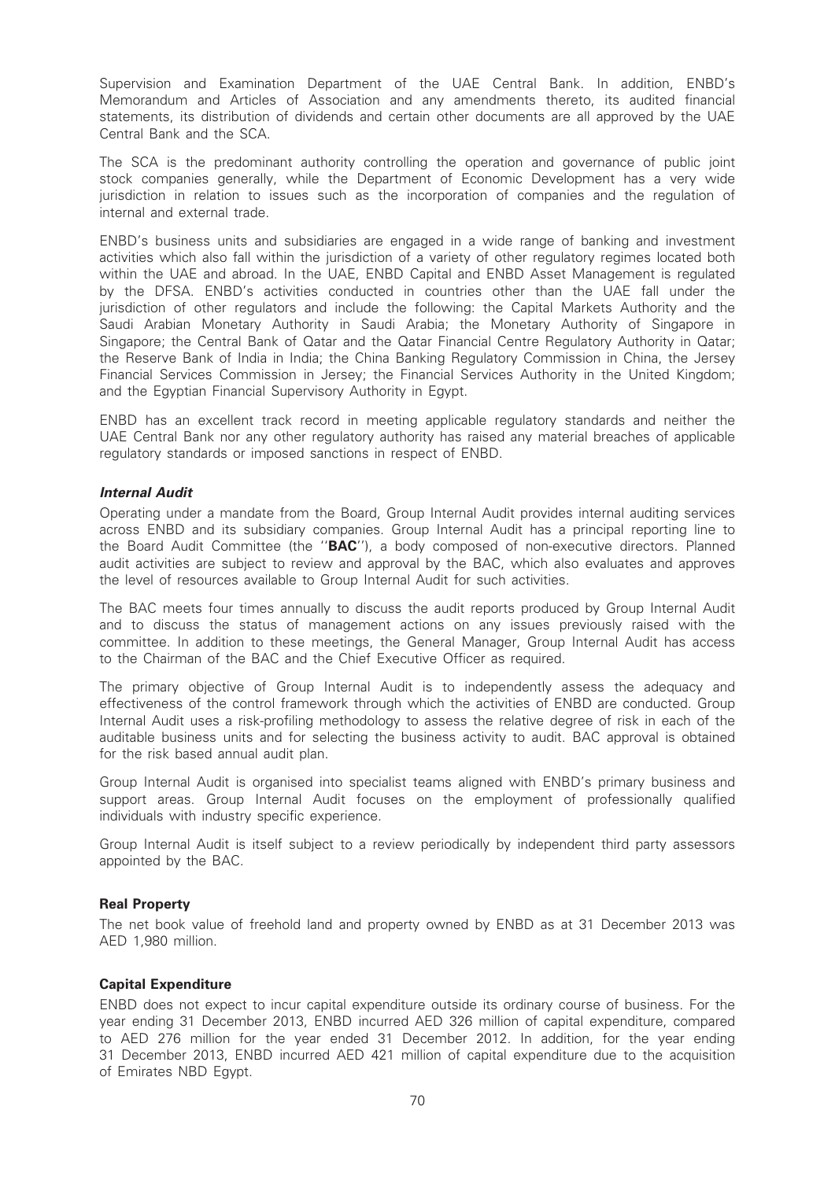Supervision and Examination Department of the UAE Central Bank. In addition, ENBD's Memorandum and Articles of Association and any amendments thereto, its audited financial statements, its distribution of dividends and certain other documents are all approved by the UAE Central Bank and the SCA.

The SCA is the predominant authority controlling the operation and governance of public joint stock companies generally, while the Department of Economic Development has a very wide jurisdiction in relation to issues such as the incorporation of companies and the regulation of internal and external trade.

ENBD's business units and subsidiaries are engaged in a wide range of banking and investment activities which also fall within the jurisdiction of a variety of other regulatory regimes located both within the UAE and abroad. In the UAE, ENBD Capital and ENBD Asset Management is regulated by the DFSA. ENBD's activities conducted in countries other than the UAE fall under the jurisdiction of other regulators and include the following: the Capital Markets Authority and the Saudi Arabian Monetary Authority in Saudi Arabia; the Monetary Authority of Singapore in Singapore; the Central Bank of Qatar and the Qatar Financial Centre Regulatory Authority in Qatar; the Reserve Bank of India in India; the China Banking Regulatory Commission in China, the Jersey Financial Services Commission in Jersey; the Financial Services Authority in the United Kingdom; and the Egyptian Financial Supervisory Authority in Egypt.

ENBD has an excellent track record in meeting applicable regulatory standards and neither the UAE Central Bank nor any other regulatory authority has raised any material breaches of applicable regulatory standards or imposed sanctions in respect of ENBD.

### *Internal Audit*

Operating under a mandate from the Board, Group Internal Audit provides internal auditing services across ENBD and its subsidiary companies. Group Internal Audit has a principal reporting line to the Board Audit Committee (the ''**BAC**''), a body composed of non-executive directors. Planned audit activities are subject to review and approval by the BAC, which also evaluates and approves the level of resources available to Group Internal Audit for such activities.

The BAC meets four times annually to discuss the audit reports produced by Group Internal Audit and to discuss the status of management actions on any issues previously raised with the committee. In addition to these meetings, the General Manager, Group Internal Audit has access to the Chairman of the BAC and the Chief Executive Officer as required.

The primary objective of Group Internal Audit is to independently assess the adequacy and effectiveness of the control framework through which the activities of ENBD are conducted. Group Internal Audit uses a risk-profiling methodology to assess the relative degree of risk in each of the auditable business units and for selecting the business activity to audit. BAC approval is obtained for the risk based annual audit plan.

Group Internal Audit is organised into specialist teams aligned with ENBD's primary business and support areas. Group Internal Audit focuses on the employment of professionally qualified individuals with industry specific experience.

Group Internal Audit is itself subject to a review periodically by independent third party assessors appointed by the BAC.

## Real Property

The net book value of freehold land and property owned by ENBD as at 31 December 2013 was AED 1,980 million.

## Capital Expenditure

ENBD does not expect to incur capital expenditure outside its ordinary course of business. For the year ending 31 December 2013, ENBD incurred AED 326 million of capital expenditure, compared to AED 276 million for the year ended 31 December 2012. In addition, for the year ending 31 December 2013, ENBD incurred AED 421 million of capital expenditure due to the acquisition of Emirates NBD Egypt.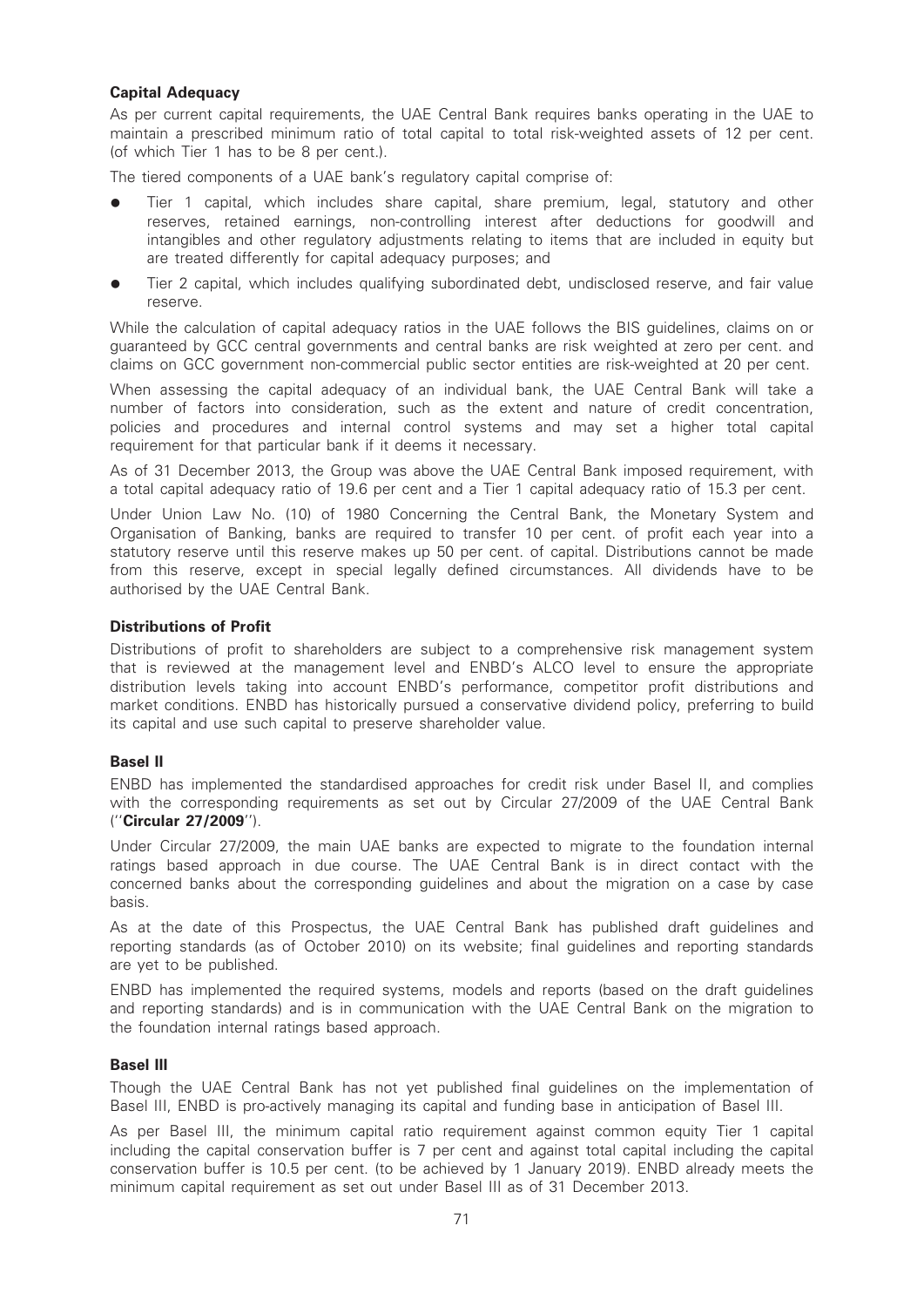**Capital Adequacy**

As per current capital requirements, the UAE Central Bank requires banks operating in the UAE to maintain a prescribed minimum ratio of total capital to total risk-weighted assets of 12 per cent. (of which Tier 1 has to be 8 per cent.).

The tiered components of a UAE bank's regulatory capital comprise of:

- Tier 1 capital, which includes share capital, share premium, legal, statutory and other reserves, retained earnings, non-controlling interest after deductions for goodwill and intangibles and other regulatory adjustments relating to items that are included in equity but are treated differently for capital adequacy purposes; and
- Tier 2 capital, which includes qualifying subordinated debt, undisclosed reserve, and fair value reserve.

While the calculation of capital adequacy ratios in the UAE follows the BIS guidelines, claims on or guaranteed by GCC central governments and central banks are risk weighted at zero per cent. and claims on GCC government non-commercial public sector entities are risk-weighted at 20 per cent.

When assessing the capital adequacy of an individual bank, the UAE Central Bank will take a number of factors into consideration, such as the extent and nature of credit concentration, policies and procedures and internal control systems and may set a higher total capital requirement for that particular bank if it deems it necessary.

As of 31 December 2013, the Group was above the UAE Central Bank imposed requirement, with a total capital adequacy ratio of 19.6 per cent and a Tier 1 capital adequacy ratio of 15.3 per cent.

Under Union Law No. (10) of 1980 Concerning the Central Bank, the Monetary System and Organisation of Banking, banks are required to transfer 10 per cent. of profit each year into a statutory reserve until this reserve makes up 50 per cent. of capital. Distributions cannot be made from this reserve, except in special legally defined circumstances. All dividends have to be authorised by the UAE Central Bank.

**Distributions of Profit**

Distributions of profit to shareholders are subject to a comprehensive risk management system that is reviewed at the management level and ENBD's ALCO level to ensure the appropriate distribution levels taking into account ENBD's performance, competitor profit distributions and market conditions. ENBD has historically pursued a conservative dividend policy, preferring to build its capital and use such capital to preserve shareholder value.

**Basel II**

ENBD has implemented the standardised approaches for credit risk under Basel II, and complies with the corresponding requirements as set out by Circular 27/2009 of the UAE Central Bank (''**Circular 27/2009**'').

Under Circular 27/2009, the main UAE banks are expected to migrate to the foundation internal ratings based approach in due course. The UAE Central Bank is in direct contact with the concerned banks about the corresponding guidelines and about the migration on a case by case basis.

As at the date of this Prospectus, the UAE Central Bank has published draft guidelines and reporting standards (as of October 2010) on its website; final guidelines and reporting standards are yet to be published.

ENBD has implemented the required systems, models and reports (based on the draft guidelines and reporting standards) and is in communication with the UAE Central Bank on the migration to the foundation internal ratings based approach.

**Basel III**

Though the UAE Central Bank has not yet published final guidelines on the implementation of Basel III, ENBD is pro-actively managing its capital and funding base in anticipation of Basel III.

As per Basel III, the minimum capital ratio requirement against common equity Tier 1 capital including the capital conservation buffer is 7 per cent and against total capital including the capital conservation buffer is 10.5 per cent. (to be achieved by 1 January 2019). ENBD already meets the minimum capital requirement as set out under Basel III as of 31 December 2013.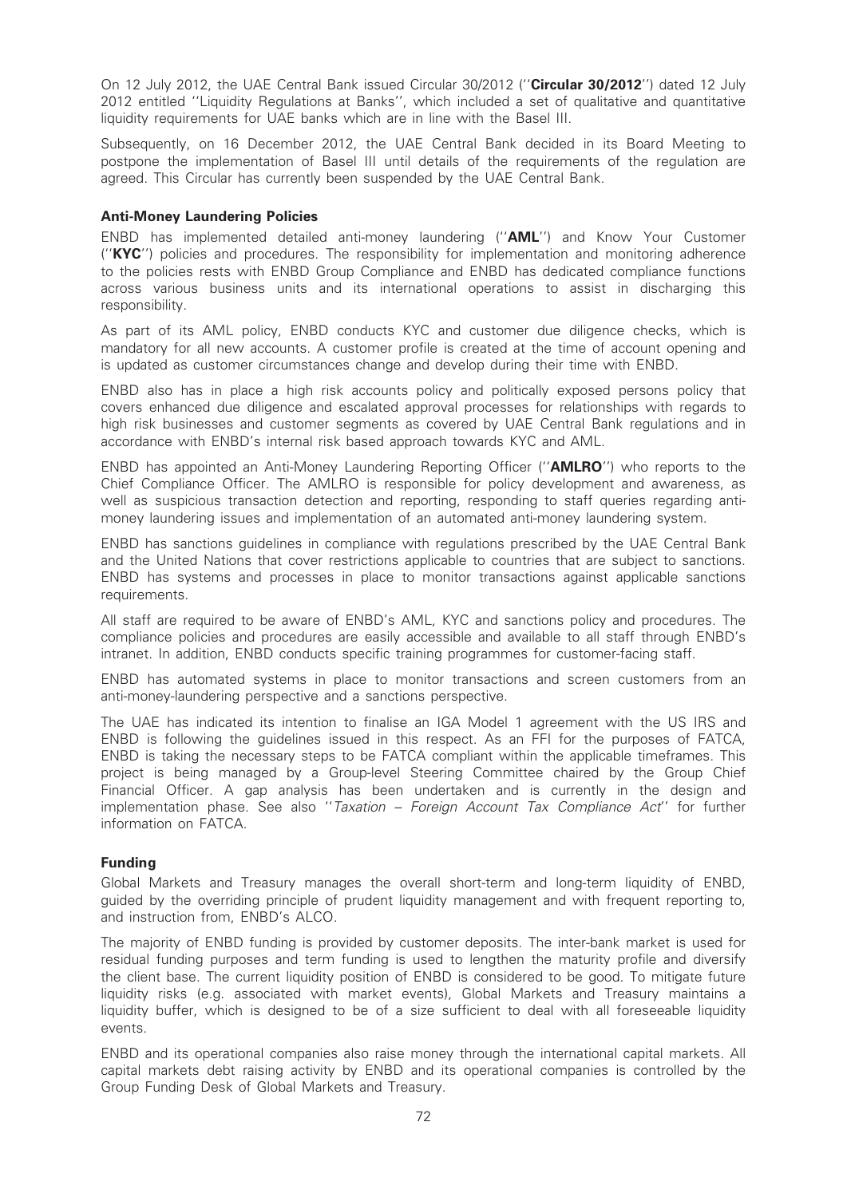On 12 July 2012, the UAE Central Bank issued Circular 30/2012 (''**Circular 30/2012**'') dated 12 July 2012 entitled ''Liquidity Regulations at Banks'', which included a set of qualitative and quantitative liquidity requirements for UAE banks which are in line with the Basel III.

Subsequently, on 16 December 2012, the UAE Central Bank decided in its Board Meeting to postpone the implementation of Basel III until details of the requirements of the regulation are agreed. This Circular has currently been suspended by the UAE Central Bank.

### Anti-Money Laundering Policies

ENBD has implemented detailed anti-money laundering (''**AML**'') and Know Your Customer (''**KYC**'') policies and procedures. The responsibility for implementation and monitoring adherence to the policies rests with ENBD Group Compliance and ENBD has dedicated compliance functions across various business units and its international operations to assist in discharging this responsibility.

As part of its AML policy, ENBD conducts KYC and customer due diligence checks, which is mandatory for all new accounts. A customer profile is created at the time of account opening and is updated as customer circumstances change and develop during their time with ENBD.

ENBD also has in place a high risk accounts policy and politically exposed persons policy that covers enhanced due diligence and escalated approval processes for relationships with regards to high risk businesses and customer segments as covered by UAE Central Bank regulations and in accordance with ENBD's internal risk based approach towards KYC and AML.

ENBD has appointed an Anti-Money Laundering Reporting Officer (''**AMLRO**'') who reports to the Chief Compliance Officer. The AMLRO is responsible for policy development and awareness, as well as suspicious transaction detection and reporting, responding to staff queries regarding anti-money laundering issues and implementation of an automated anti-money laundering system.

ENBD has sanctions guidelines in compliance with regulations prescribed by the UAE Central Bank and the United Nations that cover restrictions applicable to countries that are subject to sanctions. ENBD has systems and processes in place to monitor transactions against applicable sanctions requirements.

All staff are required to be aware of ENBD's AML, KYC and sanctions policy and procedures. The compliance policies and procedures are easily accessible and available to all staff through ENBD's intranet. In addition, ENBD conducts specific training programmes for customer-facing staff.

ENBD has automated systems in place to monitor transactions and screen customers from an anti-money-laundering perspective and a sanctions perspective.

The UAE has indicated its intention to finalise an IGA Model 1 agreement with the US IRS and ENBD is following the guidelines issued in this respect. As an FFI for the purposes of FATCA, ENBD is taking the necessary steps to be FATCA compliant within the applicable timeframes. This project is being managed by a Group-level Steering Committee chaired by the Group Chief Financial Officer. A gap analysis has been undertaken and is currently in the design and implementation phase. See also ''*Taxation – Foreign Account Tax Compliance Act*'' for further information on FATCA.

### Funding

Global Markets and Treasury manages the overall short-term and long-term liquidity of ENBD, guided by the overriding principle of prudent liquidity management and with frequent reporting to, and instruction from, ENBD's ALCO.

The majority of ENBD funding is provided by customer deposits. The inter-bank market is used for residual funding purposes and term funding is used to lengthen the maturity profile and diversify the client base. The current liquidity position of ENBD is considered to be good. To mitigate future liquidity risks (e.g. associated with market events), Global Markets and Treasury maintains a liquidity buffer, which is designed to be of a size sufficient to deal with all foreseeable liquidity events.

ENBD and its operational companies also raise money through the international capital markets. All capital markets debt raising activity by ENBD and its operational companies is controlled by the Group Funding Desk of Global Markets and Treasury.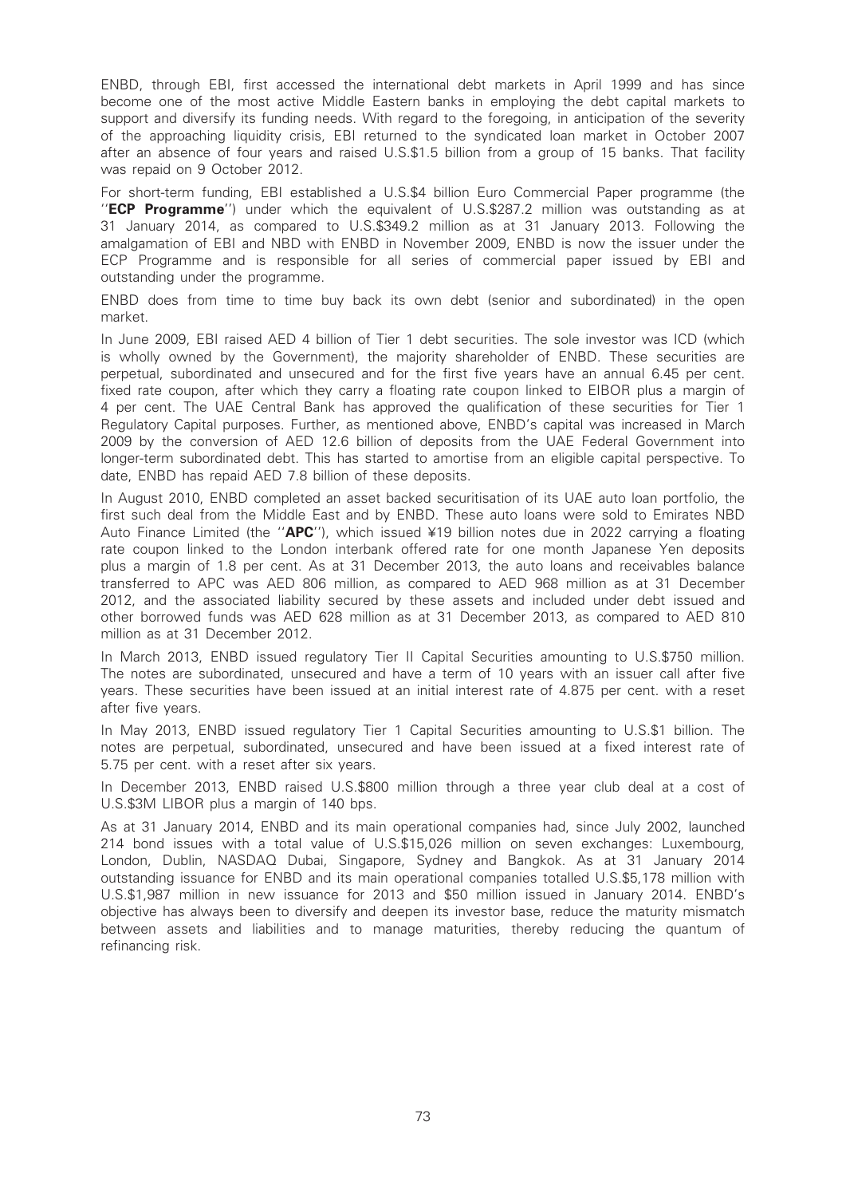ENBD, through EBI, first accessed the international debt markets in April 1999 and has since become one of the most active Middle Eastern banks in employing the debt capital markets to support and diversify its funding needs. With regard to the foregoing, in anticipation of the severity of the approaching liquidity crisis, EBI returned to the syndicated loan market in October 2007 after an absence of four years and raised U.S.$1.5 billion from a group of 15 banks. That facility was repaid on 9 October 2012.

For short-term funding, EBI established a U.S.$4 billion Euro Commercial Paper programme (the ''**ECP Programme**'') under which the equivalent of U.S.$287.2 million was outstanding as at 31 January 2014, as compared to U.S.$349.2 million as at 31 January 2013. Following the amalgamation of EBI and NBD with ENBD in November 2009, ENBD is now the issuer under the ECP Programme and is responsible for all series of commercial paper issued by EBI and outstanding under the programme.

ENBD does from time to time buy back its own debt (senior and subordinated) in the open market.

In June 2009, EBI raised AED 4 billion of Tier 1 debt securities. The sole investor was ICD (which is wholly owned by the Government), the majority shareholder of ENBD. These securities are perpetual, subordinated and unsecured and for the first five years have an annual 6.45 per cent. fixed rate coupon, after which they carry a floating rate coupon linked to EIBOR plus a margin of 4 per cent. The UAE Central Bank has approved the qualification of these securities for Tier 1 Regulatory Capital purposes. Further, as mentioned above, ENBD's capital was increased in March 2009 by the conversion of AED 12.6 billion of deposits from the UAE Federal Government into longer-term subordinated debt. This has started to amortise from an eligible capital perspective. To date, ENBD has repaid AED 7.8 billion of these deposits.

In August 2010, ENBD completed an asset backed securitisation of its UAE auto loan portfolio, the first such deal from the Middle East and by ENBD. These auto loans were sold to Emirates NBD Auto Finance Limited (the ''**APC**''), which issued ¥19 billion notes due in 2022 carrying a floating rate coupon linked to the London interbank offered rate for one month Japanese Yen deposits plus a margin of 1.8 per cent. As at 31 December 2013, the auto loans and receivables balance transferred to APC was AED 806 million, as compared to AED 968 million as at 31 December 2012, and the associated liability secured by these assets and included under debt issued and other borrowed funds was AED 628 million as at 31 December 2013, as compared to AED 810 million as at 31 December 2012.

In March 2013, ENBD issued regulatory Tier II Capital Securities amounting to U.S.$750 million. The notes are subordinated, unsecured and have a term of 10 years with an issuer call after five years. These securities have been issued at an initial interest rate of 4.875 per cent. with a reset after five years.

In May 2013, ENBD issued regulatory Tier 1 Capital Securities amounting to U.S.$1 billion. The notes are perpetual, subordinated, unsecured and have been issued at a fixed interest rate of 5.75 per cent. with a reset after six years.

In December 2013, ENBD raised U.S.$800 million through a three year club deal at a cost of U.S.$3M LIBOR plus a margin of 140 bps.

As at 31 January 2014, ENBD and its main operational companies had, since July 2002, launched 214 bond issues with a total value of U.S.$15,026 million on seven exchanges: Luxembourg, London, Dublin, NASDAQ Dubai, Singapore, Sydney and Bangkok. As at 31 January 2014 outstanding issuance for ENBD and its main operational companies totalled U.S.$5,178 million with U.S.$1,987 million in new issuance for 2013 and $50 million issued in January 2014. ENBD's objective has always been to diversify and deepen its investor base, reduce the maturity mismatch between assets and liabilities and to manage maturities, thereby reducing the quantum of refinancing risk.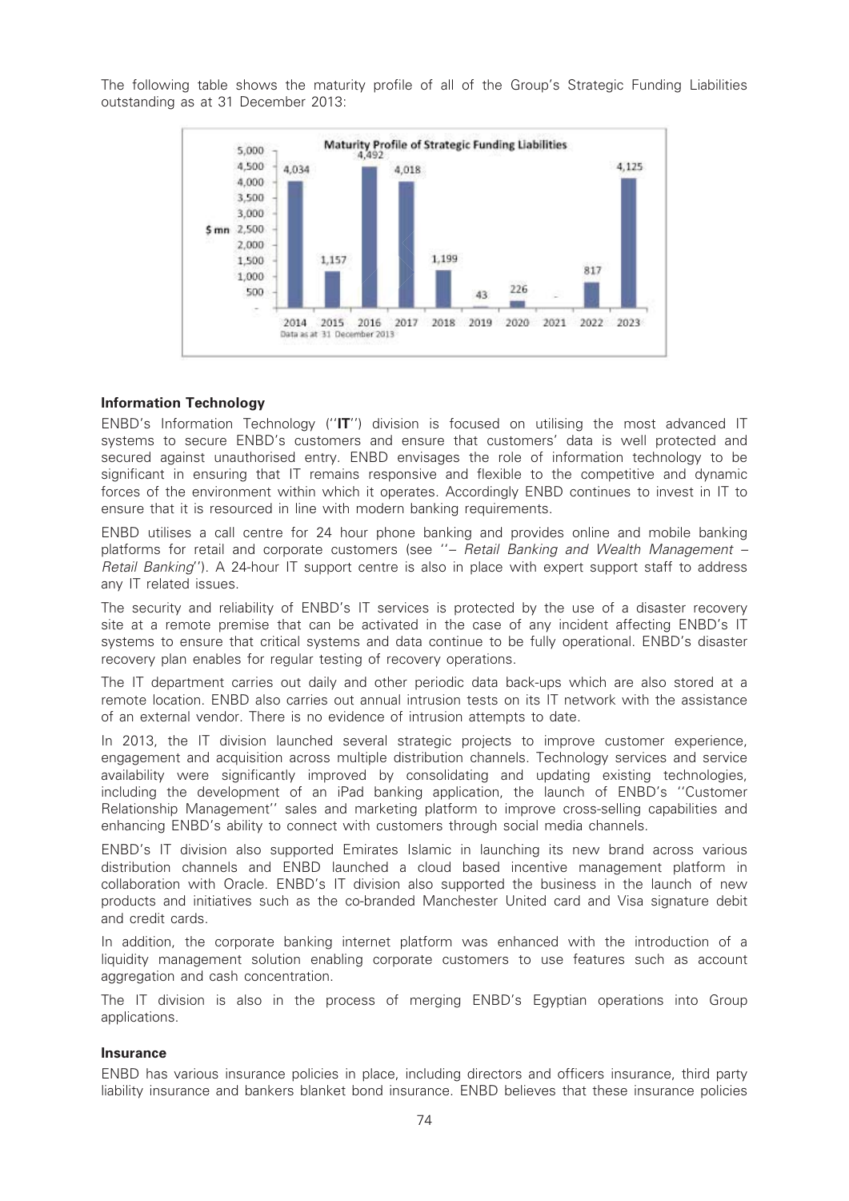The following table shows the maturity profile of all of the Group's Strategic Funding Liabilities outstanding as at 31 December 2013:

**Maturity Profile of Strategic Funding Liabilities**

| $ mn | 2014 | 2015 | 2016 | 2017 | 2018 | 2019 | 2020 | 2021 | 2022 | 2023 |
|---|---|---|---|---|---|---|---|---|---|---|
| | 4,034 | 1,157 | 4,492 | 4,018 | 1,199 | 43 | 226 | - | 817 | 4,125 |

Data as at 31 December 2013

### Information Technology

ENBD's Information Technology (''**IT**'') division is focused on utilising the most advanced IT systems to secure ENBD's customers and ensure that customers' data is well protected and secured against unauthorised entry. ENBD envisages the role of information technology to be significant in ensuring that IT remains responsive and flexible to the competitive and dynamic forces of the environment within which it operates. Accordingly ENBD continues to invest in IT to ensure that it is resourced in line with modern banking requirements.

ENBD utilises a call centre for 24 hour phone banking and provides online and mobile banking platforms for retail and corporate customers (see ''*– Retail Banking and Wealth Management – Retail Banking*''). A 24-hour IT support centre is also in place with expert support staff to address any IT related issues.

The security and reliability of ENBD's IT services is protected by the use of a disaster recovery site at a remote premise that can be activated in the case of any incident affecting ENBD's IT systems to ensure that critical systems and data continue to be fully operational. ENBD's disaster recovery plan enables for regular testing of recovery operations.

The IT department carries out daily and other periodic data back-ups which are also stored at a remote location. ENBD also carries out annual intrusion tests on its IT network with the assistance of an external vendor. There is no evidence of intrusion attempts to date.

In 2013, the IT division launched several strategic projects to improve customer experience, engagement and acquisition across multiple distribution channels. Technology services and service availability were significantly improved by consolidating and updating existing technologies, including the development of an iPad banking application, the launch of ENBD's ''Customer Relationship Management'' sales and marketing platform to improve cross-selling capabilities and enhancing ENBD's ability to connect with customers through social media channels.

ENBD's IT division also supported Emirates Islamic in launching its new brand across various distribution channels and ENBD launched a cloud based incentive management platform in collaboration with Oracle. ENBD's IT division also supported the business in the launch of new products and initiatives such as the co-branded Manchester United card and Visa signature debit and credit cards.

In addition, the corporate banking internet platform was enhanced with the introduction of a liquidity management solution enabling corporate customers to use features such as account aggregation and cash concentration.

The IT division is also in the process of merging ENBD's Egyptian operations into Group applications.

### Insurance

ENBD has various insurance policies in place, including directors and officers insurance, third party liability insurance and bankers blanket bond insurance. ENBD believes that these insurance policies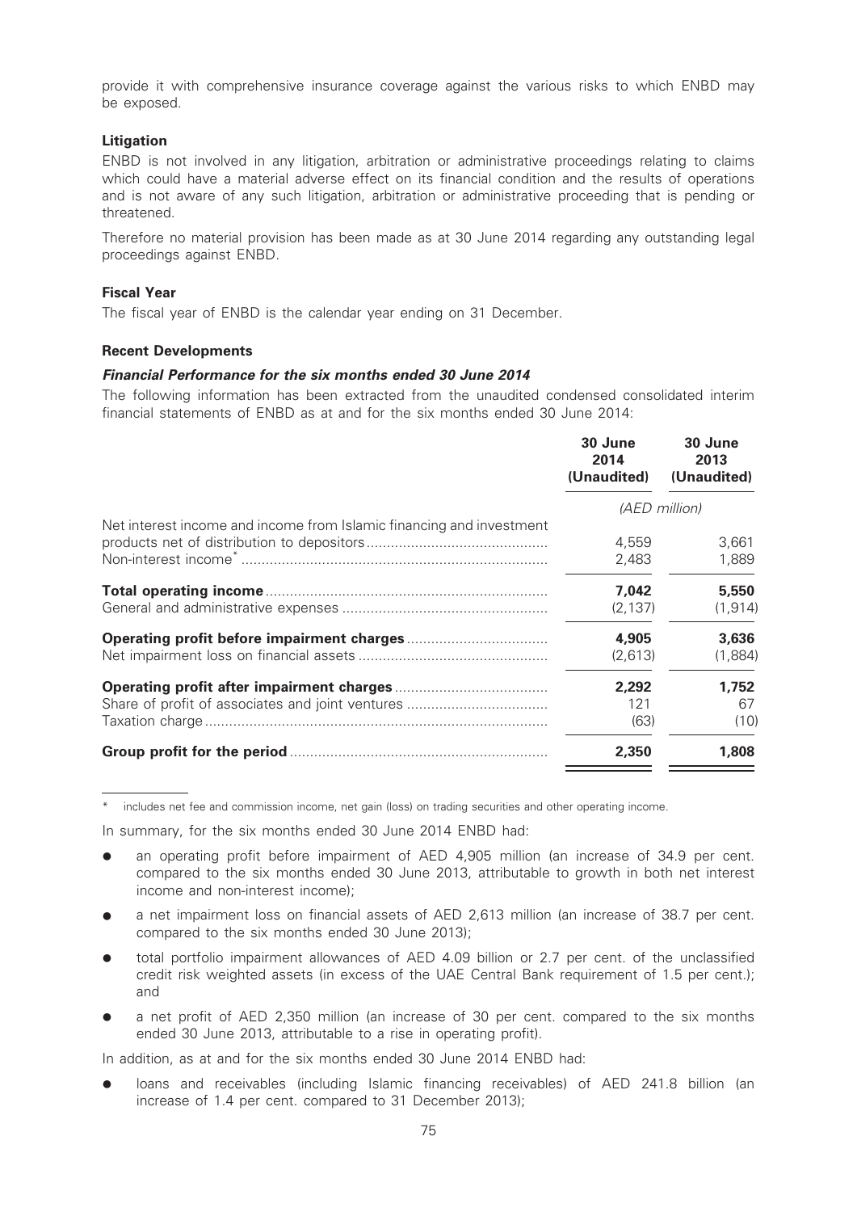provide it with comprehensive insurance coverage against the various risks to which ENBD may be exposed.

**Litigation**

ENBD is not involved in any litigation, arbitration or administrative proceedings relating to claims which could have a material adverse effect on its financial condition and the results of operations and is not aware of any such litigation, arbitration or administrative proceeding that is pending or threatened.

Therefore no material provision has been made as at 30 June 2014 regarding any outstanding legal proceedings against ENBD.

**Fiscal Year**

The fiscal year of ENBD is the calendar year ending on 31 December.

**Recent Developments**

***Financial Performance for the six months ended 30 June 2014***

The following information has been extracted from the unaudited condensed consolidated interim financial statements of ENBD as at and for the six months ended 30 June 2014:

| | **30 June 2014 (Unaudited)** | **30 June 2013 (Unaudited)** |
|---|---|---|
| | *(AED million)* | |
| Net interest income and income from Islamic financing and investment products net of distribution to depositors | 4,559 | 3,661 |
| Non-interest income* | 2,483 | 1,889 |
| **Total operating income** | **7,042** | **5,550** |
| General and administrative expenses | (2,137) | (1,914) |
| **Operating profit before impairment charges** | **4,905** | **3,636** |
| Net impairment loss on financial assets | (2,613) | (1,884) |
| **Operating profit after impairment charges** | **2,292** | **1,752** |
| Share of profit of associates and joint ventures | 121 | 67 |
| Taxation charge | (63) | (10) |
| **Group profit for the period** | **2,350** | **1,808** |

\* includes net fee and commission income, net gain (loss) on trading securities and other operating income.

In summary, for the six months ended 30 June 2014 ENBD had:

- an operating profit before impairment of AED 4,905 million (an increase of 34.9 per cent. compared to the six months ended 30 June 2013, attributable to growth in both net interest income and non-interest income);
- a net impairment loss on financial assets of AED 2,613 million (an increase of 38.7 per cent. compared to the six months ended 30 June 2013);
- total portfolio impairment allowances of AED 4.09 billion or 2.7 per cent. of the unclassified credit risk weighted assets (in excess of the UAE Central Bank requirement of 1.5 per cent.); and
- a net profit of AED 2,350 million (an increase of 30 per cent. compared to the six months ended 30 June 2013, attributable to a rise in operating profit).

In addition, as at and for the six months ended 30 June 2014 ENBD had:

- loans and receivables (including Islamic financing receivables) of AED 241.8 billion (an increase of 1.4 per cent. compared to 31 December 2013);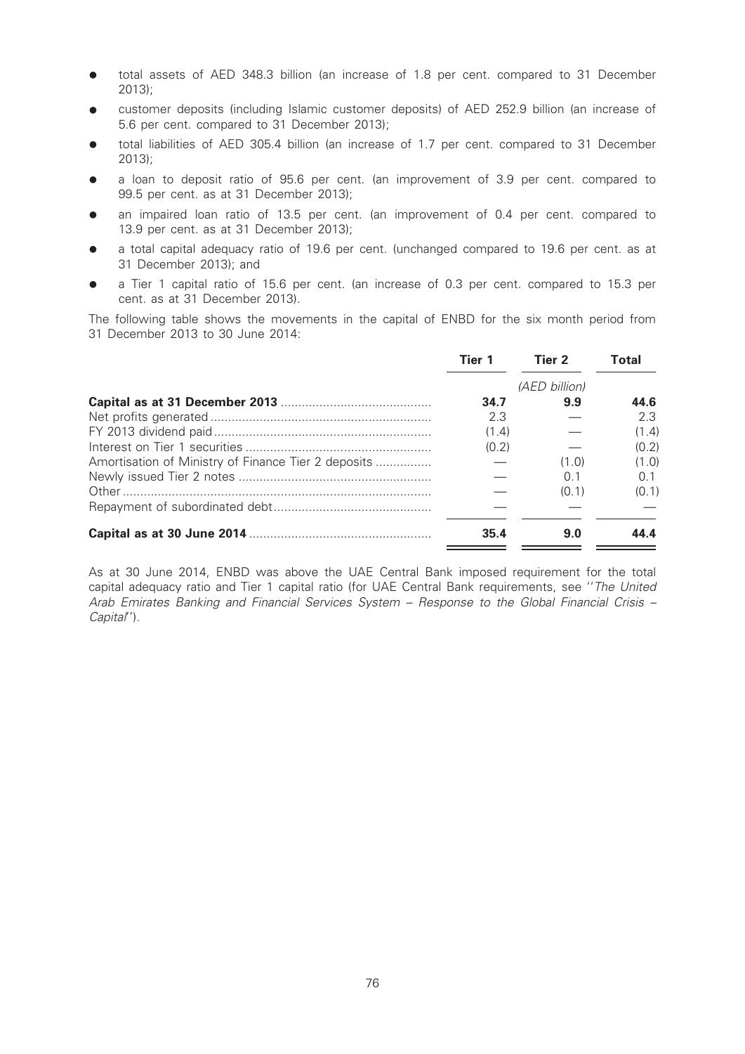- total assets of AED 348.3 billion (an increase of 1.8 per cent. compared to 31 December 2013);
- customer deposits (including Islamic customer deposits) of AED 252.9 billion (an increase of 5.6 per cent. compared to 31 December 2013);
- total liabilities of AED 305.4 billion (an increase of 1.7 per cent. compared to 31 December 2013);
- a loan to deposit ratio of 95.6 per cent. (an improvement of 3.9 per cent. compared to 99.5 per cent. as at 31 December 2013);
- an impaired loan ratio of 13.5 per cent. (an improvement of 0.4 per cent. compared to 13.9 per cent. as at 31 December 2013);
- a total capital adequacy ratio of 19.6 per cent. (unchanged compared to 19.6 per cent. as at 31 December 2013); and
- a Tier 1 capital ratio of 15.6 per cent. (an increase of 0.3 per cent. compared to 15.3 per cent. as at 31 December 2013).

The following table shows the movements in the capital of ENBD for the six month period from 31 December 2013 to 30 June 2014:

| | Tier 1 | Tier 2 | Total |
|---|---|---|---|
| | | *(AED billion)* | |
| **Capital as at 31 December 2013** | **34.7** | **9.9** | **44.6** |
| Net profits generated | 2.3 | — | 2.3 |
| FY 2013 dividend paid | (1.4) | — | (1.4) |
| Interest on Tier 1 securities | (0.2) | — | (0.2) |
| Amortisation of Ministry of Finance Tier 2 deposits | — | (1.0) | (1.0) |
| Newly issued Tier 2 notes | — | 0.1 | 0.1 |
| Other | — | (0.1) | (0.1) |
| Repayment of subordinated debt | — | — | — |
| **Capital as at 30 June 2014** | **35.4** | **9.0** | **44.4** |

As at 30 June 2014, ENBD was above the UAE Central Bank imposed requirement for the total capital adequacy ratio and Tier 1 capital ratio (for UAE Central Bank requirements, see "*The United Arab Emirates Banking and Financial Services System – Response to the Global Financial Crisis – Capital*").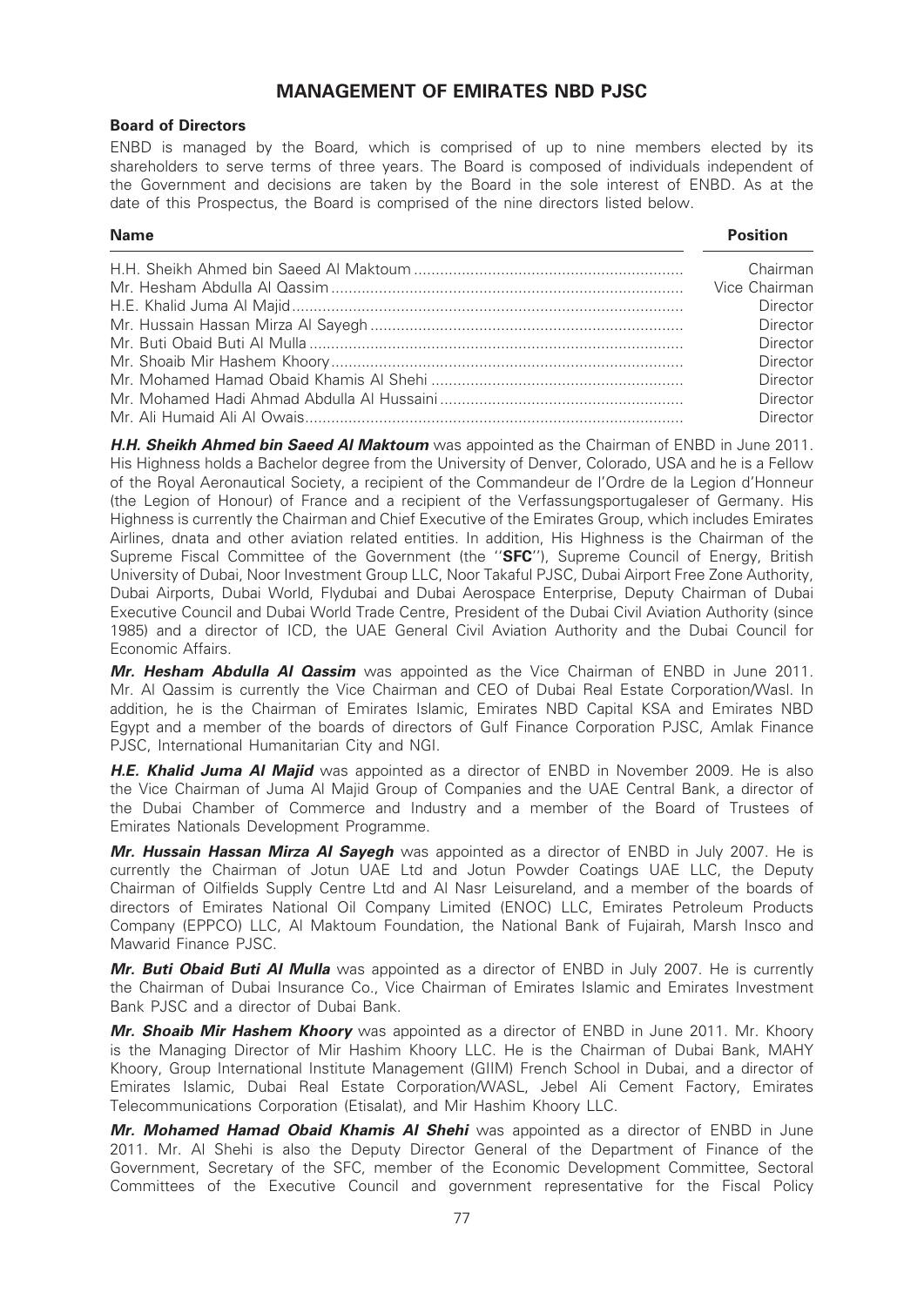# MANAGEMENT OF EMIRATES NBD PJSC

### Board of Directors

ENBD is managed by the Board, which is comprised of up to nine members elected by its shareholders to serve terms of three years. The Board is composed of individuals independent of the Government and decisions are taken by the Board in the sole interest of ENBD. As at the date of this Prospectus, the Board is comprised of the nine directors listed below.

| Name | Position |
|---|---|
| H.H. Sheikh Ahmed bin Saeed Al Maktoum | Chairman |
| Mr. Hesham Abdulla Al Qassim | Vice Chairman |
| H.E. Khalid Juma Al Majid | Director |
| Mr. Hussain Hassan Mirza Al Sayegh | Director |
| Mr. Buti Obaid Buti Al Mulla | Director |
| Mr. Shoaib Mir Hashem Khoory | Director |
| Mr. Mohamed Hamad Obaid Khamis Al Shehi | Director |
| Mr. Mohamed Hadi Ahmad Abdulla Al Hussaini | Director |
| Mr. Ali Humaid Ali Al Owais | Director |

***H.H. Sheikh Ahmed bin Saeed Al Maktoum*** was appointed as the Chairman of ENBD in June 2011. His Highness holds a Bachelor degree from the University of Denver, Colorado, USA and he is a Fellow of the Royal Aeronautical Society, a recipient of the Commandeur de l'Ordre de la Legion d'Honneur (the Legion of Honour) of France and a recipient of the Verfassungsportugaleser of Germany. His Highness is currently the Chairman and Chief Executive of the Emirates Group, which includes Emirates Airlines, dnata and other aviation related entities. In addition, His Highness is the Chairman of the Supreme Fiscal Committee of the Government (the ''**SFC**''), Supreme Council of Energy, British University of Dubai, Noor Investment Group LLC, Noor Takaful PJSC, Dubai Airport Free Zone Authority, Dubai Airports, Dubai World, Flydubai and Dubai Aerospace Enterprise, Deputy Chairman of Dubai Executive Council and Dubai World Trade Centre, President of the Dubai Civil Aviation Authority (since 1985) and a director of ICD, the UAE General Civil Aviation Authority and the Dubai Council for Economic Affairs.

***Mr. Hesham Abdulla Al Qassim*** was appointed as the Vice Chairman of ENBD in June 2011. Mr. Al Qassim is currently the Vice Chairman and CEO of Dubai Real Estate Corporation/Wasl. In addition, he is the Chairman of Emirates Islamic, Emirates NBD Capital KSA and Emirates NBD Egypt and a member of the boards of directors of Gulf Finance Corporation PJSC, Amlak Finance PJSC, International Humanitarian City and NGI.

***H.E. Khalid Juma Al Majid*** was appointed as a director of ENBD in November 2009. He is also the Vice Chairman of Juma Al Majid Group of Companies and the UAE Central Bank, a director of the Dubai Chamber of Commerce and Industry and a member of the Board of Trustees of Emirates Nationals Development Programme.

***Mr. Hussain Hassan Mirza Al Sayegh*** was appointed as a director of ENBD in July 2007. He is currently the Chairman of Jotun UAE Ltd and Jotun Powder Coatings UAE LLC, the Deputy Chairman of Oilfields Supply Centre Ltd and Al Nasr Leisureland, and a member of the boards of directors of Emirates National Oil Company Limited (ENOC) LLC, Emirates Petroleum Products Company (EPPCO) LLC, Al Maktoum Foundation, the National Bank of Fujairah, Marsh Insco and Mawarid Finance PJSC.

***Mr. Buti Obaid Buti Al Mulla*** was appointed as a director of ENBD in July 2007. He is currently the Chairman of Dubai Insurance Co., Vice Chairman of Emirates Islamic and Emirates Investment Bank PJSC and a director of Dubai Bank.

***Mr. Shoaib Mir Hashem Khoory*** was appointed as a director of ENBD in June 2011. Mr. Khoory is the Managing Director of Mir Hashim Khoory LLC. He is the Chairman of Dubai Bank, MAHY Khoory, Group International Institute Management (GIIM) French School in Dubai, and a director of Emirates Islamic, Dubai Real Estate Corporation/WASL, Jebel Ali Cement Factory, Emirates Telecommunications Corporation (Etisalat), and Mir Hashim Khoory LLC.

***Mr. Mohamed Hamad Obaid Khamis Al Shehi*** was appointed as a director of ENBD in June 2011. Mr. Al Shehi is also the Deputy Director General of the Department of Finance of the Government, Secretary of the SFC, member of the Economic Development Committee, Sectoral Committees of the Executive Council and government representative for the Fiscal Policy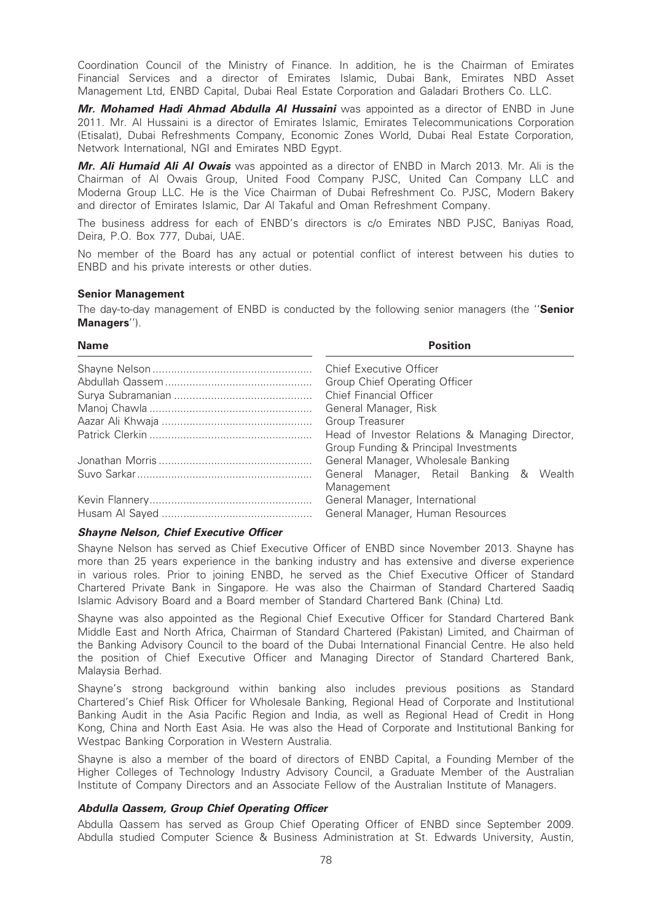Coordination Council of the Ministry of Finance. In addition, he is the Chairman of Emirates Financial Services and a director of Emirates Islamic, Dubai Bank, Emirates NBD Asset Management Ltd, ENBD Capital, Dubai Real Estate Corporation and Galadari Brothers Co. LLC.

***Mr. Mohamed Hadi Ahmad Abdulla Al Hussaini*** was appointed as a director of ENBD in June 2011. Mr. Al Hussaini is a director of Emirates Islamic, Emirates Telecommunications Corporation (Etisalat), Dubai Refreshments Company, Economic Zones World, Dubai Real Estate Corporation, Network International, NGI and Emirates NBD Egypt.

***Mr. Ali Humaid Ali Al Owais*** was appointed as a director of ENBD in March 2013. Mr. Ali is the Chairman of Al Owais Group, United Food Company PJSC, United Can Company LLC and Moderna Group LLC. He is the Vice Chairman of Dubai Refreshment Co. PJSC, Modern Bakery and director of Emirates Islamic, Dar Al Takaful and Oman Refreshment Company.

The business address for each of ENBD's directors is c/o Emirates NBD PJSC, Baniyas Road, Deira, P.O. Box 777, Dubai, UAE.

No member of the Board has any actual or potential conflict of interest between his duties to ENBD and his private interests or other duties.

#### Senior Management

The day-to-day management of ENBD is conducted by the following senior managers (the ''**Senior Managers**'').

| Name | Position |
|---|---|
| Shayne Nelson | Chief Executive Officer |
| Abdullah Qassem | Group Chief Operating Officer |
| Surya Subramanian | Chief Financial Officer |
| Manoj Chawla | General Manager, Risk |
| Aazar Ali Khwaja | Group Treasurer |
| Patrick Clerkin | Head of Investor Relations & Managing Director, Group Funding & Principal Investments |
| Jonathan Morris | General Manager, Wholesale Banking |
| Suvo Sarkar | General Manager, Retail Banking & Wealth Management |
| Kevin Flannery | General Manager, International |
| Husam Al Sayed | General Manager, Human Resources |

#### *Shayne Nelson, Chief Executive Officer*

Shayne Nelson has served as Chief Executive Officer of ENBD since November 2013. Shayne has more than 25 years experience in the banking industry and has extensive and diverse experience in various roles. Prior to joining ENBD, he served as the Chief Executive Officer of Standard Chartered Private Bank in Singapore. He was also the Chairman of Standard Chartered Saadiq Islamic Advisory Board and a Board member of Standard Chartered Bank (China) Ltd.

Shayne was also appointed as the Regional Chief Executive Officer for Standard Chartered Bank Middle East and North Africa, Chairman of Standard Chartered (Pakistan) Limited, and Chairman of the Banking Advisory Council to the board of the Dubai International Financial Centre. He also held the position of Chief Executive Officer and Managing Director of Standard Chartered Bank, Malaysia Berhad.

Shayne's strong background within banking also includes previous positions as Standard Chartered's Chief Risk Officer for Wholesale Banking, Regional Head of Corporate and Institutional Banking Audit in the Asia Pacific Region and India, as well as Regional Head of Credit in Hong Kong, China and North East Asia. He was also the Head of Corporate and Institutional Banking for Westpac Banking Corporation in Western Australia.

Shayne is also a member of the board of directors of ENBD Capital, a Founding Member of the Higher Colleges of Technology Industry Advisory Council, a Graduate Member of the Australian Institute of Company Directors and an Associate Fellow of the Australian Institute of Managers.

#### *Abdulla Qassem, Group Chief Operating Officer*

Abdulla Qassem has served as Group Chief Operating Officer of ENBD since September 2009. Abdulla studied Computer Science & Business Administration at St. Edwards University, Austin,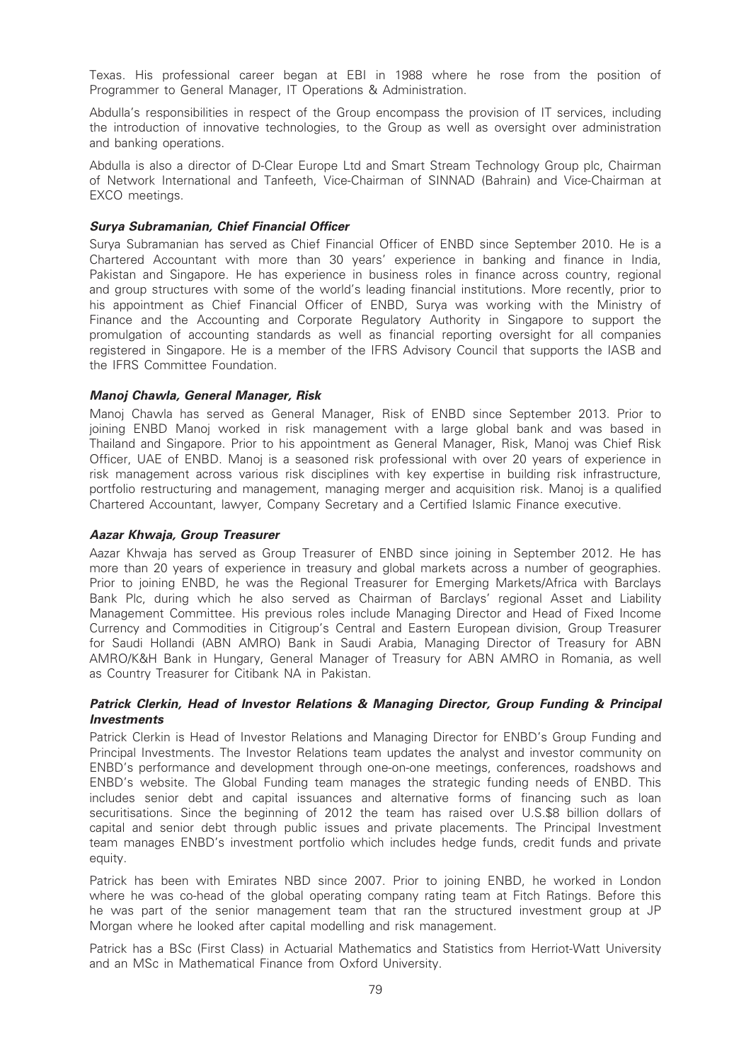Texas. His professional career began at EBI in 1988 where he rose from the position of Programmer to General Manager, IT Operations & Administration.

Abdulla's responsibilities in respect of the Group encompass the provision of IT services, including the introduction of innovative technologies, to the Group as well as oversight over administration and banking operations.

Abdulla is also a director of D-Clear Europe Ltd and Smart Stream Technology Group plc, Chairman of Network International and Tanfeeth, Vice-Chairman of SINNAD (Bahrain) and Vice-Chairman at EXCO meetings.

### *Surya Subramanian, Chief Financial Officer*

Surya Subramanian has served as Chief Financial Officer of ENBD since September 2010. He is a Chartered Accountant with more than 30 years' experience in banking and finance in India, Pakistan and Singapore. He has experience in business roles in finance across country, regional and group structures with some of the world's leading financial institutions. More recently, prior to his appointment as Chief Financial Officer of ENBD, Surya was working with the Ministry of Finance and the Accounting and Corporate Regulatory Authority in Singapore to support the promulgation of accounting standards as well as financial reporting oversight for all companies registered in Singapore. He is a member of the IFRS Advisory Council that supports the IASB and the IFRS Committee Foundation.

### *Manoj Chawla, General Manager, Risk*

Manoj Chawla has served as General Manager, Risk of ENBD since September 2013. Prior to joining ENBD Manoj worked in risk management with a large global bank and was based in Thailand and Singapore. Prior to his appointment as General Manager, Risk, Manoj was Chief Risk Officer, UAE of ENBD. Manoj is a seasoned risk professional with over 20 years of experience in risk management across various risk disciplines with key expertise in building risk infrastructure, portfolio restructuring and management, managing merger and acquisition risk. Manoj is a qualified Chartered Accountant, lawyer, Company Secretary and a Certified Islamic Finance executive.

### *Aazar Khwaja, Group Treasurer*

Aazar Khwaja has served as Group Treasurer of ENBD since joining in September 2012. He has more than 20 years of experience in treasury and global markets across a number of geographies. Prior to joining ENBD, he was the Regional Treasurer for Emerging Markets/Africa with Barclays Bank Plc, during which he also served as Chairman of Barclays' regional Asset and Liability Management Committee. His previous roles include Managing Director and Head of Fixed Income Currency and Commodities in Citigroup's Central and Eastern European division, Group Treasurer for Saudi Hollandi (ABN AMRO) Bank in Saudi Arabia, Managing Director of Treasury for ABN AMRO/K&H Bank in Hungary, General Manager of Treasury for ABN AMRO in Romania, as well as Country Treasurer for Citibank NA in Pakistan.

### *Patrick Clerkin, Head of Investor Relations & Managing Director, Group Funding & Principal Investments*

Patrick Clerkin is Head of Investor Relations and Managing Director for ENBD's Group Funding and Principal Investments. The Investor Relations team updates the analyst and investor community on ENBD's performance and development through one-on-one meetings, conferences, roadshows and ENBD's website. The Global Funding team manages the strategic funding needs of ENBD. This includes senior debt and capital issuances and alternative forms of financing such as loan securitisations. Since the beginning of 2012 the team has raised over U.S.$8 billion dollars of capital and senior debt through public issues and private placements. The Principal Investment team manages ENBD's investment portfolio which includes hedge funds, credit funds and private equity.

Patrick has been with Emirates NBD since 2007. Prior to joining ENBD, he worked in London where he was co-head of the global operating company rating team at Fitch Ratings. Before this he was part of the senior management team that ran the structured investment group at JP Morgan where he looked after capital modelling and risk management.

Patrick has a BSc (First Class) in Actuarial Mathematics and Statistics from Herriot-Watt University and an MSc in Mathematical Finance from Oxford University.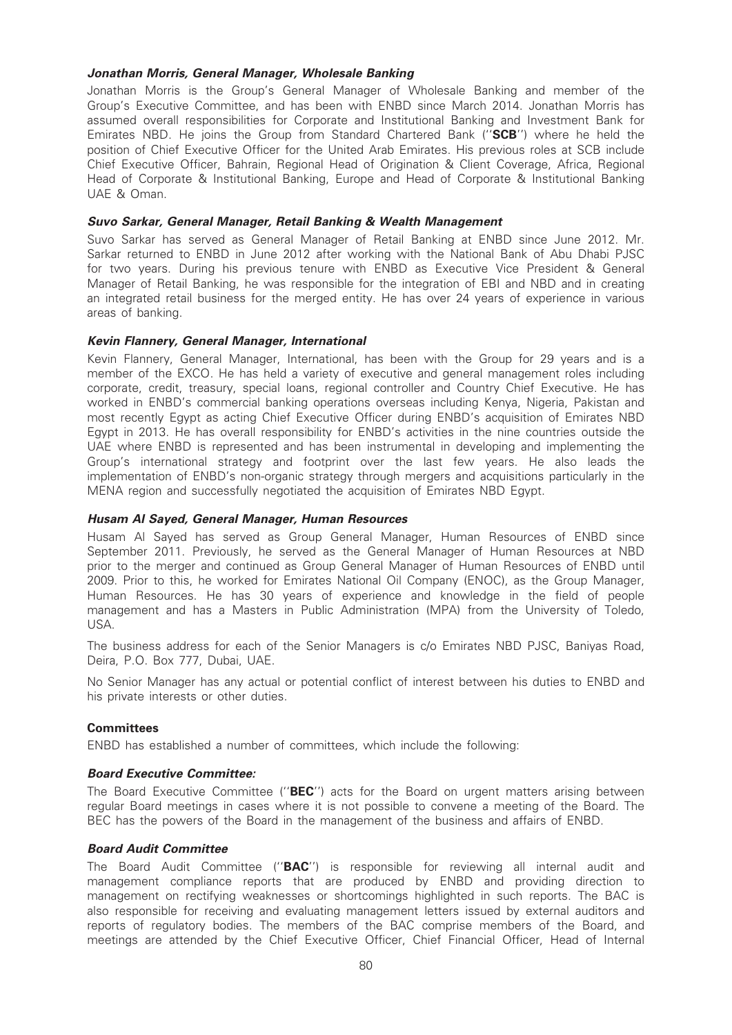#### ***Jonathan Morris, General Manager, Wholesale Banking***

Jonathan Morris is the Group's General Manager of Wholesale Banking and member of the Group's Executive Committee, and has been with ENBD since March 2014. Jonathan Morris has assumed overall responsibilities for Corporate and Institutional Banking and Investment Bank for Emirates NBD. He joins the Group from Standard Chartered Bank (''**SCB**'') where he held the position of Chief Executive Officer for the United Arab Emirates. His previous roles at SCB include Chief Executive Officer, Bahrain, Regional Head of Origination & Client Coverage, Africa, Regional Head of Corporate & Institutional Banking, Europe and Head of Corporate & Institutional Banking UAE & Oman.

#### ***Suvo Sarkar, General Manager, Retail Banking & Wealth Management***

Suvo Sarkar has served as General Manager of Retail Banking at ENBD since June 2012. Mr. Sarkar returned to ENBD in June 2012 after working with the National Bank of Abu Dhabi PJSC for two years. During his previous tenure with ENBD as Executive Vice President & General Manager of Retail Banking, he was responsible for the integration of EBI and NBD and in creating an integrated retail business for the merged entity. He has over 24 years of experience in various areas of banking.

#### ***Kevin Flannery, General Manager, International***

Kevin Flannery, General Manager, International, has been with the Group for 29 years and is a member of the EXCO. He has held a variety of executive and general management roles including corporate, credit, treasury, special loans, regional controller and Country Chief Executive. He has worked in ENBD's commercial banking operations overseas including Kenya, Nigeria, Pakistan and most recently Egypt as acting Chief Executive Officer during ENBD's acquisition of Emirates NBD Egypt in 2013. He has overall responsibility for ENBD's activities in the nine countries outside the UAE where ENBD is represented and has been instrumental in developing and implementing the Group's international strategy and footprint over the last few years. He also leads the implementation of ENBD's non-organic strategy through mergers and acquisitions particularly in the MENA region and successfully negotiated the acquisition of Emirates NBD Egypt.

#### ***Husam Al Sayed, General Manager, Human Resources***

Husam Al Sayed has served as Group General Manager, Human Resources of ENBD since September 2011. Previously, he served as the General Manager of Human Resources at NBD prior to the merger and continued as Group General Manager of Human Resources of ENBD until 2009. Prior to this, he worked for Emirates National Oil Company (ENOC), as the Group Manager, Human Resources. He has 30 years of experience and knowledge in the field of people management and has a Masters in Public Administration (MPA) from the University of Toledo, USA.

The business address for each of the Senior Managers is c/o Emirates NBD PJSC, Baniyas Road, Deira, P.O. Box 777, Dubai, UAE.

No Senior Manager has any actual or potential conflict of interest between his duties to ENBD and his private interests or other duties.

### **Committees**

ENBD has established a number of committees, which include the following:

#### ***Board Executive Committee:***

The Board Executive Committee (''**BEC**'') acts for the Board on urgent matters arising between regular Board meetings in cases where it is not possible to convene a meeting of the Board. The BEC has the powers of the Board in the management of the business and affairs of ENBD.

#### ***Board Audit Committee***

The Board Audit Committee (''**BAC**'') is responsible for reviewing all internal audit and management compliance reports that are produced by ENBD and providing direction to management on rectifying weaknesses or shortcomings highlighted in such reports. The BAC is also responsible for receiving and evaluating management letters issued by external auditors and reports of regulatory bodies. The members of the BAC comprise members of the Board, and meetings are attended by the Chief Executive Officer, Chief Financial Officer, Head of Internal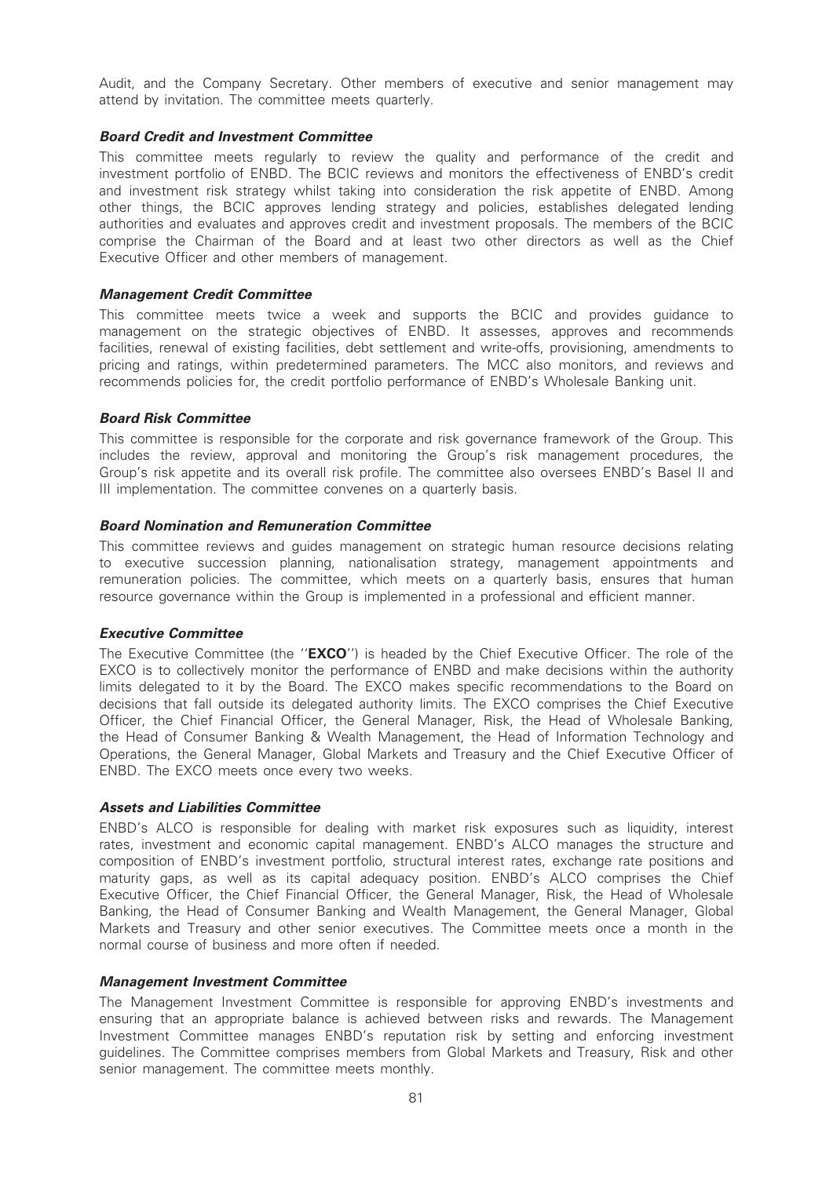Audit, and the Company Secretary. Other members of executive and senior management may attend by invitation. The committee meets quarterly.

***Board Credit and Investment Committee***

This committee meets regularly to review the quality and performance of the credit and investment portfolio of ENBD. The BCIC reviews and monitors the effectiveness of ENBD's credit and investment risk strategy whilst taking into consideration the risk appetite of ENBD. Among other things, the BCIC approves lending strategy and policies, establishes delegated lending authorities and evaluates and approves credit and investment proposals. The members of the BCIC comprise the Chairman of the Board and at least two other directors as well as the Chief Executive Officer and other members of management.

***Management Credit Committee***

This committee meets twice a week and supports the BCIC and provides guidance to management on the strategic objectives of ENBD. It assesses, approves and recommends facilities, renewal of existing facilities, debt settlement and write-offs, provisioning, amendments to pricing and ratings, within predetermined parameters. The MCC also monitors, and reviews and recommends policies for, the credit portfolio performance of ENBD's Wholesale Banking unit.

***Board Risk Committee***

This committee is responsible for the corporate and risk governance framework of the Group. This includes the review, approval and monitoring the Group's risk management procedures, the Group's risk appetite and its overall risk profile. The committee also oversees ENBD's Basel II and III implementation. The committee convenes on a quarterly basis.

***Board Nomination and Remuneration Committee***

This committee reviews and guides management on strategic human resource decisions relating to executive succession planning, nationalisation strategy, management appointments and remuneration policies. The committee, which meets on a quarterly basis, ensures that human resource governance within the Group is implemented in a professional and efficient manner.

***Executive Committee***

The Executive Committee (the ''**EXCO**'') is headed by the Chief Executive Officer. The role of the EXCO is to collectively monitor the performance of ENBD and make decisions within the authority limits delegated to it by the Board. The EXCO makes specific recommendations to the Board on decisions that fall outside its delegated authority limits. The EXCO comprises the Chief Executive Officer, the Chief Financial Officer, the General Manager, Risk, the Head of Wholesale Banking, the Head of Consumer Banking & Wealth Management, the Head of Information Technology and Operations, the General Manager, Global Markets and Treasury and the Chief Executive Officer of ENBD. The EXCO meets once every two weeks.

***Assets and Liabilities Committee***

ENBD's ALCO is responsible for dealing with market risk exposures such as liquidity, interest rates, investment and economic capital management. ENBD's ALCO manages the structure and composition of ENBD's investment portfolio, structural interest rates, exchange rate positions and maturity gaps, as well as its capital adequacy position. ENBD's ALCO comprises the Chief Executive Officer, the Chief Financial Officer, the General Manager, Risk, the Head of Wholesale Banking, the Head of Consumer Banking and Wealth Management, the General Manager, Global Markets and Treasury and other senior executives. The Committee meets once a month in the normal course of business and more often if needed.

***Management Investment Committee***

The Management Investment Committee is responsible for approving ENBD's investments and ensuring that an appropriate balance is achieved between risks and rewards. The Management Investment Committee manages ENBD's reputation risk by setting and enforcing investment guidelines. The Committee comprises members from Global Markets and Treasury, Risk and other senior management. The committee meets monthly.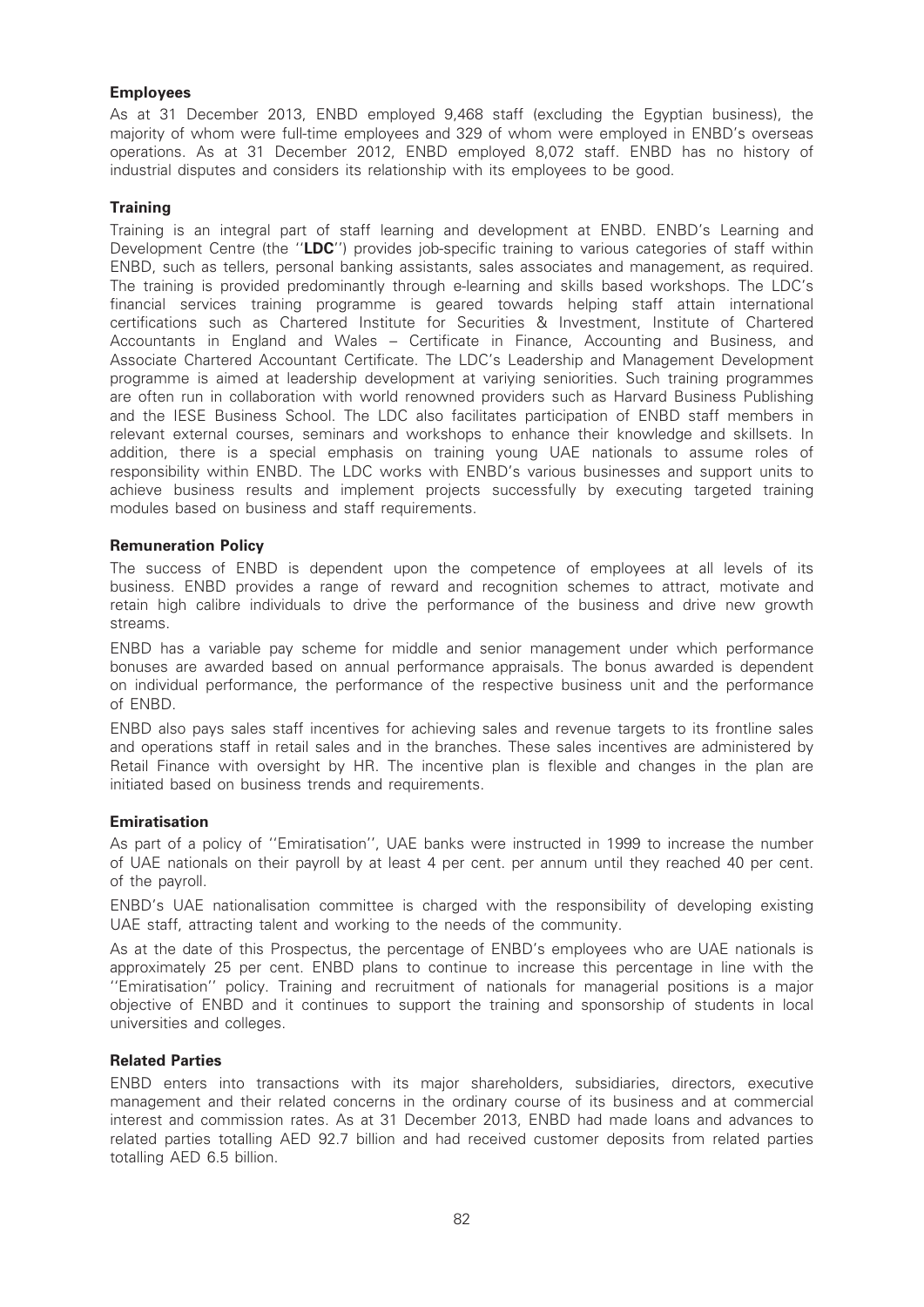### Employees

As at 31 December 2013, ENBD employed 9,468 staff (excluding the Egyptian business), the majority of whom were full-time employees and 329 of whom were employed in ENBD's overseas operations. As at 31 December 2012, ENBD employed 8,072 staff. ENBD has no history of industrial disputes and considers its relationship with its employees to be good.

### Training

Training is an integral part of staff learning and development at ENBD. ENBD's Learning and Development Centre (the ''**LDC**'') provides job-specific training to various categories of staff within ENBD, such as tellers, personal banking assistants, sales associates and management, as required. The training is provided predominantly through e-learning and skills based workshops. The LDC's financial services training programme is geared towards helping staff attain international certifications such as Chartered Institute for Securities & Investment, Institute of Chartered Accountants in England and Wales – Certificate in Finance, Accounting and Business, and Associate Chartered Accountant Certificate. The LDC's Leadership and Management Development programme is aimed at leadership development at variying seniorities. Such training programmes are often run in collaboration with world renowned providers such as Harvard Business Publishing and the IESE Business School. The LDC also facilitates participation of ENBD staff members in relevant external courses, seminars and workshops to enhance their knowledge and skillsets. In addition, there is a special emphasis on training young UAE nationals to assume roles of responsibility within ENBD. The LDC works with ENBD's various businesses and support units to achieve business results and implement projects successfully by executing targeted training modules based on business and staff requirements.

### Remuneration Policy

The success of ENBD is dependent upon the competence of employees at all levels of its business. ENBD provides a range of reward and recognition schemes to attract, motivate and retain high calibre individuals to drive the performance of the business and drive new growth streams.

ENBD has a variable pay scheme for middle and senior management under which performance bonuses are awarded based on annual performance appraisals. The bonus awarded is dependent on individual performance, the performance of the respective business unit and the performance of ENBD.

ENBD also pays sales staff incentives for achieving sales and revenue targets to its frontline sales and operations staff in retail sales and in the branches. These sales incentives are administered by Retail Finance with oversight by HR. The incentive plan is flexible and changes in the plan are initiated based on business trends and requirements.

### Emiratisation

As part of a policy of ''Emiratisation'', UAE banks were instructed in 1999 to increase the number of UAE nationals on their payroll by at least 4 per cent. per annum until they reached 40 per cent. of the payroll.

ENBD's UAE nationalisation committee is charged with the responsibility of developing existing UAE staff, attracting talent and working to the needs of the community.

As at the date of this Prospectus, the percentage of ENBD's employees who are UAE nationals is approximately 25 per cent. ENBD plans to continue to increase this percentage in line with the ''Emiratisation'' policy. Training and recruitment of nationals for managerial positions is a major objective of ENBD and it continues to support the training and sponsorship of students in local universities and colleges.

### Related Parties

ENBD enters into transactions with its major shareholders, subsidiaries, directors, executive management and their related concerns in the ordinary course of its business and at commercial interest and commission rates. As at 31 December 2013, ENBD had made loans and advances to related parties totalling AED 92.7 billion and had received customer deposits from related parties totalling AED 6.5 billion.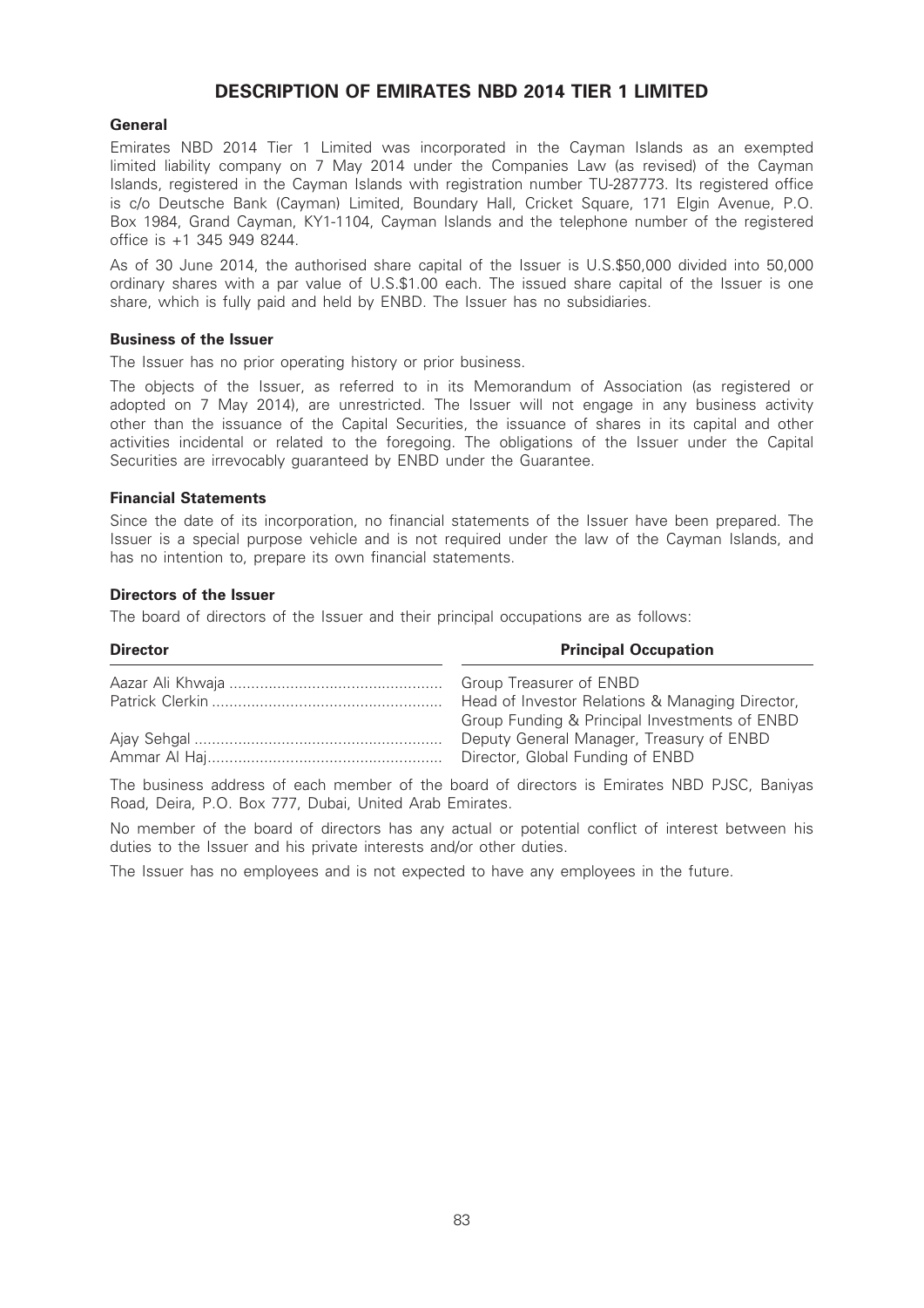# DESCRIPTION OF EMIRATES NBD 2014 TIER 1 LIMITED

## General

Emirates NBD 2014 Tier 1 Limited was incorporated in the Cayman Islands as an exempted limited liability company on 7 May 2014 under the Companies Law (as revised) of the Cayman Islands, registered in the Cayman Islands with registration number TU-287773. Its registered office is c/o Deutsche Bank (Cayman) Limited, Boundary Hall, Cricket Square, 171 Elgin Avenue, P.O. Box 1984, Grand Cayman, KY1-1104, Cayman Islands and the telephone number of the registered office is +1 345 949 8244.

As of 30 June 2014, the authorised share capital of the Issuer is U.S.$50,000 divided into 50,000 ordinary shares with a par value of U.S.$1.00 each. The issued share capital of the Issuer is one share, which is fully paid and held by ENBD. The Issuer has no subsidiaries.

## Business of the Issuer

The Issuer has no prior operating history or prior business.

The objects of the Issuer, as referred to in its Memorandum of Association (as registered or adopted on 7 May 2014), are unrestricted. The Issuer will not engage in any business activity other than the issuance of the Capital Securities, the issuance of shares in its capital and other activities incidental or related to the foregoing. The obligations of the Issuer under the Capital Securities are irrevocably guaranteed by ENBD under the Guarantee.

## Financial Statements

Since the date of its incorporation, no financial statements of the Issuer have been prepared. The Issuer is a special purpose vehicle and is not required under the law of the Cayman Islands, and has no intention to, prepare its own financial statements.

## Directors of the Issuer

The board of directors of the Issuer and their principal occupations are as follows:

| Director | Principal Occupation |
|---|---|
| Aazar Ali Khwaja | Group Treasurer of ENBD |
| Patrick Clerkin | Head of Investor Relations & Managing Director, Group Funding & Principal Investments of ENBD |
| Ajay Sehgal | Deputy General Manager, Treasury of ENBD |
| Ammar Al Haj | Director, Global Funding of ENBD |

The business address of each member of the board of directors is Emirates NBD PJSC, Baniyas Road, Deira, P.O. Box 777, Dubai, United Arab Emirates.

No member of the board of directors has any actual or potential conflict of interest between his duties to the Issuer and his private interests and/or other duties.

The Issuer has no employees and is not expected to have any employees in the future.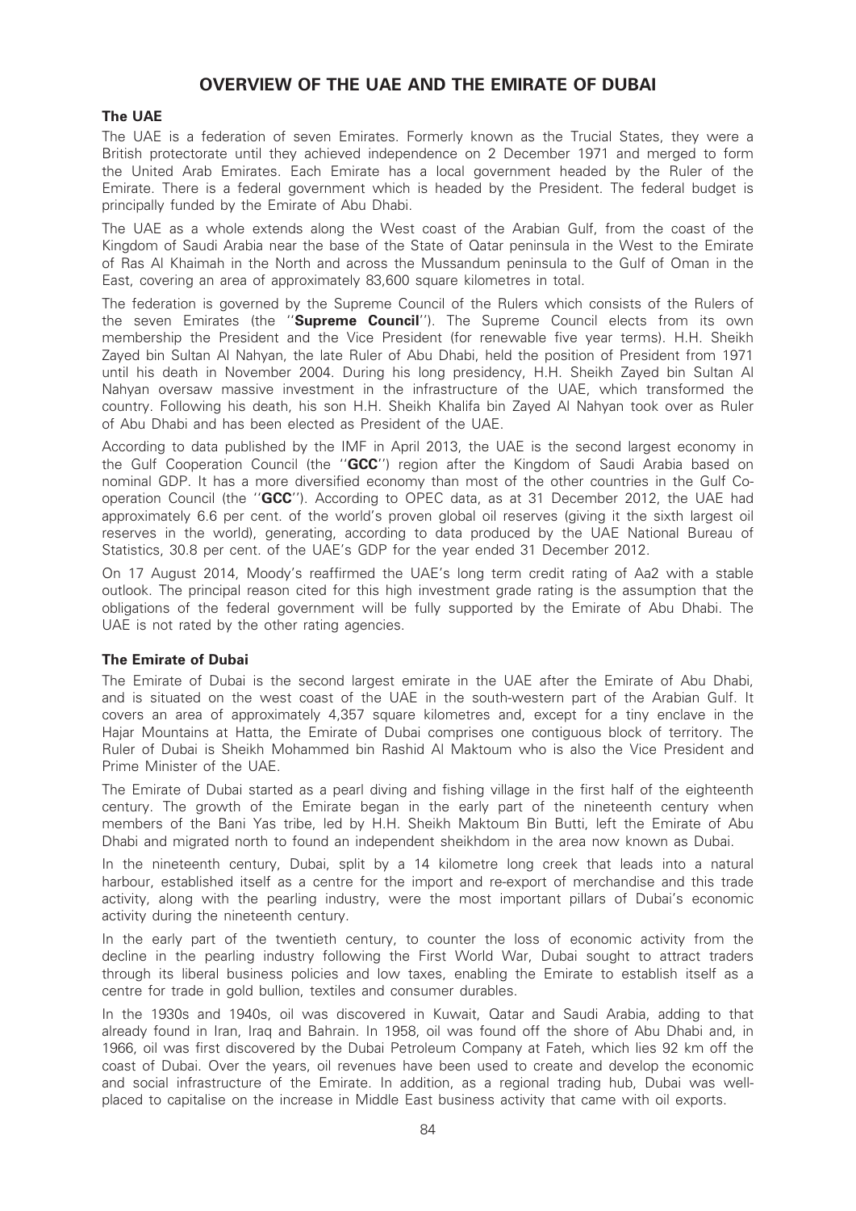# OVERVIEW OF THE UAE AND THE EMIRATE OF DUBAI

## The UAE

The UAE is a federation of seven Emirates. Formerly known as the Trucial States, they were a British protectorate until they achieved independence on 2 December 1971 and merged to form the United Arab Emirates. Each Emirate has a local government headed by the Ruler of the Emirate. There is a federal government which is headed by the President. The federal budget is principally funded by the Emirate of Abu Dhabi.

The UAE as a whole extends along the West coast of the Arabian Gulf, from the coast of the Kingdom of Saudi Arabia near the base of the State of Qatar peninsula in the West to the Emirate of Ras Al Khaimah in the North and across the Mussandum peninsula to the Gulf of Oman in the East, covering an area of approximately 83,600 square kilometres in total.

The federation is governed by the Supreme Council of the Rulers which consists of the Rulers of the seven Emirates (the ''**Supreme Council**''). The Supreme Council elects from its own membership the President and the Vice President (for renewable five year terms). H.H. Sheikh Zayed bin Sultan Al Nahyan, the late Ruler of Abu Dhabi, held the position of President from 1971 until his death in November 2004. During his long presidency, H.H. Sheikh Zayed bin Sultan Al Nahyan oversaw massive investment in the infrastructure of the UAE, which transformed the country. Following his death, his son H.H. Sheikh Khalifa bin Zayed Al Nahyan took over as Ruler of Abu Dhabi and has been elected as President of the UAE.

According to data published by the IMF in April 2013, the UAE is the second largest economy in the Gulf Cooperation Council (the ''**GCC**'') region after the Kingdom of Saudi Arabia based on nominal GDP. It has a more diversified economy than most of the other countries in the Gulf Co-operation Council (the ''**GCC**''). According to OPEC data, as at 31 December 2012, the UAE had approximately 6.6 per cent. of the world's proven global oil reserves (giving it the sixth largest oil reserves in the world), generating, according to data produced by the UAE National Bureau of Statistics, 30.8 per cent. of the UAE's GDP for the year ended 31 December 2012.

On 17 August 2014, Moody's reaffirmed the UAE's long term credit rating of Aa2 with a stable outlook. The principal reason cited for this high investment grade rating is the assumption that the obligations of the federal government will be fully supported by the Emirate of Abu Dhabi. The UAE is not rated by the other rating agencies.

## The Emirate of Dubai

The Emirate of Dubai is the second largest emirate in the UAE after the Emirate of Abu Dhabi, and is situated on the west coast of the UAE in the south-western part of the Arabian Gulf. It covers an area of approximately 4,357 square kilometres and, except for a tiny enclave in the Hajar Mountains at Hatta, the Emirate of Dubai comprises one contiguous block of territory. The Ruler of Dubai is Sheikh Mohammed bin Rashid Al Maktoum who is also the Vice President and Prime Minister of the UAE.

The Emirate of Dubai started as a pearl diving and fishing village in the first half of the eighteenth century. The growth of the Emirate began in the early part of the nineteenth century when members of the Bani Yas tribe, led by H.H. Sheikh Maktoum Bin Butti, left the Emirate of Abu Dhabi and migrated north to found an independent sheikhdom in the area now known as Dubai.

In the nineteenth century, Dubai, split by a 14 kilometre long creek that leads into a natural harbour, established itself as a centre for the import and re-export of merchandise and this trade activity, along with the pearling industry, were the most important pillars of Dubai's economic activity during the nineteenth century.

In the early part of the twentieth century, to counter the loss of economic activity from the decline in the pearling industry following the First World War, Dubai sought to attract traders through its liberal business policies and low taxes, enabling the Emirate to establish itself as a centre for trade in gold bullion, textiles and consumer durables.

In the 1930s and 1940s, oil was discovered in Kuwait, Qatar and Saudi Arabia, adding to that already found in Iran, Iraq and Bahrain. In 1958, oil was found off the shore of Abu Dhabi and, in 1966, oil was first discovered by the Dubai Petroleum Company at Fateh, which lies 92 km off the coast of Dubai. Over the years, oil revenues have been used to create and develop the economic and social infrastructure of the Emirate. In addition, as a regional trading hub, Dubai was well-placed to capitalise on the increase in Middle East business activity that came with oil exports.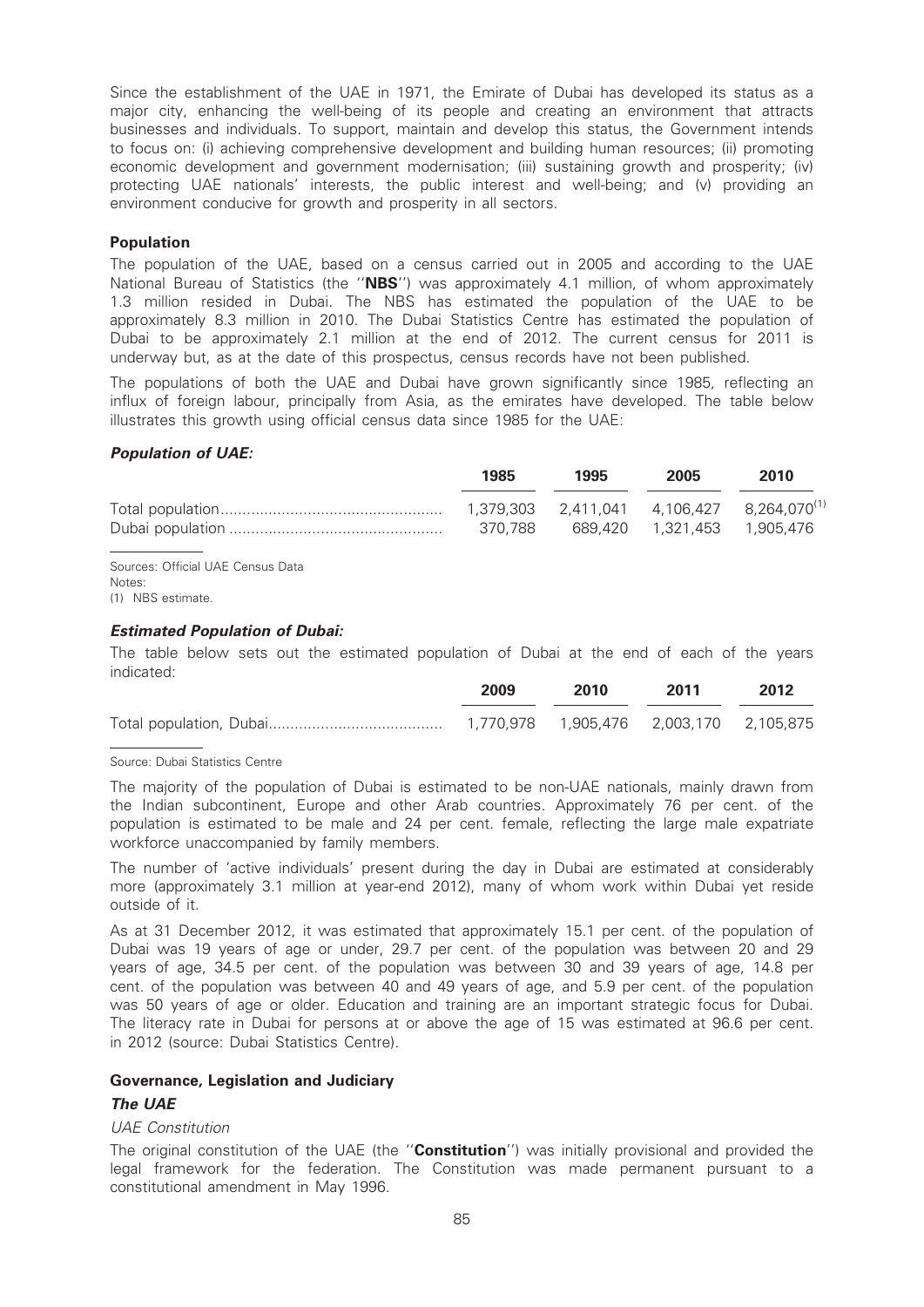Since the establishment of the UAE in 1971, the Emirate of Dubai has developed its status as a major city, enhancing the well-being of its people and creating an environment that attracts businesses and individuals. To support, maintain and develop this status, the Government intends to focus on: (i) achieving comprehensive development and building human resources; (ii) promoting economic development and government modernisation; (iii) sustaining growth and prosperity; (iv) protecting UAE nationals' interests, the public interest and well-being; and (v) providing an environment conducive for growth and prosperity in all sectors.

### Population

The population of the UAE, based on a census carried out in 2005 and according to the UAE National Bureau of Statistics (the ''**NBS**'') was approximately 4.1 million, of whom approximately 1.3 million resided in Dubai. The NBS has estimated the population of the UAE to be approximately 8.3 million in 2010. The Dubai Statistics Centre has estimated the population of Dubai to be approximately 2.1 million at the end of 2012. The current census for 2011 is underway but, as at the date of this prospectus, census records have not been published.

The populations of both the UAE and Dubai have grown significantly since 1985, reflecting an influx of foreign labour, principally from Asia, as the emirates have developed. The table below illustrates this growth using official census data since 1985 for the UAE:

#### *Population of UAE:*

| | 1985 | 1995 | 2005 | 2010 |
|---|---|---|---|---|
| Total population | 1,379,303 | 2,411,041 | 4,106,427 | 8,264,070[(1)] |
| Dubai population | 370,788 | 689,420 | 1,321,453 | 1,905,476 |

Sources: Official UAE Census Data

Notes:

(1) NBS estimate.

#### *Estimated Population of Dubai:*

The table below sets out the estimated population of Dubai at the end of each of the years indicated:

| | 2009 | 2010 | 2011 | 2012 |
|---|---|---|---|---|
| Total population, Dubai | 1,770,978 | 1,905,476 | 2,003,170 | 2,105,875 |

Source: Dubai Statistics Centre

The majority of the population of Dubai is estimated to be non-UAE nationals, mainly drawn from the Indian subcontinent, Europe and other Arab countries. Approximately 76 per cent. of the population is estimated to be male and 24 per cent. female, reflecting the large male expatriate workforce unaccompanied by family members.

The number of 'active individuals' present during the day in Dubai are estimated at considerably more (approximately 3.1 million at year-end 2012), many of whom work within Dubai yet reside outside of it.

As at 31 December 2012, it was estimated that approximately 15.1 per cent. of the population of Dubai was 19 years of age or under, 29.7 per cent. of the population was between 20 and 29 years of age, 34.5 per cent. of the population was between 30 and 39 years of age, 14.8 per cent. of the population was between 40 and 49 years of age, and 5.9 per cent. of the population was 50 years of age or older. Education and training are an important strategic focus for Dubai. The literacy rate in Dubai for persons at or above the age of 15 was estimated at 96.6 per cent. in 2012 (source: Dubai Statistics Centre).

### Governance, Legislation and Judiciary

#### *The UAE*

*UAE Constitution*

The original constitution of the UAE (the ''**Constitution**'') was initially provisional and provided the legal framework for the federation. The Constitution was made permanent pursuant to a constitutional amendment in May 1996.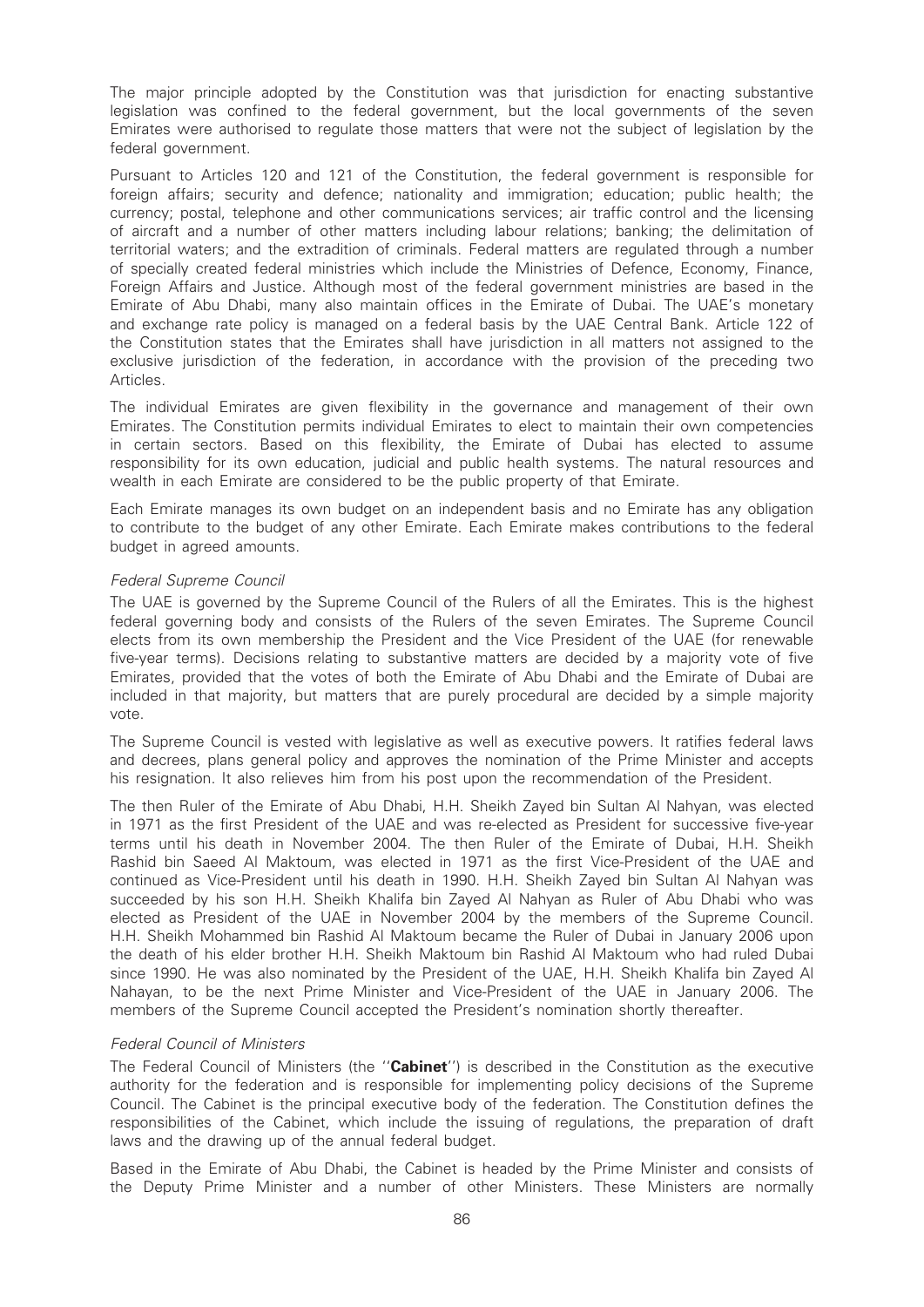The major principle adopted by the Constitution was that jurisdiction for enacting substantive legislation was confined to the federal government, but the local governments of the seven Emirates were authorised to regulate those matters that were not the subject of legislation by the federal government.

Pursuant to Articles 120 and 121 of the Constitution, the federal government is responsible for foreign affairs; security and defence; nationality and immigration; education; public health; the currency; postal, telephone and other communications services; air traffic control and the licensing of aircraft and a number of other matters including labour relations; banking; the delimitation of territorial waters; and the extradition of criminals. Federal matters are regulated through a number of specially created federal ministries which include the Ministries of Defence, Economy, Finance, Foreign Affairs and Justice. Although most of the federal government ministries are based in the Emirate of Abu Dhabi, many also maintain offices in the Emirate of Dubai. The UAE's monetary and exchange rate policy is managed on a federal basis by the UAE Central Bank. Article 122 of the Constitution states that the Emirates shall have jurisdiction in all matters not assigned to the exclusive jurisdiction of the federation, in accordance with the provision of the preceding two Articles.

The individual Emirates are given flexibility in the governance and management of their own Emirates. The Constitution permits individual Emirates to elect to maintain their own competencies in certain sectors. Based on this flexibility, the Emirate of Dubai has elected to assume responsibility for its own education, judicial and public health systems. The natural resources and wealth in each Emirate are considered to be the public property of that Emirate.

Each Emirate manages its own budget on an independent basis and no Emirate has any obligation to contribute to the budget of any other Emirate. Each Emirate makes contributions to the federal budget in agreed amounts.

*Federal Supreme Council*

The UAE is governed by the Supreme Council of the Rulers of all the Emirates. This is the highest federal governing body and consists of the Rulers of the seven Emirates. The Supreme Council elects from its own membership the President and the Vice President of the UAE (for renewable five-year terms). Decisions relating to substantive matters are decided by a majority vote of five Emirates, provided that the votes of both the Emirate of Abu Dhabi and the Emirate of Dubai are included in that majority, but matters that are purely procedural are decided by a simple majority vote.

The Supreme Council is vested with legislative as well as executive powers. It ratifies federal laws and decrees, plans general policy and approves the nomination of the Prime Minister and accepts his resignation. It also relieves him from his post upon the recommendation of the President.

The then Ruler of the Emirate of Abu Dhabi, H.H. Sheikh Zayed bin Sultan Al Nahyan, was elected in 1971 as the first President of the UAE and was re-elected as President for successive five-year terms until his death in November 2004. The then Ruler of the Emirate of Dubai, H.H. Sheikh Rashid bin Saeed Al Maktoum, was elected in 1971 as the first Vice-President of the UAE and continued as Vice-President until his death in 1990. H.H. Sheikh Zayed bin Sultan Al Nahyan was succeeded by his son H.H. Sheikh Khalifa bin Zayed Al Nahyan as Ruler of Abu Dhabi who was elected as President of the UAE in November 2004 by the members of the Supreme Council. H.H. Sheikh Mohammed bin Rashid Al Maktoum became the Ruler of Dubai in January 2006 upon the death of his elder brother H.H. Sheikh Maktoum bin Rashid Al Maktoum who had ruled Dubai since 1990. He was also nominated by the President of the UAE, H.H. Sheikh Khalifa bin Zayed Al Nahayan, to be the next Prime Minister and Vice-President of the UAE in January 2006. The members of the Supreme Council accepted the President's nomination shortly thereafter.

*Federal Council of Ministers*

The Federal Council of Ministers (the "**Cabinet**") is described in the Constitution as the executive authority for the federation and is responsible for implementing policy decisions of the Supreme Council. The Cabinet is the principal executive body of the federation. The Constitution defines the responsibilities of the Cabinet, which include the issuing of regulations, the preparation of draft laws and the drawing up of the annual federal budget.

Based in the Emirate of Abu Dhabi, the Cabinet is headed by the Prime Minister and consists of the Deputy Prime Minister and a number of other Ministers. These Ministers are normally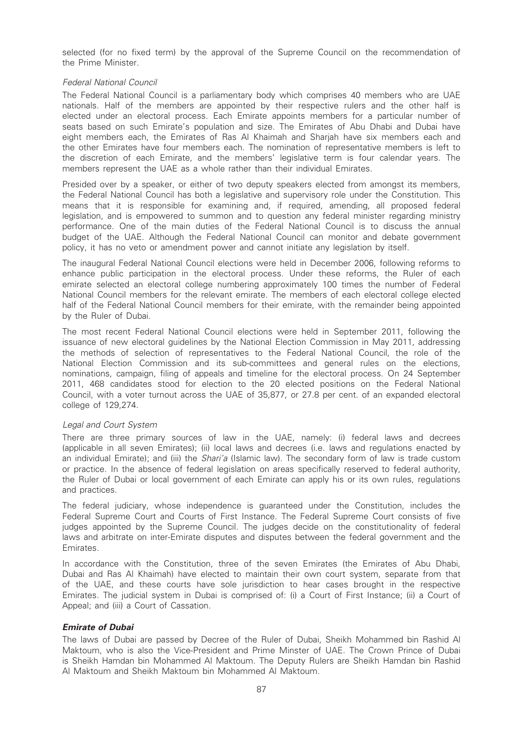selected (for no fixed term) by the approval of the Supreme Council on the recommendation of the Prime Minister.

*Federal National Council*

The Federal National Council is a parliamentary body which comprises 40 members who are UAE nationals. Half of the members are appointed by their respective rulers and the other half is elected under an electoral process. Each Emirate appoints members for a particular number of seats based on such Emirate's population and size. The Emirates of Abu Dhabi and Dubai have eight members each, the Emirates of Ras Al Khaimah and Sharjah have six members each and the other Emirates have four members each. The nomination of representative members is left to the discretion of each Emirate, and the members' legislative term is four calendar years. The members represent the UAE as a whole rather than their individual Emirates.

Presided over by a speaker, or either of two deputy speakers elected from amongst its members, the Federal National Council has both a legislative and supervisory role under the Constitution. This means that it is responsible for examining and, if required, amending, all proposed federal legislation, and is empowered to summon and to question any federal minister regarding ministry performance. One of the main duties of the Federal National Council is to discuss the annual budget of the UAE. Although the Federal National Council can monitor and debate government policy, it has no veto or amendment power and cannot initiate any legislation by itself.

The inaugural Federal National Council elections were held in December 2006, following reforms to enhance public participation in the electoral process. Under these reforms, the Ruler of each emirate selected an electoral college numbering approximately 100 times the number of Federal National Council members for the relevant emirate. The members of each electoral college elected half of the Federal National Council members for their emirate, with the remainder being appointed by the Ruler of Dubai.

The most recent Federal National Council elections were held in September 2011, following the issuance of new electoral guidelines by the National Election Commission in May 2011, addressing the methods of selection of representatives to the Federal National Council, the role of the National Election Commission and its sub-committees and general rules on the elections, nominations, campaign, filing of appeals and timeline for the electoral process. On 24 September 2011, 468 candidates stood for election to the 20 elected positions on the Federal National Council, with a voter turnout across the UAE of 35,877, or 27.8 per cent. of an expanded electoral college of 129,274.

*Legal and Court System*

There are three primary sources of law in the UAE, namely: (i) federal laws and decrees (applicable in all seven Emirates); (ii) local laws and decrees (i.e. laws and regulations enacted by an individual Emirate); and (iii) the *Shari'a* (Islamic law). The secondary form of law is trade custom or practice. In the absence of federal legislation on areas specifically reserved to federal authority, the Ruler of Dubai or local government of each Emirate can apply his or its own rules, regulations and practices.

The federal judiciary, whose independence is guaranteed under the Constitution, includes the Federal Supreme Court and Courts of First Instance. The Federal Supreme Court consists of five judges appointed by the Supreme Council. The judges decide on the constitutionality of federal laws and arbitrate on inter-Emirate disputes and disputes between the federal government and the Emirates.

In accordance with the Constitution, three of the seven Emirates (the Emirates of Abu Dhabi, Dubai and Ras Al Khaimah) have elected to maintain their own court system, separate from that of the UAE, and these courts have sole jurisdiction to hear cases brought in the respective Emirates. The judicial system in Dubai is comprised of: (i) a Court of First Instance; (ii) a Court of Appeal; and (iii) a Court of Cassation.

***Emirate of Dubai***

The laws of Dubai are passed by Decree of the Ruler of Dubai, Sheikh Mohammed bin Rashid Al Maktoum, who is also the Vice-President and Prime Minster of UAE. The Crown Prince of Dubai is Sheikh Hamdan bin Mohammed Al Maktoum. The Deputy Rulers are Sheikh Hamdan bin Rashid Al Maktoum and Sheikh Maktoum bin Mohammed Al Maktoum.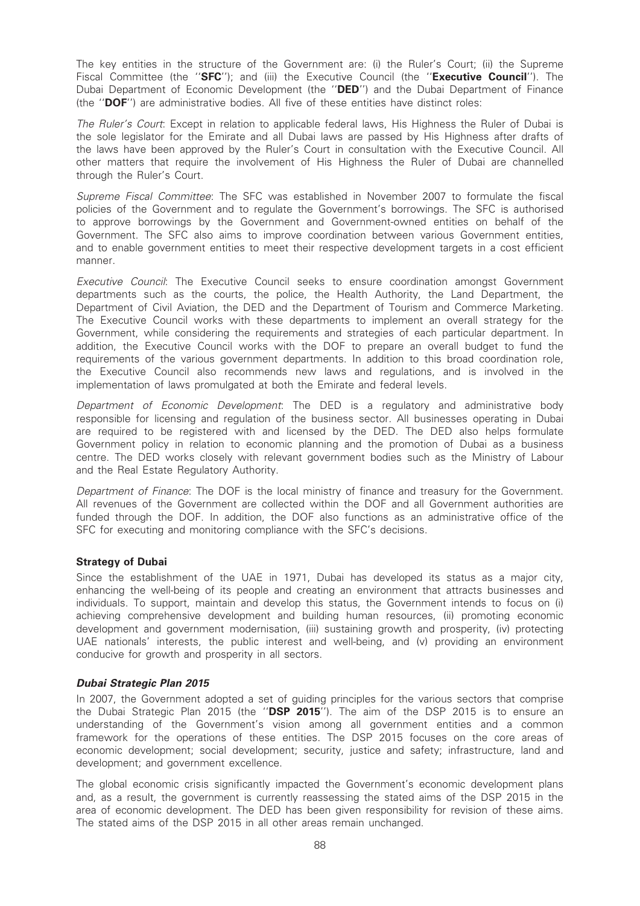The key entities in the structure of the Government are: (i) the Ruler's Court; (ii) the Supreme Fiscal Committee (the ''**SFC**''); and (iii) the Executive Council (the ''**Executive Council**''). The Dubai Department of Economic Development (the ''**DED**'') and the Dubai Department of Finance (the ''**DOF**'') are administrative bodies. All five of these entities have distinct roles:

*The Ruler's Court*: Except in relation to applicable federal laws, His Highness the Ruler of Dubai is the sole legislator for the Emirate and all Dubai laws are passed by His Highness after drafts of the laws have been approved by the Ruler's Court in consultation with the Executive Council. All other matters that require the involvement of His Highness the Ruler of Dubai are channelled through the Ruler's Court.

*Supreme Fiscal Committee*: The SFC was established in November 2007 to formulate the fiscal policies of the Government and to regulate the Government's borrowings. The SFC is authorised to approve borrowings by the Government and Government-owned entities on behalf of the Government. The SFC also aims to improve coordination between various Government entities, and to enable government entities to meet their respective development targets in a cost efficient manner.

*Executive Council*: The Executive Council seeks to ensure coordination amongst Government departments such as the courts, the police, the Health Authority, the Land Department, the Department of Civil Aviation, the DED and the Department of Tourism and Commerce Marketing. The Executive Council works with these departments to implement an overall strategy for the Government, while considering the requirements and strategies of each particular department. In addition, the Executive Council works with the DOF to prepare an overall budget to fund the requirements of the various government departments. In addition to this broad coordination role, the Executive Council also recommends new laws and regulations, and is involved in the implementation of laws promulgated at both the Emirate and federal levels.

*Department of Economic Development*: The DED is a regulatory and administrative body responsible for licensing and regulation of the business sector. All businesses operating in Dubai are required to be registered with and licensed by the DED. The DED also helps formulate Government policy in relation to economic planning and the promotion of Dubai as a business centre. The DED works closely with relevant government bodies such as the Ministry of Labour and the Real Estate Regulatory Authority.

*Department of Finance*: The DOF is the local ministry of finance and treasury for the Government. All revenues of the Government are collected within the DOF and all Government authorities are funded through the DOF. In addition, the DOF also functions as an administrative office of the SFC for executing and monitoring compliance with the SFC's decisions.

## Strategy of Dubai

Since the establishment of the UAE in 1971, Dubai has developed its status as a major city, enhancing the well-being of its people and creating an environment that attracts businesses and individuals. To support, maintain and develop this status, the Government intends to focus on (i) achieving comprehensive development and building human resources, (ii) promoting economic development and government modernisation, (iii) sustaining growth and prosperity, (iv) protecting UAE nationals' interests, the public interest and well-being, and (v) providing an environment conducive for growth and prosperity in all sectors.

### *Dubai Strategic Plan 2015*

In 2007, the Government adopted a set of guiding principles for the various sectors that comprise the Dubai Strategic Plan 2015 (the ''**DSP 2015**''). The aim of the DSP 2015 is to ensure an understanding of the Government's vision among all government entities and a common framework for the operations of these entities. The DSP 2015 focuses on the core areas of economic development; social development; security, justice and safety; infrastructure, land and development; and government excellence.

The global economic crisis significantly impacted the Government's economic development plans and, as a result, the government is currently reassessing the stated aims of the DSP 2015 in the area of economic development. The DED has been given responsibility for revision of these aims. The stated aims of the DSP 2015 in all other areas remain unchanged.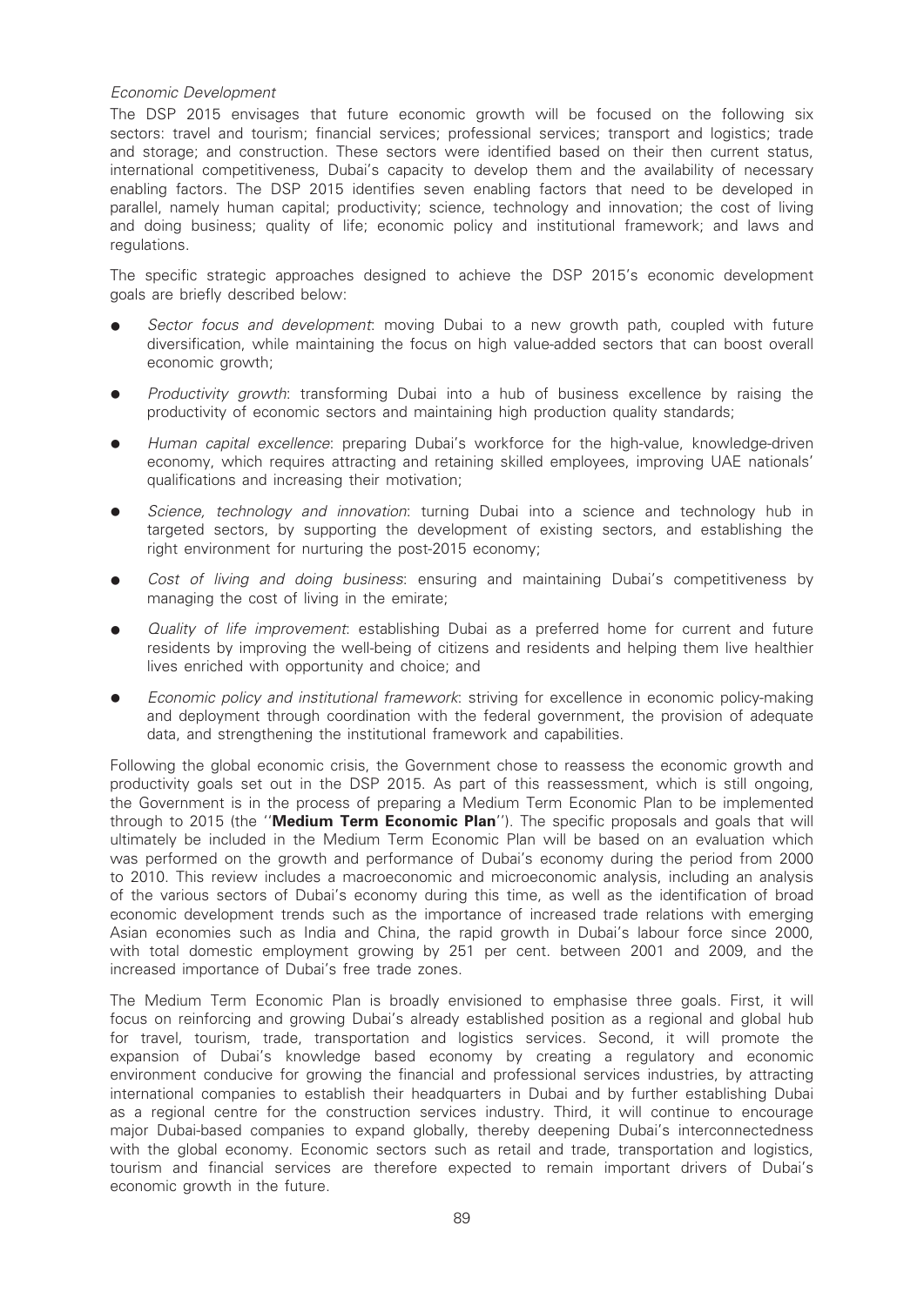*Economic Development*

The DSP 2015 envisages that future economic growth will be focused on the following six sectors: travel and tourism; financial services; professional services; transport and logistics; trade and storage; and construction. These sectors were identified based on their then current status, international competitiveness, Dubai's capacity to develop them and the availability of necessary enabling factors. The DSP 2015 identifies seven enabling factors that need to be developed in parallel, namely human capital; productivity; science, technology and innovation; the cost of living and doing business; quality of life; economic policy and institutional framework; and laws and regulations.

The specific strategic approaches designed to achieve the DSP 2015's economic development goals are briefly described below:

- *Sector focus and development*: moving Dubai to a new growth path, coupled with future diversification, while maintaining the focus on high value-added sectors that can boost overall economic growth;
- *Productivity growth*: transforming Dubai into a hub of business excellence by raising the productivity of economic sectors and maintaining high production quality standards;
- *Human capital excellence*: preparing Dubai's workforce for the high-value, knowledge-driven economy, which requires attracting and retaining skilled employees, improving UAE nationals' qualifications and increasing their motivation;
- *Science, technology and innovation*: turning Dubai into a science and technology hub in targeted sectors, by supporting the development of existing sectors, and establishing the right environment for nurturing the post-2015 economy;
- *Cost of living and doing business*: ensuring and maintaining Dubai's competitiveness by managing the cost of living in the emirate;
- *Quality of life improvement*: establishing Dubai as a preferred home for current and future residents by improving the well-being of citizens and residents and helping them live healthier lives enriched with opportunity and choice; and
- *Economic policy and institutional framework*: striving for excellence in economic policy-making and deployment through coordination with the federal government, the provision of adequate data, and strengthening the institutional framework and capabilities.

Following the global economic crisis, the Government chose to reassess the economic growth and productivity goals set out in the DSP 2015. As part of this reassessment, which is still ongoing, the Government is in the process of preparing a Medium Term Economic Plan to be implemented through to 2015 (the ''**Medium Term Economic Plan**''). The specific proposals and goals that will ultimately be included in the Medium Term Economic Plan will be based on an evaluation which was performed on the growth and performance of Dubai's economy during the period from 2000 to 2010. This review includes a macroeconomic and microeconomic analysis, including an analysis of the various sectors of Dubai's economy during this time, as well as the identification of broad economic development trends such as the importance of increased trade relations with emerging Asian economies such as India and China, the rapid growth in Dubai's labour force since 2000, with total domestic employment growing by 251 per cent. between 2001 and 2009, and the increased importance of Dubai's free trade zones.

The Medium Term Economic Plan is broadly envisioned to emphasise three goals. First, it will focus on reinforcing and growing Dubai's already established position as a regional and global hub for travel, tourism, trade, transportation and logistics services. Second, it will promote the expansion of Dubai's knowledge based economy by creating a regulatory and economic environment conducive for growing the financial and professional services industries, by attracting international companies to establish their headquarters in Dubai and by further establishing Dubai as a regional centre for the construction services industry. Third, it will continue to encourage major Dubai-based companies to expand globally, thereby deepening Dubai's interconnectedness with the global economy. Economic sectors such as retail and trade, transportation and logistics, tourism and financial services are therefore expected to remain important drivers of Dubai's economic growth in the future.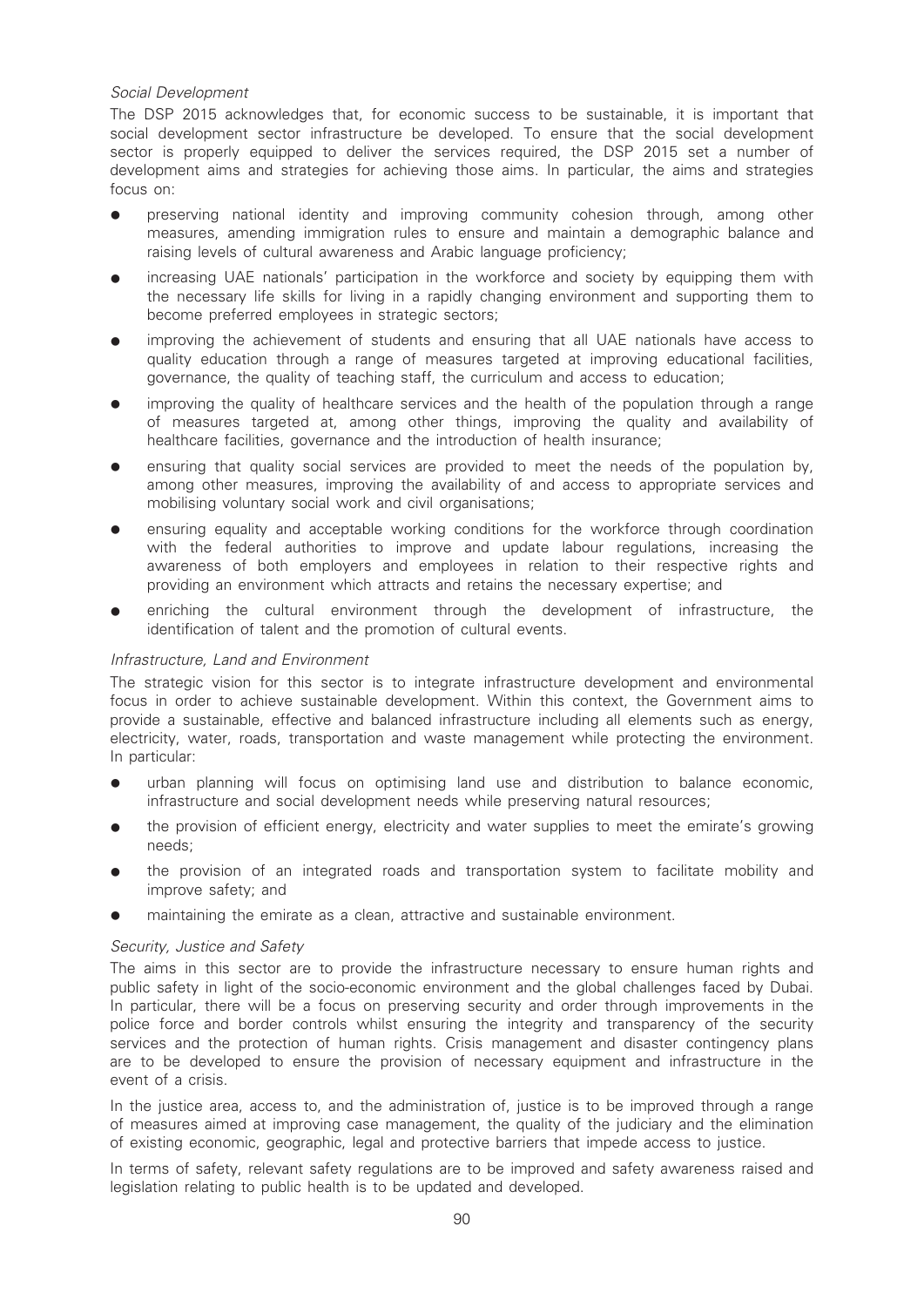*Social Development*

The DSP 2015 acknowledges that, for economic success to be sustainable, it is important that social development sector infrastructure be developed. To ensure that the social development sector is properly equipped to deliver the services required, the DSP 2015 set a number of development aims and strategies for achieving those aims. In particular, the aims and strategies focus on:

- preserving national identity and improving community cohesion through, among other measures, amending immigration rules to ensure and maintain a demographic balance and raising levels of cultural awareness and Arabic language proficiency;
- increasing UAE nationals' participation in the workforce and society by equipping them with the necessary life skills for living in a rapidly changing environment and supporting them to become preferred employees in strategic sectors;
- improving the achievement of students and ensuring that all UAE nationals have access to quality education through a range of measures targeted at improving educational facilities, governance, the quality of teaching staff, the curriculum and access to education;
- improving the quality of healthcare services and the health of the population through a range of measures targeted at, among other things, improving the quality and availability of healthcare facilities, governance and the introduction of health insurance;
- ensuring that quality social services are provided to meet the needs of the population by, among other measures, improving the availability of and access to appropriate services and mobilising voluntary social work and civil organisations;
- ensuring equality and acceptable working conditions for the workforce through coordination with the federal authorities to improve and update labour regulations, increasing the awareness of both employers and employees in relation to their respective rights and providing an environment which attracts and retains the necessary expertise; and
- enriching the cultural environment through the development of infrastructure, the identification of talent and the promotion of cultural events.

*Infrastructure, Land and Environment*

The strategic vision for this sector is to integrate infrastructure development and environmental focus in order to achieve sustainable development. Within this context, the Government aims to provide a sustainable, effective and balanced infrastructure including all elements such as energy, electricity, water, roads, transportation and waste management while protecting the environment. In particular:

- urban planning will focus on optimising land use and distribution to balance economic, infrastructure and social development needs while preserving natural resources;
- the provision of efficient energy, electricity and water supplies to meet the emirate's growing needs;
- the provision of an integrated roads and transportation system to facilitate mobility and improve safety; and
- maintaining the emirate as a clean, attractive and sustainable environment.

*Security, Justice and Safety*

The aims in this sector are to provide the infrastructure necessary to ensure human rights and public safety in light of the socio-economic environment and the global challenges faced by Dubai. In particular, there will be a focus on preserving security and order through improvements in the police force and border controls whilst ensuring the integrity and transparency of the security services and the protection of human rights. Crisis management and disaster contingency plans are to be developed to ensure the provision of necessary equipment and infrastructure in the event of a crisis.

In the justice area, access to, and the administration of, justice is to be improved through a range of measures aimed at improving case management, the quality of the judiciary and the elimination of existing economic, geographic, legal and protective barriers that impede access to justice.

In terms of safety, relevant safety regulations are to be improved and safety awareness raised and legislation relating to public health is to be updated and developed.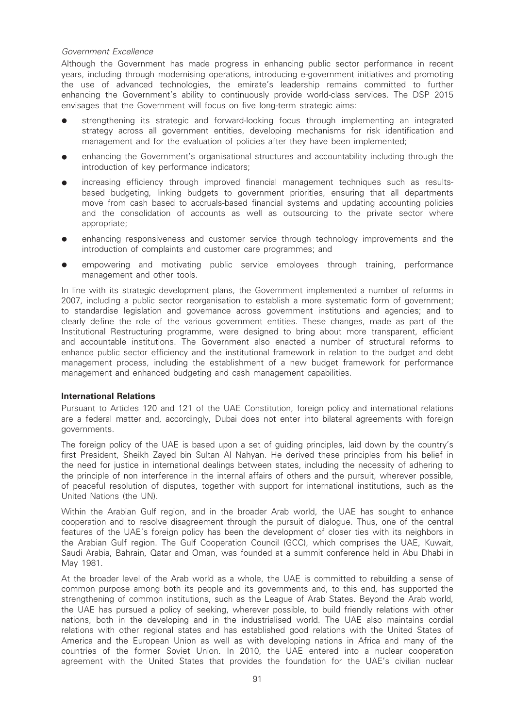*Government Excellence*

Although the Government has made progress in enhancing public sector performance in recent years, including through modernising operations, introducing e-government initiatives and promoting the use of advanced technologies, the emirate's leadership remains committed to further enhancing the Government's ability to continuously provide world-class services. The DSP 2015 envisages that the Government will focus on five long-term strategic aims:

- strengthening its strategic and forward-looking focus through implementing an integrated strategy across all government entities, developing mechanisms for risk identification and management and for the evaluation of policies after they have been implemented;
- enhancing the Government's organisational structures and accountability including through the introduction of key performance indicators;
- increasing efficiency through improved financial management techniques such as results-based budgeting, linking budgets to government priorities, ensuring that all departments move from cash based to accruals-based financial systems and updating accounting policies and the consolidation of accounts as well as outsourcing to the private sector where appropriate;
- enhancing responsiveness and customer service through technology improvements and the introduction of complaints and customer care programmes; and
- empowering and motivating public service employees through training, performance management and other tools.

In line with its strategic development plans, the Government implemented a number of reforms in 2007, including a public sector reorganisation to establish a more systematic form of government; to standardise legislation and governance across government institutions and agencies; and to clearly define the role of the various government entities. These changes, made as part of the Institutional Restructuring programme, were designed to bring about more transparent, efficient and accountable institutions. The Government also enacted a number of structural reforms to enhance public sector efficiency and the institutional framework in relation to the budget and debt management process, including the establishment of a new budget framework for performance management and enhanced budgeting and cash management capabilities.

**International Relations**

Pursuant to Articles 120 and 121 of the UAE Constitution, foreign policy and international relations are a federal matter and, accordingly, Dubai does not enter into bilateral agreements with foreign governments.

The foreign policy of the UAE is based upon a set of guiding principles, laid down by the country's first President, Sheikh Zayed bin Sultan Al Nahyan. He derived these principles from his belief in the need for justice in international dealings between states, including the necessity of adhering to the principle of non interference in the internal affairs of others and the pursuit, wherever possible, of peaceful resolution of disputes, together with support for international institutions, such as the United Nations (the UN).

Within the Arabian Gulf region, and in the broader Arab world, the UAE has sought to enhance cooperation and to resolve disagreement through the pursuit of dialogue. Thus, one of the central features of the UAE's foreign policy has been the development of closer ties with its neighbors in the Arabian Gulf region. The Gulf Cooperation Council (GCC), which comprises the UAE, Kuwait, Saudi Arabia, Bahrain, Qatar and Oman, was founded at a summit conference held in Abu Dhabi in May 1981.

At the broader level of the Arab world as a whole, the UAE is committed to rebuilding a sense of common purpose among both its people and its governments and, to this end, has supported the strengthening of common institutions, such as the League of Arab States. Beyond the Arab world, the UAE has pursued a policy of seeking, wherever possible, to build friendly relations with other nations, both in the developing and in the industrialised world. The UAE also maintains cordial relations with other regional states and has established good relations with the United States of America and the European Union as well as with developing nations in Africa and many of the countries of the former Soviet Union. In 2010, the UAE entered into a nuclear cooperation agreement with the United States that provides the foundation for the UAE's civilian nuclear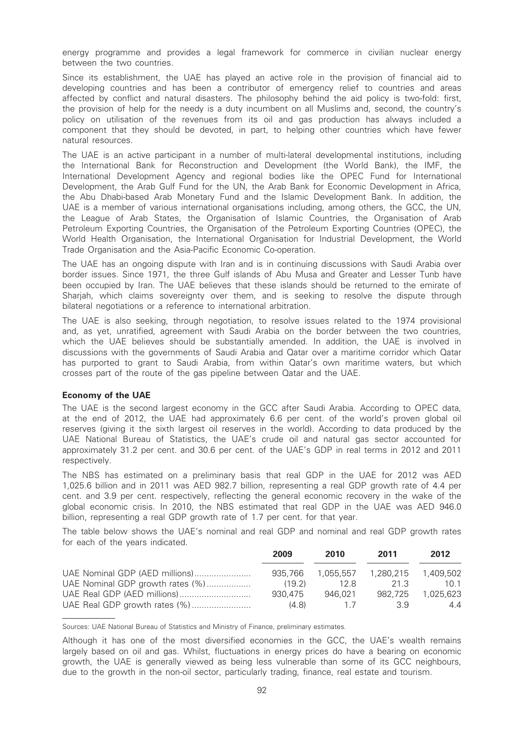energy programme and provides a legal framework for commerce in civilian nuclear energy between the two countries.

Since its establishment, the UAE has played an active role in the provision of financial aid to developing countries and has been a contributor of emergency relief to countries and areas affected by conflict and natural disasters. The philosophy behind the aid policy is two-fold: first, the provision of help for the needy is a duty incumbent on all Muslims and, second, the country's policy on utilisation of the revenues from its oil and gas production has always included a component that they should be devoted, in part, to helping other countries which have fewer natural resources.

The UAE is an active participant in a number of multi-lateral developmental institutions, including the International Bank for Reconstruction and Development (the World Bank), the IMF, the International Development Agency and regional bodies like the OPEC Fund for International Development, the Arab Gulf Fund for the UN, the Arab Bank for Economic Development in Africa, the Abu Dhabi-based Arab Monetary Fund and the Islamic Development Bank. In addition, the UAE is a member of various international organisations including, among others, the GCC, the UN, the League of Arab States, the Organisation of Islamic Countries, the Organisation of Arab Petroleum Exporting Countries, the Organisation of the Petroleum Exporting Countries (OPEC), the World Health Organisation, the International Organisation for Industrial Development, the World Trade Organisation and the Asia-Pacific Economic Co-operation.

The UAE has an ongoing dispute with Iran and is in continuing discussions with Saudi Arabia over border issues. Since 1971, the three Gulf islands of Abu Musa and Greater and Lesser Tunb have been occupied by Iran. The UAE believes that these islands should be returned to the emirate of Sharjah, which claims sovereignty over them, and is seeking to resolve the dispute through bilateral negotiations or a reference to international arbitration.

The UAE is also seeking, through negotiation, to resolve issues related to the 1974 provisional and, as yet, unratified, agreement with Saudi Arabia on the border between the two countries, which the UAE believes should be substantially amended. In addition, the UAE is involved in discussions with the governments of Saudi Arabia and Qatar over a maritime corridor which Qatar has purported to grant to Saudi Arabia, from within Qatar's own maritime waters, but which crosses part of the route of the gas pipeline between Qatar and the UAE.

**Economy of the UAE**

The UAE is the second largest economy in the GCC after Saudi Arabia. According to OPEC data, at the end of 2012, the UAE had approximately 6.6 per cent. of the world's proven global oil reserves (giving it the sixth largest oil reserves in the world). According to data produced by the UAE National Bureau of Statistics, the UAE's crude oil and natural gas sector accounted for approximately 31.2 per cent. and 30.6 per cent. of the UAE's GDP in real terms in 2012 and 2011 respectively.

The NBS has estimated on a preliminary basis that real GDP in the UAE for 2012 was AED 1,025.6 billion and in 2011 was AED 982.7 billion, representing a real GDP growth rate of 4.4 per cent. and 3.9 per cent. respectively, reflecting the general economic recovery in the wake of the global economic crisis. In 2010, the NBS estimated that real GDP in the UAE was AED 946.0 billion, representing a real GDP growth rate of 1.7 per cent. for that year.

The table below shows the UAE's nominal and real GDP and nominal and real GDP growth rates for each of the years indicated.

| | 2009 | 2010 | 2011 | 2012 |
|---|---|---|---|---|
| UAE Nominal GDP (AED millions) | 935,766 | 1,055,557 | 1,280,215 | 1,409,502 |
| UAE Nominal GDP growth rates (%) | (19.2) | 12.8 | 21.3 | 10.1 |
| UAE Real GDP (AED millions) | 930,475 | 946,021 | 982,725 | 1,025,623 |
| UAE Real GDP growth rates (%) | (4.8) | 1.7 | 3.9 | 4.4 |

Sources: UAE National Bureau of Statistics and Ministry of Finance, preliminary estimates.

Although it has one of the most diversified economies in the GCC, the UAE's wealth remains largely based on oil and gas. Whilst, fluctuations in energy prices do have a bearing on economic growth, the UAE is generally viewed as being less vulnerable than some of its GCC neighbours, due to the growth in the non-oil sector, particularly trading, finance, real estate and tourism.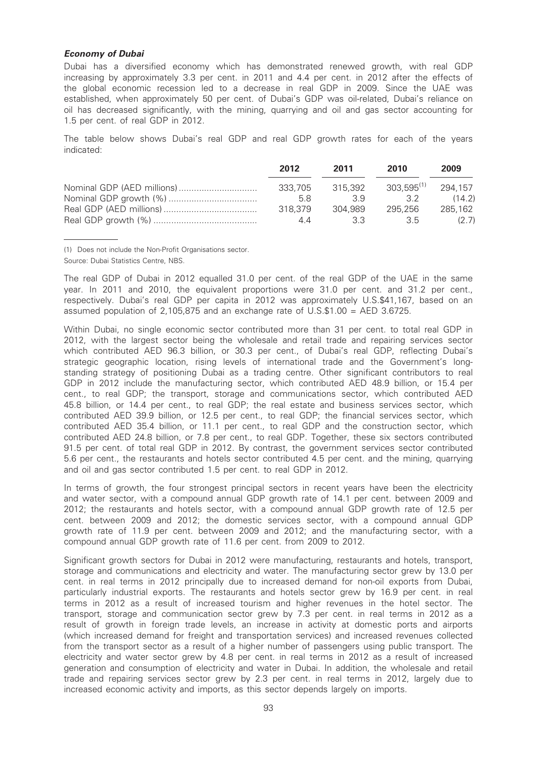### *Economy of Dubai*

Dubai has a diversified economy which has demonstrated renewed growth, with real GDP increasing by approximately 3.3 per cent. in 2011 and 4.4 per cent. in 2012 after the effects of the global economic recession led to a decrease in real GDP in 2009. Since the UAE was established, when approximately 50 per cent. of Dubai's GDP was oil-related, Dubai's reliance on oil has decreased significantly, with the mining, quarrying and oil and gas sector accounting for 1.5 per cent. of real GDP in 2012.

The table below shows Dubai's real GDP and real GDP growth rates for each of the years indicated:

| | 2012 | 2011 | 2010 | 2009 |
|---|---|---|---|---|
| Nominal GDP (AED millions) | 333,705 | 315,392 | 303,595[(1)] | 294,157 |
| Nominal GDP growth (%) | 5.8 | 3.9 | 3.2 | (14.2) |
| Real GDP (AED millions) | 318,379 | 304,989 | 295,256 | 285,162 |
| Real GDP growth (%) | 4.4 | 3.3 | 3.5 | (2.7) |

(1) Does not include the Non-Profit Organisations sector.

Source: Dubai Statistics Centre, NBS.

The real GDP of Dubai in 2012 equalled 31.0 per cent. of the real GDP of the UAE in the same year. In 2011 and 2010, the equivalent proportions were 31.0 per cent. and 31.2 per cent., respectively. Dubai's real GDP per capita in 2012 was approximately U.S.$41,167, based on an assumed population of 2,105,875 and an exchange rate of U.S.$1.00 = AED 3.6725.

Within Dubai, no single economic sector contributed more than 31 per cent. to total real GDP in 2012, with the largest sector being the wholesale and retail trade and repairing services sector which contributed AED 96.3 billion, or 30.3 per cent., of Dubai's real GDP, reflecting Dubai's strategic geographic location, rising levels of international trade and the Government's long-standing strategy of positioning Dubai as a trading centre. Other significant contributors to real GDP in 2012 include the manufacturing sector, which contributed AED 48.9 billion, or 15.4 per cent., to real GDP; the transport, storage and communications sector, which contributed AED 45.8 billion, or 14.4 per cent., to real GDP; the real estate and business services sector, which contributed AED 39.9 billion, or 12.5 per cent., to real GDP; the financial services sector, which contributed AED 35.4 billion, or 11.1 per cent., to real GDP and the construction sector, which contributed AED 24.8 billion, or 7.8 per cent., to real GDP. Together, these six sectors contributed 91.5 per cent. of total real GDP in 2012. By contrast, the government services sector contributed 5.6 per cent., the restaurants and hotels sector contributed 4.5 per cent. and the mining, quarrying and oil and gas sector contributed 1.5 per cent. to real GDP in 2012.

In terms of growth, the four strongest principal sectors in recent years have been the electricity and water sector, with a compound annual GDP growth rate of 14.1 per cent. between 2009 and 2012; the restaurants and hotels sector, with a compound annual GDP growth rate of 12.5 per cent. between 2009 and 2012; the domestic services sector, with a compound annual GDP growth rate of 11.9 per cent. between 2009 and 2012; and the manufacturing sector, with a compound annual GDP growth rate of 11.6 per cent. from 2009 to 2012.

Significant growth sectors for Dubai in 2012 were manufacturing, restaurants and hotels, transport, storage and communications and electricity and water. The manufacturing sector grew by 13.0 per cent. in real terms in 2012 principally due to increased demand for non-oil exports from Dubai, particularly industrial exports. The restaurants and hotels sector grew by 16.9 per cent. in real terms in 2012 as a result of increased tourism and higher revenues in the hotel sector. The transport, storage and communication sector grew by 7.3 per cent. in real terms in 2012 as a result of growth in foreign trade levels, an increase in activity at domestic ports and airports (which increased demand for freight and transportation services) and increased revenues collected from the transport sector as a result of a higher number of passengers using public transport. The electricity and water sector grew by 4.8 per cent. in real terms in 2012 as a result of increased generation and consumption of electricity and water in Dubai. In addition, the wholesale and retail trade and repairing services sector grew by 2.3 per cent. in real terms in 2012, largely due to increased economic activity and imports, as this sector depends largely on imports.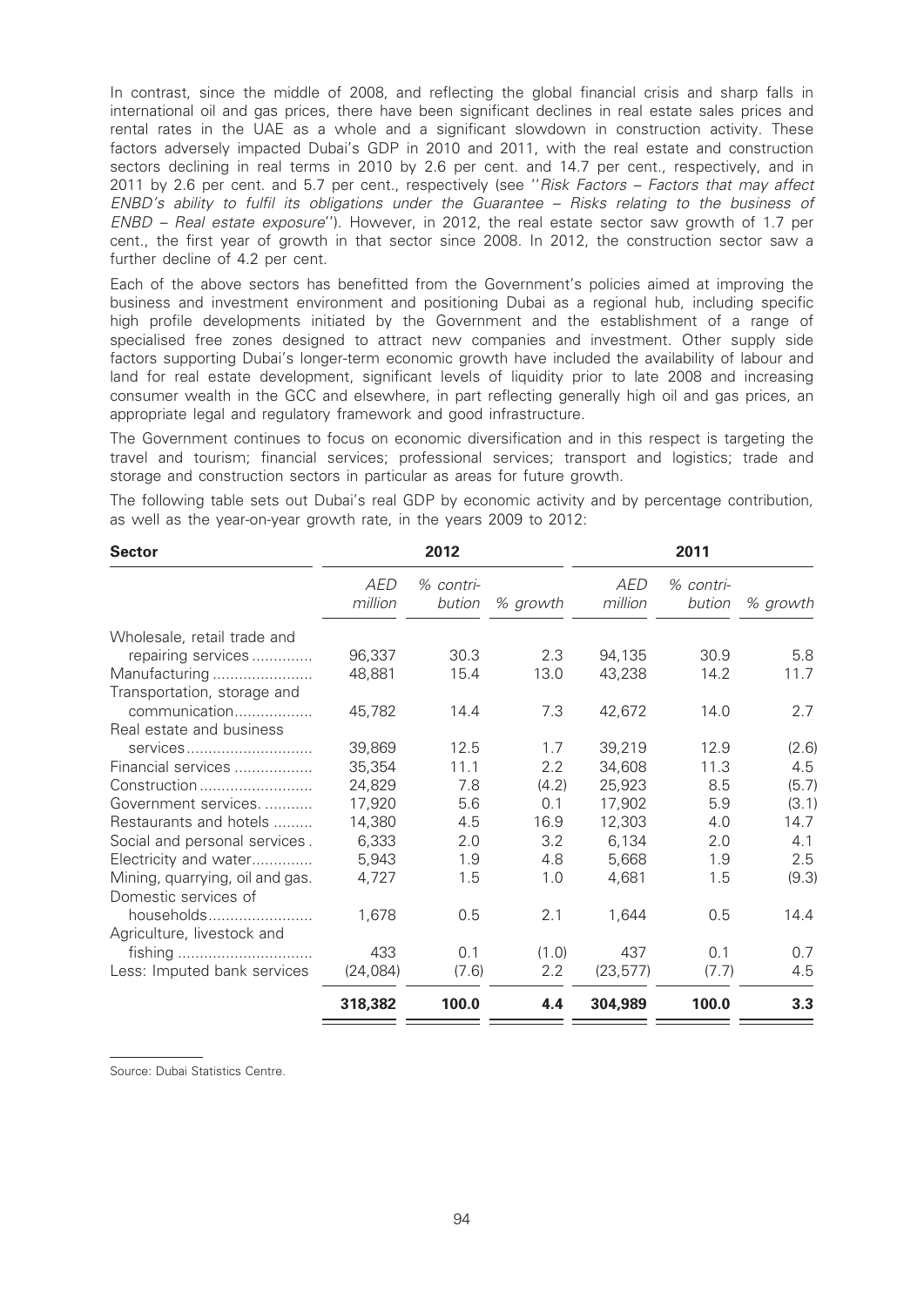In contrast, since the middle of 2008, and reflecting the global financial crisis and sharp falls in international oil and gas prices, there have been significant declines in real estate sales prices and rental rates in the UAE as a whole and a significant slowdown in construction activity. These factors adversely impacted Dubai's GDP in 2010 and 2011, with the real estate and construction sectors declining in real terms in 2010 by 2.6 per cent. and 14.7 per cent., respectively, and in 2011 by 2.6 per cent. and 5.7 per cent., respectively (see ''*Risk Factors – Factors that may affect ENBD's ability to fulfil its obligations under the Guarantee – Risks relating to the business of ENBD – Real estate exposure*''). However, in 2012, the real estate sector saw growth of 1.7 per cent., the first year of growth in that sector since 2008. In 2012, the construction sector saw a further decline of 4.2 per cent.

Each of the above sectors has benefitted from the Government's policies aimed at improving the business and investment environment and positioning Dubai as a regional hub, including specific high profile developments initiated by the Government and the establishment of a range of specialised free zones designed to attract new companies and investment. Other supply side factors supporting Dubai's longer-term economic growth have included the availability of labour and land for real estate development, significant levels of liquidity prior to late 2008 and increasing consumer wealth in the GCC and elsewhere, in part reflecting generally high oil and gas prices, an appropriate legal and regulatory framework and good infrastructure.

The Government continues to focus on economic diversification and in this respect is targeting the travel and tourism; financial services; professional services; transport and logistics; trade and storage and construction sectors in particular as areas for future growth.

The following table sets out Dubai's real GDP by economic activity and by percentage contribution, as well as the year-on-year growth rate, in the years 2009 to 2012:

| **Sector** | **2012** | | | **2011** | | |
|---|---|---|---|---|---|---|
| | *AED million* | *% contri-bution* | *% growth* | *AED million* | *% contri-bution* | *% growth* |
| Wholesale, retail trade and repairing services | 96,337 | 30.3 | 2.3 | 94,135 | 30.9 | 5.8 |
| Manufacturing | 48,881 | 15.4 | 13.0 | 43,238 | 14.2 | 11.7 |
| Transportation, storage and communication | 45,782 | 14.4 | 7.3 | 42,672 | 14.0 | 2.7 |
| Real estate and business services | 39,869 | 12.5 | 1.7 | 39,219 | 12.9 | (2.6) |
| Financial services | 35,354 | 11.1 | 2.2 | 34,608 | 11.3 | 4.5 |
| Construction | 24,829 | 7.8 | (4.2) | 25,923 | 8.5 | (5.7) |
| Government services. | 17,920 | 5.6 | 0.1 | 17,902 | 5.9 | (3.1) |
| Restaurants and hotels | 14,380 | 4.5 | 16.9 | 12,303 | 4.0 | 14.7 |
| Social and personal services. | 6,333 | 2.0 | 3.2 | 6,134 | 2.0 | 4.1 |
| Electricity and water | 5,943 | 1.9 | 4.8 | 5,668 | 1.9 | 2.5 |
| Mining, quarrying, oil and gas. | 4,727 | 1.5 | 1.0 | 4,681 | 1.5 | (9.3) |
| Domestic services of households | 1,678 | 0.5 | 2.1 | 1,644 | 0.5 | 14.4 |
| Agriculture, livestock and fishing | 433 | 0.1 | (1.0) | 437 | 0.1 | 0.7 |
| Less: Imputed bank services | (24,084) | (7.6) | 2.2 | (23,577) | (7.7) | 4.5 |
| | **318,382** | **100.0** | **4.4** | **304,989** | **100.0** | **3.3** |

Source: Dubai Statistics Centre.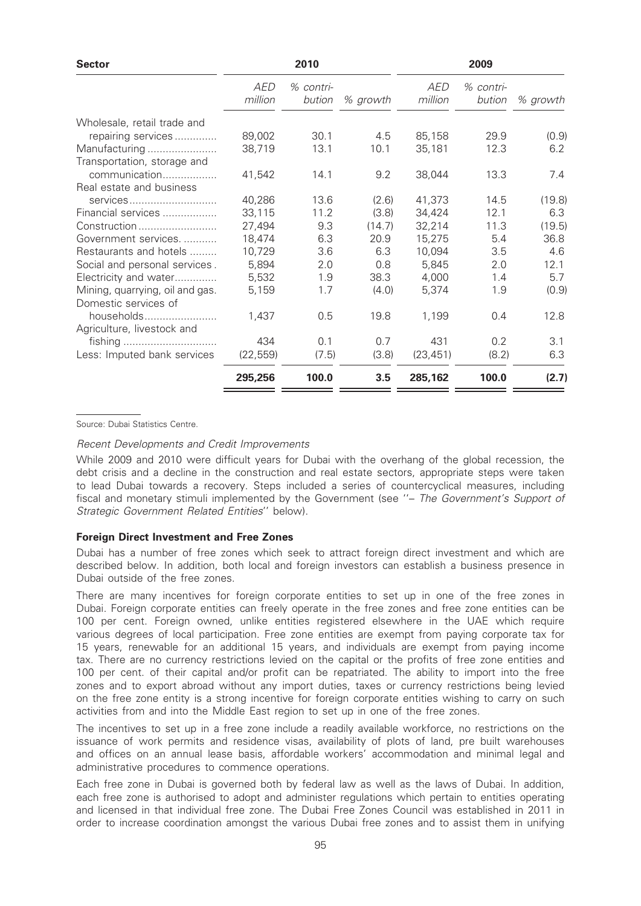| Sector | 2010 | | | 2009 | | |
|---|---|---|---|---|---|---|
| | *AED million* | *% contribution* | *% growth* | *AED million* | *% contribution* | *% growth* |
| Wholesale, retail trade and repairing services | 89,002 | 30.1 | 4.5 | 85,158 | 29.9 | (0.9) |
| Manufacturing | 38,719 | 13.1 | 10.1 | 35,181 | 12.3 | 6.2 |
| Transportation, storage and communication | 41,542 | 14.1 | 9.2 | 38,044 | 13.3 | 7.4 |
| Real estate and business services | 40,286 | 13.6 | (2.6) | 41,373 | 14.5 | (19.8) |
| Financial services | 33,115 | 11.2 | (3.8) | 34,424 | 12.1 | 6.3 |
| Construction | 27,494 | 9.3 | (14.7) | 32,214 | 11.3 | (19.5) |
| Government services. | 18,474 | 6.3 | 20.9 | 15,275 | 5.4 | 36.8 |
| Restaurants and hotels | 10,729 | 3.6 | 6.3 | 10,094 | 3.5 | 4.6 |
| Social and personal services. | 5,894 | 2.0 | 0.8 | 5,845 | 2.0 | 12.1 |
| Electricity and water | 5,532 | 1.9 | 38.3 | 4,000 | 1.4 | 5.7 |
| Mining, quarrying, oil and gas. | 5,159 | 1.7 | (4.0) | 5,374 | 1.9 | (0.9) |
| Domestic services of households | 1,437 | 0.5 | 19.8 | 1,199 | 0.4 | 12.8 |
| Agriculture, livestock and fishing | 434 | 0.1 | 0.7 | 431 | 0.2 | 3.1 |
| Less: Imputed bank services | (22,559) | (7.5) | (3.8) | (23,451) | (8.2) | 6.3 |
| | **295,256** | **100.0** | **3.5** | **285,162** | **100.0** | **(2.7)** |

Source: Dubai Statistics Centre.

*Recent Developments and Credit Improvements*

While 2009 and 2010 were difficult years for Dubai with the overhang of the global recession, the debt crisis and a decline in the construction and real estate sectors, appropriate steps were taken to lead Dubai towards a recovery. Steps included a series of countercyclical measures, including fiscal and monetary stimuli implemented by the Government (see ''– *The Government's Support of Strategic Government Related Entities*'' below).

**Foreign Direct Investment and Free Zones**

Dubai has a number of free zones which seek to attract foreign direct investment and which are described below. In addition, both local and foreign investors can establish a business presence in Dubai outside of the free zones.

There are many incentives for foreign corporate entities to set up in one of the free zones in Dubai. Foreign corporate entities can freely operate in the free zones and free zone entities can be 100 per cent. Foreign owned, unlike entities registered elsewhere in the UAE which require various degrees of local participation. Free zone entities are exempt from paying corporate tax for 15 years, renewable for an additional 15 years, and individuals are exempt from paying income tax. There are no currency restrictions levied on the capital or the profits of free zone entities and 100 per cent. of their capital and/or profit can be repatriated. The ability to import into the free zones and to export abroad without any import duties, taxes or currency restrictions being levied on the free zone entity is a strong incentive for foreign corporate entities wishing to carry on such activities from and into the Middle East region to set up in one of the free zones.

The incentives to set up in a free zone include a readily available workforce, no restrictions on the issuance of work permits and residence visas, availability of plots of land, pre built warehouses and offices on an annual lease basis, affordable workers' accommodation and minimal legal and administrative procedures to commence operations.

Each free zone in Dubai is governed both by federal law as well as the laws of Dubai. In addition, each free zone is authorised to adopt and administer regulations which pertain to entities operating and licensed in that individual free zone. The Dubai Free Zones Council was established in 2011 in order to increase coordination amongst the various Dubai free zones and to assist them in unifying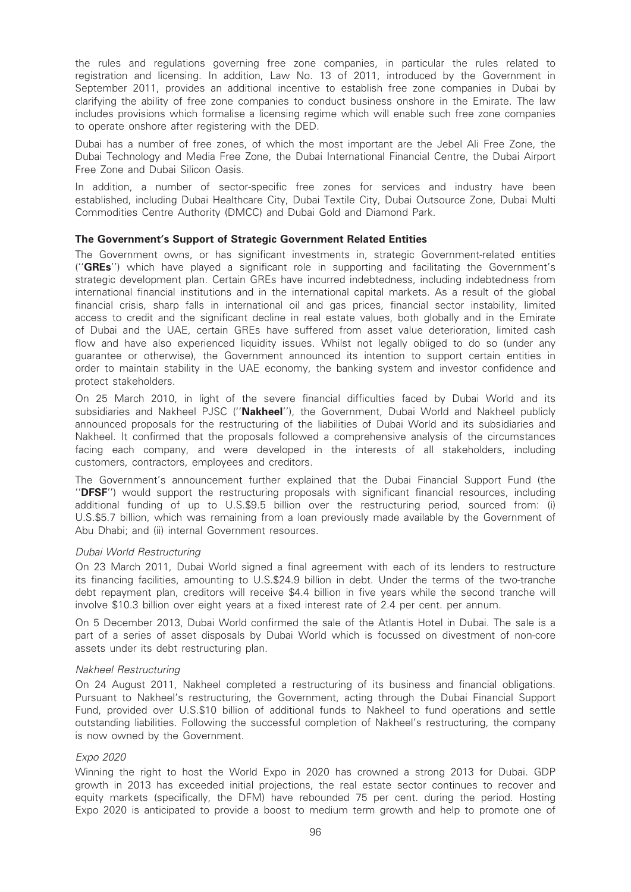the rules and regulations governing free zone companies, in particular the rules related to registration and licensing. In addition, Law No. 13 of 2011, introduced by the Government in September 2011, provides an additional incentive to establish free zone companies in Dubai by clarifying the ability of free zone companies to conduct business onshore in the Emirate. The law includes provisions which formalise a licensing regime which will enable such free zone companies to operate onshore after registering with the DED.

Dubai has a number of free zones, of which the most important are the Jebel Ali Free Zone, the Dubai Technology and Media Free Zone, the Dubai International Financial Centre, the Dubai Airport Free Zone and Dubai Silicon Oasis.

In addition, a number of sector-specific free zones for services and industry have been established, including Dubai Healthcare City, Dubai Textile City, Dubai Outsource Zone, Dubai Multi Commodities Centre Authority (DMCC) and Dubai Gold and Diamond Park.

### The Government's Support of Strategic Government Related Entities

The Government owns, or has significant investments in, strategic Government-related entities (''**GREs**'') which have played a significant role in supporting and facilitating the Government's strategic development plan. Certain GREs have incurred indebtedness, including indebtedness from international financial institutions and in the international capital markets. As a result of the global financial crisis, sharp falls in international oil and gas prices, financial sector instability, limited access to credit and the significant decline in real estate values, both globally and in the Emirate of Dubai and the UAE, certain GREs have suffered from asset value deterioration, limited cash flow and have also experienced liquidity issues. Whilst not legally obliged to do so (under any guarantee or otherwise), the Government announced its intention to support certain entities in order to maintain stability in the UAE economy, the banking system and investor confidence and protect stakeholders.

On 25 March 2010, in light of the severe financial difficulties faced by Dubai World and its subsidiaries and Nakheel PJSC (''**Nakheel**''), the Government, Dubai World and Nakheel publicly announced proposals for the restructuring of the liabilities of Dubai World and its subsidiaries and Nakheel. It confirmed that the proposals followed a comprehensive analysis of the circumstances facing each company, and were developed in the interests of all stakeholders, including customers, contractors, employees and creditors.

The Government's announcement further explained that the Dubai Financial Support Fund (the ''**DFSF**'') would support the restructuring proposals with significant financial resources, including additional funding of up to U.S.$9.5 billion over the restructuring period, sourced from: (i) U.S.$5.7 billion, which was remaining from a loan previously made available by the Government of Abu Dhabi; and (ii) internal Government resources.

*Dubai World Restructuring*

On 23 March 2011, Dubai World signed a final agreement with each of its lenders to restructure its financing facilities, amounting to U.S.$24.9 billion in debt. Under the terms of the two-tranche debt repayment plan, creditors will receive $4.4 billion in five years while the second tranche will involve $10.3 billion over eight years at a fixed interest rate of 2.4 per cent. per annum.

On 5 December 2013, Dubai World confirmed the sale of the Atlantis Hotel in Dubai. The sale is a part of a series of asset disposals by Dubai World which is focussed on divestment of non-core assets under its debt restructuring plan.

*Nakheel Restructuring*

On 24 August 2011, Nakheel completed a restructuring of its business and financial obligations. Pursuant to Nakheel's restructuring, the Government, acting through the Dubai Financial Support Fund, provided over U.S.$10 billion of additional funds to Nakheel to fund operations and settle outstanding liabilities. Following the successful completion of Nakheel's restructuring, the company is now owned by the Government.

*Expo 2020*

Winning the right to host the World Expo in 2020 has crowned a strong 2013 for Dubai. GDP growth in 2013 has exceeded initial projections, the real estate sector continues to recover and equity markets (specifically, the DFM) have rebounded 75 per cent. during the period. Hosting Expo 2020 is anticipated to provide a boost to medium term growth and help to promote one of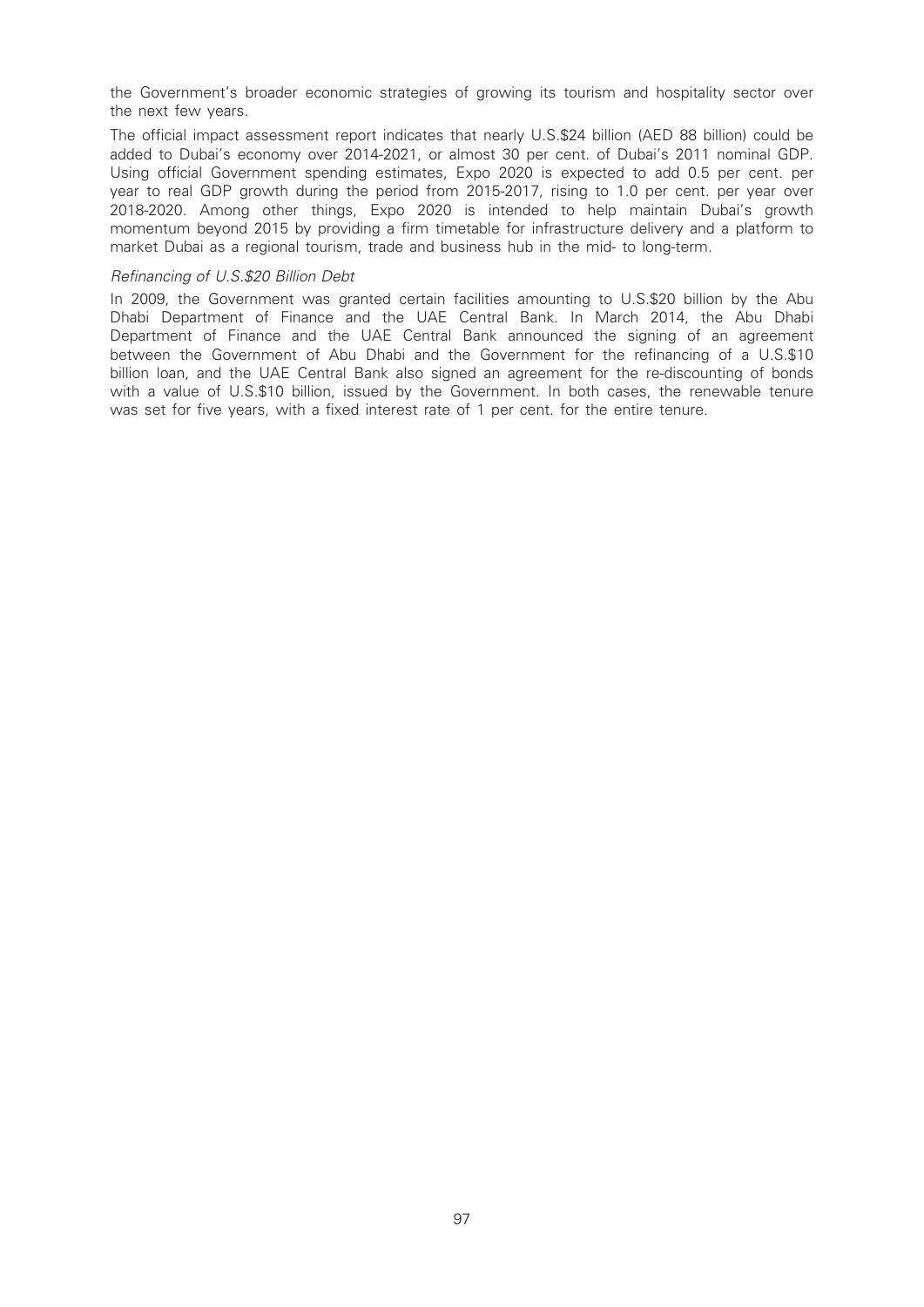the Government's broader economic strategies of growing its tourism and hospitality sector over the next few years.

The official impact assessment report indicates that nearly U.S.$24 billion (AED 88 billion) could be added to Dubai's economy over 2014-2021, or almost 30 per cent. of Dubai's 2011 nominal GDP. Using official Government spending estimates, Expo 2020 is expected to add 0.5 per cent. per year to real GDP growth during the period from 2015-2017, rising to 1.0 per cent. per year over 2018-2020. Among other things, Expo 2020 is intended to help maintain Dubai's growth momentum beyond 2015 by providing a firm timetable for infrastructure delivery and a platform to market Dubai as a regional tourism, trade and business hub in the mid- to long-term.

*Refinancing of U.S.$20 Billion Debt*

In 2009, the Government was granted certain facilities amounting to U.S.$20 billion by the Abu Dhabi Department of Finance and the UAE Central Bank. In March 2014, the Abu Dhabi Department of Finance and the UAE Central Bank announced the signing of an agreement between the Government of Abu Dhabi and the Government for the refinancing of a U.S.$10 billion loan, and the UAE Central Bank also signed an agreement for the re-discounting of bonds with a value of U.S.$10 billion, issued by the Government. In both cases, the renewable tenure was set for five years, with a fixed interest rate of 1 per cent. for the entire tenure.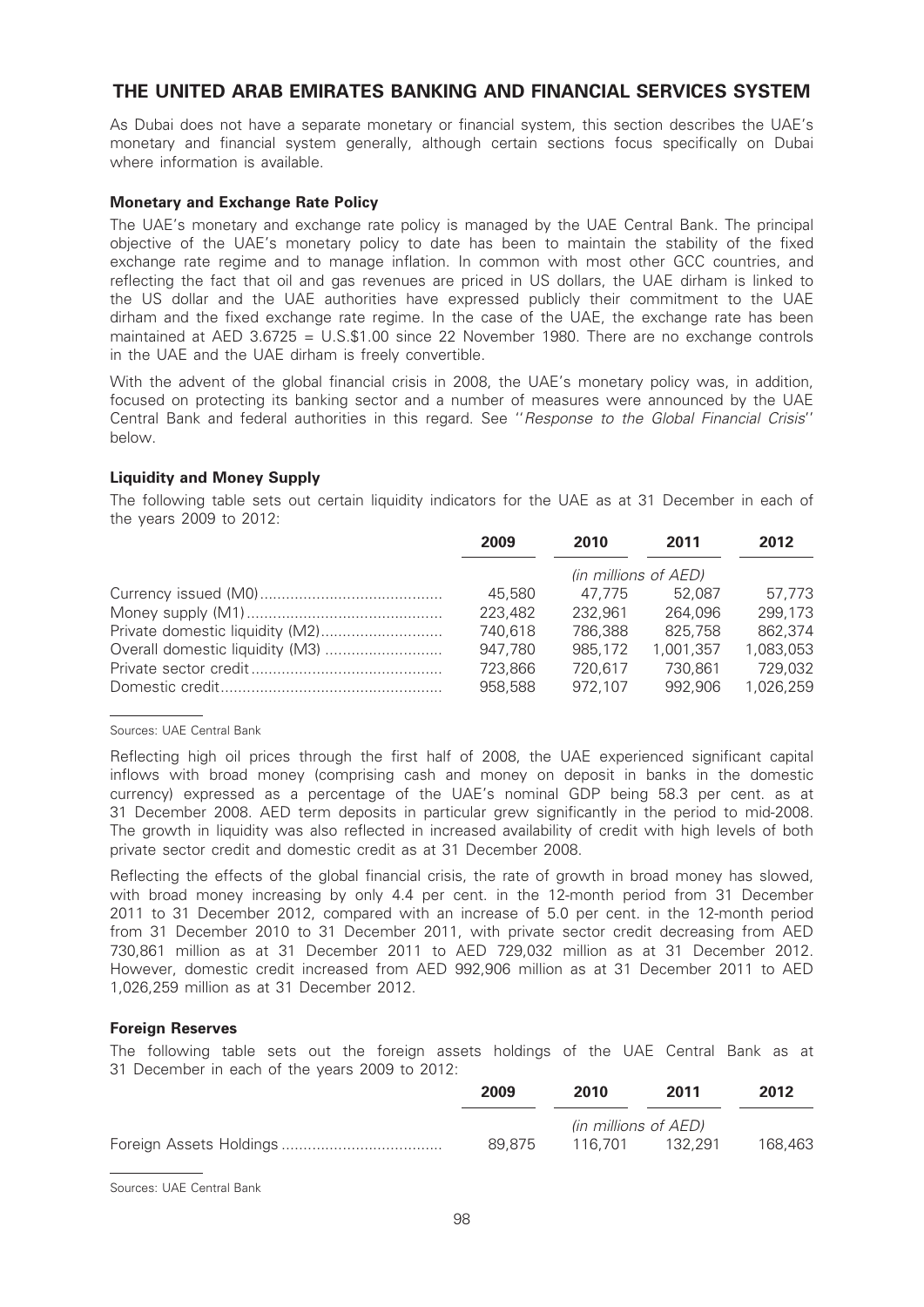# THE UNITED ARAB EMIRATES BANKING AND FINANCIAL SERVICES SYSTEM

As Dubai does not have a separate monetary or financial system, this section describes the UAE's monetary and financial system generally, although certain sections focus specifically on Dubai where information is available.

### Monetary and Exchange Rate Policy

The UAE's monetary and exchange rate policy is managed by the UAE Central Bank. The principal objective of the UAE's monetary policy to date has been to maintain the stability of the fixed exchange rate regime and to manage inflation. In common with most other GCC countries, and reflecting the fact that oil and gas revenues are priced in US dollars, the UAE dirham is linked to the US dollar and the UAE authorities have expressed publicly their commitment to the UAE dirham and the fixed exchange rate regime. In the case of the UAE, the exchange rate has been maintained at AED 3.6725 = U.S.$1.00 since 22 November 1980. There are no exchange controls in the UAE and the UAE dirham is freely convertible.

With the advent of the global financial crisis in 2008, the UAE's monetary policy was, in addition, focused on protecting its banking sector and a number of measures were announced by the UAE Central Bank and federal authorities in this regard. See ''*Response to the Global Financial Crisis*'' below.

### Liquidity and Money Supply

The following table sets out certain liquidity indicators for the UAE as at 31 December in each of the years 2009 to 2012:

| | 2009 | 2010 | 2011 | 2012 |
|---|---|---|---|---|
| | *(in millions of AED)* | | | |
| Currency issued (M0) | 45,580 | 47,775 | 52,087 | 57,773 |
| Money supply (M1) | 223,482 | 232,961 | 264,096 | 299,173 |
| Private domestic liquidity (M2) | 740,618 | 786,388 | 825,758 | 862,374 |
| Overall domestic liquidity (M3) | 947,780 | 985,172 | 1,001,357 | 1,083,053 |
| Private sector credit | 723,866 | 720,617 | 730,861 | 729,032 |
| Domestic credit | 958,588 | 972,107 | 992,906 | 1,026,259 |

Sources: UAE Central Bank

Reflecting high oil prices through the first half of 2008, the UAE experienced significant capital inflows with broad money (comprising cash and money on deposit in banks in the domestic currency) expressed as a percentage of the UAE's nominal GDP being 58.3 per cent. as at 31 December 2008. AED term deposits in particular grew significantly in the period to mid-2008. The growth in liquidity was also reflected in increased availability of credit with high levels of both private sector credit and domestic credit as at 31 December 2008.

Reflecting the effects of the global financial crisis, the rate of growth in broad money has slowed, with broad money increasing by only 4.4 per cent. in the 12-month period from 31 December 2011 to 31 December 2012, compared with an increase of 5.0 per cent. in the 12-month period from 31 December 2010 to 31 December 2011, with private sector credit decreasing from AED 730,861 million as at 31 December 2011 to AED 729,032 million as at 31 December 2012. However, domestic credit increased from AED 992,906 million as at 31 December 2011 to AED 1,026,259 million as at 31 December 2012.

### Foreign Reserves

The following table sets out the foreign assets holdings of the UAE Central Bank as at 31 December in each of the years 2009 to 2012:

| | 2009 | 2010 | 2011 | 2012 |
|---|---|---|---|---|
| | *(in millions of AED)* | | | |
| Foreign Assets Holdings | 89,875 | 116,701 | 132,291 | 168,463 |

Sources: UAE Central Bank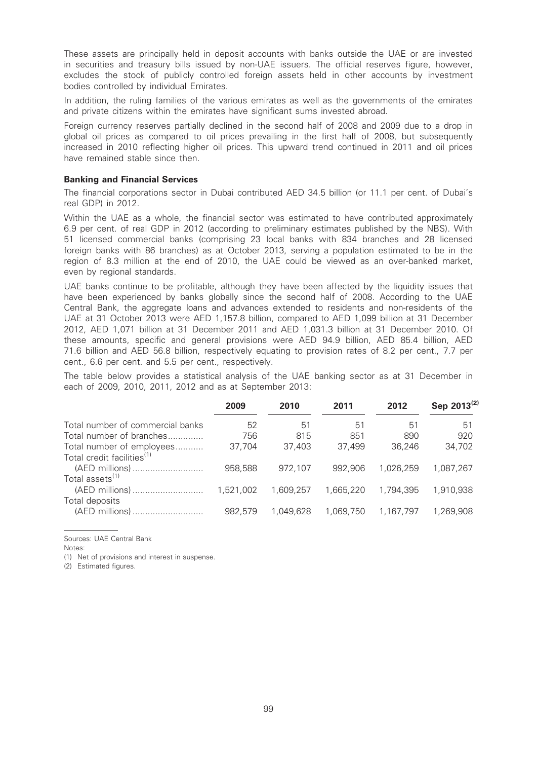These assets are principally held in deposit accounts with banks outside the UAE or are invested in securities and treasury bills issued by non-UAE issuers. The official reserves figure, however, excludes the stock of publicly controlled foreign assets held in other accounts by investment bodies controlled by individual Emirates.

In addition, the ruling families of the various emirates as well as the governments of the emirates and private citizens within the emirates have significant sums invested abroad.

Foreign currency reserves partially declined in the second half of 2008 and 2009 due to a drop in global oil prices as compared to oil prices prevailing in the first half of 2008, but subsequently increased in 2010 reflecting higher oil prices. This upward trend continued in 2011 and oil prices have remained stable since then.

**Banking and Financial Services**

The financial corporations sector in Dubai contributed AED 34.5 billion (or 11.1 per cent. of Dubai's real GDP) in 2012.

Within the UAE as a whole, the financial sector was estimated to have contributed approximately 6.9 per cent. of real GDP in 2012 (according to preliminary estimates published by the NBS). With 51 licensed commercial banks (comprising 23 local banks with 834 branches and 28 licensed foreign banks with 86 branches) as at October 2013, serving a population estimated to be in the region of 8.3 million at the end of 2010, the UAE could be viewed as an over-banked market, even by regional standards.

UAE banks continue to be profitable, although they have been affected by the liquidity issues that have been experienced by banks globally since the second half of 2008. According to the UAE Central Bank, the aggregate loans and advances extended to residents and non-residents of the UAE at 31 October 2013 were AED 1,157.8 billion, compared to AED 1,099 billion at 31 December 2012, AED 1,071 billion at 31 December 2011 and AED 1,031.3 billion at 31 December 2010. Of these amounts, specific and general provisions were AED 94.9 billion, AED 85.4 billion, AED 71.6 billion and AED 56.8 billion, respectively equating to provision rates of 8.2 per cent., 7.7 per cent., 6.6 per cent. and 5.5 per cent., respectively.

The table below provides a statistical analysis of the UAE banking sector as at 31 December in each of 2009, 2010, 2011, 2012 and as at September 2013:

| | 2009 | 2010 | 2011 | 2012 | Sep 2013[(2)] |
|---|---|---|---|---|---|
| Total number of commercial banks | 52 | 51 | 51 | 51 | 51 |
| Total number of branches | 756 | 815 | 851 | 890 | 920 |
| Total number of employees | 37,704 | 37,403 | 37,499 | 36,246 | 34,702 |
| Total credit facilities[(1)] (AED millions) | 958,588 | 972,107 | 992,906 | 1,026,259 | 1,087,267 |
| Total assets[(1)] (AED millions) | 1,521,002 | 1,609,257 | 1,665,220 | 1,794,395 | 1,910,938 |
| Total deposits (AED millions) | 982,579 | 1,049,628 | 1,069,750 | 1,167,797 | 1,269,908 |

Sources: UAE Central Bank

Notes:

(1) Net of provisions and interest in suspense.

(2) Estimated figures.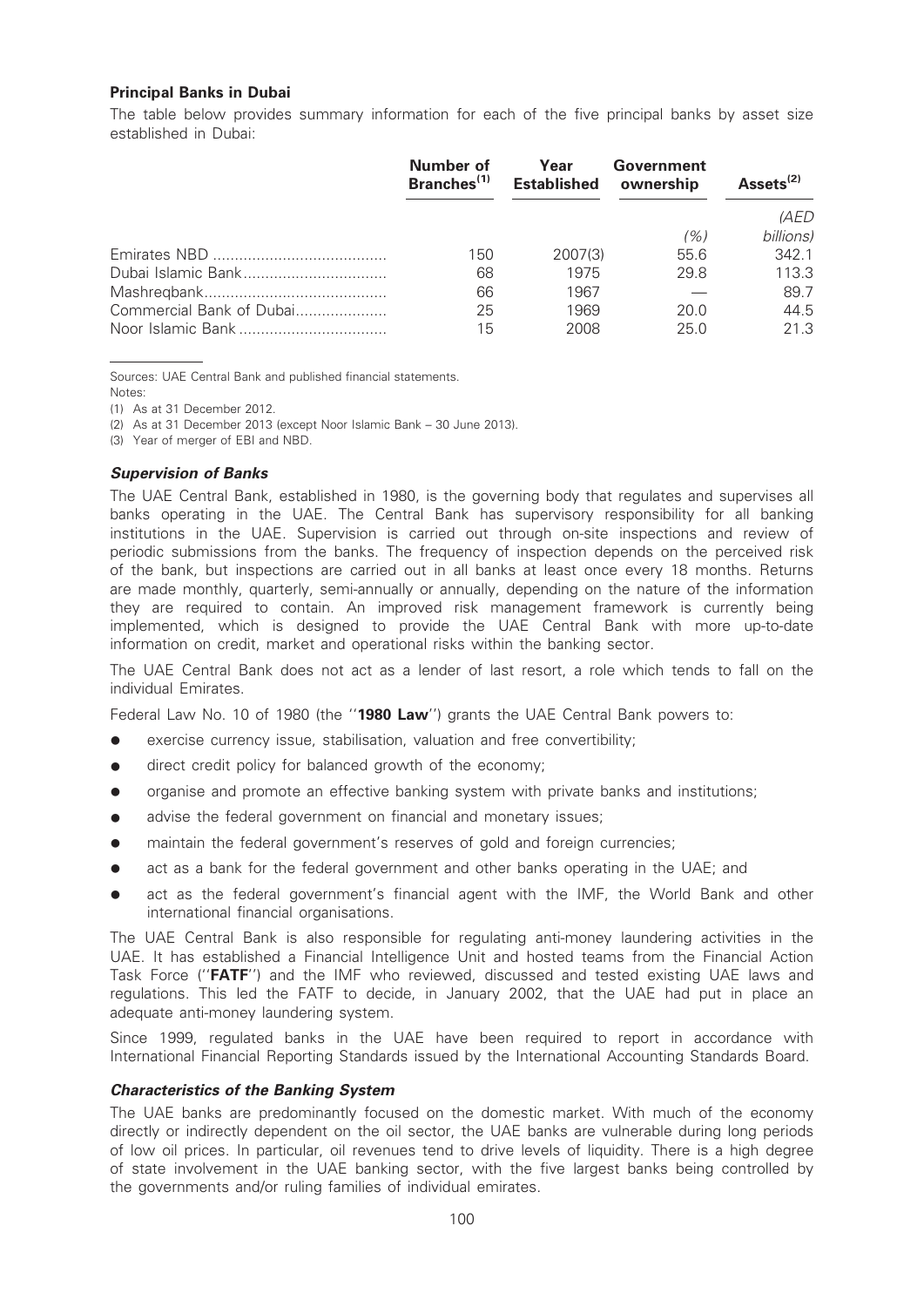### Principal Banks in Dubai

The table below provides summary information for each of the five principal banks by asset size established in Dubai:

| | Number of Branches[1] | Year Established | Government ownership | Assets[2] |
|---|---|---|---|---|
| | | | (%) | (AED billions) |
| Emirates NBD | 150 | 2007(3) | 55.6 | 342.1 |
| Dubai Islamic Bank | 68 | 1975 | 29.8 | 113.3 |
| Mashreqbank | 66 | 1967 | — | 89.7 |
| Commercial Bank of Dubai | 25 | 1969 | 20.0 | 44.5 |
| Noor Islamic Bank | 15 | 2008 | 25.0 | 21.3 |

Sources: UAE Central Bank and published financial statements.

Notes:

(1) As at 31 December 2012.

(2) As at 31 December 2013 (except Noor Islamic Bank – 30 June 2013).

(3) Year of merger of EBI and NBD.

#### *Supervision of Banks*

The UAE Central Bank, established in 1980, is the governing body that regulates and supervises all banks operating in the UAE. The Central Bank has supervisory responsibility for all banking institutions in the UAE. Supervision is carried out through on-site inspections and review of periodic submissions from the banks. The frequency of inspection depends on the perceived risk of the bank, but inspections are carried out in all banks at least once every 18 months. Returns are made monthly, quarterly, semi-annually or annually, depending on the nature of the information they are required to contain. An improved risk management framework is currently being implemented, which is designed to provide the UAE Central Bank with more up-to-date information on credit, market and operational risks within the banking sector.

The UAE Central Bank does not act as a lender of last resort, a role which tends to fall on the individual Emirates.

Federal Law No. 10 of 1980 (the "**1980 Law**") grants the UAE Central Bank powers to:

- exercise currency issue, stabilisation, valuation and free convertibility;
- direct credit policy for balanced growth of the economy;
- organise and promote an effective banking system with private banks and institutions;
- advise the federal government on financial and monetary issues;
- maintain the federal government's reserves of gold and foreign currencies;
- act as a bank for the federal government and other banks operating in the UAE; and
- act as the federal government's financial agent with the IMF, the World Bank and other international financial organisations.

The UAE Central Bank is also responsible for regulating anti-money laundering activities in the UAE. It has established a Financial Intelligence Unit and hosted teams from the Financial Action Task Force ("**FATF**") and the IMF who reviewed, discussed and tested existing UAE laws and regulations. This led the FATF to decide, in January 2002, that the UAE had put in place an adequate anti-money laundering system.

Since 1999, regulated banks in the UAE have been required to report in accordance with International Financial Reporting Standards issued by the International Accounting Standards Board.

#### *Characteristics of the Banking System*

The UAE banks are predominantly focused on the domestic market. With much of the economy directly or indirectly dependent on the oil sector, the UAE banks are vulnerable during long periods of low oil prices. In particular, oil revenues tend to drive levels of liquidity. There is a high degree of state involvement in the UAE banking sector, with the five largest banks being controlled by the governments and/or ruling families of individual emirates.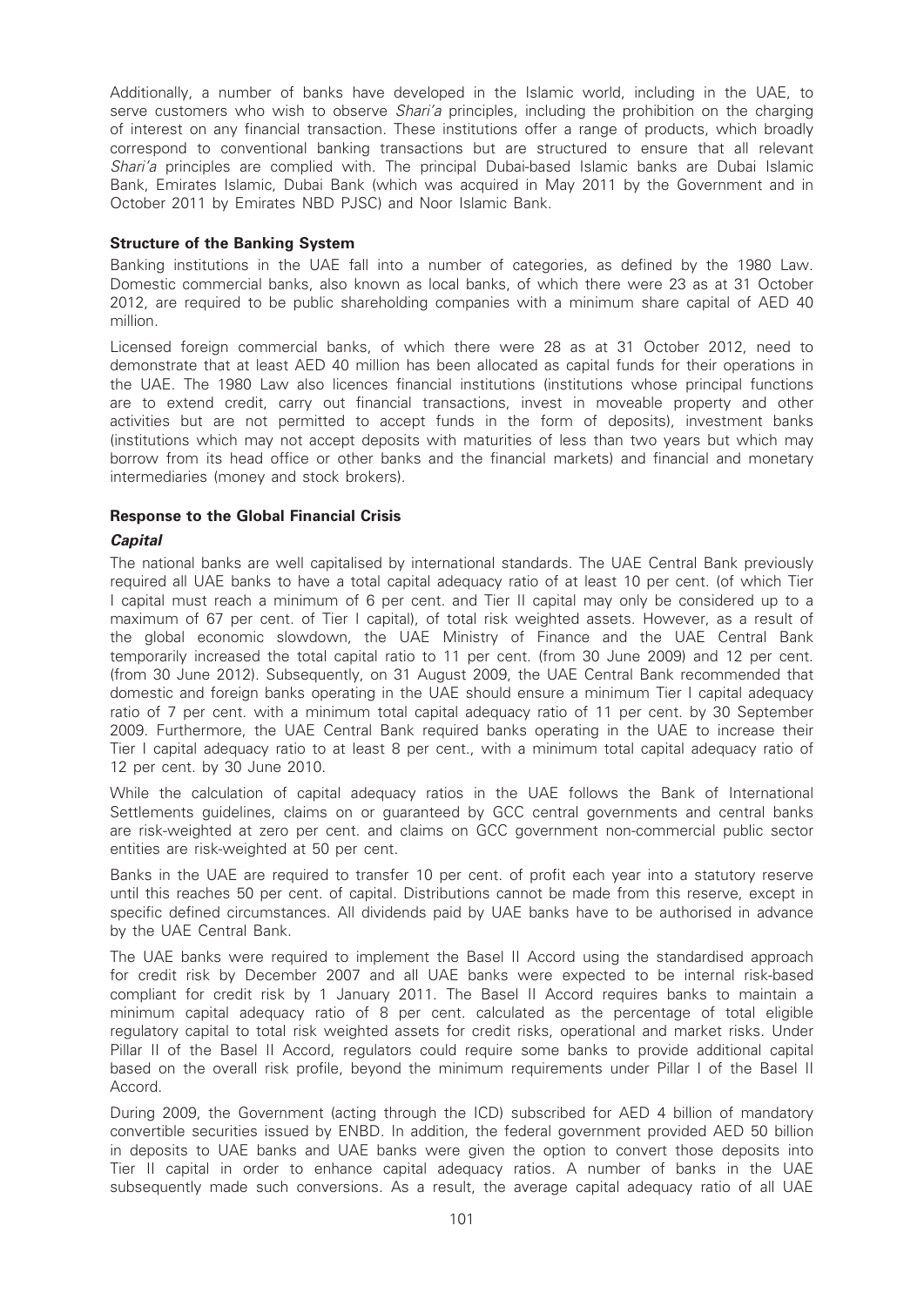Additionally, a number of banks have developed in the Islamic world, including in the UAE, to serve customers who wish to observe *Shari'a* principles, including the prohibition on the charging of interest on any financial transaction. These institutions offer a range of products, which broadly correspond to conventional banking transactions but are structured to ensure that all relevant *Shari'a* principles are complied with. The principal Dubai-based Islamic banks are Dubai Islamic Bank, Emirates Islamic, Dubai Bank (which was acquired in May 2011 by the Government and in October 2011 by Emirates NBD PJSC) and Noor Islamic Bank.

**Structure of the Banking System**

Banking institutions in the UAE fall into a number of categories, as defined by the 1980 Law. Domestic commercial banks, also known as local banks, of which there were 23 as at 31 October 2012, are required to be public shareholding companies with a minimum share capital of AED 40 million.

Licensed foreign commercial banks, of which there were 28 as at 31 October 2012, need to demonstrate that at least AED 40 million has been allocated as capital funds for their operations in the UAE. The 1980 Law also licences financial institutions (institutions whose principal functions are to extend credit, carry out financial transactions, invest in moveable property and other activities but are not permitted to accept funds in the form of deposits), investment banks (institutions which may not accept deposits with maturities of less than two years but which may borrow from its head office or other banks and the financial markets) and financial and monetary intermediaries (money and stock brokers).

**Response to the Global Financial Crisis**

***Capital***

The national banks are well capitalised by international standards. The UAE Central Bank previously required all UAE banks to have a total capital adequacy ratio of at least 10 per cent. (of which Tier I capital must reach a minimum of 6 per cent. and Tier II capital may only be considered up to a maximum of 67 per cent. of Tier I capital), of total risk weighted assets. However, as a result of the global economic slowdown, the UAE Ministry of Finance and the UAE Central Bank temporarily increased the total capital ratio to 11 per cent. (from 30 June 2009) and 12 per cent. (from 30 June 2012). Subsequently, on 31 August 2009, the UAE Central Bank recommended that domestic and foreign banks operating in the UAE should ensure a minimum Tier I capital adequacy ratio of 7 per cent. with a minimum total capital adequacy ratio of 11 per cent. by 30 September 2009. Furthermore, the UAE Central Bank required banks operating in the UAE to increase their Tier I capital adequacy ratio to at least 8 per cent., with a minimum total capital adequacy ratio of 12 per cent. by 30 June 2010.

While the calculation of capital adequacy ratios in the UAE follows the Bank of International Settlements guidelines, claims on or guaranteed by GCC central governments and central banks are risk-weighted at zero per cent. and claims on GCC government non-commercial public sector entities are risk-weighted at 50 per cent.

Banks in the UAE are required to transfer 10 per cent. of profit each year into a statutory reserve until this reaches 50 per cent. of capital. Distributions cannot be made from this reserve, except in specific defined circumstances. All dividends paid by UAE banks have to be authorised in advance by the UAE Central Bank.

The UAE banks were required to implement the Basel II Accord using the standardised approach for credit risk by December 2007 and all UAE banks were expected to be internal risk-based compliant for credit risk by 1 January 2011. The Basel II Accord requires banks to maintain a minimum capital adequacy ratio of 8 per cent. calculated as the percentage of total eligible regulatory capital to total risk weighted assets for credit risks, operational and market risks. Under Pillar II of the Basel II Accord, regulators could require some banks to provide additional capital based on the overall risk profile, beyond the minimum requirements under Pillar I of the Basel II Accord.

During 2009, the Government (acting through the ICD) subscribed for AED 4 billion of mandatory convertible securities issued by ENBD. In addition, the federal government provided AED 50 billion in deposits to UAE banks and UAE banks were given the option to convert those deposits into Tier II capital in order to enhance capital adequacy ratios. A number of banks in the UAE subsequently made such conversions. As a result, the average capital adequacy ratio of all UAE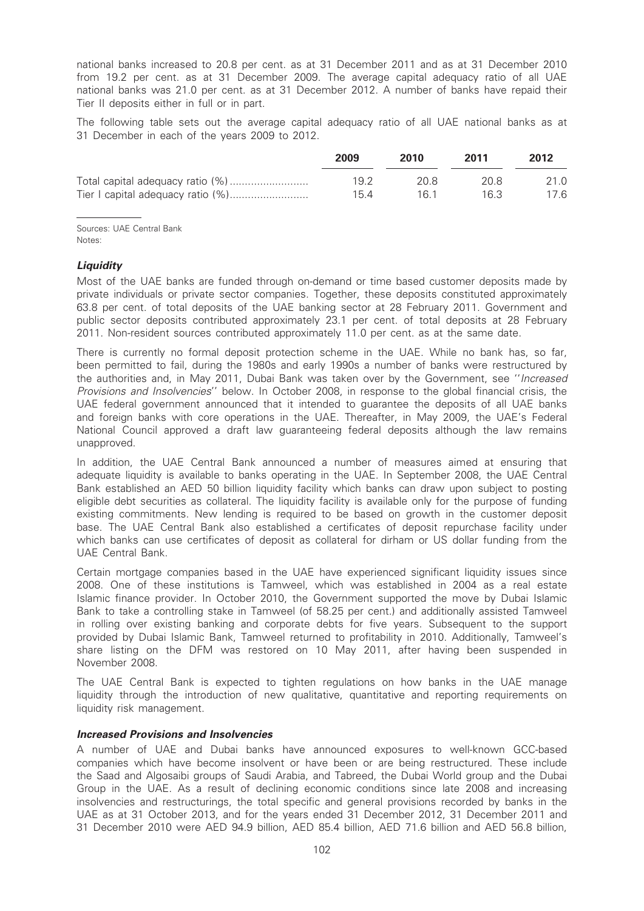national banks increased to 20.8 per cent. as at 31 December 2011 and as at 31 December 2010 from 19.2 per cent. as at 31 December 2009. The average capital adequacy ratio of all UAE national banks was 21.0 per cent. as at 31 December 2012. A number of banks have repaid their Tier II deposits either in full or in part.

The following table sets out the average capital adequacy ratio of all UAE national banks as at 31 December in each of the years 2009 to 2012.

| | 2009 | 2010 | 2011 | 2012 |
|---|---|---|---|---|
| Total capital adequacy ratio (%) | 19.2 | 20.8 | 20.8 | 21.0 |
| Tier I capital adequacy ratio (%) | 15.4 | 16.1 | 16.3 | 17.6 |

Sources: UAE Central Bank
Notes:

### *Liquidity*

Most of the UAE banks are funded through on-demand or time based customer deposits made by private individuals or private sector companies. Together, these deposits constituted approximately 63.8 per cent. of total deposits of the UAE banking sector at 28 February 2011. Government and public sector deposits contributed approximately 23.1 per cent. of total deposits at 28 February 2011. Non-resident sources contributed approximately 11.0 per cent. as at the same date.

There is currently no formal deposit protection scheme in the UAE. While no bank has, so far, been permitted to fail, during the 1980s and early 1990s a number of banks were restructured by the authorities and, in May 2011, Dubai Bank was taken over by the Government, see ''*Increased Provisions and Insolvencies*'' below. In October 2008, in response to the global financial crisis, the UAE federal government announced that it intended to guarantee the deposits of all UAE banks and foreign banks with core operations in the UAE. Thereafter, in May 2009, the UAE's Federal National Council approved a draft law guaranteeing federal deposits although the law remains unapproved.

In addition, the UAE Central Bank announced a number of measures aimed at ensuring that adequate liquidity is available to banks operating in the UAE. In September 2008, the UAE Central Bank established an AED 50 billion liquidity facility which banks can draw upon subject to posting eligible debt securities as collateral. The liquidity facility is available only for the purpose of funding existing commitments. New lending is required to be based on growth in the customer deposit base. The UAE Central Bank also established a certificates of deposit repurchase facility under which banks can use certificates of deposit as collateral for dirham or US dollar funding from the UAE Central Bank.

Certain mortgage companies based in the UAE have experienced significant liquidity issues since 2008. One of these institutions is Tamweel, which was established in 2004 as a real estate Islamic finance provider. In October 2010, the Government supported the move by Dubai Islamic Bank to take a controlling stake in Tamweel (of 58.25 per cent.) and additionally assisted Tamweel in rolling over existing banking and corporate debts for five years. Subsequent to the support provided by Dubai Islamic Bank, Tamweel returned to profitability in 2010. Additionally, Tamweel's share listing on the DFM was restored on 10 May 2011, after having been suspended in November 2008.

The UAE Central Bank is expected to tighten regulations on how banks in the UAE manage liquidity through the introduction of new qualitative, quantitative and reporting requirements on liquidity risk management.

### *Increased Provisions and Insolvencies*

A number of UAE and Dubai banks have announced exposures to well-known GCC-based companies which have become insolvent or have been or are being restructured. These include the Saad and Algosaibi groups of Saudi Arabia, and Tabreed, the Dubai World group and the Dubai Group in the UAE. As a result of declining economic conditions since late 2008 and increasing insolvencies and restructurings, the total specific and general provisions recorded by banks in the UAE as at 31 October 2013, and for the years ended 31 December 2012, 31 December 2011 and 31 December 2010 were AED 94.9 billion, AED 85.4 billion, AED 71.6 billion and AED 56.8 billion,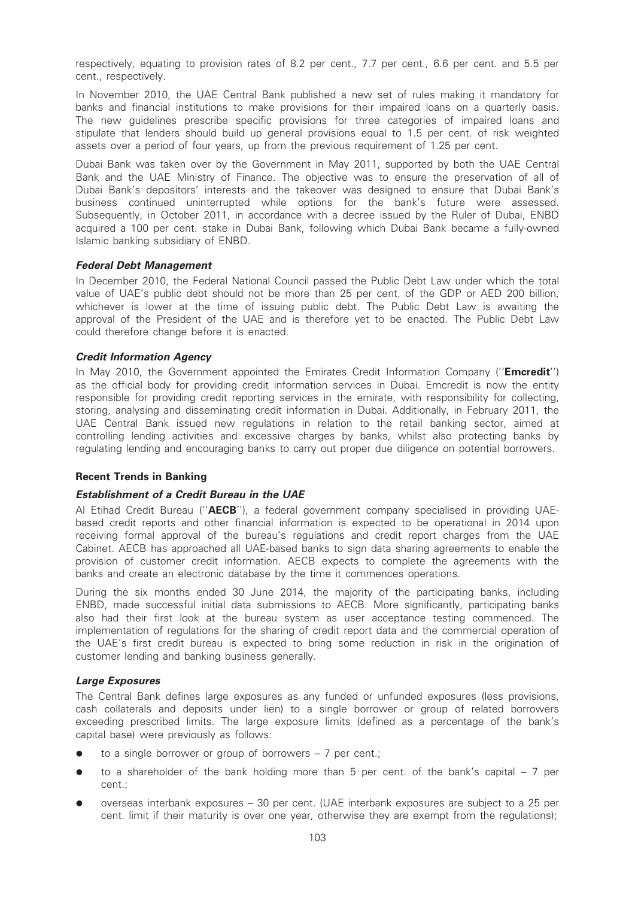respectively, equating to provision rates of 8.2 per cent., 7.7 per cent., 6.6 per cent. and 5.5 per cent., respectively.

In November 2010, the UAE Central Bank published a new set of rules making it mandatory for banks and financial institutions to make provisions for their impaired loans on a quarterly basis. The new guidelines prescribe specific provisions for three categories of impaired loans and stipulate that lenders should build up general provisions equal to 1.5 per cent. of risk weighted assets over a period of four years, up from the previous requirement of 1.25 per cent.

Dubai Bank was taken over by the Government in May 2011, supported by both the UAE Central Bank and the UAE Ministry of Finance. The objective was to ensure the preservation of all of Dubai Bank's depositors' interests and the takeover was designed to ensure that Dubai Bank's business continued uninterrupted while options for the bank's future were assessed. Subsequently, in October 2011, in accordance with a decree issued by the Ruler of Dubai, ENBD acquired a 100 per cent. stake in Dubai Bank, following which Dubai Bank became a fully-owned Islamic banking subsidiary of ENBD.

### *Federal Debt Management*

In December 2010, the Federal National Council passed the Public Debt Law under which the total value of UAE's public debt should not be more than 25 per cent. of the GDP or AED 200 billion, whichever is lower at the time of issuing public debt. The Public Debt Law is awaiting the approval of the President of the UAE and is therefore yet to be enacted. The Public Debt Law could therefore change before it is enacted.

### *Credit Information Agency*

In May 2010, the Government appointed the Emirates Credit Information Company (''**Emcredit**'') as the official body for providing credit information services in Dubai. Emcredit is now the entity responsible for providing credit reporting services in the emirate, with responsibility for collecting, storing, analysing and disseminating credit information in Dubai. Additionally, in February 2011, the UAE Central Bank issued new regulations in relation to the retail banking sector, aimed at controlling lending activities and excessive charges by banks, whilst also protecting banks by regulating lending and encouraging banks to carry out proper due diligence on potential borrowers.

## Recent Trends in Banking

### *Establishment of a Credit Bureau in the UAE*

Al Etihad Credit Bureau (''**AECB**''), a federal government company specialised in providing UAE-based credit reports and other financial information is expected to be operational in 2014 upon receiving formal approval of the bureau's regulations and credit report charges from the UAE Cabinet. AECB has approached all UAE-based banks to sign data sharing agreements to enable the provision of customer credit information. AECB expects to complete the agreements with the banks and create an electronic database by the time it commences operations.

During the six months ended 30 June 2014, the majority of the participating banks, including ENBD, made successful initial data submissions to AECB. More significantly, participating banks also had their first look at the bureau system as user acceptance testing commenced. The implementation of regulations for the sharing of credit report data and the commercial operation of the UAE's first credit bureau is expected to bring some reduction in risk in the origination of customer lending and banking business generally.

### *Large Exposures*

The Central Bank defines large exposures as any funded or unfunded exposures (less provisions, cash collaterals and deposits under lien) to a single borrower or group of related borrowers exceeding prescribed limits. The large exposure limits (defined as a percentage of the bank's capital base) were previously as follows:

- to a single borrower or group of borrowers – 7 per cent.;
- to a shareholder of the bank holding more than 5 per cent. of the bank's capital – 7 per cent.;
- overseas interbank exposures – 30 per cent. (UAE interbank exposures are subject to a 25 per cent. limit if their maturity is over one year, otherwise they are exempt from the regulations);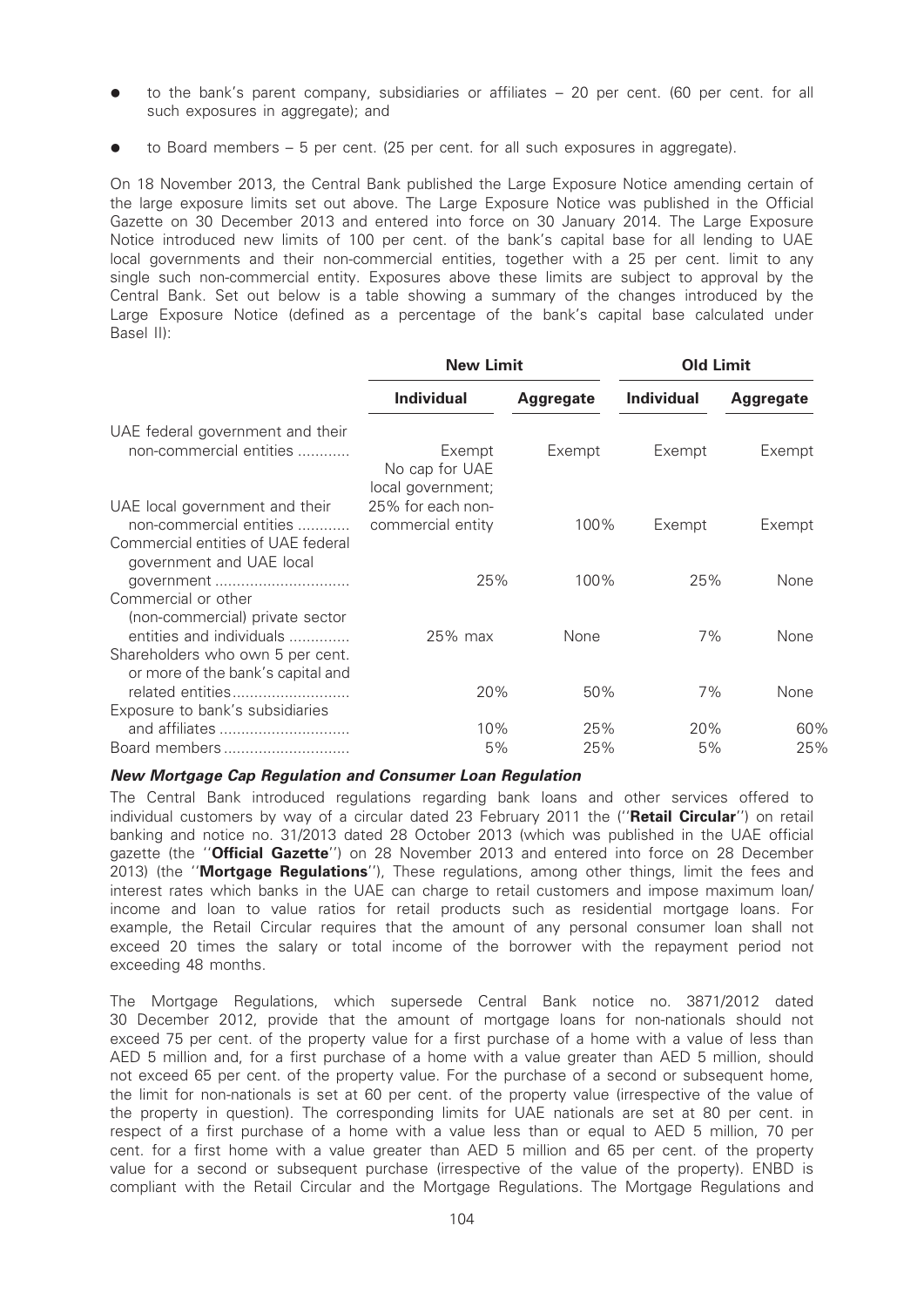- to the bank's parent company, subsidiaries or affiliates – 20 per cent. (60 per cent. for all such exposures in aggregate); and
- to Board members – 5 per cent. (25 per cent. for all such exposures in aggregate).

On 18 November 2013, the Central Bank published the Large Exposure Notice amending certain of the large exposure limits set out above. The Large Exposure Notice was published in the Official Gazette on 30 December 2013 and entered into force on 30 January 2014. The Large Exposure Notice introduced new limits of 100 per cent. of the bank's capital base for all lending to UAE local governments and their non-commercial entities, together with a 25 per cent. limit to any single such non-commercial entity. Exposures above these limits are subject to approval by the Central Bank. Set out below is a table showing a summary of the changes introduced by the Large Exposure Notice (defined as a percentage of the bank's capital base calculated under Basel II):

| | **New Limit** | | **Old Limit** | |
|---|---|---|---|---|
| | **Individual** | **Aggregate** | **Individual** | **Aggregate** |
| UAE federal government and their non-commercial entities ............ | Exempt | Exempt | Exempt | Exempt |
| UAE local government and their non-commercial entities ............ | No cap for UAE local government; 25% for each non-commercial entity | 100% | Exempt | Exempt |
| Commercial entities of UAE federal government and UAE local government .............................. | 25% | 100% | 25% | None |
| Commercial or other (non-commercial) private sector entities and individuals ............. | 25% max | None | 7% | None |
| Shareholders who own 5 per cent. or more of the bank's capital and related entities........................... | 20% | 50% | 7% | None |
| Exposure to bank's subsidiaries and affiliates ............................. | 10% | 25% | 20% | 60% |
| Board members............................ | 5% | 25% | 5% | 25% |

***New Mortgage Cap Regulation and Consumer Loan Regulation***

The Central Bank introduced regulations regarding bank loans and other services offered to individual customers by way of a circular dated 23 February 2011 the (''**Retail Circular**'') on retail banking and notice no. 31/2013 dated 28 October 2013 (which was published in the UAE official gazette (the ''**Official Gazette**'') on 28 November 2013 and entered into force on 28 December 2013) (the ''**Mortgage Regulations**''), These regulations, among other things, limit the fees and interest rates which banks in the UAE can charge to retail customers and impose maximum loan/ income and loan to value ratios for retail products such as residential mortgage loans. For example, the Retail Circular requires that the amount of any personal consumer loan shall not exceed 20 times the salary or total income of the borrower with the repayment period not exceeding 48 months.

The Mortgage Regulations, which supersede Central Bank notice no. 3871/2012 dated 30 December 2012, provide that the amount of mortgage loans for non-nationals should not exceed 75 per cent. of the property value for a first purchase of a home with a value of less than AED 5 million and, for a first purchase of a home with a value greater than AED 5 million, should not exceed 65 per cent. of the property value. For the purchase of a second or subsequent home, the limit for non-nationals is set at 60 per cent. of the property value (irrespective of the value of the property in question). The corresponding limits for UAE nationals are set at 80 per cent. in respect of a first purchase of a home with a value less than or equal to AED 5 million, 70 per cent. for a first home with a value greater than AED 5 million and 65 per cent. of the property value for a second or subsequent purchase (irrespective of the value of the property). ENBD is compliant with the Retail Circular and the Mortgage Regulations. The Mortgage Regulations and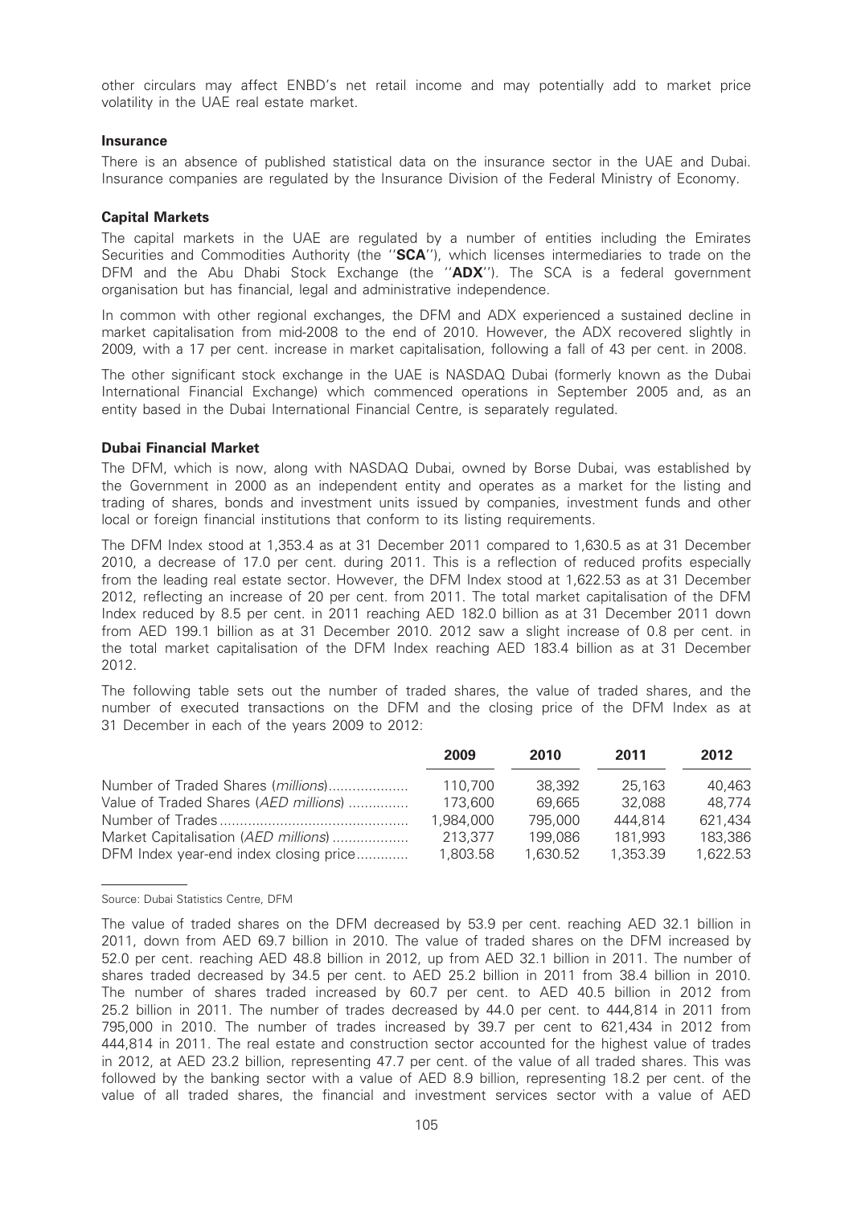other circulars may affect ENBD's net retail income and may potentially add to market price volatility in the UAE real estate market.

### Insurance

There is an absence of published statistical data on the insurance sector in the UAE and Dubai. Insurance companies are regulated by the Insurance Division of the Federal Ministry of Economy.

### Capital Markets

The capital markets in the UAE are regulated by a number of entities including the Emirates Securities and Commodities Authority (the "**SCA**"), which licenses intermediaries to trade on the DFM and the Abu Dhabi Stock Exchange (the "**ADX**"). The SCA is a federal government organisation but has financial, legal and administrative independence.

In common with other regional exchanges, the DFM and ADX experienced a sustained decline in market capitalisation from mid-2008 to the end of 2010. However, the ADX recovered slightly in 2009, with a 17 per cent. increase in market capitalisation, following a fall of 43 per cent. in 2008.

The other significant stock exchange in the UAE is NASDAQ Dubai (formerly known as the Dubai International Financial Exchange) which commenced operations in September 2005 and, as an entity based in the Dubai International Financial Centre, is separately regulated.

### Dubai Financial Market

The DFM, which is now, along with NASDAQ Dubai, owned by Borse Dubai, was established by the Government in 2000 as an independent entity and operates as a market for the listing and trading of shares, bonds and investment units issued by companies, investment funds and other local or foreign financial institutions that conform to its listing requirements.

The DFM Index stood at 1,353.4 as at 31 December 2011 compared to 1,630.5 as at 31 December 2010, a decrease of 17.0 per cent. during 2011. This is a reflection of reduced profits especially from the leading real estate sector. However, the DFM Index stood at 1,622.53 as at 31 December 2012, reflecting an increase of 20 per cent. from 2011. The total market capitalisation of the DFM Index reduced by 8.5 per cent. in 2011 reaching AED 182.0 billion as at 31 December 2011 down from AED 199.1 billion as at 31 December 2010. 2012 saw a slight increase of 0.8 per cent. in the total market capitalisation of the DFM Index reaching AED 183.4 billion as at 31 December 2012.

The following table sets out the number of traded shares, the value of traded shares, and the number of executed transactions on the DFM and the closing price of the DFM Index as at 31 December in each of the years 2009 to 2012:

| | 2009 | 2010 | 2011 | 2012 |
|---|---|---|---|---|
| Number of Traded Shares (*millions*) | 110,700 | 38,392 | 25,163 | 40,463 |
| Value of Traded Shares (*AED millions*) | 173,600 | 69,665 | 32,088 | 48,774 |
| Number of Trades | 1,984,000 | 795,000 | 444,814 | 621,434 |
| Market Capitalisation (*AED millions*) | 213,377 | 199,086 | 181,993 | 183,386 |
| DFM Index year-end index closing price | 1,803.58 | 1,630.52 | 1,353.39 | 1,622.53 |

Source: Dubai Statistics Centre, DFM

The value of traded shares on the DFM decreased by 53.9 per cent. reaching AED 32.1 billion in 2011, down from AED 69.7 billion in 2010. The value of traded shares on the DFM increased by 52.0 per cent. reaching AED 48.8 billion in 2012, up from AED 32.1 billion in 2011. The number of shares traded decreased by 34.5 per cent. to AED 25.2 billion in 2011 from 38.4 billion in 2010. The number of shares traded increased by 60.7 per cent. to AED 40.5 billion in 2012 from 25.2 billion in 2011. The number of trades decreased by 44.0 per cent. to 444,814 in 2011 from 795,000 in 2010. The number of trades increased by 39.7 per cent to 621,434 in 2012 from 444,814 in 2011. The real estate and construction sector accounted for the highest value of trades in 2012, at AED 23.2 billion, representing 47.7 per cent. of the value of all traded shares. This was followed by the banking sector with a value of AED 8.9 billion, representing 18.2 per cent. of the value of all traded shares, the financial and investment services sector with a value of AED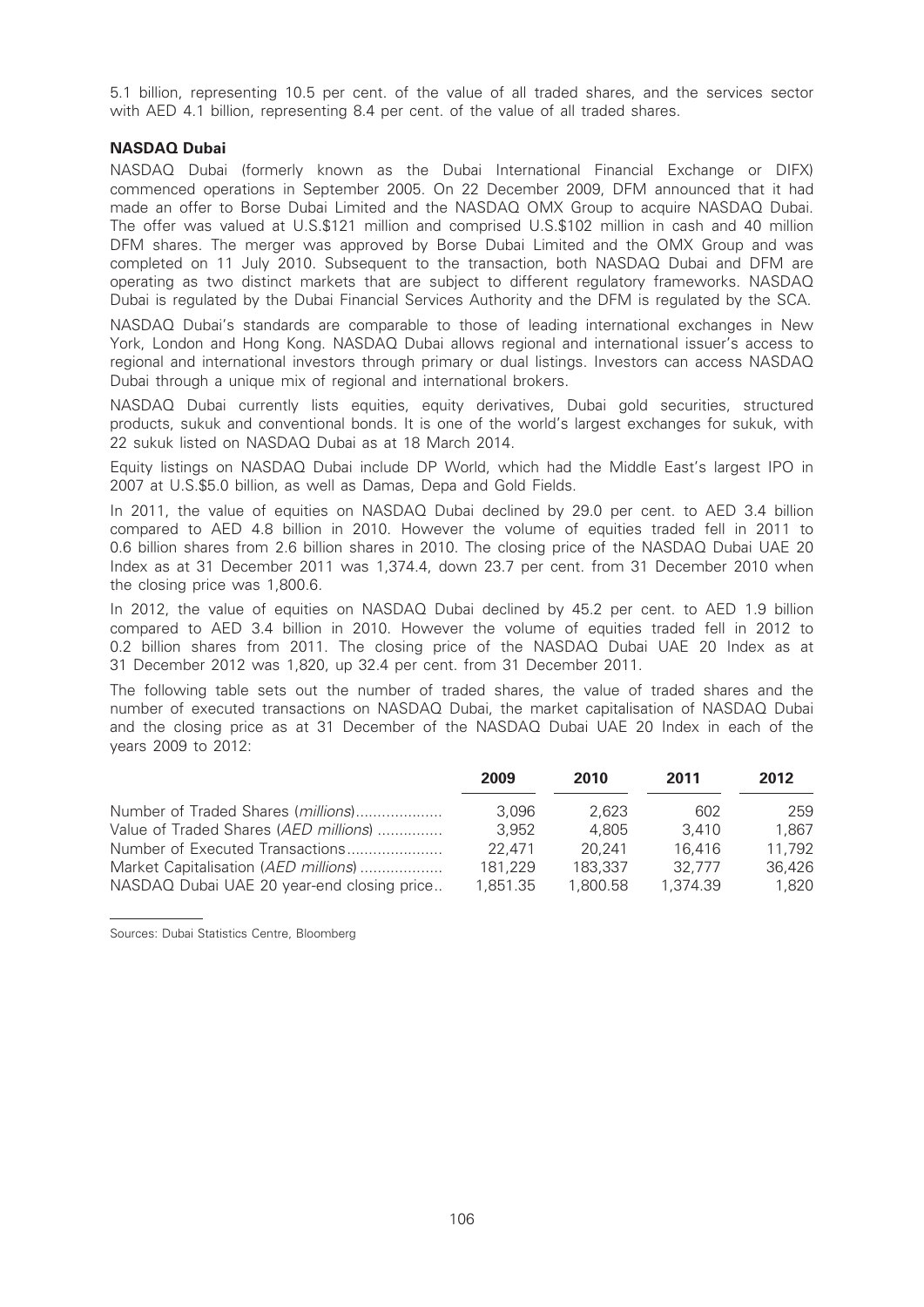5.1 billion, representing 10.5 per cent. of the value of all traded shares, and the services sector with AED 4.1 billion, representing 8.4 per cent. of the value of all traded shares.

**NASDAQ Dubai**

NASDAQ Dubai (formerly known as the Dubai International Financial Exchange or DIFX) commenced operations in September 2005. On 22 December 2009, DFM announced that it had made an offer to Borse Dubai Limited and the NASDAQ OMX Group to acquire NASDAQ Dubai. The offer was valued at U.S.$121 million and comprised U.S.$102 million in cash and 40 million DFM shares. The merger was approved by Borse Dubai Limited and the OMX Group and was completed on 11 July 2010. Subsequent to the transaction, both NASDAQ Dubai and DFM are operating as two distinct markets that are subject to different regulatory frameworks. NASDAQ Dubai is regulated by the Dubai Financial Services Authority and the DFM is regulated by the SCA.

NASDAQ Dubai's standards are comparable to those of leading international exchanges in New York, London and Hong Kong. NASDAQ Dubai allows regional and international issuer's access to regional and international investors through primary or dual listings. Investors can access NASDAQ Dubai through a unique mix of regional and international brokers.

NASDAQ Dubai currently lists equities, equity derivatives, Dubai gold securities, structured products, sukuk and conventional bonds. It is one of the world's largest exchanges for sukuk, with 22 sukuk listed on NASDAQ Dubai as at 18 March 2014.

Equity listings on NASDAQ Dubai include DP World, which had the Middle East's largest IPO in 2007 at U.S.$5.0 billion, as well as Damas, Depa and Gold Fields.

In 2011, the value of equities on NASDAQ Dubai declined by 29.0 per cent. to AED 3.4 billion compared to AED 4.8 billion in 2010. However the volume of equities traded fell in 2011 to 0.6 billion shares from 2.6 billion shares in 2010. The closing price of the NASDAQ Dubai UAE 20 Index as at 31 December 2011 was 1,374.4, down 23.7 per cent. from 31 December 2010 when the closing price was 1,800.6.

In 2012, the value of equities on NASDAQ Dubai declined by 45.2 per cent. to AED 1.9 billion compared to AED 3.4 billion in 2010. However the volume of equities traded fell in 2012 to 0.2 billion shares from 2011. The closing price of the NASDAQ Dubai UAE 20 Index as at 31 December 2012 was 1,820, up 32.4 per cent. from 31 December 2011.

The following table sets out the number of traded shares, the value of traded shares and the number of executed transactions on NASDAQ Dubai, the market capitalisation of NASDAQ Dubai and the closing price as at 31 December of the NASDAQ Dubai UAE 20 Index in each of the years 2009 to 2012:

| | 2009 | 2010 | 2011 | 2012 |
|---|---|---|---|---|
| Number of Traded Shares (*millions*) | 3,096 | 2,623 | 602 | 259 |
| Value of Traded Shares (*AED millions*) | 3,952 | 4,805 | 3,410 | 1,867 |
| Number of Executed Transactions | 22,471 | 20,241 | 16,416 | 11,792 |
| Market Capitalisation (*AED millions*) | 181,229 | 183,337 | 32,777 | 36,426 |
| NASDAQ Dubai UAE 20 year-end closing price | 1,851.35 | 1,800.58 | 1,374.39 | 1,820 |

Sources: Dubai Statistics Centre, Bloomberg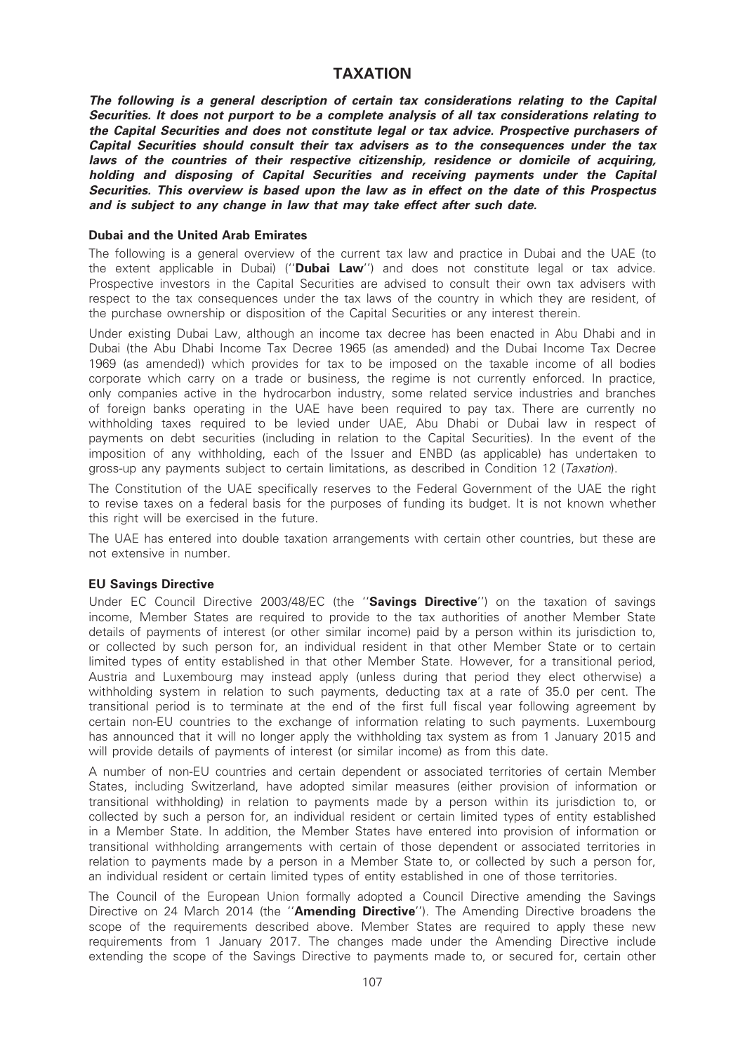# TAXATION

***The following is a general description of certain tax considerations relating to the Capital Securities. It does not purport to be a complete analysis of all tax considerations relating to the Capital Securities and does not constitute legal or tax advice. Prospective purchasers of Capital Securities should consult their tax advisers as to the consequences under the tax laws of the countries of their respective citizenship, residence or domicile of acquiring, holding and disposing of Capital Securities and receiving payments under the Capital Securities. This overview is based upon the law as in effect on the date of this Prospectus and is subject to any change in law that may take effect after such date.***

## Dubai and the United Arab Emirates

The following is a general overview of the current tax law and practice in Dubai and the UAE (to the extent applicable in Dubai) (''**Dubai Law**'') and does not constitute legal or tax advice. Prospective investors in the Capital Securities are advised to consult their own tax advisers with respect to the tax consequences under the tax laws of the country in which they are resident, of the purchase ownership or disposition of the Capital Securities or any interest therein.

Under existing Dubai Law, although an income tax decree has been enacted in Abu Dhabi and in Dubai (the Abu Dhabi Income Tax Decree 1965 (as amended) and the Dubai Income Tax Decree 1969 (as amended)) which provides for tax to be imposed on the taxable income of all bodies corporate which carry on a trade or business, the regime is not currently enforced. In practice, only companies active in the hydrocarbon industry, some related service industries and branches of foreign banks operating in the UAE have been required to pay tax. There are currently no withholding taxes required to be levied under UAE, Abu Dhabi or Dubai law in respect of payments on debt securities (including in relation to the Capital Securities). In the event of the imposition of any withholding, each of the Issuer and ENBD (as applicable) has undertaken to gross-up any payments subject to certain limitations, as described in Condition 12 (*Taxation*).

The Constitution of the UAE specifically reserves to the Federal Government of the UAE the right to revise taxes on a federal basis for the purposes of funding its budget. It is not known whether this right will be exercised in the future.

The UAE has entered into double taxation arrangements with certain other countries, but these are not extensive in number.

## EU Savings Directive

Under EC Council Directive 2003/48/EC (the ''**Savings Directive**'') on the taxation of savings income, Member States are required to provide to the tax authorities of another Member State details of payments of interest (or other similar income) paid by a person within its jurisdiction to, or collected by such person for, an individual resident in that other Member State or to certain limited types of entity established in that other Member State. However, for a transitional period, Austria and Luxembourg may instead apply (unless during that period they elect otherwise) a withholding system in relation to such payments, deducting tax at a rate of 35.0 per cent. The transitional period is to terminate at the end of the first full fiscal year following agreement by certain non-EU countries to the exchange of information relating to such payments. Luxembourg has announced that it will no longer apply the withholding tax system as from 1 January 2015 and will provide details of payments of interest (or similar income) as from this date.

A number of non-EU countries and certain dependent or associated territories of certain Member States, including Switzerland, have adopted similar measures (either provision of information or transitional withholding) in relation to payments made by a person within its jurisdiction to, or collected by such a person for, an individual resident or certain limited types of entity established in a Member State. In addition, the Member States have entered into provision of information or transitional withholding arrangements with certain of those dependent or associated territories in relation to payments made by a person in a Member State to, or collected by such a person for, an individual resident or certain limited types of entity established in one of those territories.

The Council of the European Union formally adopted a Council Directive amending the Savings Directive on 24 March 2014 (the ''**Amending Directive**''). The Amending Directive broadens the scope of the requirements described above. Member States are required to apply these new requirements from 1 January 2017. The changes made under the Amending Directive include extending the scope of the Savings Directive to payments made to, or secured for, certain other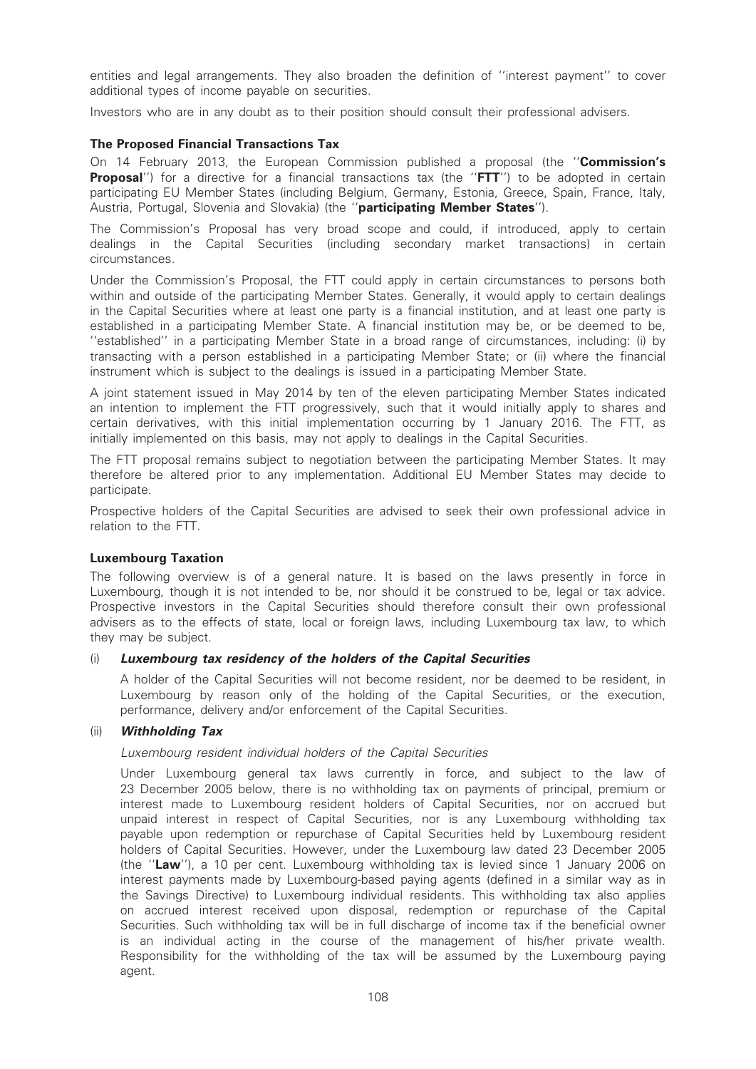entities and legal arrangements. They also broaden the definition of ''interest payment'' to cover additional types of income payable on securities.

Investors who are in any doubt as to their position should consult their professional advisers.

### The Proposed Financial Transactions Tax

On 14 February 2013, the European Commission published a proposal (the ''**Commission's Proposal**'') for a directive for a financial transactions tax (the ''**FTT**'') to be adopted in certain participating EU Member States (including Belgium, Germany, Estonia, Greece, Spain, France, Italy, Austria, Portugal, Slovenia and Slovakia) (the ''**participating Member States**'').

The Commission's Proposal has very broad scope and could, if introduced, apply to certain dealings in the Capital Securities (including secondary market transactions) in certain circumstances.

Under the Commission's Proposal, the FTT could apply in certain circumstances to persons both within and outside of the participating Member States. Generally, it would apply to certain dealings in the Capital Securities where at least one party is a financial institution, and at least one party is established in a participating Member State. A financial institution may be, or be deemed to be, ''established'' in a participating Member State in a broad range of circumstances, including: (i) by transacting with a person established in a participating Member State; or (ii) where the financial instrument which is subject to the dealings is issued in a participating Member State.

A joint statement issued in May 2014 by ten of the eleven participating Member States indicated an intention to implement the FTT progressively, such that it would initially apply to shares and certain derivatives, with this initial implementation occurring by 1 January 2016. The FTT, as initially implemented on this basis, may not apply to dealings in the Capital Securities.

The FTT proposal remains subject to negotiation between the participating Member States. It may therefore be altered prior to any implementation. Additional EU Member States may decide to participate.

Prospective holders of the Capital Securities are advised to seek their own professional advice in relation to the FTT.

### Luxembourg Taxation

The following overview is of a general nature. It is based on the laws presently in force in Luxembourg, though it is not intended to be, nor should it be construed to be, legal or tax advice. Prospective investors in the Capital Securities should therefore consult their own professional advisers as to the effects of state, local or foreign laws, including Luxembourg tax law, to which they may be subject.

#### (i) *Luxembourg tax residency of the holders of the Capital Securities*

A holder of the Capital Securities will not become resident, nor be deemed to be resident, in Luxembourg by reason only of the holding of the Capital Securities, or the execution, performance, delivery and/or enforcement of the Capital Securities.

#### (ii) *Withholding Tax*

*Luxembourg resident individual holders of the Capital Securities*

Under Luxembourg general tax laws currently in force, and subject to the law of 23 December 2005 below, there is no withholding tax on payments of principal, premium or interest made to Luxembourg resident holders of Capital Securities, nor on accrued but unpaid interest in respect of Capital Securities, nor is any Luxembourg withholding tax payable upon redemption or repurchase of Capital Securities held by Luxembourg resident holders of Capital Securities. However, under the Luxembourg law dated 23 December 2005 (the ''**Law**''), a 10 per cent. Luxembourg withholding tax is levied since 1 January 2006 on interest payments made by Luxembourg-based paying agents (defined in a similar way as in the Savings Directive) to Luxembourg individual residents. This withholding tax also applies on accrued interest received upon disposal, redemption or repurchase of the Capital Securities. Such withholding tax will be in full discharge of income tax if the beneficial owner is an individual acting in the course of the management of his/her private wealth. Responsibility for the withholding of the tax will be assumed by the Luxembourg paying agent.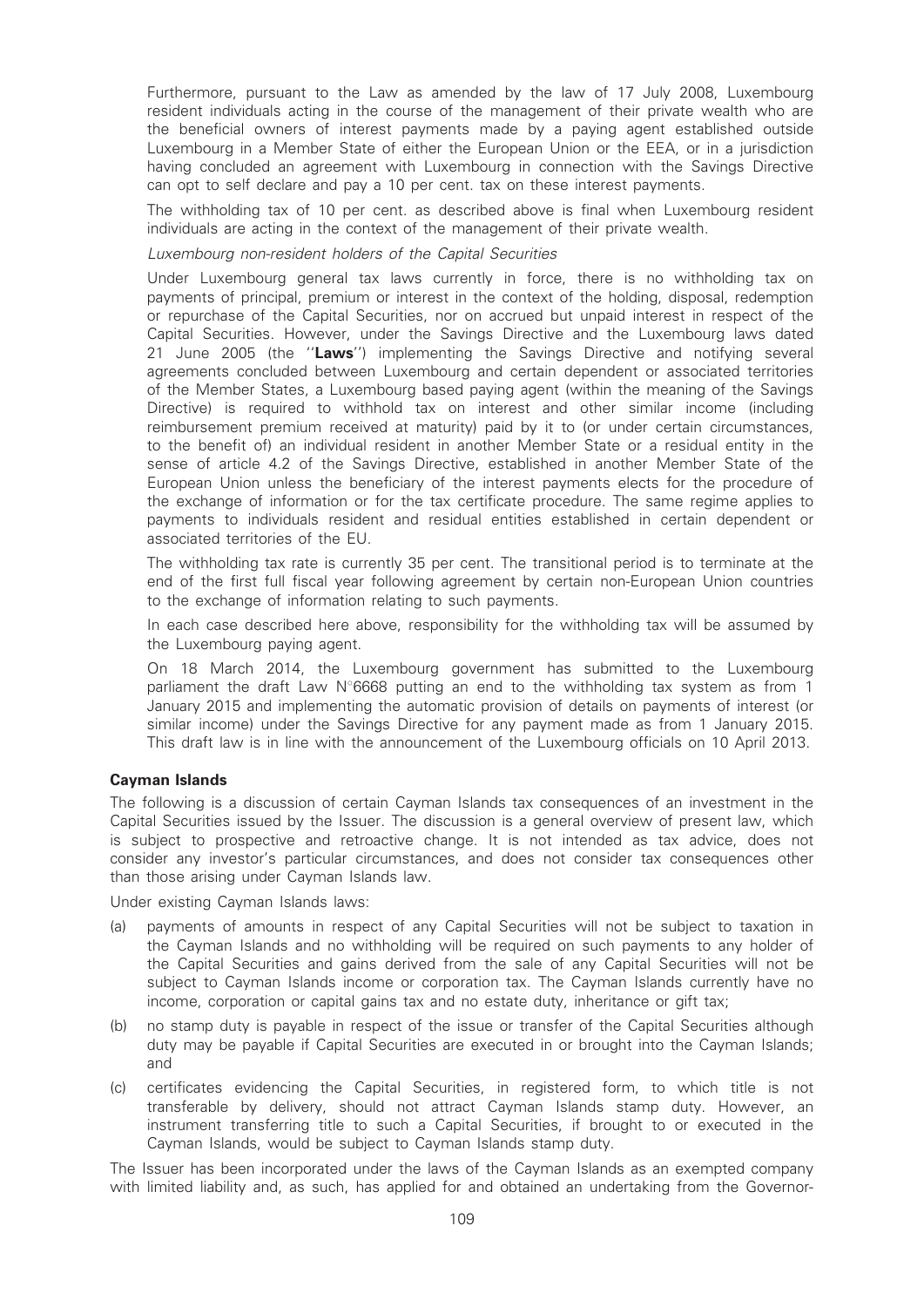Furthermore, pursuant to the Law as amended by the law of 17 July 2008, Luxembourg resident individuals acting in the course of the management of their private wealth who are the beneficial owners of interest payments made by a paying agent established outside Luxembourg in a Member State of either the European Union or the EEA, or in a jurisdiction having concluded an agreement with Luxembourg in connection with the Savings Directive can opt to self declare and pay a 10 per cent. tax on these interest payments.

The withholding tax of 10 per cent. as described above is final when Luxembourg resident individuals are acting in the context of the management of their private wealth.

*Luxembourg non-resident holders of the Capital Securities*

Under Luxembourg general tax laws currently in force, there is no withholding tax on payments of principal, premium or interest in the context of the holding, disposal, redemption or repurchase of the Capital Securities, nor on accrued but unpaid interest in respect of the Capital Securities. However, under the Savings Directive and the Luxembourg laws dated 21 June 2005 (the ''**Laws**'') implementing the Savings Directive and notifying several agreements concluded between Luxembourg and certain dependent or associated territories of the Member States, a Luxembourg based paying agent (within the meaning of the Savings Directive) is required to withhold tax on interest and other similar income (including reimbursement premium received at maturity) paid by it to (or under certain circumstances, to the benefit of) an individual resident in another Member State or a residual entity in the sense of article 4.2 of the Savings Directive, established in another Member State of the European Union unless the beneficiary of the interest payments elects for the procedure of the exchange of information or for the tax certificate procedure. The same regime applies to payments to individuals resident and residual entities established in certain dependent or associated territories of the EU.

The withholding tax rate is currently 35 per cent. The transitional period is to terminate at the end of the first full fiscal year following agreement by certain non-European Union countries to the exchange of information relating to such payments.

In each case described here above, responsibility for the withholding tax will be assumed by the Luxembourg paying agent.

On 18 March 2014, the Luxembourg government has submitted to the Luxembourg parliament the draft Law N°6668 putting an end to the withholding tax system as from 1 January 2015 and implementing the automatic provision of details on payments of interest (or similar income) under the Savings Directive for any payment made as from 1 January 2015. This draft law is in line with the announcement of the Luxembourg officials on 10 April 2013.

**Cayman Islands**

The following is a discussion of certain Cayman Islands tax consequences of an investment in the Capital Securities issued by the Issuer. The discussion is a general overview of present law, which is subject to prospective and retroactive change. It is not intended as tax advice, does not consider any investor's particular circumstances, and does not consider tax consequences other than those arising under Cayman Islands law.

Under existing Cayman Islands laws:

(a) payments of amounts in respect of any Capital Securities will not be subject to taxation in the Cayman Islands and no withholding will be required on such payments to any holder of the Capital Securities and gains derived from the sale of any Capital Securities will not be subject to Cayman Islands income or corporation tax. The Cayman Islands currently have no income, corporation or capital gains tax and no estate duty, inheritance or gift tax;

(b) no stamp duty is payable in respect of the issue or transfer of the Capital Securities although duty may be payable if Capital Securities are executed in or brought into the Cayman Islands; and

(c) certificates evidencing the Capital Securities, in registered form, to which title is not transferable by delivery, should not attract Cayman Islands stamp duty. However, an instrument transferring title to such a Capital Securities, if brought to or executed in the Cayman Islands, would be subject to Cayman Islands stamp duty.

The Issuer has been incorporated under the laws of the Cayman Islands as an exempted company with limited liability and, as such, has applied for and obtained an undertaking from the Governor-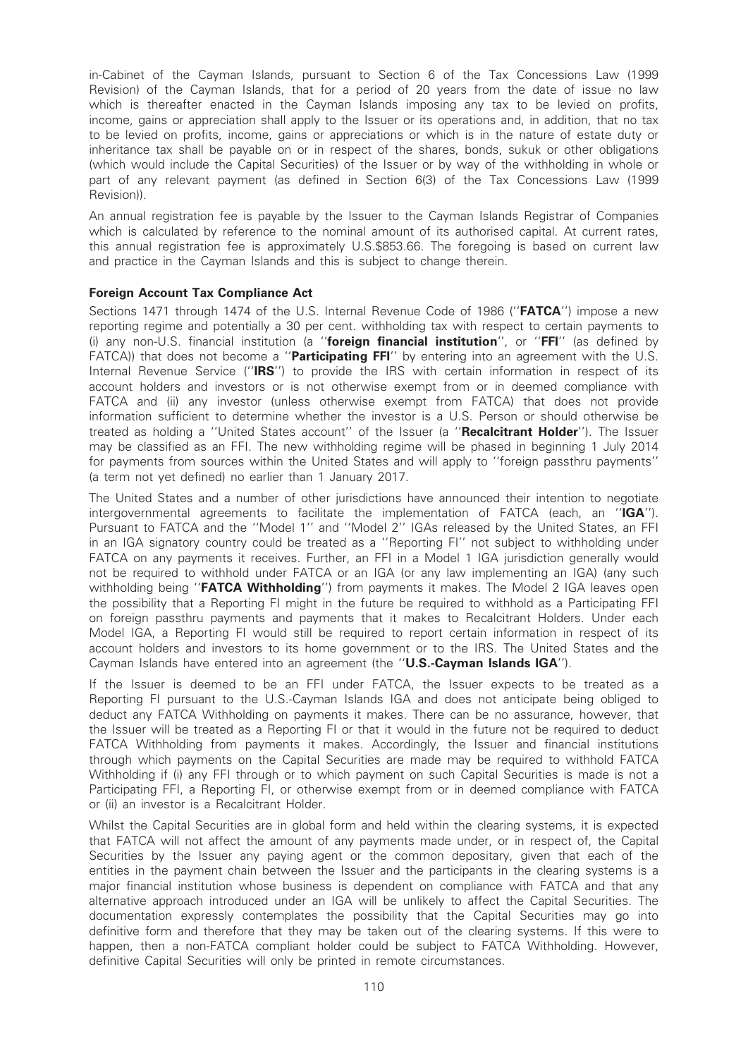in-Cabinet of the Cayman Islands, pursuant to Section 6 of the Tax Concessions Law (1999 Revision) of the Cayman Islands, that for a period of 20 years from the date of issue no law which is thereafter enacted in the Cayman Islands imposing any tax to be levied on profits, income, gains or appreciation shall apply to the Issuer or its operations and, in addition, that no tax to be levied on profits, income, gains or appreciations or which is in the nature of estate duty or inheritance tax shall be payable on or in respect of the shares, bonds, sukuk or other obligations (which would include the Capital Securities) of the Issuer or by way of the withholding in whole or part of any relevant payment (as defined in Section 6(3) of the Tax Concessions Law (1999 Revision)).

An annual registration fee is payable by the Issuer to the Cayman Islands Registrar of Companies which is calculated by reference to the nominal amount of its authorised capital. At current rates, this annual registration fee is approximately U.S.$853.66. The foregoing is based on current law and practice in the Cayman Islands and this is subject to change therein.

### Foreign Account Tax Compliance Act

Sections 1471 through 1474 of the U.S. Internal Revenue Code of 1986 (''**FATCA**'') impose a new reporting regime and potentially a 30 per cent. withholding tax with respect to certain payments to (i) any non-U.S. financial institution (a ''**foreign financial institution**'', or ''**FFI**'' (as defined by FATCA)) that does not become a ''**Participating FFI**'' by entering into an agreement with the U.S. Internal Revenue Service (''**IRS**'') to provide the IRS with certain information in respect of its account holders and investors or is not otherwise exempt from or in deemed compliance with FATCA and (ii) any investor (unless otherwise exempt from FATCA) that does not provide information sufficient to determine whether the investor is a U.S. Person or should otherwise be treated as holding a ''United States account'' of the Issuer (a ''**Recalcitrant Holder**''). The Issuer may be classified as an FFI. The new withholding regime will be phased in beginning 1 July 2014 for payments from sources within the United States and will apply to ''foreign passthru payments'' (a term not yet defined) no earlier than 1 January 2017.

The United States and a number of other jurisdictions have announced their intention to negotiate intergovernmental agreements to facilitate the implementation of FATCA (each, an ''**IGA**''). Pursuant to FATCA and the ''Model 1'' and ''Model 2'' IGAs released by the United States, an FFI in an IGA signatory country could be treated as a ''Reporting FI'' not subject to withholding under FATCA on any payments it receives. Further, an FFI in a Model 1 IGA jurisdiction generally would not be required to withhold under FATCA or an IGA (or any law implementing an IGA) (any such withholding being ''**FATCA Withholding**'') from payments it makes. The Model 2 IGA leaves open the possibility that a Reporting FI might in the future be required to withhold as a Participating FFI on foreign passthru payments and payments that it makes to Recalcitrant Holders. Under each Model IGA, a Reporting FI would still be required to report certain information in respect of its account holders and investors to its home government or to the IRS. The United States and the Cayman Islands have entered into an agreement (the ''**U.S.-Cayman Islands IGA**'').

If the Issuer is deemed to be an FFI under FATCA, the Issuer expects to be treated as a Reporting FI pursuant to the U.S.-Cayman Islands IGA and does not anticipate being obliged to deduct any FATCA Withholding on payments it makes. There can be no assurance, however, that the Issuer will be treated as a Reporting FI or that it would in the future not be required to deduct FATCA Withholding from payments it makes. Accordingly, the Issuer and financial institutions through which payments on the Capital Securities are made may be required to withhold FATCA Withholding if (i) any FFI through or to which payment on such Capital Securities is made is not a Participating FFI, a Reporting FI, or otherwise exempt from or in deemed compliance with FATCA or (ii) an investor is a Recalcitrant Holder.

Whilst the Capital Securities are in global form and held within the clearing systems, it is expected that FATCA will not affect the amount of any payments made under, or in respect of, the Capital Securities by the Issuer any paying agent or the common depositary, given that each of the entities in the payment chain between the Issuer and the participants in the clearing systems is a major financial institution whose business is dependent on compliance with FATCA and that any alternative approach introduced under an IGA will be unlikely to affect the Capital Securities. The documentation expressly contemplates the possibility that the Capital Securities may go into definitive form and therefore that they may be taken out of the clearing systems. If this were to happen, then a non-FATCA compliant holder could be subject to FATCA Withholding. However, definitive Capital Securities will only be printed in remote circumstances.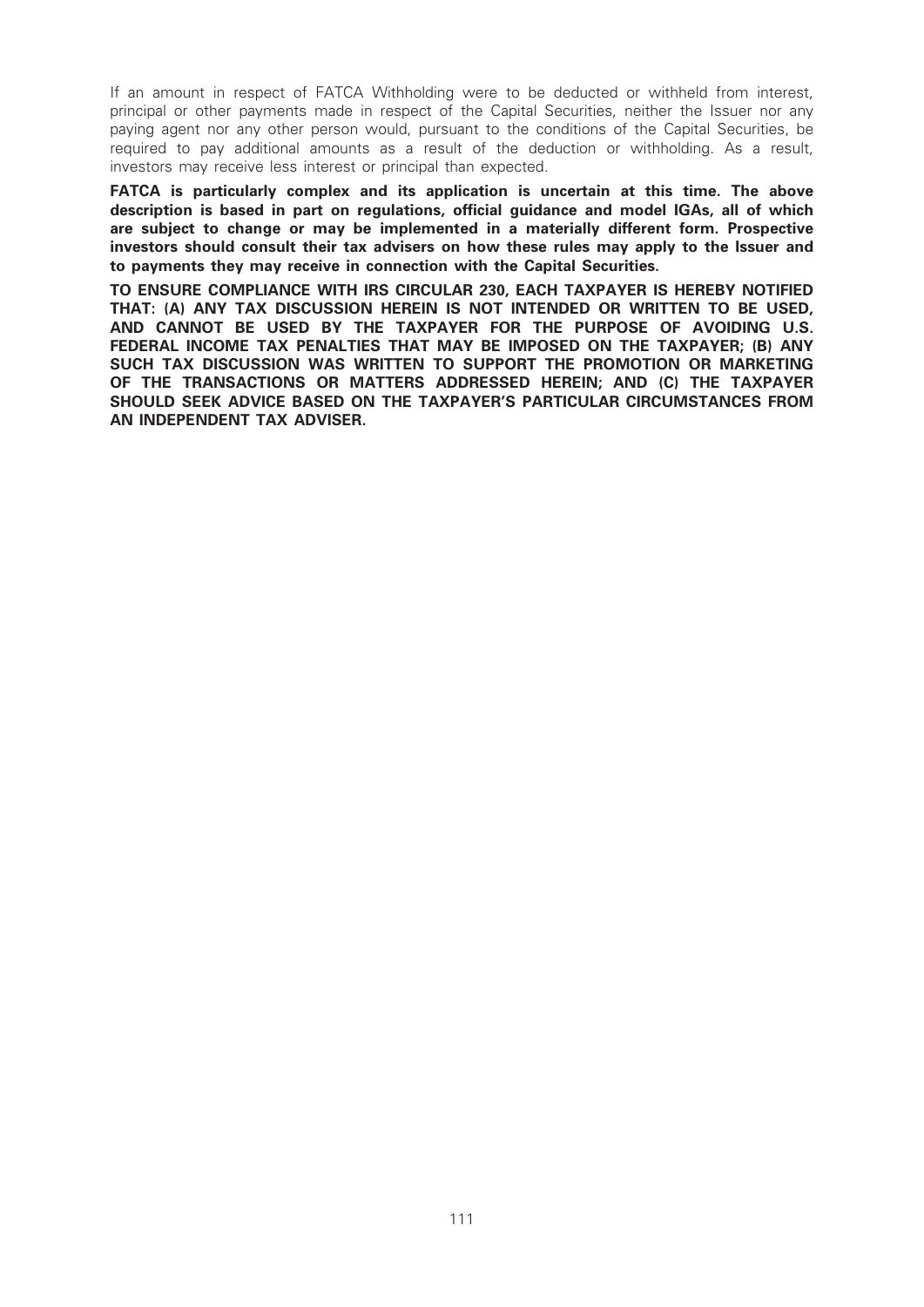If an amount in respect of FATCA Withholding were to be deducted or withheld from interest, principal or other payments made in respect of the Capital Securities, neither the Issuer nor any paying agent nor any other person would, pursuant to the conditions of the Capital Securities, be required to pay additional amounts as a result of the deduction or withholding. As a result, investors may receive less interest or principal than expected.

**FATCA is particularly complex and its application is uncertain at this time. The above description is based in part on regulations, official guidance and model IGAs, all of which are subject to change or may be implemented in a materially different form. Prospective investors should consult their tax advisers on how these rules may apply to the Issuer and to payments they may receive in connection with the Capital Securities.**

**TO ENSURE COMPLIANCE WITH IRS CIRCULAR 230, EACH TAXPAYER IS HEREBY NOTIFIED THAT: (A) ANY TAX DISCUSSION HEREIN IS NOT INTENDED OR WRITTEN TO BE USED, AND CANNOT BE USED BY THE TAXPAYER FOR THE PURPOSE OF AVOIDING U.S. FEDERAL INCOME TAX PENALTIES THAT MAY BE IMPOSED ON THE TAXPAYER; (B) ANY SUCH TAX DISCUSSION WAS WRITTEN TO SUPPORT THE PROMOTION OR MARKETING OF THE TRANSACTIONS OR MATTERS ADDRESSED HEREIN; AND (C) THE TAXPAYER SHOULD SEEK ADVICE BASED ON THE TAXPAYER'S PARTICULAR CIRCUMSTANCES FROM AN INDEPENDENT TAX ADVISER.**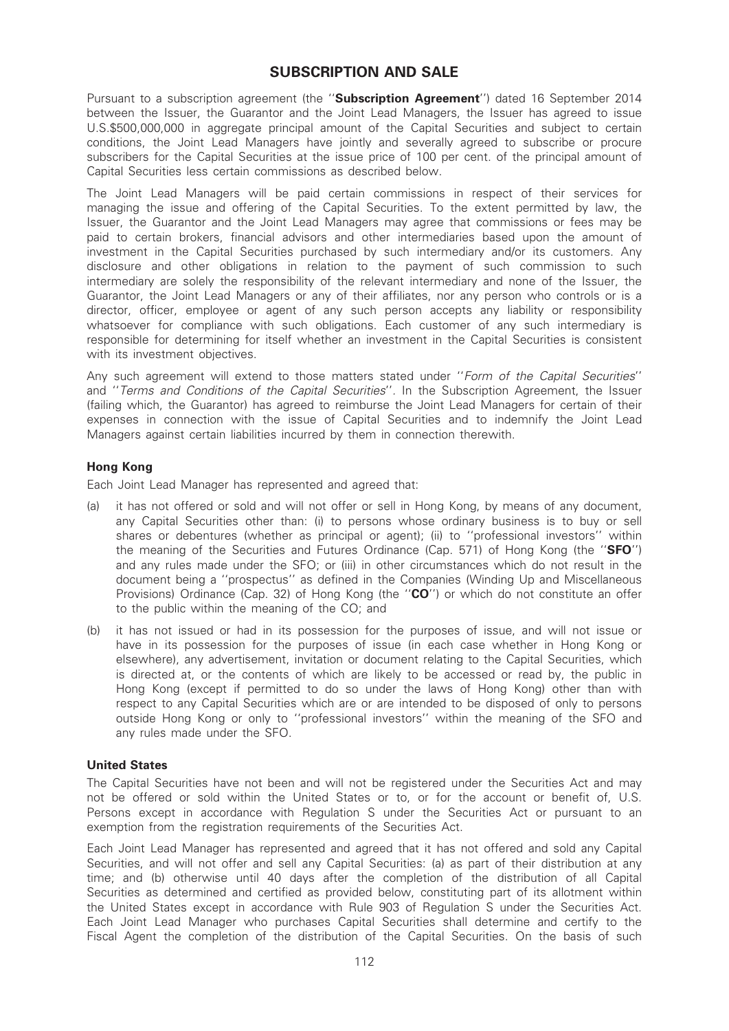# SUBSCRIPTION AND SALE

Pursuant to a subscription agreement (the "**Subscription Agreement**") dated 16 September 2014 between the Issuer, the Guarantor and the Joint Lead Managers, the Issuer has agreed to issue U.S.$500,000,000 in aggregate principal amount of the Capital Securities and subject to certain conditions, the Joint Lead Managers have jointly and severally agreed to subscribe or procure subscribers for the Capital Securities at the issue price of 100 per cent. of the principal amount of Capital Securities less certain commissions as described below.

The Joint Lead Managers will be paid certain commissions in respect of their services for managing the issue and offering of the Capital Securities. To the extent permitted by law, the Issuer, the Guarantor and the Joint Lead Managers may agree that commissions or fees may be paid to certain brokers, financial advisors and other intermediaries based upon the amount of investment in the Capital Securities purchased by such intermediary and/or its customers. Any disclosure and other obligations in relation to the payment of such commission to such intermediary are solely the responsibility of the relevant intermediary and none of the Issuer, the Guarantor, the Joint Lead Managers or any of their affiliates, nor any person who controls or is a director, officer, employee or agent of any such person accepts any liability or responsibility whatsoever for compliance with such obligations. Each customer of any such intermediary is responsible for determining for itself whether an investment in the Capital Securities is consistent with its investment objectives.

Any such agreement will extend to those matters stated under "*Form of the Capital Securities*" and "*Terms and Conditions of the Capital Securities*". In the Subscription Agreement, the Issuer (failing which, the Guarantor) has agreed to reimburse the Joint Lead Managers for certain of their expenses in connection with the issue of Capital Securities and to indemnify the Joint Lead Managers against certain liabilities incurred by them in connection therewith.

### Hong Kong

Each Joint Lead Manager has represented and agreed that:

(a) it has not offered or sold and will not offer or sell in Hong Kong, by means of any document, any Capital Securities other than: (i) to persons whose ordinary business is to buy or sell shares or debentures (whether as principal or agent); (ii) to "professional investors" within the meaning of the Securities and Futures Ordinance (Cap. 571) of Hong Kong (the "**SFO**") and any rules made under the SFO; or (iii) in other circumstances which do not result in the document being a "prospectus" as defined in the Companies (Winding Up and Miscellaneous Provisions) Ordinance (Cap. 32) of Hong Kong (the "**CO**") or which do not constitute an offer to the public within the meaning of the CO; and

(b) it has not issued or had in its possession for the purposes of issue, and will not issue or have in its possession for the purposes of issue (in each case whether in Hong Kong or elsewhere), any advertisement, invitation or document relating to the Capital Securities, which is directed at, or the contents of which are likely to be accessed or read by, the public in Hong Kong (except if permitted to do so under the laws of Hong Kong) other than with respect to any Capital Securities which are or are intended to be disposed of only to persons outside Hong Kong or only to "professional investors" within the meaning of the SFO and any rules made under the SFO.

### United States

The Capital Securities have not been and will not be registered under the Securities Act and may not be offered or sold within the United States or to, or for the account or benefit of, U.S. Persons except in accordance with Regulation S under the Securities Act or pursuant to an exemption from the registration requirements of the Securities Act.

Each Joint Lead Manager has represented and agreed that it has not offered and sold any Capital Securities, and will not offer and sell any Capital Securities: (a) as part of their distribution at any time; and (b) otherwise until 40 days after the completion of the distribution of all Capital Securities as determined and certified as provided below, constituting part of its allotment within the United States except in accordance with Rule 903 of Regulation S under the Securities Act. Each Joint Lead Manager who purchases Capital Securities shall determine and certify to the Fiscal Agent the completion of the distribution of the Capital Securities. On the basis of such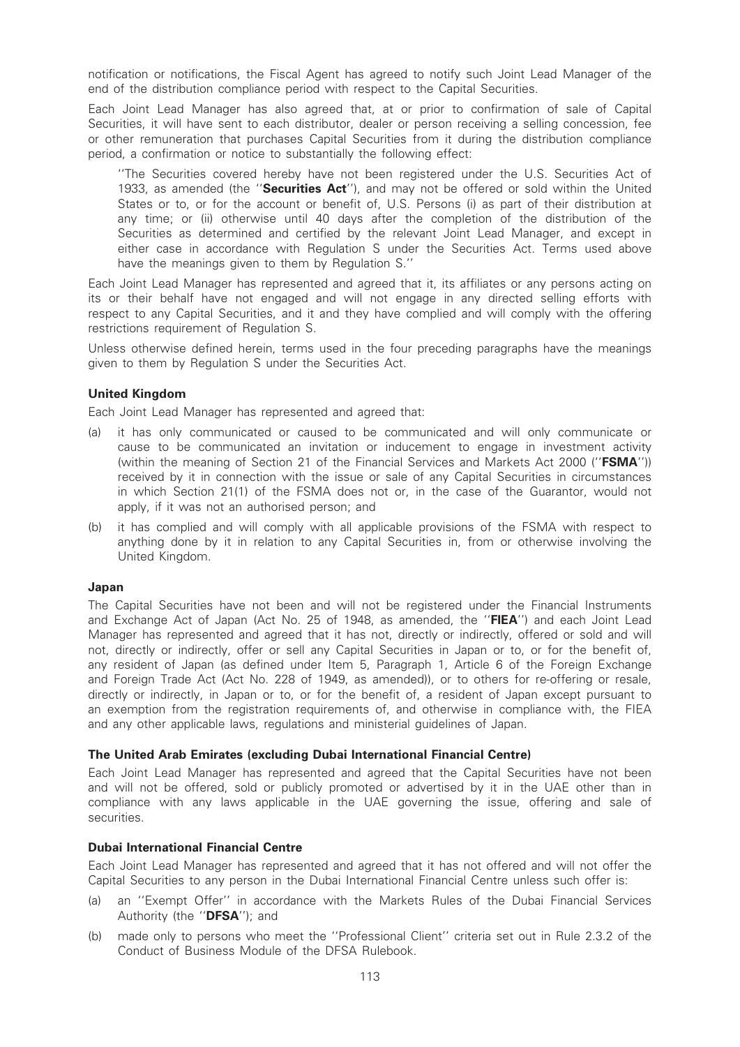notification or notifications, the Fiscal Agent has agreed to notify such Joint Lead Manager of the end of the distribution compliance period with respect to the Capital Securities.

Each Joint Lead Manager has also agreed that, at or prior to confirmation of sale of Capital Securities, it will have sent to each distributor, dealer or person receiving a selling concession, fee or other remuneration that purchases Capital Securities from it during the distribution compliance period, a confirmation or notice to substantially the following effect:

> ''The Securities covered hereby have not been registered under the U.S. Securities Act of 1933, as amended (the ''**Securities Act**''), and may not be offered or sold within the United States or to, or for the account or benefit of, U.S. Persons (i) as part of their distribution at any time; or (ii) otherwise until 40 days after the completion of the distribution of the Securities as determined and certified by the relevant Joint Lead Manager, and except in either case in accordance with Regulation S under the Securities Act. Terms used above have the meanings given to them by Regulation S.''

Each Joint Lead Manager has represented and agreed that it, its affiliates or any persons acting on its or their behalf have not engaged and will not engage in any directed selling efforts with respect to any Capital Securities, and it and they have complied and will comply with the offering restrictions requirement of Regulation S.

Unless otherwise defined herein, terms used in the four preceding paragraphs have the meanings given to them by Regulation S under the Securities Act.

**United Kingdom**

Each Joint Lead Manager has represented and agreed that:

(a) it has only communicated or caused to be communicated and will only communicate or cause to be communicated an invitation or inducement to engage in investment activity (within the meaning of Section 21 of the Financial Services and Markets Act 2000 (''**FSMA**'')) received by it in connection with the issue or sale of any Capital Securities in circumstances in which Section 21(1) of the FSMA does not or, in the case of the Guarantor, would not apply, if it was not an authorised person; and

(b) it has complied and will comply with all applicable provisions of the FSMA with respect to anything done by it in relation to any Capital Securities in, from or otherwise involving the United Kingdom.

**Japan**

The Capital Securities have not been and will not be registered under the Financial Instruments and Exchange Act of Japan (Act No. 25 of 1948, as amended, the ''**FIEA**'') and each Joint Lead Manager has represented and agreed that it has not, directly or indirectly, offered or sold and will not, directly or indirectly, offer or sell any Capital Securities in Japan or to, or for the benefit of, any resident of Japan (as defined under Item 5, Paragraph 1, Article 6 of the Foreign Exchange and Foreign Trade Act (Act No. 228 of 1949, as amended)), or to others for re-offering or resale, directly or indirectly, in Japan or to, or for the benefit of, a resident of Japan except pursuant to an exemption from the registration requirements of, and otherwise in compliance with, the FIEA and any other applicable laws, regulations and ministerial guidelines of Japan.

**The United Arab Emirates (excluding Dubai International Financial Centre)**

Each Joint Lead Manager has represented and agreed that the Capital Securities have not been and will not be offered, sold or publicly promoted or advertised by it in the UAE other than in compliance with any laws applicable in the UAE governing the issue, offering and sale of securities.

**Dubai International Financial Centre**

Each Joint Lead Manager has represented and agreed that it has not offered and will not offer the Capital Securities to any person in the Dubai International Financial Centre unless such offer is:

(a) an ''Exempt Offer'' in accordance with the Markets Rules of the Dubai Financial Services Authority (the ''**DFSA**''); and

(b) made only to persons who meet the ''Professional Client'' criteria set out in Rule 2.3.2 of the Conduct of Business Module of the DFSA Rulebook.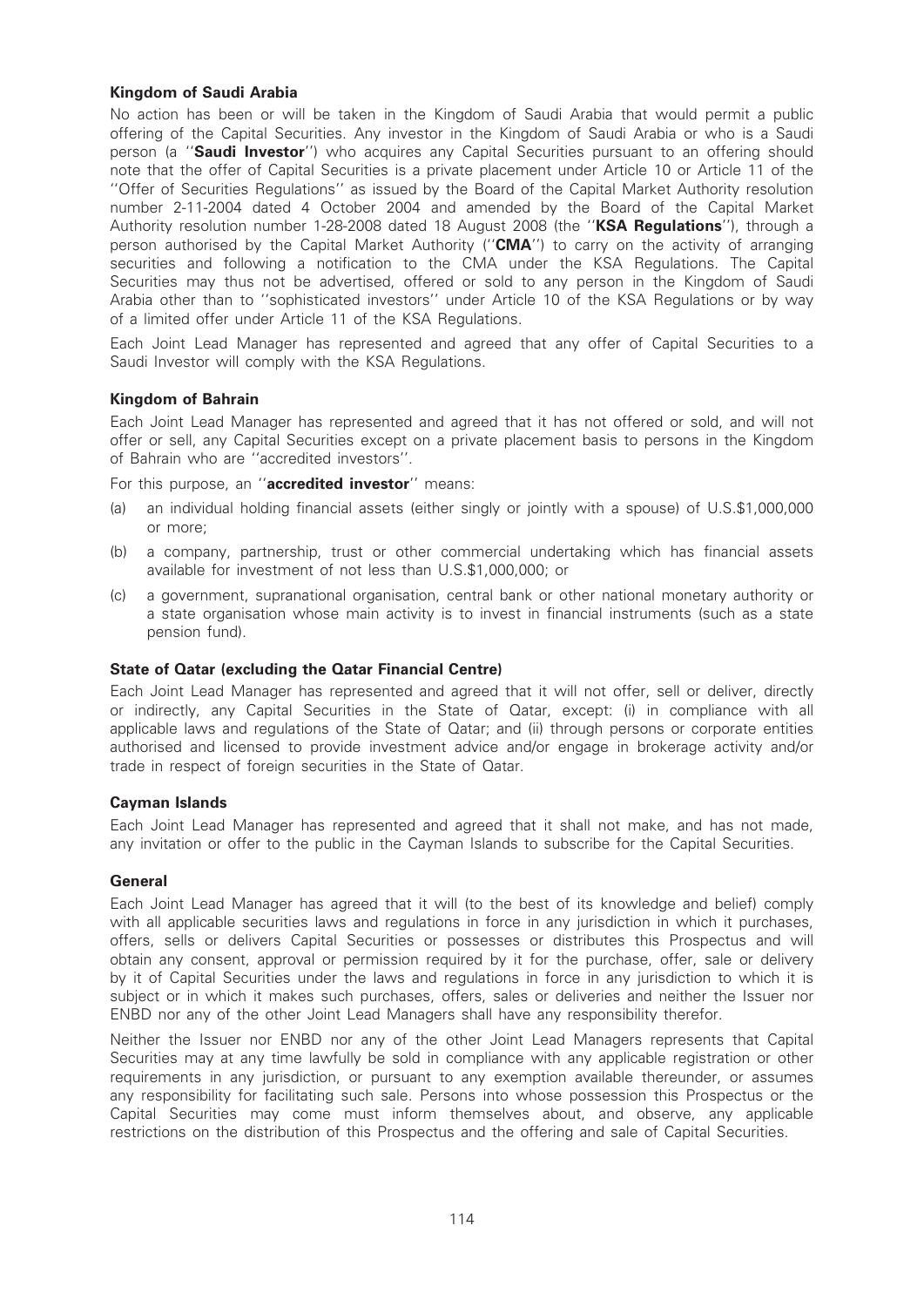### Kingdom of Saudi Arabia

No action has been or will be taken in the Kingdom of Saudi Arabia that would permit a public offering of the Capital Securities. Any investor in the Kingdom of Saudi Arabia or who is a Saudi person (a ''**Saudi Investor**'') who acquires any Capital Securities pursuant to an offering should note that the offer of Capital Securities is a private placement under Article 10 or Article 11 of the ''Offer of Securities Regulations'' as issued by the Board of the Capital Market Authority resolution number 2-11-2004 dated 4 October 2004 and amended by the Board of the Capital Market Authority resolution number 1-28-2008 dated 18 August 2008 (the ''**KSA Regulations**''), through a person authorised by the Capital Market Authority (''**CMA**'') to carry on the activity of arranging securities and following a notification to the CMA under the KSA Regulations. The Capital Securities may thus not be advertised, offered or sold to any person in the Kingdom of Saudi Arabia other than to ''sophisticated investors'' under Article 10 of the KSA Regulations or by way of a limited offer under Article 11 of the KSA Regulations.

Each Joint Lead Manager has represented and agreed that any offer of Capital Securities to a Saudi Investor will comply with the KSA Regulations.

### Kingdom of Bahrain

Each Joint Lead Manager has represented and agreed that it has not offered or sold, and will not offer or sell, any Capital Securities except on a private placement basis to persons in the Kingdom of Bahrain who are ''accredited investors''.

For this purpose, an ''**accredited investor**'' means:

(a) an individual holding financial assets (either singly or jointly with a spouse) of U.S.$1,000,000 or more;

(b) a company, partnership, trust or other commercial undertaking which has financial assets available for investment of not less than U.S.$1,000,000; or

(c) a government, supranational organisation, central bank or other national monetary authority or a state organisation whose main activity is to invest in financial instruments (such as a state pension fund).

### State of Qatar (excluding the Qatar Financial Centre)

Each Joint Lead Manager has represented and agreed that it will not offer, sell or deliver, directly or indirectly, any Capital Securities in the State of Qatar, except: (i) in compliance with all applicable laws and regulations of the State of Qatar; and (ii) through persons or corporate entities authorised and licensed to provide investment advice and/or engage in brokerage activity and/or trade in respect of foreign securities in the State of Qatar.

### Cayman Islands

Each Joint Lead Manager has represented and agreed that it shall not make, and has not made, any invitation or offer to the public in the Cayman Islands to subscribe for the Capital Securities.

### General

Each Joint Lead Manager has agreed that it will (to the best of its knowledge and belief) comply with all applicable securities laws and regulations in force in any jurisdiction in which it purchases, offers, sells or delivers Capital Securities or possesses or distributes this Prospectus and will obtain any consent, approval or permission required by it for the purchase, offer, sale or delivery by it of Capital Securities under the laws and regulations in force in any jurisdiction to which it is subject or in which it makes such purchases, offers, sales or deliveries and neither the Issuer nor ENBD nor any of the other Joint Lead Managers shall have any responsibility therefor.

Neither the Issuer nor ENBD nor any of the other Joint Lead Managers represents that Capital Securities may at any time lawfully be sold in compliance with any applicable registration or other requirements in any jurisdiction, or pursuant to any exemption available thereunder, or assumes any responsibility for facilitating such sale. Persons into whose possession this Prospectus or the Capital Securities may come must inform themselves about, and observe, any applicable restrictions on the distribution of this Prospectus and the offering and sale of Capital Securities.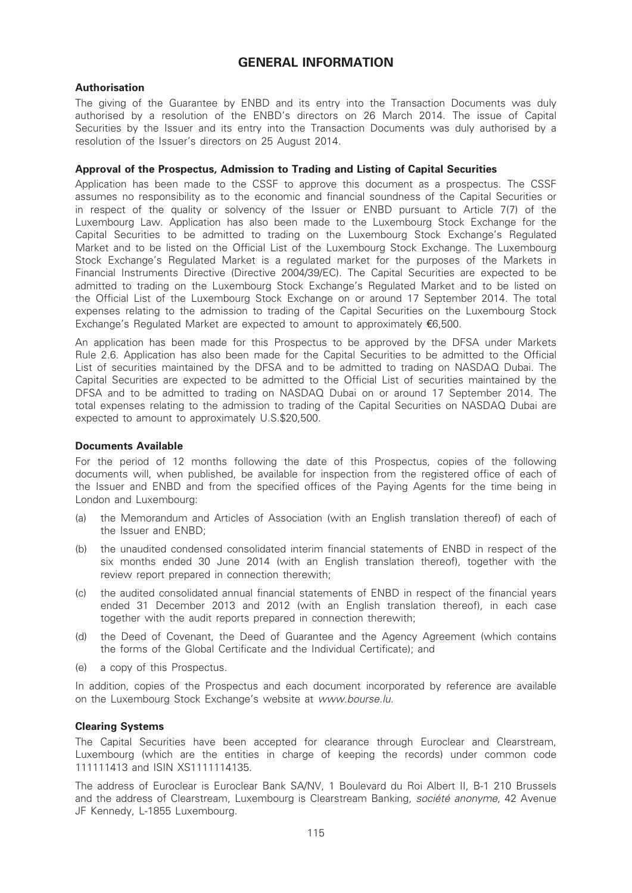# GENERAL INFORMATION

### Authorisation

The giving of the Guarantee by ENBD and its entry into the Transaction Documents was duly authorised by a resolution of the ENBD's directors on 26 March 2014. The issue of Capital Securities by the Issuer and its entry into the Transaction Documents was duly authorised by a resolution of the Issuer's directors on 25 August 2014.

### Approval of the Prospectus, Admission to Trading and Listing of Capital Securities

Application has been made to the CSSF to approve this document as a prospectus. The CSSF assumes no responsibility as to the economic and financial soundness of the Capital Securities or in respect of the quality or solvency of the Issuer or ENBD pursuant to Article 7(7) of the Luxembourg Law. Application has also been made to the Luxembourg Stock Exchange for the Capital Securities to be admitted to trading on the Luxembourg Stock Exchange's Regulated Market and to be listed on the Official List of the Luxembourg Stock Exchange. The Luxembourg Stock Exchange's Regulated Market is a regulated market for the purposes of the Markets in Financial Instruments Directive (Directive 2004/39/EC). The Capital Securities are expected to be admitted to trading on the Luxembourg Stock Exchange's Regulated Market and to be listed on the Official List of the Luxembourg Stock Exchange on or around 17 September 2014. The total expenses relating to the admission to trading of the Capital Securities on the Luxembourg Stock Exchange's Regulated Market are expected to amount to approximately €6,500.

An application has been made for this Prospectus to be approved by the DFSA under Markets Rule 2.6. Application has also been made for the Capital Securities to be admitted to the Official List of securities maintained by the DFSA and to be admitted to trading on NASDAQ Dubai. The Capital Securities are expected to be admitted to the Official List of securities maintained by the DFSA and to be admitted to trading on NASDAQ Dubai on or around 17 September 2014. The total expenses relating to the admission to trading of the Capital Securities on NASDAQ Dubai are expected to amount to approximately U.S.$20,500.

### Documents Available

For the period of 12 months following the date of this Prospectus, copies of the following documents will, when published, be available for inspection from the registered office of each of the Issuer and ENBD and from the specified offices of the Paying Agents for the time being in London and Luxembourg:

(a) the Memorandum and Articles of Association (with an English translation thereof) of each of the Issuer and ENBD;

(b) the unaudited condensed consolidated interim financial statements of ENBD in respect of the six months ended 30 June 2014 (with an English translation thereof), together with the review report prepared in connection therewith;

(c) the audited consolidated annual financial statements of ENBD in respect of the financial years ended 31 December 2013 and 2012 (with an English translation thereof), in each case together with the audit reports prepared in connection therewith;

(d) the Deed of Covenant, the Deed of Guarantee and the Agency Agreement (which contains the forms of the Global Certificate and the Individual Certificate); and

(e) a copy of this Prospectus.

In addition, copies of the Prospectus and each document incorporated by reference are available on the Luxembourg Stock Exchange's website at *www.bourse.lu.*

### Clearing Systems

The Capital Securities have been accepted for clearance through Euroclear and Clearstream, Luxembourg (which are the entities in charge of keeping the records) under common code 111111413 and ISIN XS1111114135.

The address of Euroclear is Euroclear Bank SA/NV, 1 Boulevard du Roi Albert II, B-1 210 Brussels and the address of Clearstream, Luxembourg is Clearstream Banking, *société anonyme*, 42 Avenue JF Kennedy, L-1855 Luxembourg.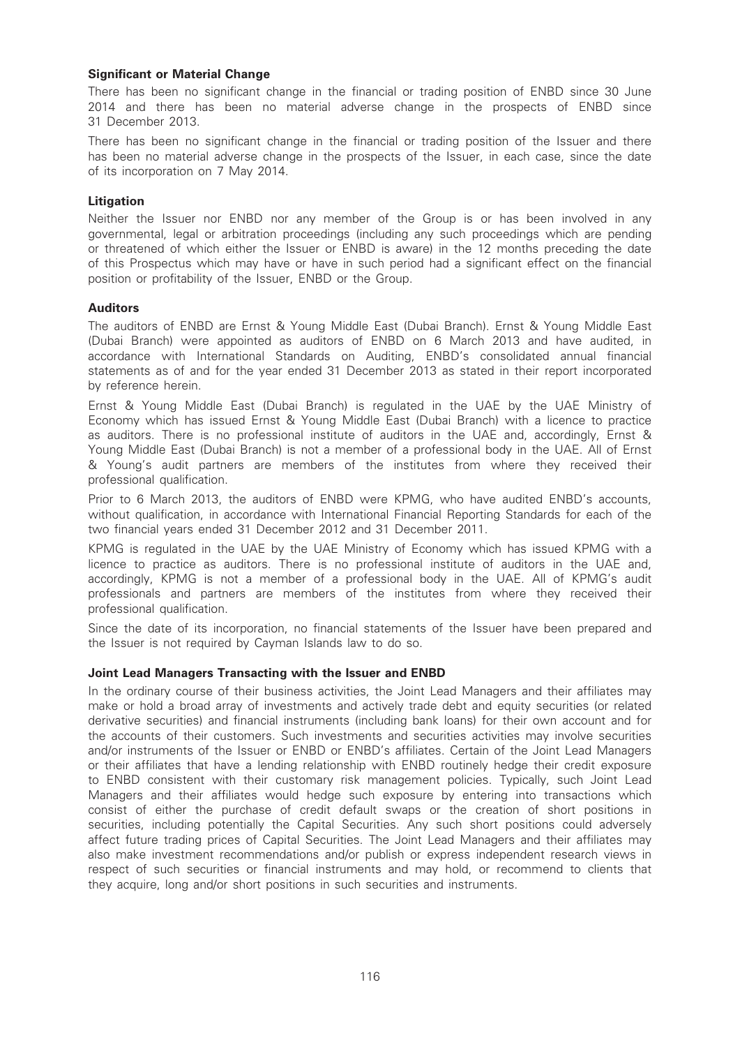**Significant or Material Change**

There has been no significant change in the financial or trading position of ENBD since 30 June 2014 and there has been no material adverse change in the prospects of ENBD since 31 December 2013.

There has been no significant change in the financial or trading position of the Issuer and there has been no material adverse change in the prospects of the Issuer, in each case, since the date of its incorporation on 7 May 2014.

**Litigation**

Neither the Issuer nor ENBD nor any member of the Group is or has been involved in any governmental, legal or arbitration proceedings (including any such proceedings which are pending or threatened of which either the Issuer or ENBD is aware) in the 12 months preceding the date of this Prospectus which may have or have in such period had a significant effect on the financial position or profitability of the Issuer, ENBD or the Group.

**Auditors**

The auditors of ENBD are Ernst & Young Middle East (Dubai Branch). Ernst & Young Middle East (Dubai Branch) were appointed as auditors of ENBD on 6 March 2013 and have audited, in accordance with International Standards on Auditing, ENBD's consolidated annual financial statements as of and for the year ended 31 December 2013 as stated in their report incorporated by reference herein.

Ernst & Young Middle East (Dubai Branch) is regulated in the UAE by the UAE Ministry of Economy which has issued Ernst & Young Middle East (Dubai Branch) with a licence to practice as auditors. There is no professional institute of auditors in the UAE and, accordingly, Ernst & Young Middle East (Dubai Branch) is not a member of a professional body in the UAE. All of Ernst & Young's audit partners are members of the institutes from where they received their professional qualification.

Prior to 6 March 2013, the auditors of ENBD were KPMG, who have audited ENBD's accounts, without qualification, in accordance with International Financial Reporting Standards for each of the two financial years ended 31 December 2012 and 31 December 2011.

KPMG is regulated in the UAE by the UAE Ministry of Economy which has issued KPMG with a licence to practice as auditors. There is no professional institute of auditors in the UAE and, accordingly, KPMG is not a member of a professional body in the UAE. All of KPMG's audit professionals and partners are members of the institutes from where they received their professional qualification.

Since the date of its incorporation, no financial statements of the Issuer have been prepared and the Issuer is not required by Cayman Islands law to do so.

**Joint Lead Managers Transacting with the Issuer and ENBD**

In the ordinary course of their business activities, the Joint Lead Managers and their affiliates may make or hold a broad array of investments and actively trade debt and equity securities (or related derivative securities) and financial instruments (including bank loans) for their own account and for the accounts of their customers. Such investments and securities activities may involve securities and/or instruments of the Issuer or ENBD or ENBD's affiliates. Certain of the Joint Lead Managers or their affiliates that have a lending relationship with ENBD routinely hedge their credit exposure to ENBD consistent with their customary risk management policies. Typically, such Joint Lead Managers and their affiliates would hedge such exposure by entering into transactions which consist of either the purchase of credit default swaps or the creation of short positions in securities, including potentially the Capital Securities. Any such short positions could adversely affect future trading prices of Capital Securities. The Joint Lead Managers and their affiliates may also make investment recommendations and/or publish or express independent research views in respect of such securities or financial instruments and may hold, or recommend to clients that they acquire, long and/or short positions in such securities and instruments.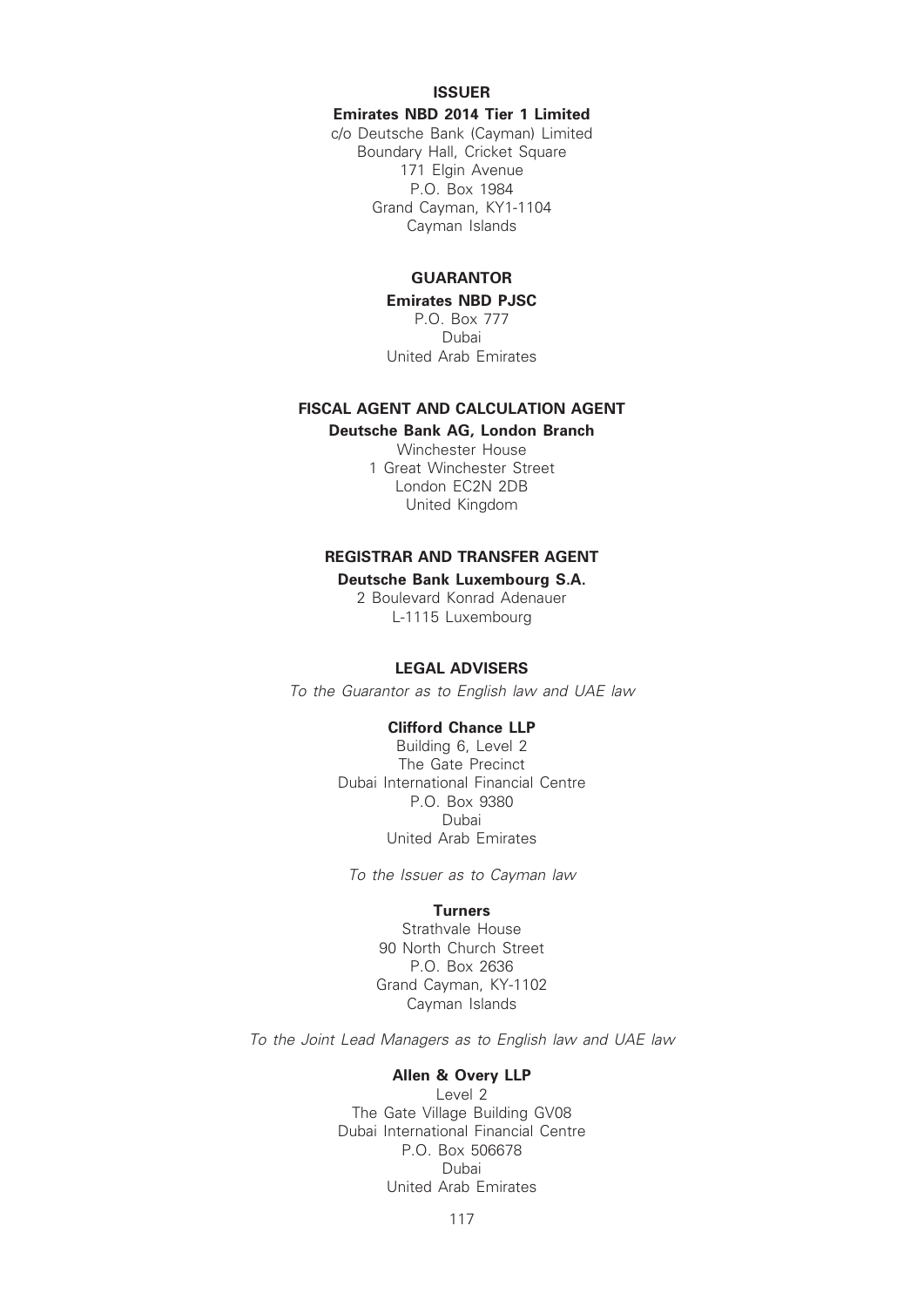## ISSUER

**Emirates NBD 2014 Tier 1 Limited**

c/o Deutsche Bank (Cayman) Limited
Boundary Hall, Cricket Square
171 Elgin Avenue
P.O. Box 1984
Grand Cayman, KY1-1104
Cayman Islands

## GUARANTOR

**Emirates NBD PJSC**

P.O. Box 777
Dubai
United Arab Emirates

## FISCAL AGENT AND CALCULATION AGENT

**Deutsche Bank AG, London Branch**

Winchester House
1 Great Winchester Street
London EC2N 2DB
United Kingdom

## REGISTRAR AND TRANSFER AGENT

**Deutsche Bank Luxembourg S.A.**

2 Boulevard Konrad Adenauer
L-1115 Luxembourg

## LEGAL ADVISERS

*To the Guarantor as to English law and UAE law*

**Clifford Chance LLP**

Building 6, Level 2
The Gate Precinct
Dubai International Financial Centre
P.O. Box 9380
Dubai
United Arab Emirates

*To the Issuer as to Cayman law*

**Turners**

Strathvale House
90 North Church Street
P.O. Box 2636
Grand Cayman, KY-1102
Cayman Islands

*To the Joint Lead Managers as to English law and UAE law*

**Allen & Overy LLP**

Level 2
The Gate Village Building GV08
Dubai International Financial Centre
P.O. Box 506678
Dubai
United Arab Emirates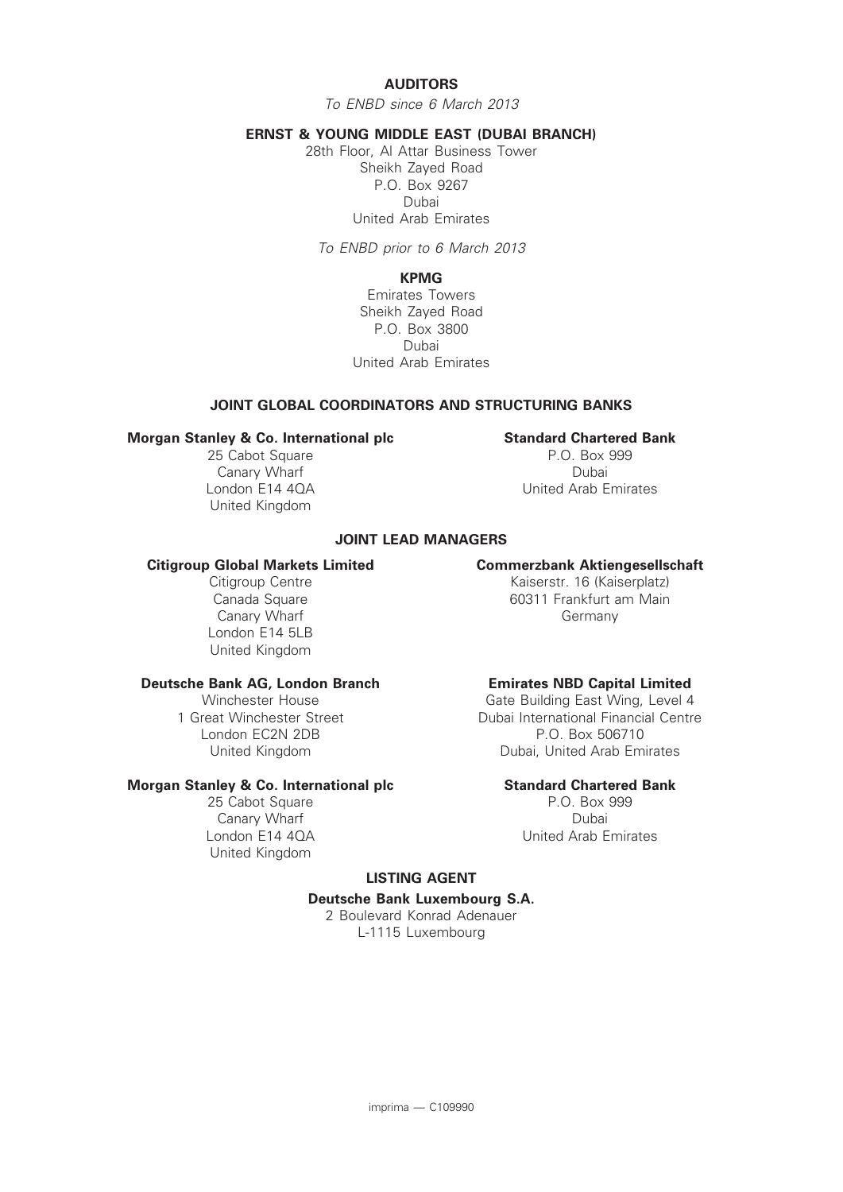## AUDITORS

*To ENBD since 6 March 2013*

**ERNST & YOUNG MIDDLE EAST (DUBAI BRANCH)**
28th Floor, Al Attar Business Tower
Sheikh Zayed Road
P.O. Box 9267
Dubai
United Arab Emirates

*To ENBD prior to 6 March 2013*

**KPMG**
Emirates Towers
Sheikh Zayed Road
P.O. Box 3800
Dubai
United Arab Emirates

## JOINT GLOBAL COORDINATORS AND STRUCTURING BANKS

**Morgan Stanley & Co. International plc**
25 Cabot Square
Canary Wharf
London E14 4QA
United Kingdom

**Standard Chartered Bank**
P.O. Box 999
Dubai
United Arab Emirates

## JOINT LEAD MANAGERS

**Citigroup Global Markets Limited**
Citigroup Centre
Canada Square
Canary Wharf
London E14 5LB
United Kingdom

**Commerzbank Aktiengesellschaft**
Kaiserstr. 16 (Kaiserplatz)
60311 Frankfurt am Main
Germany

**Deutsche Bank AG, London Branch**
Winchester House
1 Great Winchester Street
London EC2N 2DB
United Kingdom

**Emirates NBD Capital Limited**
Gate Building East Wing, Level 4
Dubai International Financial Centre
P.O. Box 506710
Dubai, United Arab Emirates

**Morgan Stanley & Co. International plc**
25 Cabot Square
Canary Wharf
London E14 4QA
United Kingdom

**Standard Chartered Bank**
P.O. Box 999
Dubai
United Arab Emirates

## LISTING AGENT

**Deutsche Bank Luxembourg S.A.**
2 Boulevard Konrad Adenauer
L-1115 Luxembourg

imprima — C109990